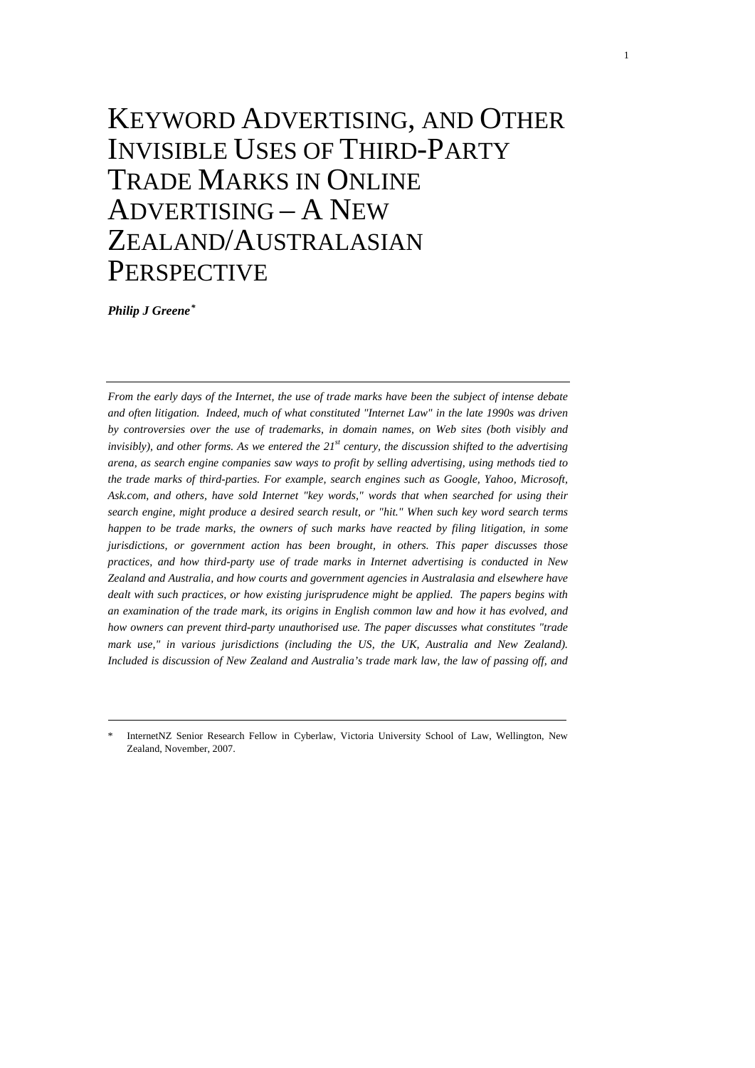# KEYWORD ADVERTISING, AND OTHER INVISIBLE USES OF THIRD-PARTY TRADE MARKS IN ONLINE ADVERTISING – A NEW ZEALAND/AUSTRALASIAN PERSPECTIVE

***Philip J Greene*** *

*From the early days of the Internet, the use of trade marks have been the subject of intense debate and often litigation. Indeed, much of what constituted "Internet Law" in the late 1990s was driven by controversies over the use of trademarks, in domain names, on Web sites (both visibly and invisibly), and other forms. As we entered the 21st century, the discussion shifted to the advertising arena, as search engine companies saw ways to profit by selling advertising, using methods tied to the trade marks of third-parties. For example, search engines such as Google, Yahoo, Microsoft, Ask.com, and others, have sold Internet "key words," words that when searched for using their search engine, might produce a desired search result, or "hit." When such key word search terms happen to be trade marks, the owners of such marks have reacted by filing litigation, in some jurisdictions, or government action has been brought, in others. This paper discusses those practices, and how third-party use of trade marks in Internet advertising is conducted in New Zealand and Australia, and how courts and government agencies in Australasia and elsewhere have dealt with such practices, or how existing jurisprudence might be applied. The papers begins with an examination of the trade mark, its origins in English common law and how it has evolved, and how owners can prevent third-party unauthorised use. The paper discusses what constitutes "trade mark use," in various jurisdictions (including the US, the UK, Australia and New Zealand). Included is discussion of New Zealand and Australia's trade mark law, the law of passing off, and*

\* InternetNZ Senior Research Fellow in Cyberlaw, Victoria University School of Law, Wellington, New Zealand, November, 2007.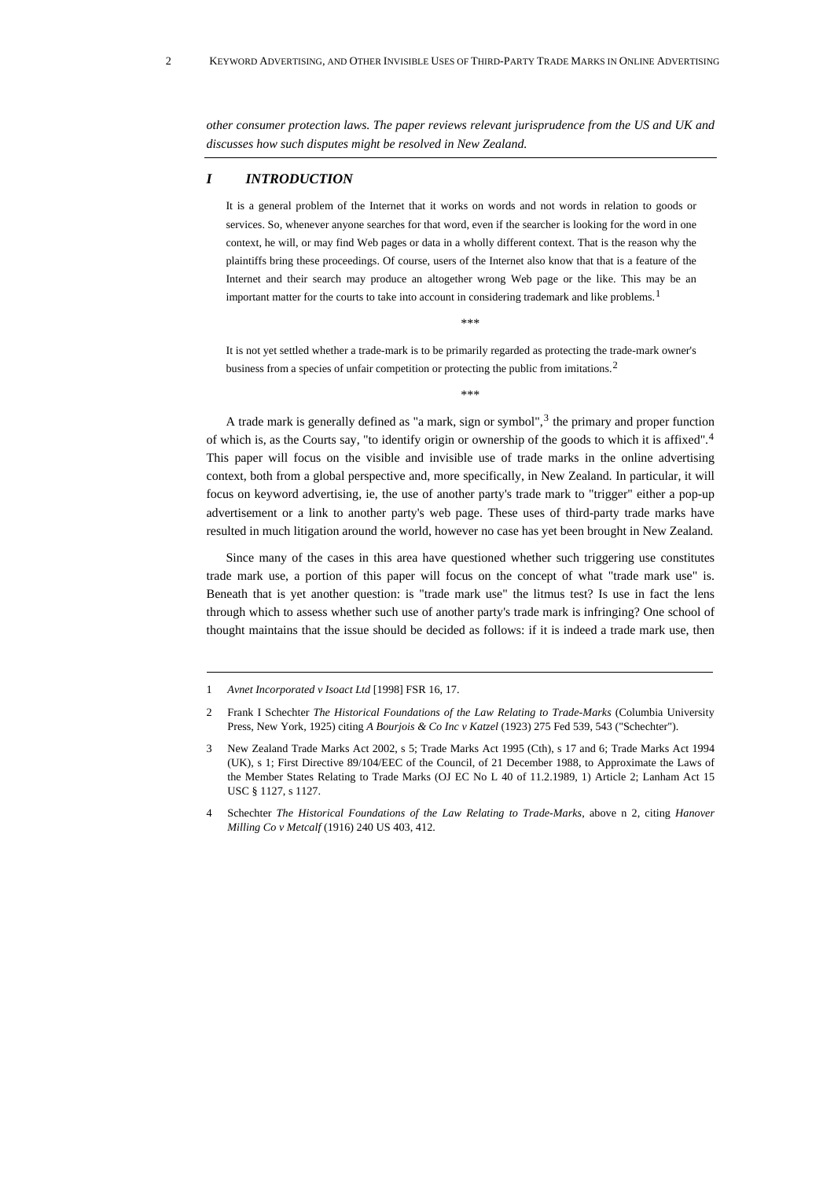*other consumer protection laws. The paper reviews relevant jurisprudence from the US and UK and discusses how such disputes might be resolved in New Zealand.*

## *I INTRODUCTION*

> It is a general problem of the Internet that it works on words and not words in relation to goods or services. So, whenever anyone searches for that word, even if the searcher is looking for the word in one context, he will, or may find Web pages or data in a wholly different context. That is the reason why the plaintiffs bring these proceedings. Of course, users of the Internet also know that that is a feature of the Internet and their search may produce an altogether wrong Web page or the like. This may be an important matter for the courts to take into account in considering trademark and like problems.[1]

\*\*\*

> It is not yet settled whether a trade-mark is to be primarily regarded as protecting the trade-mark owner's business from a species of unfair competition or protecting the public from imitations.[2]

\*\*\*

A trade mark is generally defined as "a mark, sign or symbol",[3] the primary and proper function of which is, as the Courts say, "to identify origin or ownership of the goods to which it is affixed".[4] This paper will focus on the visible and invisible use of trade marks in the online advertising context, both from a global perspective and, more specifically, in New Zealand. In particular, it will focus on keyword advertising, ie, the use of another party's trade mark to "trigger" either a pop-up advertisement or a link to another party's web page. These uses of third-party trade marks have resulted in much litigation around the world, however no case has yet been brought in New Zealand.

Since many of the cases in this area have questioned whether such triggering use constitutes trade mark use, a portion of this paper will focus on the concept of what "trade mark use" is. Beneath that is yet another question: is "trade mark use" the litmus test? Is use in fact the lens through which to assess whether such use of another party's trade mark is infringing? One school of thought maintains that the issue should be decided as follows: if it is indeed a trade mark use, then

---

1 *Avnet Incorporated v Isoact Ltd* [1998] FSR 16, 17.

2 Frank I Schechter *The Historical Foundations of the Law Relating to Trade-Marks* (Columbia University Press, New York, 1925) citing *A Bourjois & Co Inc v Katzel* (1923) 275 Fed 539, 543 ("Schechter").

3 New Zealand Trade Marks Act 2002, s 5; Trade Marks Act 1995 (Cth), s 17 and 6; Trade Marks Act 1994 (UK), s 1; First Directive 89/104/EEC of the Council, of 21 December 1988, to Approximate the Laws of the Member States Relating to Trade Marks (OJ EC No L 40 of 11.2.1989, 1) Article 2; Lanham Act 15 USC § 1127, s 1127.

4 Schechter *The Historical Foundations of the Law Relating to Trade-Marks*, above n 2, citing *Hanover Milling Co v Metcalf* (1916) 240 US 403, 412.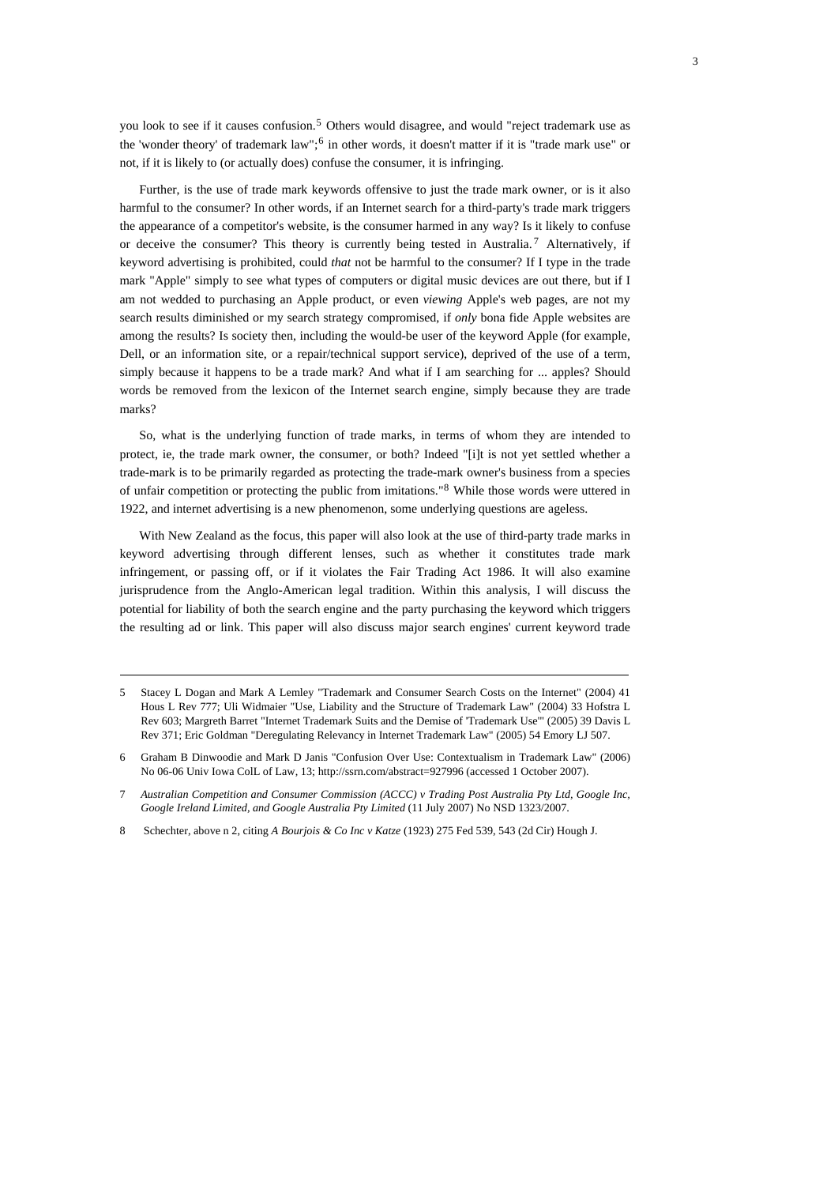you look to see if it causes confusion.[5] Others would disagree, and would "reject trademark use as the 'wonder theory' of trademark law";[6] in other words, it doesn't matter if it is "trade mark use" or not, if it is likely to (or actually does) confuse the consumer, it is infringing.

Further, is the use of trade mark keywords offensive to just the trade mark owner, or is it also harmful to the consumer? In other words, if an Internet search for a third-party's trade mark triggers the appearance of a competitor's website, is the consumer harmed in any way? Is it likely to confuse or deceive the consumer? This theory is currently being tested in Australia.[7] Alternatively, if keyword advertising is prohibited, could *that* not be harmful to the consumer? If I type in the trade mark "Apple" simply to see what types of computers or digital music devices are out there, but if I am not wedded to purchasing an Apple product, or even *viewing* Apple's web pages, are not my search results diminished or my search strategy compromised, if *only* bona fide Apple websites are among the results? Is society then, including the would-be user of the keyword Apple (for example, Dell, or an information site, or a repair/technical support service), deprived of the use of a term, simply because it happens to be a trade mark? And what if I am searching for ... apples? Should words be removed from the lexicon of the Internet search engine, simply because they are trade marks?

So, what is the underlying function of trade marks, in terms of whom they are intended to protect, ie, the trade mark owner, the consumer, or both? Indeed "[i]t is not yet settled whether a trade-mark is to be primarily regarded as protecting the trade-mark owner's business from a species of unfair competition or protecting the public from imitations."[8] While those words were uttered in 1922, and internet advertising is a new phenomenon, some underlying questions are ageless.

With New Zealand as the focus, this paper will also look at the use of third-party trade marks in keyword advertising through different lenses, such as whether it constitutes trade mark infringement, or passing off, or if it violates the Fair Trading Act 1986. It will also examine jurisprudence from the Anglo-American legal tradition. Within this analysis, I will discuss the potential for liability of both the search engine and the party purchasing the keyword which triggers the resulting ad or link. This paper will also discuss major search engines' current keyword trade

---

5 Stacey L Dogan and Mark A Lemley "Trademark and Consumer Search Costs on the Internet" (2004) 41 Hous L Rev 777; Uli Widmaier "Use, Liability and the Structure of Trademark Law" (2004) 33 Hofstra L Rev 603; Margreth Barret "Internet Trademark Suits and the Demise of 'Trademark Use'" (2005) 39 Davis L Rev 371; Eric Goldman "Deregulating Relevancy in Internet Trademark Law" (2005) 54 Emory LJ 507.

6 Graham B Dinwoodie and Mark D Janis "Confusion Over Use: Contextualism in Trademark Law" (2006) No 06-06 Univ Iowa ColL of Law, 13; http://ssrn.com/abstract=927996 (accessed 1 October 2007).

7 *Australian Competition and Consumer Commission (ACCC) v Trading Post Australia Pty Ltd, Google Inc, Google Ireland Limited, and Google Australia Pty Limited* (11 July 2007) No NSD 1323/2007.

8 Schechter, above n 2, citing *A Bourjois & Co Inc v Katze* (1923) 275 Fed 539, 543 (2d Cir) Hough J.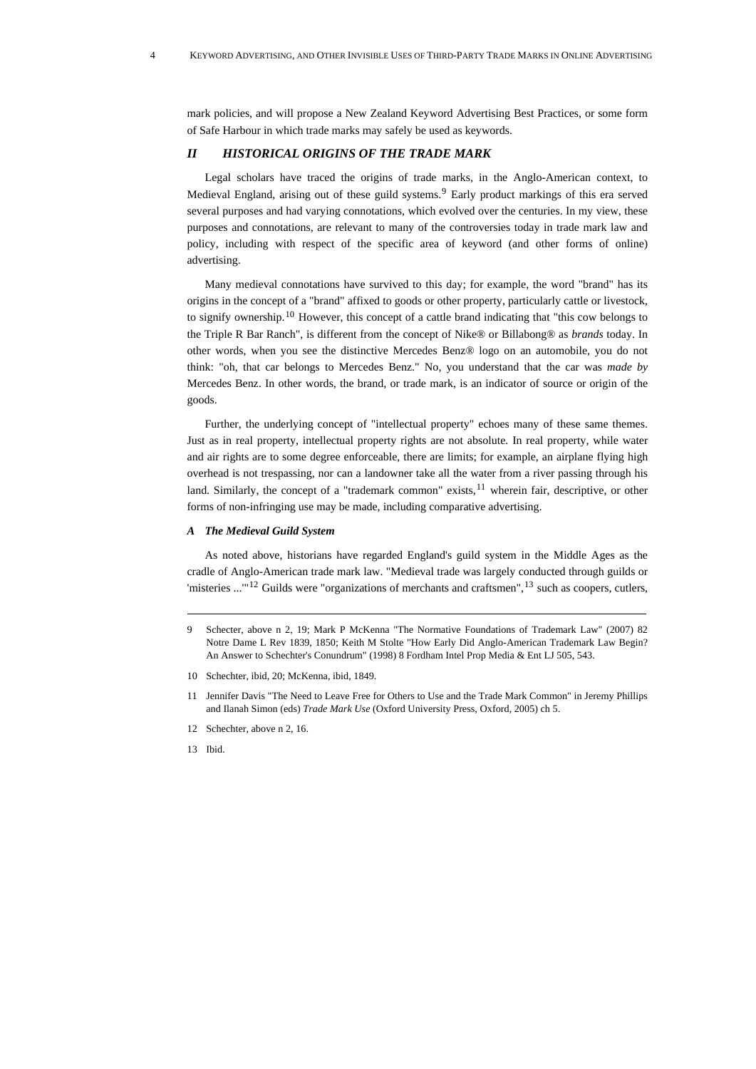mark policies, and will propose a New Zealand Keyword Advertising Best Practices, or some form of Safe Harbour in which trade marks may safely be used as keywords.

## *II HISTORICAL ORIGINS OF THE TRADE MARK*

Legal scholars have traced the origins of trade marks, in the Anglo-American context, to Medieval England, arising out of these guild systems.[9] Early product markings of this era served several purposes and had varying connotations, which evolved over the centuries. In my view, these purposes and connotations, are relevant to many of the controversies today in trade mark law and policy, including with respect of the specific area of keyword (and other forms of online) advertising.

Many medieval connotations have survived to this day; for example, the word "brand" has its origins in the concept of a "brand" affixed to goods or other property, particularly cattle or livestock, to signify ownership.[10] However, this concept of a cattle brand indicating that "this cow belongs to the Triple R Bar Ranch", is different from the concept of Nike® or Billabong® as *brands* today. In other words, when you see the distinctive Mercedes Benz® logo on an automobile, you do not think: "oh, that car belongs to Mercedes Benz." No, you understand that the car was *made by* Mercedes Benz. In other words, the brand, or trade mark, is an indicator of source or origin of the goods.

Further, the underlying concept of "intellectual property" echoes many of these same themes. Just as in real property, intellectual property rights are not absolute. In real property, while water and air rights are to some degree enforceable, there are limits; for example, an airplane flying high overhead is not trespassing, nor can a landowner take all the water from a river passing through his land. Similarly, the concept of a "trademark common" exists,[11] wherein fair, descriptive, or other forms of non-infringing use may be made, including comparative advertising.

### *A The Medieval Guild System*

As noted above, historians have regarded England's guild system in the Middle Ages as the cradle of Anglo-American trade mark law. "Medieval trade was largely conducted through guilds or 'misteries ...'"[12] Guilds were "organizations of merchants and craftsmen",[13] such as coopers, cutlers,

---

9 Schecter, above n 2, 19; Mark P McKenna "The Normative Foundations of Trademark Law" (2007) 82 Notre Dame L Rev 1839, 1850; Keith M Stolte "How Early Did Anglo-American Trademark Law Begin? An Answer to Schechter's Conundrum" (1998) 8 Fordham Intel Prop Media & Ent LJ 505, 543.

10 Schechter, ibid, 20; McKenna, ibid, 1849.

11 Jennifer Davis "The Need to Leave Free for Others to Use and the Trade Mark Common" in Jeremy Phillips and Ilanah Simon (eds) *Trade Mark Use* (Oxford University Press, Oxford, 2005) ch 5.

12 Schechter, above n 2, 16.

13 Ibid.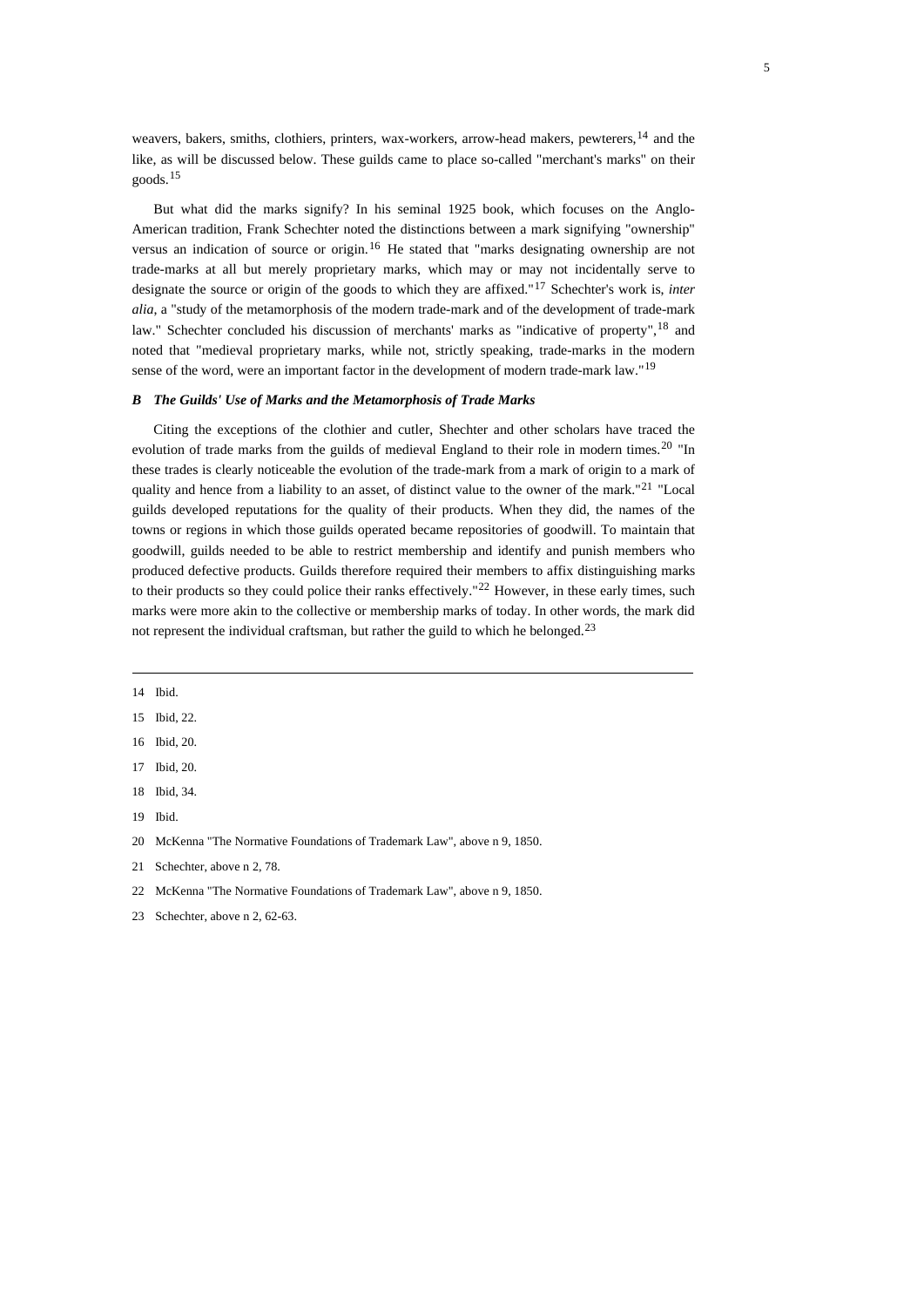weavers, bakers, smiths, clothiers, printers, wax-workers, arrow-head makers, pewterers,[14] and the like, as will be discussed below. These guilds came to place so-called "merchant's marks" on their goods.[15]

But what did the marks signify? In his seminal 1925 book, which focuses on the Anglo-American tradition, Frank Schechter noted the distinctions between a mark signifying "ownership" versus an indication of source or origin.[16] He stated that "marks designating ownership are not trade-marks at all but merely proprietary marks, which may or may not incidentally serve to designate the source or origin of the goods to which they are affixed."[17] Schechter's work is, *inter alia*, a "study of the metamorphosis of the modern trade-mark and of the development of trade-mark law." Schechter concluded his discussion of merchants' marks as "indicative of property",[18] and noted that "medieval proprietary marks, while not, strictly speaking, trade-marks in the modern sense of the word, were an important factor in the development of modern trade-mark law."[19]

### *B The Guilds' Use of Marks and the Metamorphosis of Trade Marks*

Citing the exceptions of the clothier and cutler, Shechter and other scholars have traced the evolution of trade marks from the guilds of medieval England to their role in modern times.[20] "In these trades is clearly noticeable the evolution of the trade-mark from a mark of origin to a mark of quality and hence from a liability to an asset, of distinct value to the owner of the mark."[21] "Local guilds developed reputations for the quality of their products. When they did, the names of the towns or regions in which those guilds operated became repositories of goodwill. To maintain that goodwill, guilds needed to be able to restrict membership and identify and punish members who produced defective products. Guilds therefore required their members to affix distinguishing marks to their products so they could police their ranks effectively."[22] However, in these early times, such marks were more akin to the collective or membership marks of today. In other words, the mark did not represent the individual craftsman, but rather the guild to which he belonged.[23]

---

14 Ibid.

15 Ibid, 22.

16 Ibid, 20.

17 Ibid, 20.

18 Ibid, 34.

19 Ibid.

20 McKenna "The Normative Foundations of Trademark Law", above n 9, 1850.

21 Schechter, above n 2, 78.

22 McKenna "The Normative Foundations of Trademark Law", above n 9, 1850.

23 Schechter, above n 2, 62-63.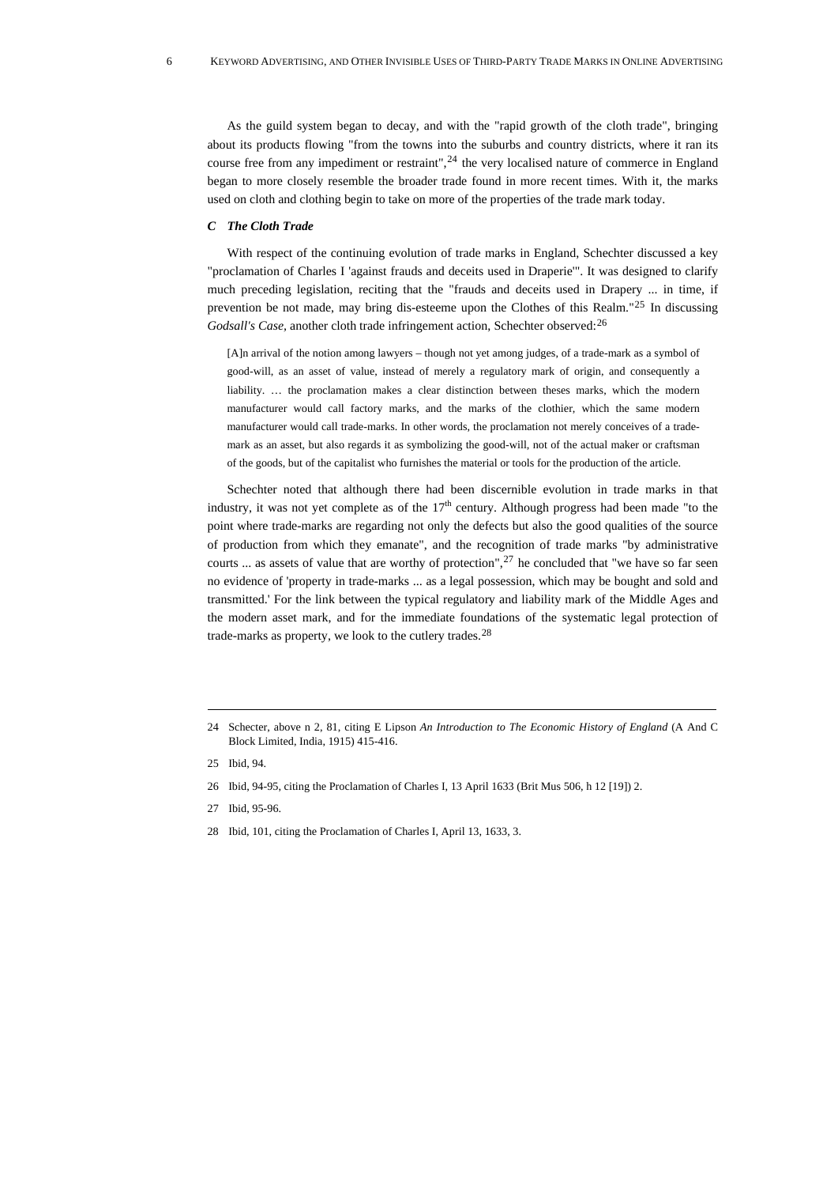As the guild system began to decay, and with the "rapid growth of the cloth trade", bringing about its products flowing "from the towns into the suburbs and country districts, where it ran its course free from any impediment or restraint",[24] the very localised nature of commerce in England began to more closely resemble the broader trade found in more recent times. With it, the marks used on cloth and clothing begin to take on more of the properties of the trade mark today.

### *C The Cloth Trade*

With respect of the continuing evolution of trade marks in England, Schechter discussed a key "proclamation of Charles I 'against frauds and deceits used in Draperie'". It was designed to clarify much preceding legislation, reciting that the "frauds and deceits used in Drapery ... in time, if prevention be not made, may bring dis-esteeme upon the Clothes of this Realm."[25] In discussing *Godsall's Case*, another cloth trade infringement action, Schechter observed:[26]

> [A]n arrival of the notion among lawyers – though not yet among judges, of a trade-mark as a symbol of good-will, as an asset of value, instead of merely a regulatory mark of origin, and consequently a liability. … the proclamation makes a clear distinction between theses marks, which the modern manufacturer would call factory marks, and the marks of the clothier, which the same modern manufacturer would call trade-marks. In other words, the proclamation not merely conceives of a trade-mark as an asset, but also regards it as symbolizing the good-will, not of the actual maker or craftsman of the goods, but of the capitalist who furnishes the material or tools for the production of the article.

Schechter noted that although there had been discernible evolution in trade marks in that industry, it was not yet complete as of the 17th century. Although progress had been made "to the point where trade-marks are regarding not only the defects but also the good qualities of the source of production from which they emanate", and the recognition of trade marks "by administrative courts ... as assets of value that are worthy of protection",[27] he concluded that "we have so far seen no evidence of 'property in trade-marks ... as a legal possession, which may be bought and sold and transmitted.' For the link between the typical regulatory and liability mark of the Middle Ages and the modern asset mark, and for the immediate foundations of the systematic legal protection of trade-marks as property, we look to the cutlery trades.[28]

---

24 Schecter, above n 2, 81, citing E Lipson *An Introduction to The Economic History of England* (A And C Block Limited, India, 1915) 415-416.

25 Ibid, 94.

26 Ibid, 94-95, citing the Proclamation of Charles I, 13 April 1633 (Brit Mus 506, h 12 [19]) 2.

27 Ibid, 95-96.

28 Ibid, 101, citing the Proclamation of Charles I, April 13, 1633, 3.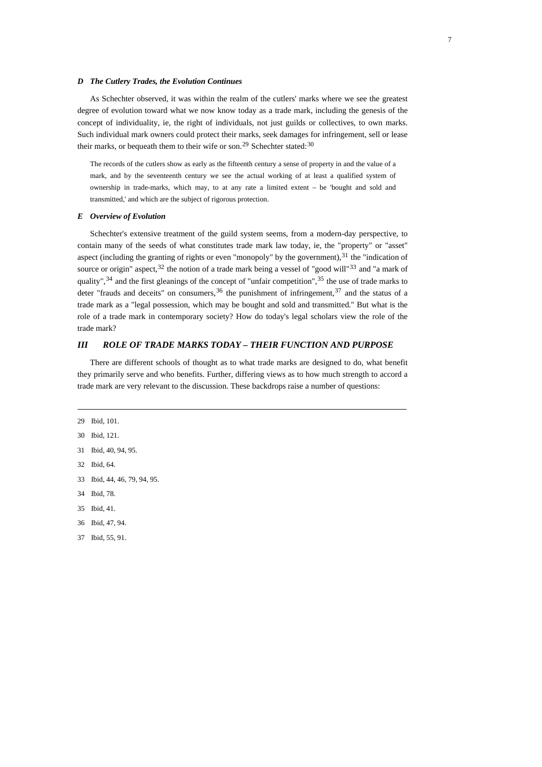### *D The Cutlery Trades, the Evolution Continues*

As Schechter observed, it was within the realm of the cutlers' marks where we see the greatest degree of evolution toward what we now know today as a trade mark, including the genesis of the concept of individuality, ie, the right of individuals, not just guilds or collectives, to own marks. Such individual mark owners could protect their marks, seek damages for infringement, sell or lease their marks, or bequeath them to their wife or son.[29] Schechter stated:[30]

> The records of the cutlers show as early as the fifteenth century a sense of property in and the value of a mark, and by the seventeenth century we see the actual working of at least a qualified system of ownership in trade-marks, which may, to at any rate a limited extent – be 'bought and sold and transmitted,' and which are the subject of rigorous protection.

### *E Overview of Evolution*

Schechter's extensive treatment of the guild system seems, from a modern-day perspective, to contain many of the seeds of what constitutes trade mark law today, ie, the "property" or "asset" aspect (including the granting of rights or even "monopoly" by the government),[31] the "indication of source or origin" aspect,[32] the notion of a trade mark being a vessel of "good will"[33] and "a mark of quality",[34] and the first gleanings of the concept of "unfair competition",[35] the use of trade marks to deter "frauds and deceits" on consumers,[36] the punishment of infringement,[37] and the status of a trade mark as a "legal possession, which may be bought and sold and transmitted." But what is the role of a trade mark in contemporary society? How do today's legal scholars view the role of the trade mark?

## *III ROLE OF TRADE MARKS TODAY – THEIR FUNCTION AND PURPOSE*

There are different schools of thought as to what trade marks are designed to do, what benefit they primarily serve and who benefits. Further, differing views as to how much strength to accord a trade mark are very relevant to the discussion. These backdrops raise a number of questions:

---

29 Ibid, 101.

30 Ibid, 121.

31 Ibid, 40, 94, 95.

32 Ibid, 64.

33 Ibid, 44, 46, 79, 94, 95.

34 Ibid, 78.

35 Ibid, 41.

36 Ibid, 47, 94.

37 Ibid, 55, 91.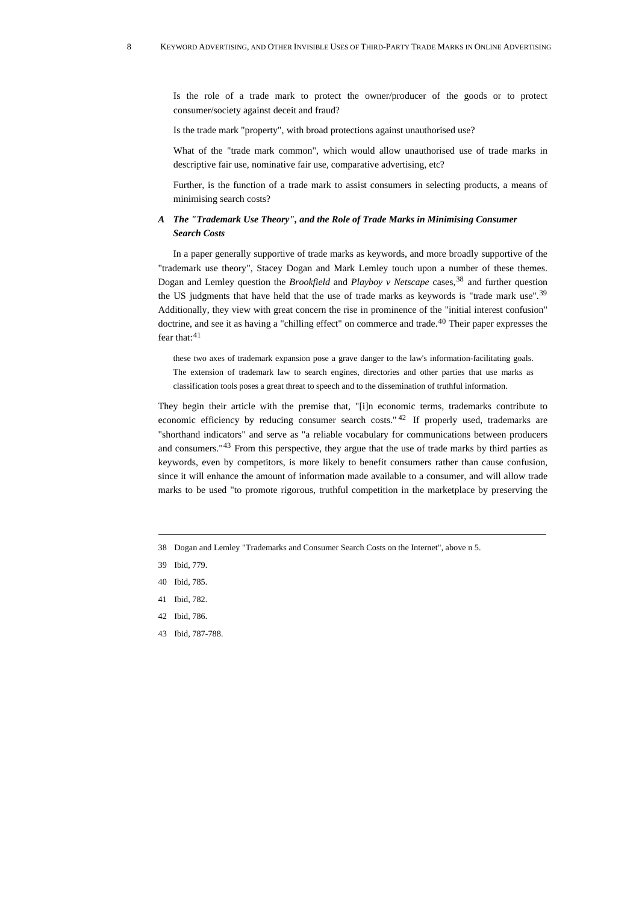Is the role of a trade mark to protect the owner/producer of the goods or to protect consumer/society against deceit and fraud?

Is the trade mark "property", with broad protections against unauthorised use?

What of the "trade mark common", which would allow unauthorised use of trade marks in descriptive fair use, nominative fair use, comparative advertising, etc?

Further, is the function of a trade mark to assist consumers in selecting products, a means of minimising search costs?

### *A The "Trademark Use Theory", and the Role of Trade Marks in Minimising Consumer Search Costs*

In a paper generally supportive of trade marks as keywords, and more broadly supportive of the "trademark use theory", Stacey Dogan and Mark Lemley touch upon a number of these themes. Dogan and Lemley question the *Brookfield* and *Playboy v Netscape* cases,[38] and further question the US judgments that have held that the use of trade marks as keywords is "trade mark use".[39] Additionally, they view with great concern the rise in prominence of the "initial interest confusion" doctrine, and see it as having a "chilling effect" on commerce and trade.[40] Their paper expresses the fear that:[41]

> these two axes of trademark expansion pose a grave danger to the law's information-facilitating goals. The extension of trademark law to search engines, directories and other parties that use marks as classification tools poses a great threat to speech and to the dissemination of truthful information.

They begin their article with the premise that, "[i]n economic terms, trademarks contribute to economic efficiency by reducing consumer search costs."[42] If properly used, trademarks are "shorthand indicators" and serve as "a reliable vocabulary for communications between producers and consumers."[43] From this perspective, they argue that the use of trade marks by third parties as keywords, even by competitors, is more likely to benefit consumers rather than cause confusion, since it will enhance the amount of information made available to a consumer, and will allow trade marks to be used "to promote rigorous, truthful competition in the marketplace by preserving the

---

38 Dogan and Lemley "Trademarks and Consumer Search Costs on the Internet", above n 5.

39 Ibid, 779.

40 Ibid, 785.

41 Ibid, 782.

42 Ibid, 786.

43 Ibid, 787-788.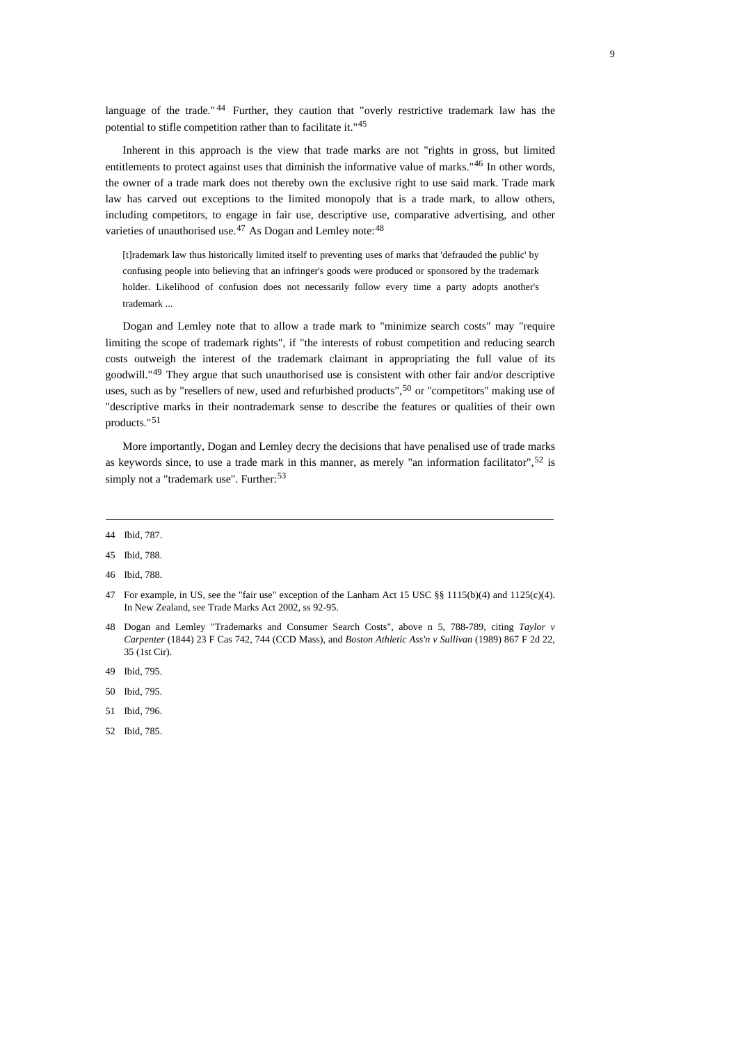language of the trade."[44] Further, they caution that "overly restrictive trademark law has the potential to stifle competition rather than to facilitate it."[45]

Inherent in this approach is the view that trade marks are not "rights in gross, but limited entitlements to protect against uses that diminish the informative value of marks."[46] In other words, the owner of a trade mark does not thereby own the exclusive right to use said mark. Trade mark law has carved out exceptions to the limited monopoly that is a trade mark, to allow others, including competitors, to engage in fair use, descriptive use, comparative advertising, and other varieties of unauthorised use.[47] As Dogan and Lemley note:[48]

> [t]rademark law thus historically limited itself to preventing uses of marks that 'defrauded the public' by confusing people into believing that an infringer's goods were produced or sponsored by the trademark holder. Likelihood of confusion does not necessarily follow every time a party adopts another's trademark ...

Dogan and Lemley note that to allow a trade mark to "minimize search costs" may "require limiting the scope of trademark rights", if "the interests of robust competition and reducing search costs outweigh the interest of the trademark claimant in appropriating the full value of its goodwill."[49] They argue that such unauthorised use is consistent with other fair and/or descriptive uses, such as by "resellers of new, used and refurbished products",[50] or "competitors" making use of "descriptive marks in their nontrademark sense to describe the features or qualities of their own products."[51]

More importantly, Dogan and Lemley decry the decisions that have penalised use of trade marks as keywords since, to use a trade mark in this manner, as merely "an information facilitator",[52] is simply not a "trademark use". Further:[53]

---

44 Ibid, 787.

45 Ibid, 788.

46 Ibid, 788.

47 For example, in US, see the "fair use" exception of the Lanham Act 15 USC §§ 1115(b)(4) and 1125(c)(4). In New Zealand, see Trade Marks Act 2002, ss 92-95.

48 Dogan and Lemley "Trademarks and Consumer Search Costs", above n 5, 788-789, citing *Taylor v Carpenter* (1844) 23 F Cas 742, 744 (CCD Mass), and *Boston Athletic Ass'n v Sullivan* (1989) 867 F 2d 22, 35 (1st Cir).

49 Ibid, 795.

50 Ibid, 795.

51 Ibid, 796.

52 Ibid, 785.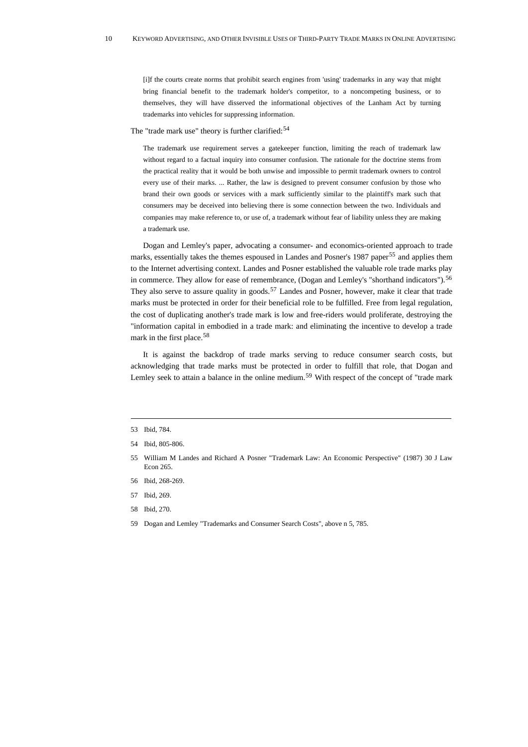> [i]f the courts create norms that prohibit search engines from 'using' trademarks in any way that might bring financial benefit to the trademark holder's competitor, to a noncompeting business, or to themselves, they will have disserved the informational objectives of the Lanham Act by turning trademarks into vehicles for suppressing information.

The "trade mark use" theory is further clarified:[54]

> The trademark use requirement serves a gatekeeper function, limiting the reach of trademark law without regard to a factual inquiry into consumer confusion. The rationale for the doctrine stems from the practical reality that it would be both unwise and impossible to permit trademark owners to control every use of their marks. ... Rather, the law is designed to prevent consumer confusion by those who brand their own goods or services with a mark sufficiently similar to the plaintiff's mark such that consumers may be deceived into believing there is some connection between the two. Individuals and companies may make reference to, or use of, a trademark without fear of liability unless they are making a trademark use.

Dogan and Lemley's paper, advocating a consumer- and economics-oriented approach to trade marks, essentially takes the themes espoused in Landes and Posner's 1987 paper[55] and applies them to the Internet advertising context. Landes and Posner established the valuable role trade marks play in commerce. They allow for ease of remembrance, (Dogan and Lemley's "shorthand indicators").[56] They also serve to assure quality in goods.[57] Landes and Posner, however, make it clear that trade marks must be protected in order for their beneficial role to be fulfilled. Free from legal regulation, the cost of duplicating another's trade mark is low and free-riders would proliferate, destroying the "information capital in embodied in a trade mark: and eliminating the incentive to develop a trade mark in the first place.[58]

It is against the backdrop of trade marks serving to reduce consumer search costs, but acknowledging that trade marks must be protected in order to fulfill that role, that Dogan and Lemley seek to attain a balance in the online medium.[59] With respect of the concept of "trade mark

---

53 Ibid, 784.

54 Ibid, 805-806.

55 William M Landes and Richard A Posner "Trademark Law: An Economic Perspective" (1987) 30 J Law Econ 265.

56 Ibid, 268-269.

57 Ibid, 269.

58 Ibid, 270.

59 Dogan and Lemley "Trademarks and Consumer Search Costs", above n 5, 785.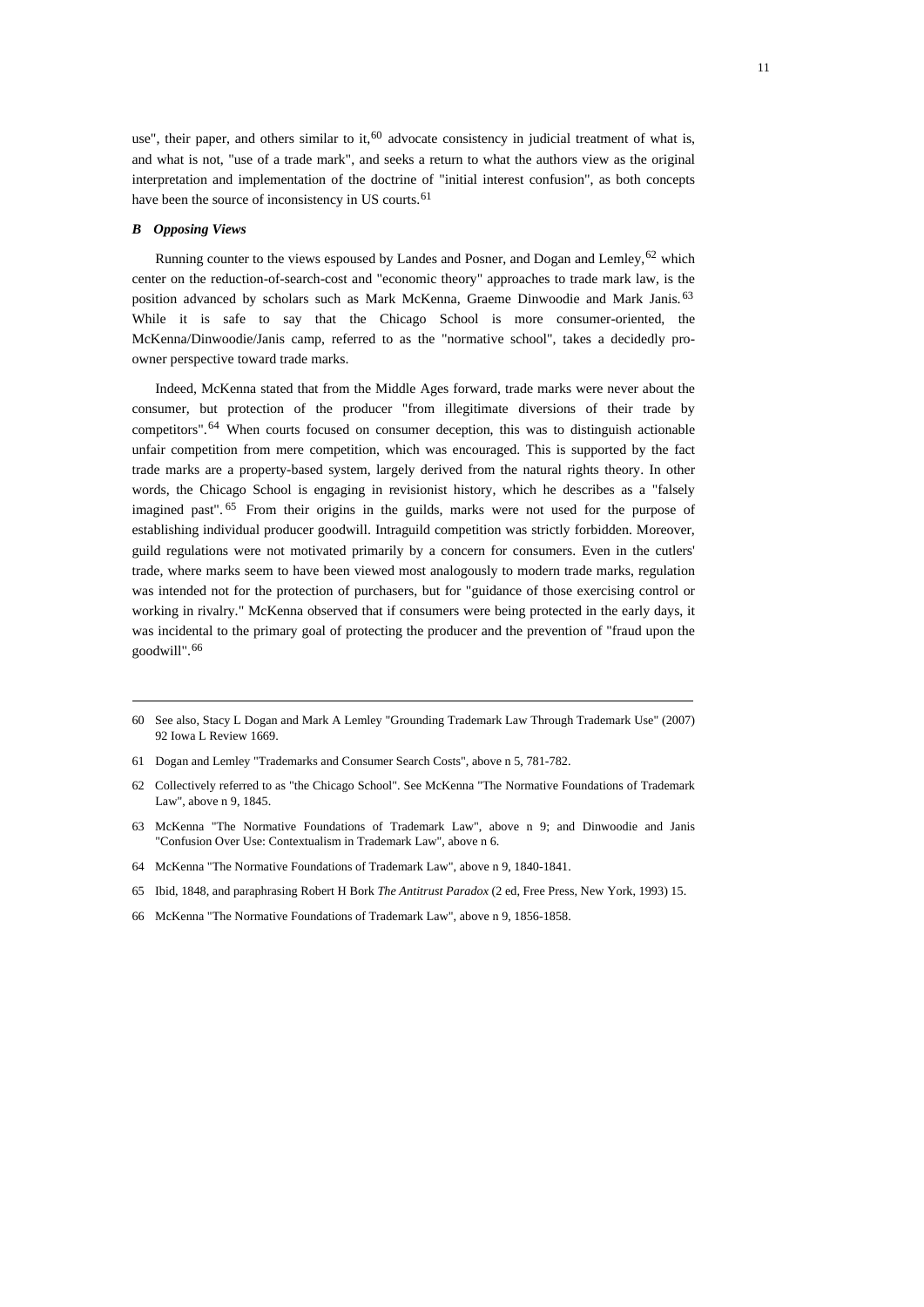use", their paper, and others similar to it,[60] advocate consistency in judicial treatment of what is, and what is not, "use of a trade mark", and seeks a return to what the authors view as the original interpretation and implementation of the doctrine of "initial interest confusion", as both concepts have been the source of inconsistency in US courts.[61]

### *B Opposing Views*

Running counter to the views espoused by Landes and Posner, and Dogan and Lemley,[62] which center on the reduction-of-search-cost and "economic theory" approaches to trade mark law, is the position advanced by scholars such as Mark McKenna, Graeme Dinwoodie and Mark Janis.[63] While it is safe to say that the Chicago School is more consumer-oriented, the McKenna/Dinwoodie/Janis camp, referred to as the "normative school", takes a decidedly pro-owner perspective toward trade marks.

Indeed, McKenna stated that from the Middle Ages forward, trade marks were never about the consumer, but protection of the producer "from illegitimate diversions of their trade by competitors".[64] When courts focused on consumer deception, this was to distinguish actionable unfair competition from mere competition, which was encouraged. This is supported by the fact trade marks are a property-based system, largely derived from the natural rights theory. In other words, the Chicago School is engaging in revisionist history, which he describes as a "falsely imagined past".[65] From their origins in the guilds, marks were not used for the purpose of establishing individual producer goodwill. Intraguild competition was strictly forbidden. Moreover, guild regulations were not motivated primarily by a concern for consumers. Even in the cutlers' trade, where marks seem to have been viewed most analogously to modern trade marks, regulation was intended not for the protection of purchasers, but for "guidance of those exercising control or working in rivalry." McKenna observed that if consumers were being protected in the early days, it was incidental to the primary goal of protecting the producer and the prevention of "fraud upon the goodwill".[66]

---

60 See also, Stacy L Dogan and Mark A Lemley "Grounding Trademark Law Through Trademark Use" (2007) 92 Iowa L Review 1669.

61 Dogan and Lemley "Trademarks and Consumer Search Costs", above n 5, 781-782.

62 Collectively referred to as "the Chicago School". See McKenna "The Normative Foundations of Trademark Law", above n 9, 1845.

63 McKenna "The Normative Foundations of Trademark Law", above n 9; and Dinwoodie and Janis "Confusion Over Use: Contextualism in Trademark Law", above n 6.

64 McKenna "The Normative Foundations of Trademark Law", above n 9, 1840-1841.

65 Ibid, 1848, and paraphrasing Robert H Bork *The Antitrust Paradox* (2 ed, Free Press, New York, 1993) 15.

66 McKenna "The Normative Foundations of Trademark Law", above n 9, 1856-1858.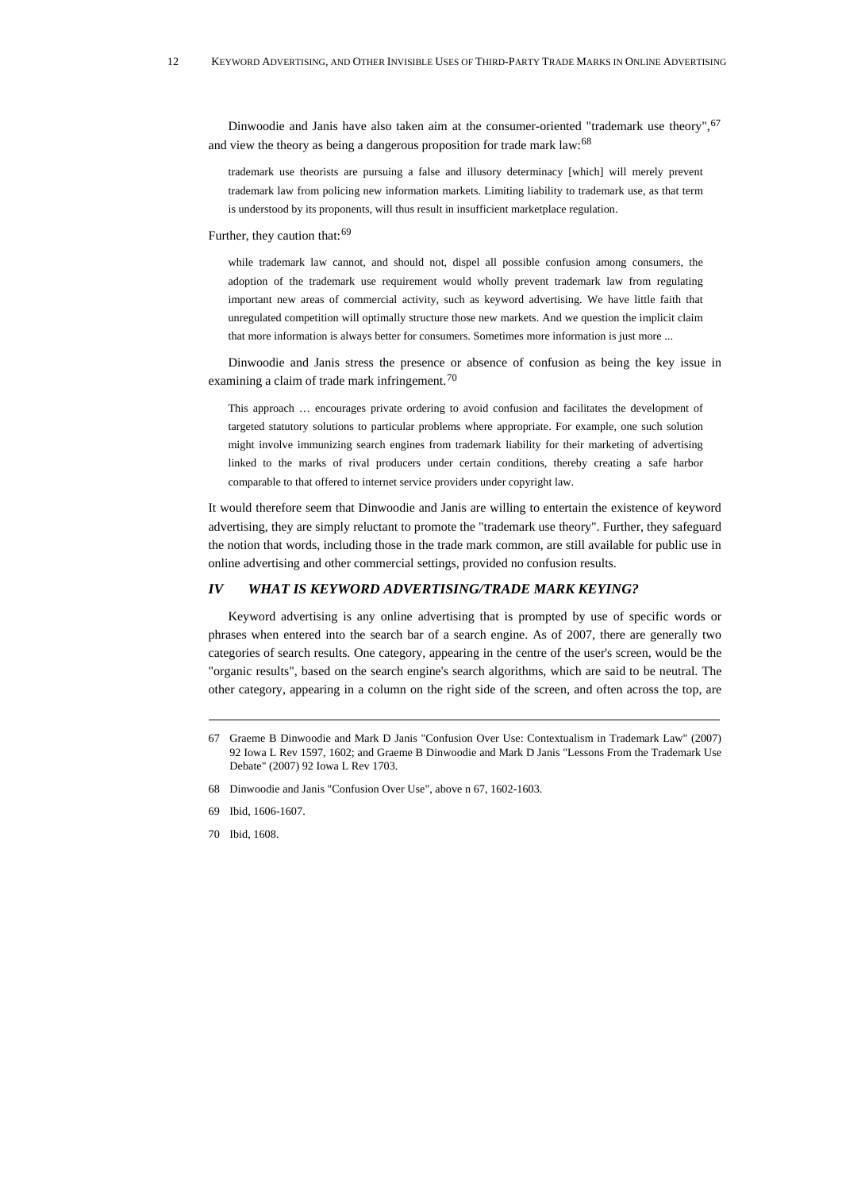Dinwoodie and Janis have also taken aim at the consumer-oriented "trademark use theory",[67] and view the theory as being a dangerous proposition for trade mark law:[68]

> trademark use theorists are pursuing a false and illusory determinacy [which] will merely prevent trademark law from policing new information markets. Limiting liability to trademark use, as that term is understood by its proponents, will thus result in insufficient marketplace regulation.

Further, they caution that:[69]

> while trademark law cannot, and should not, dispel all possible confusion among consumers, the adoption of the trademark use requirement would wholly prevent trademark law from regulating important new areas of commercial activity, such as keyword advertising. We have little faith that unregulated competition will optimally structure those new markets. And we question the implicit claim that more information is always better for consumers. Sometimes more information is just more ...

Dinwoodie and Janis stress the presence or absence of confusion as being the key issue in examining a claim of trade mark infringement.[70]

> This approach … encourages private ordering to avoid confusion and facilitates the development of targeted statutory solutions to particular problems where appropriate. For example, one such solution might involve immunizing search engines from trademark liability for their marketing of advertising linked to the marks of rival producers under certain conditions, thereby creating a safe harbor comparable to that offered to internet service providers under copyright law.

It would therefore seem that Dinwoodie and Janis are willing to entertain the existence of keyword advertising, they are simply reluctant to promote the "trademark use theory". Further, they safeguard the notion that words, including those in the trade mark common, are still available for public use in online advertising and other commercial settings, provided no confusion results.

## *IV WHAT IS KEYWORD ADVERTISING/TRADE MARK KEYING?*

Keyword advertising is any online advertising that is prompted by use of specific words or phrases when entered into the search bar of a search engine. As of 2007, there are generally two categories of search results. One category, appearing in the centre of the user's screen, would be the "organic results", based on the search engine's search algorithms, which are said to be neutral. The other category, appearing in a column on the right side of the screen, and often across the top, are

---

67 Graeme B Dinwoodie and Mark D Janis "Confusion Over Use: Contextualism in Trademark Law" (2007) 92 Iowa L Rev 1597, 1602; and Graeme B Dinwoodie and Mark D Janis "Lessons From the Trademark Use Debate" (2007) 92 Iowa L Rev 1703.

68 Dinwoodie and Janis "Confusion Over Use", above n 67, 1602-1603.

69 Ibid, 1606-1607.

70 Ibid, 1608.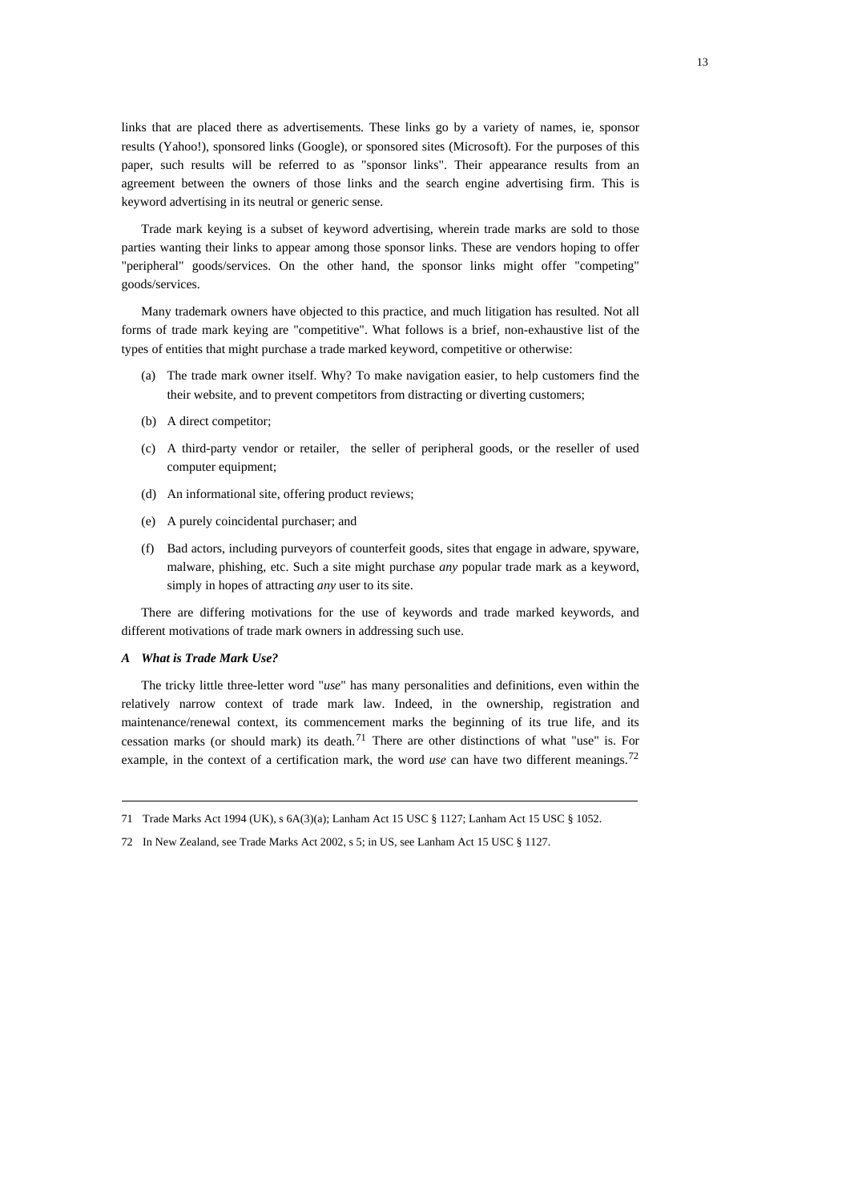links that are placed there as advertisements. These links go by a variety of names, ie, sponsor results (Yahoo!), sponsored links (Google), or sponsored sites (Microsoft). For the purposes of this paper, such results will be referred to as "sponsor links". Their appearance results from an agreement between the owners of those links and the search engine advertising firm. This is keyword advertising in its neutral or generic sense.

Trade mark keying is a subset of keyword advertising, wherein trade marks are sold to those parties wanting their links to appear among those sponsor links. These are vendors hoping to offer "peripheral" goods/services. On the other hand, the sponsor links might offer "competing" goods/services.

Many trademark owners have objected to this practice, and much litigation has resulted. Not all forms of trade mark keying are "competitive". What follows is a brief, non-exhaustive list of the types of entities that might purchase a trade marked keyword, competitive or otherwise:

(a) The trade mark owner itself. Why? To make navigation easier, to help customers find the their website, and to prevent competitors from distracting or diverting customers;

(b) A direct competitor;

(c) A third-party vendor or retailer, the seller of peripheral goods, or the reseller of used computer equipment;

(d) An informational site, offering product reviews;

(e) A purely coincidental purchaser; and

(f) Bad actors, including purveyors of counterfeit goods, sites that engage in adware, spyware, malware, phishing, etc. Such a site might purchase *any* popular trade mark as a keyword, simply in hopes of attracting *any* user to its site.

There are differing motivations for the use of keywords and trade marked keywords, and different motivations of trade mark owners in addressing such use.

### *A What is Trade Mark Use?*

The tricky little three-letter word "*use*" has many personalities and definitions, even within the relatively narrow context of trade mark law. Indeed, in the ownership, registration and maintenance/renewal context, its commencement marks the beginning of its true life, and its cessation marks (or should mark) its death.[71] There are other distinctions of what "use" is. For example, in the context of a certification mark, the word *use* can have two different meanings.[72]

---

71 Trade Marks Act 1994 (UK), s 6A(3)(a); Lanham Act 15 USC § 1127; Lanham Act 15 USC § 1052.

72 In New Zealand, see Trade Marks Act 2002, s 5; in US, see Lanham Act 15 USC § 1127.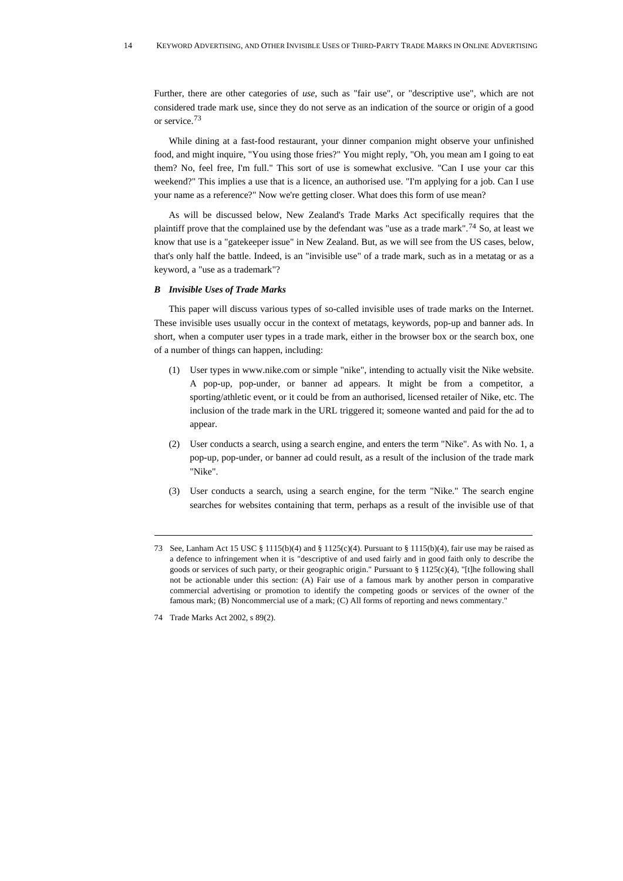Further, there are other categories of *use*, such as "fair use", or "descriptive use", which are not considered trade mark use, since they do not serve as an indication of the source or origin of a good or service.[73]

While dining at a fast-food restaurant, your dinner companion might observe your unfinished food, and might inquire, "You using those fries?" You might reply, "Oh, you mean am I going to eat them? No, feel free, I'm full." This sort of use is somewhat exclusive. "Can I use your car this weekend?" This implies a use that is a licence, an authorised use. "I'm applying for a job. Can I use your name as a reference?" Now we're getting closer. What does this form of use mean?

As will be discussed below, New Zealand's Trade Marks Act specifically requires that the plaintiff prove that the complained use by the defendant was "use as a trade mark".[74] So, at least we know that use is a "gatekeeper issue" in New Zealand. But, as we will see from the US cases, below, that's only half the battle. Indeed, is an "invisible use" of a trade mark, such as in a metatag or as a keyword, a "use as a trademark"?

### *B Invisible Uses of Trade Marks*

This paper will discuss various types of so-called invisible uses of trade marks on the Internet. These invisible uses usually occur in the context of metatags, keywords, pop-up and banner ads. In short, when a computer user types in a trade mark, either in the browser box or the search box, one of a number of things can happen, including:

(1) User types in www.nike.com or simple "nike", intending to actually visit the Nike website. A pop-up, pop-under, or banner ad appears. It might be from a competitor, a sporting/athletic event, or it could be from an authorised, licensed retailer of Nike, etc. The inclusion of the trade mark in the URL triggered it; someone wanted and paid for the ad to appear.

(2) User conducts a search, using a search engine, and enters the term "Nike". As with No. 1, a pop-up, pop-under, or banner ad could result, as a result of the inclusion of the trade mark "Nike".

(3) User conducts a search, using a search engine, for the term "Nike." The search engine searches for websites containing that term, perhaps as a result of the invisible use of that

---

73 See, Lanham Act 15 USC § 1115(b)(4) and § 1125(c)(4). Pursuant to § 1115(b)(4), fair use may be raised as a defence to infringement when it is "descriptive of and used fairly and in good faith only to describe the goods or services of such party, or their geographic origin." Pursuant to § 1125(c)(4), "[t]he following shall not be actionable under this section: (A) Fair use of a famous mark by another person in comparative commercial advertising or promotion to identify the competing goods or services of the owner of the famous mark; (B) Noncommercial use of a mark; (C) All forms of reporting and news commentary."

74 Trade Marks Act 2002, s 89(2).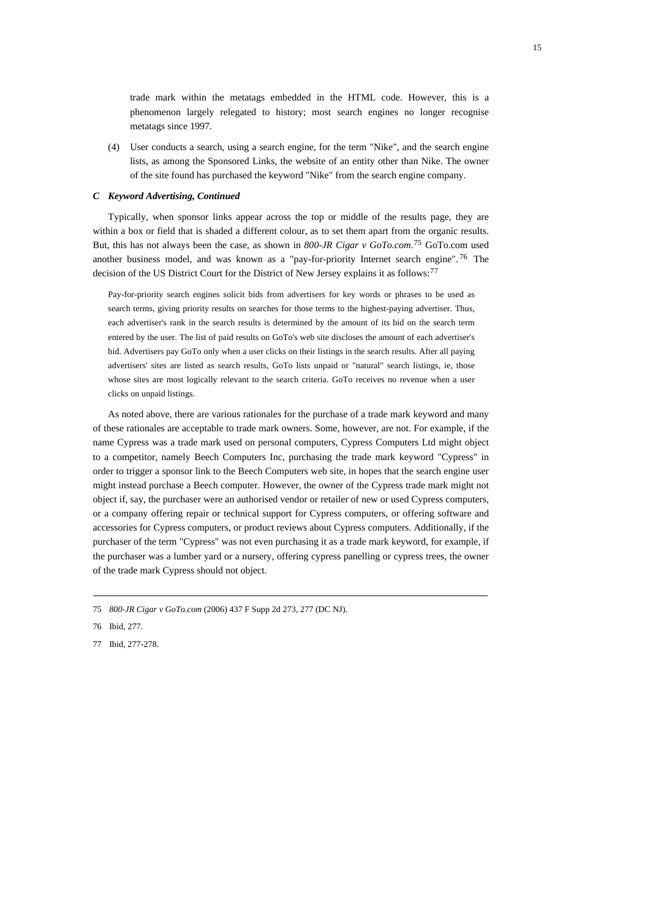trade mark within the metatags embedded in the HTML code. However, this is a phenomenon largely relegated to history; most search engines no longer recognise metatags since 1997.

(4) User conducts a search, using a search engine, for the term "Nike", and the search engine lists, as among the Sponsored Links, the website of an entity other than Nike. The owner of the site found has purchased the keyword "Nike" from the search engine company.

### *C Keyword Advertising, Continued*

Typically, when sponsor links appear across the top or middle of the results page, they are within a box or field that is shaded a different colour, as to set them apart from the organic results. But, this has not always been the case, as shown in *800-JR Cigar v GoTo.com*.[75] GoTo.com used another business model, and was known as a "pay-for-priority Internet search engine".[76] The decision of the US District Court for the District of New Jersey explains it as follows:[77]

> Pay-for-priority search engines solicit bids from advertisers for key words or phrases to be used as search terms, giving priority results on searches for those terms to the highest-paying advertiser. Thus, each advertiser's rank in the search results is determined by the amount of its bid on the search term entered by the user. The list of paid results on GoTo's web site discloses the amount of each advertiser's bid. Advertisers pay GoTo only when a user clicks on their listings in the search results. After all paying advertisers' sites are listed as search results, GoTo lists unpaid or "natural" search listings, ie, those whose sites are most logically relevant to the search criteria. GoTo receives no revenue when a user clicks on unpaid listings.

As noted above, there are various rationales for the purchase of a trade mark keyword and many of these rationales are acceptable to trade mark owners. Some, however, are not. For example, if the name Cypress was a trade mark used on personal computers, Cypress Computers Ltd might object to a competitor, namely Beech Computers Inc, purchasing the trade mark keyword "Cypress" in order to trigger a sponsor link to the Beech Computers web site, in hopes that the search engine user might instead purchase a Beech computer. However, the owner of the Cypress trade mark might not object if, say, the purchaser were an authorised vendor or retailer of new or used Cypress computers, or a company offering repair or technical support for Cypress computers, or offering software and accessories for Cypress computers, or product reviews about Cypress computers. Additionally, if the purchaser of the term "Cypress" was not even purchasing it as a trade mark keyword, for example, if the purchaser was a lumber yard or a nursery, offering cypress panelling or cypress trees, the owner of the trade mark Cypress should not object.

---

75 *800-JR Cigar v GoTo.com* (2006) 437 F Supp 2d 273, 277 (DC NJ).

76 Ibid, 277.

77 Ibid, 277-278.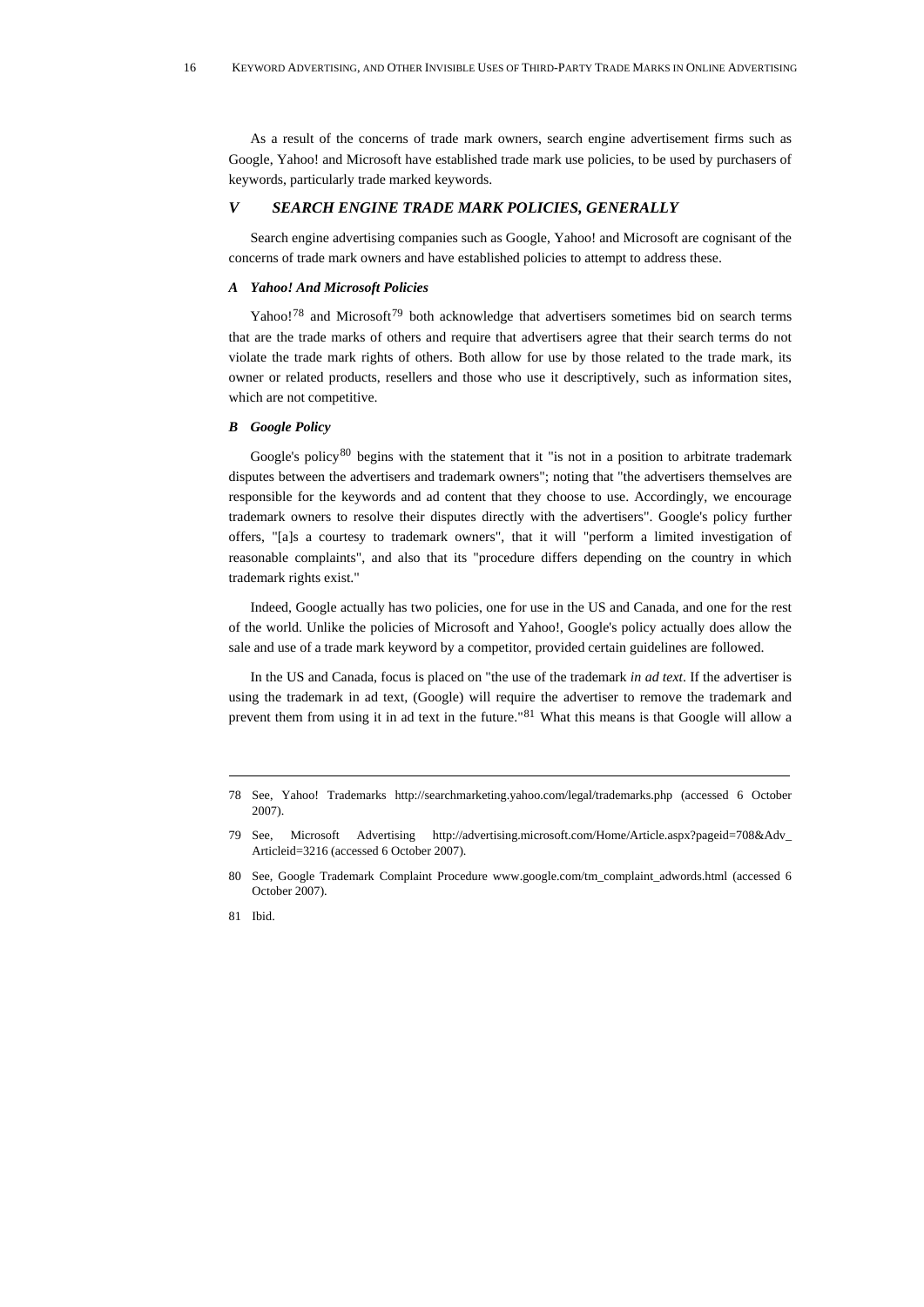As a result of the concerns of trade mark owners, search engine advertisement firms such as Google, Yahoo! and Microsoft have established trade mark use policies, to be used by purchasers of keywords, particularly trade marked keywords.

## *V SEARCH ENGINE TRADE MARK POLICIES, GENERALLY*

Search engine advertising companies such as Google, Yahoo! and Microsoft are cognisant of the concerns of trade mark owners and have established policies to attempt to address these.

### *A Yahoo! And Microsoft Policies*

Yahoo![78] and Microsoft[79] both acknowledge that advertisers sometimes bid on search terms that are the trade marks of others and require that advertisers agree that their search terms do not violate the trade mark rights of others. Both allow for use by those related to the trade mark, its owner or related products, resellers and those who use it descriptively, such as information sites, which are not competitive.

### *B Google Policy*

Google's policy[80] begins with the statement that it "is not in a position to arbitrate trademark disputes between the advertisers and trademark owners"; noting that "the advertisers themselves are responsible for the keywords and ad content that they choose to use. Accordingly, we encourage trademark owners to resolve their disputes directly with the advertisers". Google's policy further offers, "[a]s a courtesy to trademark owners", that it will "perform a limited investigation of reasonable complaints", and also that its "procedure differs depending on the country in which trademark rights exist."

Indeed, Google actually has two policies, one for use in the US and Canada, and one for the rest of the world. Unlike the policies of Microsoft and Yahoo!, Google's policy actually does allow the sale and use of a trade mark keyword by a competitor, provided certain guidelines are followed.

In the US and Canada, focus is placed on "the use of the trademark *in ad text*. If the advertiser is using the trademark in ad text, (Google) will require the advertiser to remove the trademark and prevent them from using it in ad text in the future."[81] What this means is that Google will allow a

---

78 See, Yahoo! Trademarks http://searchmarketing.yahoo.com/legal/trademarks.php (accessed 6 October 2007).

79 See, Microsoft Advertising http://advertising.microsoft.com/Home/Article.aspx?pageid=708&Adv_Articleid=3216 (accessed 6 October 2007).

80 See, Google Trademark Complaint Procedure www.google.com/tm_complaint_adwords.html (accessed 6 October 2007).

81 Ibid.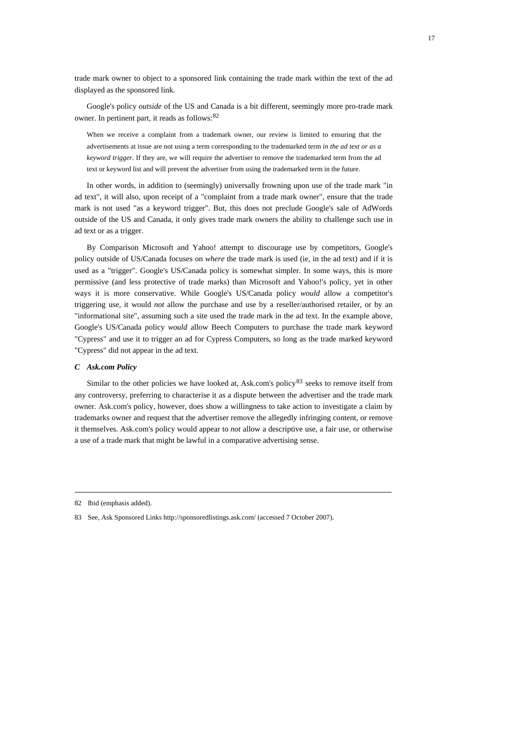trade mark owner to object to a sponsored link containing the trade mark within the text of the ad displayed as the sponsored link.

Google's policy *outside* of the US and Canada is a bit different, seemingly more pro-trade mark owner. In pertinent part, it reads as follows:[82]

> When we receive a complaint from a trademark owner, our review is limited to ensuring that the advertisements at issue are not using a term corresponding to the trademarked term *in the ad text or as a keyword trigger*. If they are, we will require the advertiser to remove the trademarked term from the ad text or keyword list and will prevent the advertiser from using the trademarked term in the future.

In other words, in addition to (seemingly) universally frowning upon use of the trade mark "in ad text", it will also, upon receipt of a "complaint from a trade mark owner", ensure that the trade mark is not used "as a keyword trigger". But, this does not preclude Google's sale of AdWords outside of the US and Canada, it only gives trade mark owners the ability to challenge such use in ad text or as a trigger.

By Comparison Microsoft and Yahoo! attempt to discourage use by competitors, Google's policy outside of US/Canada focuses on *where* the trade mark is used (ie, in the ad text) and if it is used as a "trigger". Google's US/Canada policy is somewhat simpler. In some ways, this is more permissive (and less protective of trade marks) than Microsoft and Yahoo!'s policy, yet in other ways it is more conservative. While Google's US/Canada policy *would* allow a competitor's triggering use, it would *not* allow the purchase and use by a reseller/authorised retailer, or by an "informational site", assuming such a site used the trade mark in the ad text. In the example above, Google's US/Canada policy *would* allow Beech Computers to purchase the trade mark keyword "Cypress" and use it to trigger an ad for Cypress Computers, so long as the trade marked keyword "Cypress" did not appear in the ad text.

### *C Ask.com Policy*

Similar to the other policies we have looked at, Ask.com's policy[83] seeks to remove itself from any controversy, preferring to characterise it as a dispute between the advertiser and the trade mark owner. Ask.com's policy, however, does show a willingness to take action to investigate a claim by trademarks owner and request that the advertiser remove the allegedly infringing content, or remove it themselves. Ask.com's policy would appear to *not* allow a descriptive use, a fair use, or otherwise a use of a trade mark that might be lawful in a comparative advertising sense.

---

82 Ibid (emphasis added).

83 See, Ask Sponsored Links http://sponsoredlistings.ask.com/ (accessed 7 October 2007).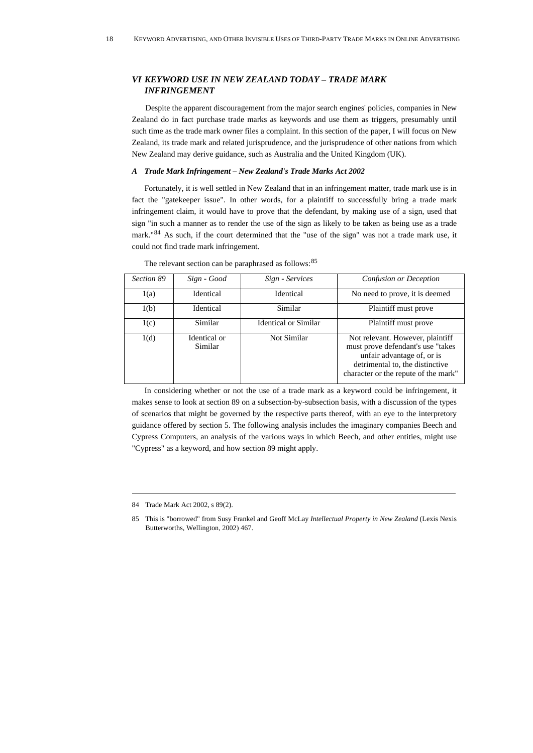## VI KEYWORD USE IN NEW ZEALAND TODAY – TRADE MARK INFRINGEMENT

Despite the apparent discouragement from the major search engines' policies, companies in New Zealand do in fact purchase trade marks as keywords and use them as triggers, presumably until such time as the trade mark owner files a complaint. In this section of the paper, I will focus on New Zealand, its trade mark and related jurisprudence, and the jurisprudence of other nations from which New Zealand may derive guidance, such as Australia and the United Kingdom (UK).

### *A Trade Mark Infringement – New Zealand's Trade Marks Act 2002*

Fortunately, it is well settled in New Zealand that in an infringement matter, trade mark use is in fact the "gatekeeper issue". In other words, for a plaintiff to successfully bring a trade mark infringement claim, it would have to prove that the defendant, by making use of a sign, used that sign "in such a manner as to render the use of the sign as likely to be taken as being use as a trade mark."[84] As such, if the court determined that the "use of the sign" was not a trade mark use, it could not find trade mark infringement.

The relevant section can be paraphrased as follows:[85]

| *Section 89* | *Sign - Good* | *Sign - Services* | *Confusion or Deception* |
|---|---|---|---|
| 1(a) | Identical | Identical | No need to prove, it is deemed |
| 1(b) | Identical | Similar | Plaintiff must prove |
| 1(c) | Similar | Identical or Similar | Plaintiff must prove |
| 1(d) | Identical or Similar | Not Similar | Not relevant. However, plaintiff must prove defendant's use "takes unfair advantage of, or is detrimental to, the distinctive character or the repute of the mark" |

In considering whether or not the use of a trade mark as a keyword could be infringement, it makes sense to look at section 89 on a subsection-by-subsection basis, with a discussion of the types of scenarios that might be governed by the respective parts thereof, with an eye to the interpretory guidance offered by section 5. The following analysis includes the imaginary companies Beech and Cypress Computers, an analysis of the various ways in which Beech, and other entities, might use "Cypress" as a keyword, and how section 89 might apply.

---

84 Trade Mark Act 2002, s 89(2).

85 This is "borrowed" from Susy Frankel and Geoff McLay *Intellectual Property in New Zealand* (Lexis Nexis Butterworths, Wellington, 2002) 467.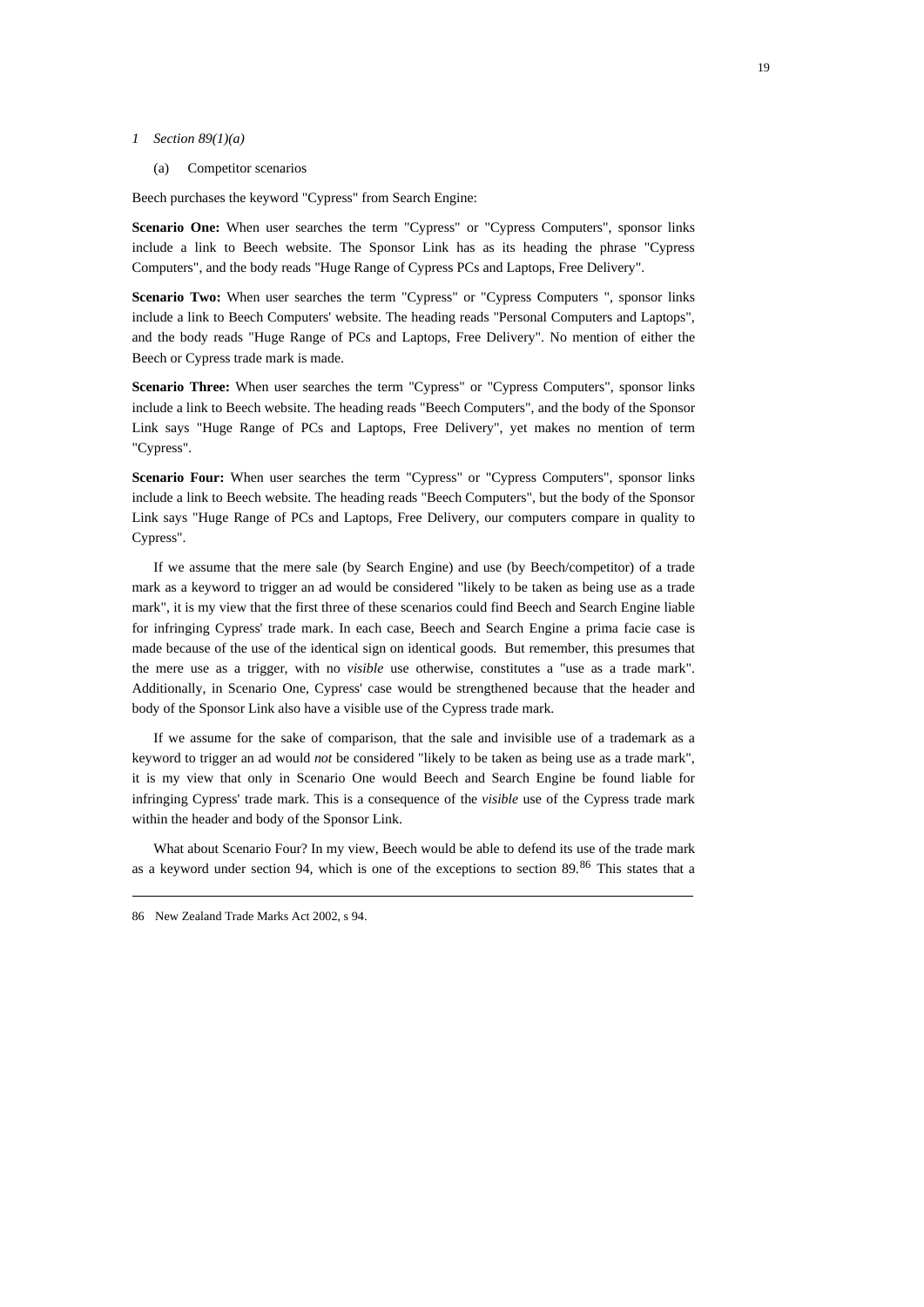*1 Section 89(1)(a)*

(a) Competitor scenarios

Beech purchases the keyword "Cypress" from Search Engine:

**Scenario One:** When user searches the term "Cypress" or "Cypress Computers", sponsor links include a link to Beech website. The Sponsor Link has as its heading the phrase "Cypress Computers", and the body reads "Huge Range of Cypress PCs and Laptops, Free Delivery".

**Scenario Two:** When user searches the term "Cypress" or "Cypress Computers ", sponsor links include a link to Beech Computers' website. The heading reads "Personal Computers and Laptops", and the body reads "Huge Range of PCs and Laptops, Free Delivery". No mention of either the Beech or Cypress trade mark is made.

**Scenario Three:** When user searches the term "Cypress" or "Cypress Computers", sponsor links include a link to Beech website. The heading reads "Beech Computers", and the body of the Sponsor Link says "Huge Range of PCs and Laptops, Free Delivery", yet makes no mention of term "Cypress".

**Scenario Four:** When user searches the term "Cypress" or "Cypress Computers", sponsor links include a link to Beech website. The heading reads "Beech Computers", but the body of the Sponsor Link says "Huge Range of PCs and Laptops, Free Delivery, our computers compare in quality to Cypress".

If we assume that the mere sale (by Search Engine) and use (by Beech/competitor) of a trade mark as a keyword to trigger an ad would be considered "likely to be taken as being use as a trade mark", it is my view that the first three of these scenarios could find Beech and Search Engine liable for infringing Cypress' trade mark. In each case, Beech and Search Engine a prima facie case is made because of the use of the identical sign on identical goods. But remember, this presumes that the mere use as a trigger, with no *visible* use otherwise, constitutes a "use as a trade mark". Additionally, in Scenario One, Cypress' case would be strengthened because that the header and body of the Sponsor Link also have a visible use of the Cypress trade mark.

If we assume for the sake of comparison, that the sale and invisible use of a trademark as a keyword to trigger an ad would *not* be considered "likely to be taken as being use as a trade mark", it is my view that only in Scenario One would Beech and Search Engine be found liable for infringing Cypress' trade mark. This is a consequence of the *visible* use of the Cypress trade mark within the header and body of the Sponsor Link.

What about Scenario Four? In my view, Beech would be able to defend its use of the trade mark as a keyword under section 94, which is one of the exceptions to section 89.[86] This states that a

---

86 New Zealand Trade Marks Act 2002, s 94.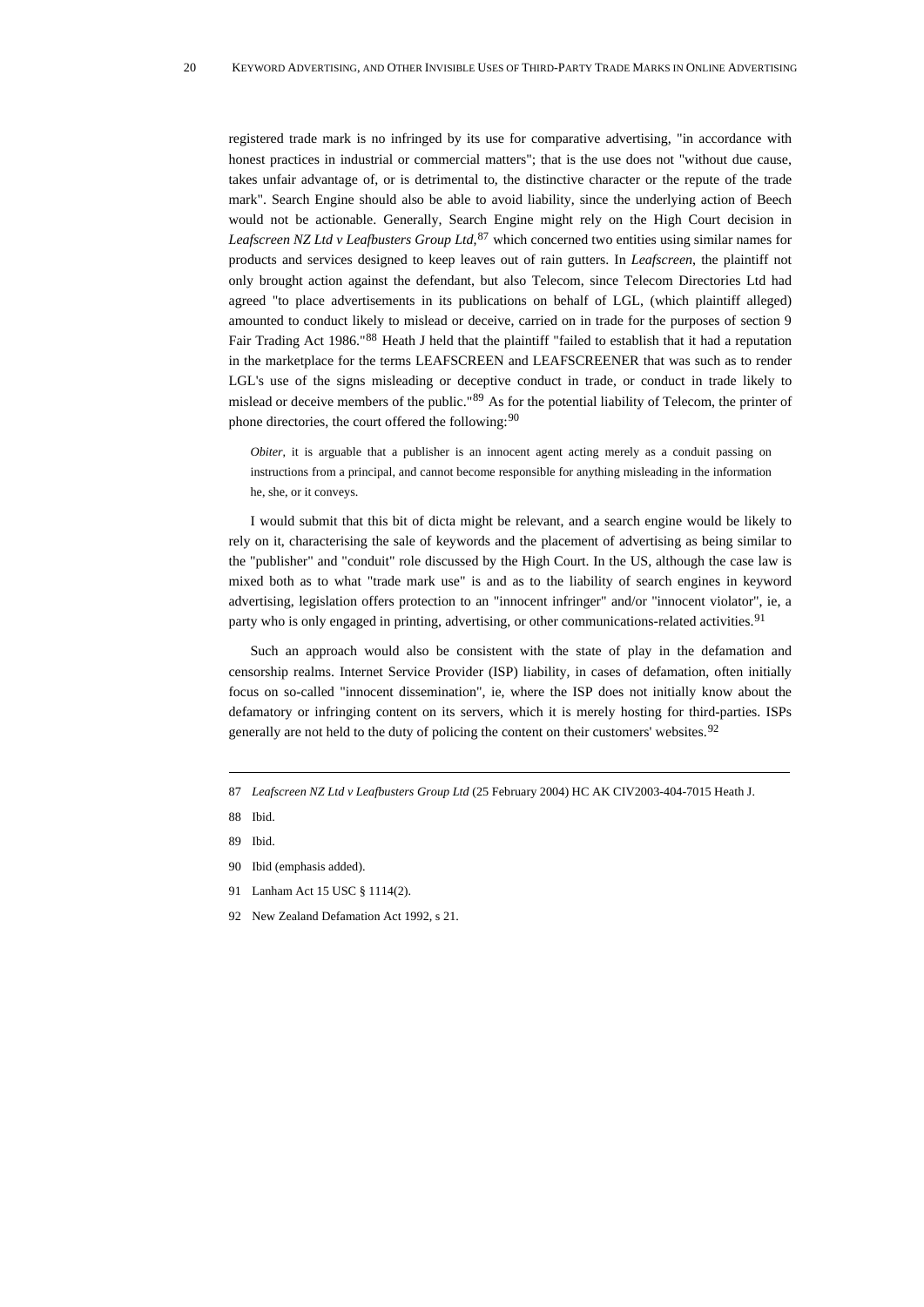registered trade mark is no infringed by its use for comparative advertising, "in accordance with honest practices in industrial or commercial matters"; that is the use does not "without due cause, takes unfair advantage of, or is detrimental to, the distinctive character or the repute of the trade mark". Search Engine should also be able to avoid liability, since the underlying action of Beech would not be actionable. Generally, Search Engine might rely on the High Court decision in *Leafscreen NZ Ltd v Leafbusters Group Ltd*,[87] which concerned two entities using similar names for products and services designed to keep leaves out of rain gutters. In *Leafscreen*, the plaintiff not only brought action against the defendant, but also Telecom, since Telecom Directories Ltd had agreed "to place advertisements in its publications on behalf of LGL, (which plaintiff alleged) amounted to conduct likely to mislead or deceive, carried on in trade for the purposes of section 9 Fair Trading Act 1986."[88] Heath J held that the plaintiff "failed to establish that it had a reputation in the marketplace for the terms LEAFSCREEN and LEAFSCREENER that was such as to render LGL's use of the signs misleading or deceptive conduct in trade, or conduct in trade likely to mislead or deceive members of the public."[89] As for the potential liability of Telecom, the printer of phone directories, the court offered the following:[90]

> *Obiter*, it is arguable that a publisher is an innocent agent acting merely as a conduit passing on instructions from a principal, and cannot become responsible for anything misleading in the information he, she, or it conveys.

I would submit that this bit of dicta might be relevant, and a search engine would be likely to rely on it, characterising the sale of keywords and the placement of advertising as being similar to the "publisher" and "conduit" role discussed by the High Court. In the US, although the case law is mixed both as to what "trade mark use" is and as to the liability of search engines in keyword advertising, legislation offers protection to an "innocent infringer" and/or "innocent violator", ie, a party who is only engaged in printing, advertising, or other communications-related activities.[91]

Such an approach would also be consistent with the state of play in the defamation and censorship realms. Internet Service Provider (ISP) liability, in cases of defamation, often initially focus on so-called "innocent dissemination", ie, where the ISP does not initially know about the defamatory or infringing content on its servers, which it is merely hosting for third-parties. ISPs generally are not held to the duty of policing the content on their customers' websites.[92]

---

87 *Leafscreen NZ Ltd v Leafbusters Group Ltd* (25 February 2004) HC AK CIV2003-404-7015 Heath J.

88 Ibid.

89 Ibid.

90 Ibid (emphasis added).

91 Lanham Act 15 USC § 1114(2).

92 New Zealand Defamation Act 1992, s 21.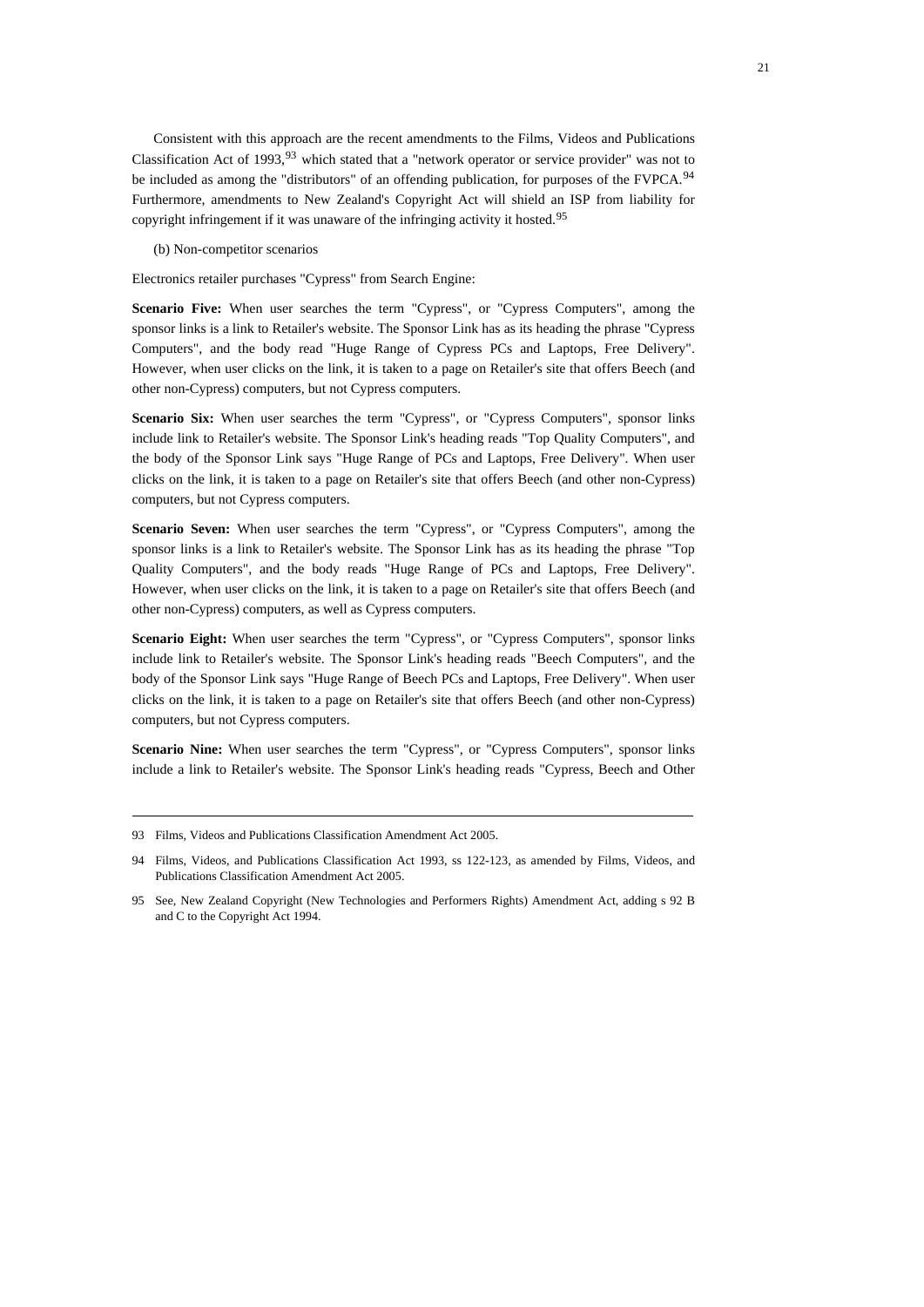Consistent with this approach are the recent amendments to the Films, Videos and Publications Classification Act of 1993,[93] which stated that a "network operator or service provider" was not to be included as among the "distributors" of an offending publication, for purposes of the FVPCA.[94] Furthermore, amendments to New Zealand's Copyright Act will shield an ISP from liability for copyright infringement if it was unaware of the infringing activity it hosted.[95]

(b) Non-competitor scenarios

Electronics retailer purchases "Cypress" from Search Engine:

**Scenario Five:** When user searches the term "Cypress", or "Cypress Computers", among the sponsor links is a link to Retailer's website. The Sponsor Link has as its heading the phrase "Cypress Computers", and the body read "Huge Range of Cypress PCs and Laptops, Free Delivery". However, when user clicks on the link, it is taken to a page on Retailer's site that offers Beech (and other non-Cypress) computers, but not Cypress computers.

**Scenario Six:** When user searches the term "Cypress", or "Cypress Computers", sponsor links include link to Retailer's website. The Sponsor Link's heading reads "Top Quality Computers", and the body of the Sponsor Link says "Huge Range of PCs and Laptops, Free Delivery". When user clicks on the link, it is taken to a page on Retailer's site that offers Beech (and other non-Cypress) computers, but not Cypress computers.

**Scenario Seven:** When user searches the term "Cypress", or "Cypress Computers", among the sponsor links is a link to Retailer's website. The Sponsor Link has as its heading the phrase "Top Quality Computers", and the body reads "Huge Range of PCs and Laptops, Free Delivery". However, when user clicks on the link, it is taken to a page on Retailer's site that offers Beech (and other non-Cypress) computers, as well as Cypress computers.

**Scenario Eight:** When user searches the term "Cypress", or "Cypress Computers", sponsor links include link to Retailer's website. The Sponsor Link's heading reads "Beech Computers", and the body of the Sponsor Link says "Huge Range of Beech PCs and Laptops, Free Delivery". When user clicks on the link, it is taken to a page on Retailer's site that offers Beech (and other non-Cypress) computers, but not Cypress computers.

**Scenario Nine:** When user searches the term "Cypress", or "Cypress Computers", sponsor links include a link to Retailer's website. The Sponsor Link's heading reads "Cypress, Beech and Other

---

93 Films, Videos and Publications Classification Amendment Act 2005.

94 Films, Videos, and Publications Classification Act 1993, ss 122-123, as amended by Films, Videos, and Publications Classification Amendment Act 2005.

95 See, New Zealand Copyright (New Technologies and Performers Rights) Amendment Act, adding s 92 B and C to the Copyright Act 1994.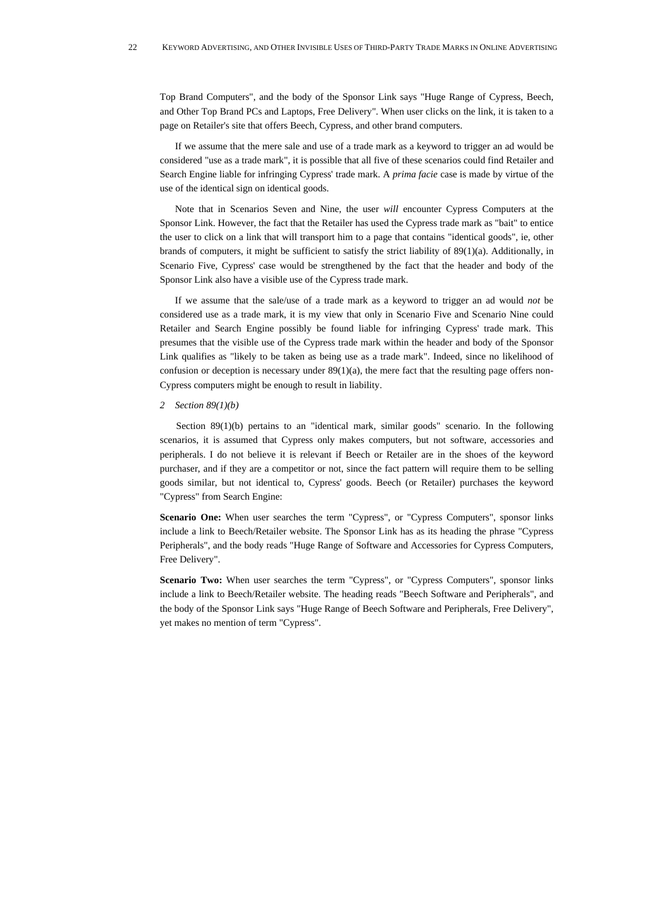Top Brand Computers", and the body of the Sponsor Link says "Huge Range of Cypress, Beech, and Other Top Brand PCs and Laptops, Free Delivery". When user clicks on the link, it is taken to a page on Retailer's site that offers Beech, Cypress, and other brand computers.

If we assume that the mere sale and use of a trade mark as a keyword to trigger an ad would be considered "use as a trade mark", it is possible that all five of these scenarios could find Retailer and Search Engine liable for infringing Cypress' trade mark. A *prima facie* case is made by virtue of the use of the identical sign on identical goods.

Note that in Scenarios Seven and Nine, the user *will* encounter Cypress Computers at the Sponsor Link. However, the fact that the Retailer has used the Cypress trade mark as "bait" to entice the user to click on a link that will transport him to a page that contains "identical goods", ie, other brands of computers, it might be sufficient to satisfy the strict liability of 89(1)(a). Additionally, in Scenario Five, Cypress' case would be strengthened by the fact that the header and body of the Sponsor Link also have a visible use of the Cypress trade mark.

If we assume that the sale/use of a trade mark as a keyword to trigger an ad would *not* be considered use as a trade mark, it is my view that only in Scenario Five and Scenario Nine could Retailer and Search Engine possibly be found liable for infringing Cypress' trade mark. This presumes that the visible use of the Cypress trade mark within the header and body of the Sponsor Link qualifies as "likely to be taken as being use as a trade mark". Indeed, since no likelihood of confusion or deception is necessary under 89(1)(a), the mere fact that the resulting page offers non-Cypress computers might be enough to result in liability.

*2 Section 89(1)(b)*

Section 89(1)(b) pertains to an "identical mark, similar goods" scenario. In the following scenarios, it is assumed that Cypress only makes computers, but not software, accessories and peripherals. I do not believe it is relevant if Beech or Retailer are in the shoes of the keyword purchaser, and if they are a competitor or not, since the fact pattern will require them to be selling goods similar, but not identical to, Cypress' goods. Beech (or Retailer) purchases the keyword "Cypress" from Search Engine:

**Scenario One:** When user searches the term "Cypress", or "Cypress Computers", sponsor links include a link to Beech/Retailer website. The Sponsor Link has as its heading the phrase "Cypress Peripherals", and the body reads "Huge Range of Software and Accessories for Cypress Computers, Free Delivery".

**Scenario Two:** When user searches the term "Cypress", or "Cypress Computers", sponsor links include a link to Beech/Retailer website. The heading reads "Beech Software and Peripherals", and the body of the Sponsor Link says "Huge Range of Beech Software and Peripherals, Free Delivery", yet makes no mention of term "Cypress".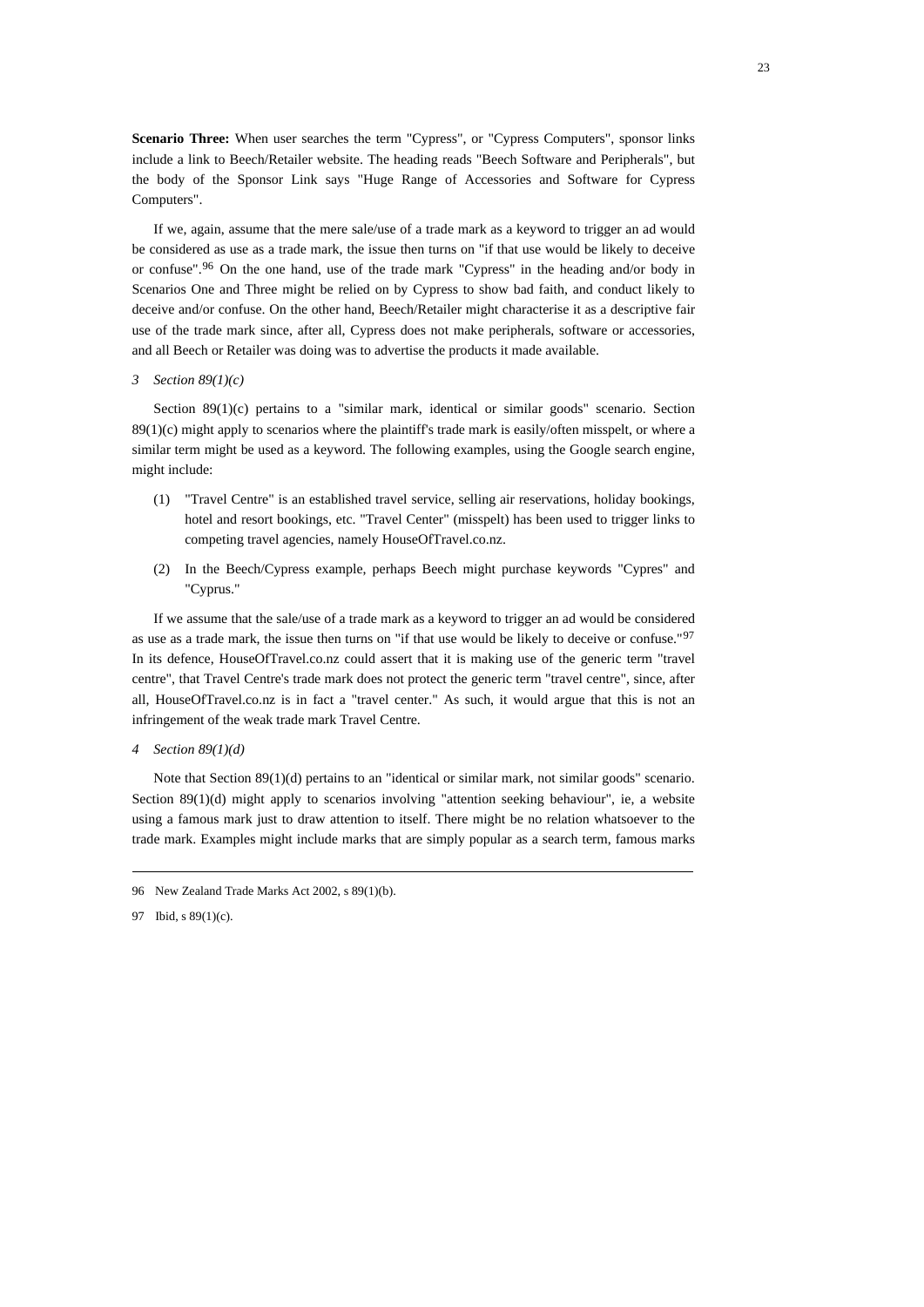**Scenario Three:** When user searches the term "Cypress", or "Cypress Computers", sponsor links include a link to Beech/Retailer website. The heading reads "Beech Software and Peripherals", but the body of the Sponsor Link says "Huge Range of Accessories and Software for Cypress Computers".

If we, again, assume that the mere sale/use of a trade mark as a keyword to trigger an ad would be considered as use as a trade mark, the issue then turns on "if that use would be likely to deceive or confuse".[96] On the one hand, use of the trade mark "Cypress" in the heading and/or body in Scenarios One and Three might be relied on by Cypress to show bad faith, and conduct likely to deceive and/or confuse. On the other hand, Beech/Retailer might characterise it as a descriptive fair use of the trade mark since, after all, Cypress does not make peripherals, software or accessories, and all Beech or Retailer was doing was to advertise the products it made available.

### *3 Section 89(1)(c)*

Section 89(1)(c) pertains to a "similar mark, identical or similar goods" scenario. Section 89(1)(c) might apply to scenarios where the plaintiff's trade mark is easily/often misspelt, or where a similar term might be used as a keyword. The following examples, using the Google search engine, might include:

(1) "Travel Centre" is an established travel service, selling air reservations, holiday bookings, hotel and resort bookings, etc. "Travel Center" (misspelt) has been used to trigger links to competing travel agencies, namely HouseOfTravel.co.nz.

(2) In the Beech/Cypress example, perhaps Beech might purchase keywords "Cypres" and "Cyprus."

If we assume that the sale/use of a trade mark as a keyword to trigger an ad would be considered as use as a trade mark, the issue then turns on "if that use would be likely to deceive or confuse."[97] In its defence, HouseOfTravel.co.nz could assert that it is making use of the generic term "travel centre", that Travel Centre's trade mark does not protect the generic term "travel centre", since, after all, HouseOfTravel.co.nz is in fact a "travel center." As such, it would argue that this is not an infringement of the weak trade mark Travel Centre.

### *4 Section 89(1)(d)*

Note that Section 89(1)(d) pertains to an "identical or similar mark, not similar goods" scenario. Section 89(1)(d) might apply to scenarios involving "attention seeking behaviour", ie, a website using a famous mark just to draw attention to itself. There might be no relation whatsoever to the trade mark. Examples might include marks that are simply popular as a search term, famous marks

---

96 New Zealand Trade Marks Act 2002, s 89(1)(b).

97 Ibid, s 89(1)(c).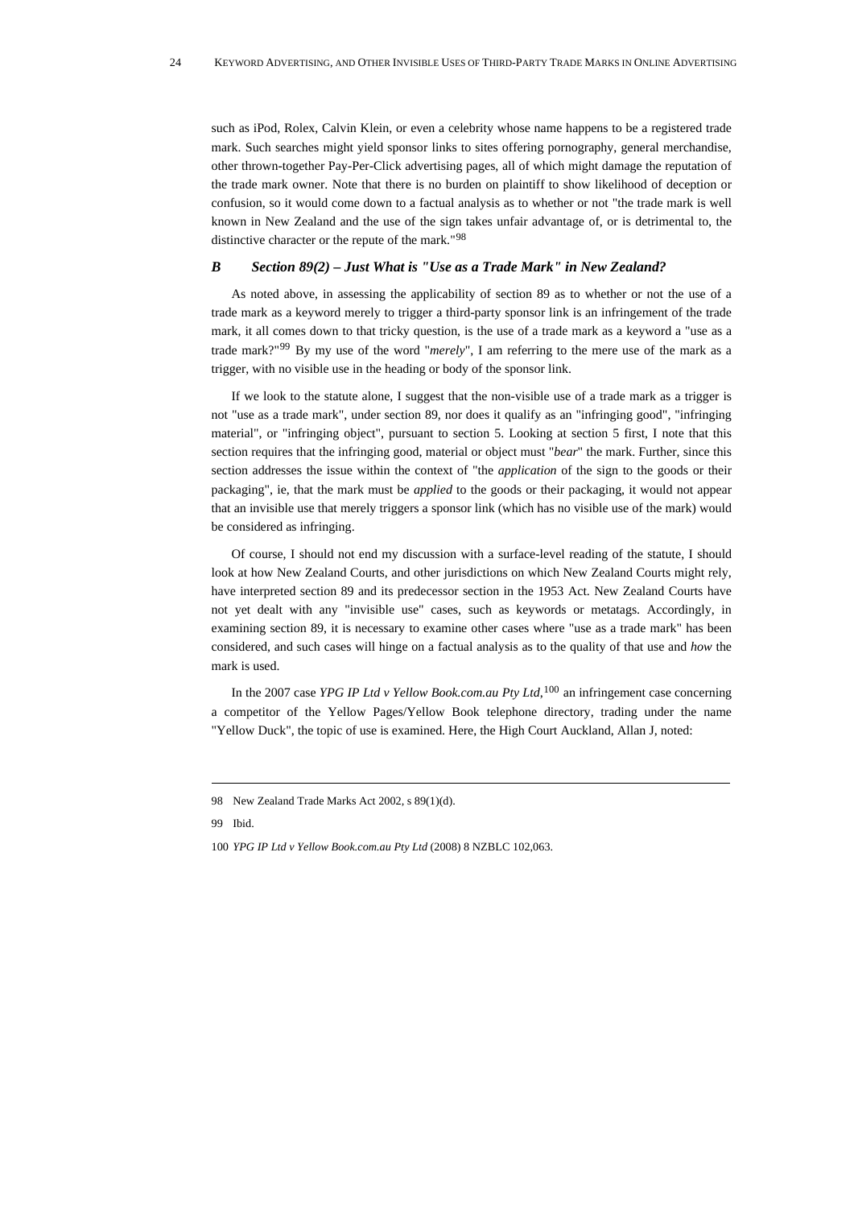such as iPod, Rolex, Calvin Klein, or even a celebrity whose name happens to be a registered trade mark. Such searches might yield sponsor links to sites offering pornography, general merchandise, other thrown-together Pay-Per-Click advertising pages, all of which might damage the reputation of the trade mark owner. Note that there is no burden on plaintiff to show likelihood of deception or confusion, so it would come down to a factual analysis as to whether or not "the trade mark is well known in New Zealand and the use of the sign takes unfair advantage of, or is detrimental to, the distinctive character or the repute of the mark."[98]

### *B Section 89(2) – Just What is "Use as a Trade Mark" in New Zealand?*

As noted above, in assessing the applicability of section 89 as to whether or not the use of a trade mark as a keyword merely to trigger a third-party sponsor link is an infringement of the trade mark, it all comes down to that tricky question, is the use of a trade mark as a keyword a "use as a trade mark?"[99] By my use of the word "*merely*", I am referring to the mere use of the mark as a trigger, with no visible use in the heading or body of the sponsor link.

If we look to the statute alone, I suggest that the non-visible use of a trade mark as a trigger is not "use as a trade mark", under section 89, nor does it qualify as an "infringing good", "infringing material", or "infringing object", pursuant to section 5. Looking at section 5 first, I note that this section requires that the infringing good, material or object must "*bear*" the mark. Further, since this section addresses the issue within the context of "the *application* of the sign to the goods or their packaging", ie, that the mark must be *applied* to the goods or their packaging, it would not appear that an invisible use that merely triggers a sponsor link (which has no visible use of the mark) would be considered as infringing.

Of course, I should not end my discussion with a surface-level reading of the statute, I should look at how New Zealand Courts, and other jurisdictions on which New Zealand Courts might rely, have interpreted section 89 and its predecessor section in the 1953 Act. New Zealand Courts have not yet dealt with any "invisible use" cases, such as keywords or metatags. Accordingly, in examining section 89, it is necessary to examine other cases where "use as a trade mark" has been considered, and such cases will hinge on a factual analysis as to the quality of that use and *how* the mark is used.

In the 2007 case *YPG IP Ltd v Yellow Book.com.au Pty Ltd*,[100] an infringement case concerning a competitor of the Yellow Pages/Yellow Book telephone directory, trading under the name "Yellow Duck", the topic of use is examined. Here, the High Court Auckland, Allan J, noted:

---

98 New Zealand Trade Marks Act 2002, s 89(1)(d).

99 Ibid.

100 *YPG IP Ltd v Yellow Book.com.au Pty Ltd* (2008) 8 NZBLC 102,063.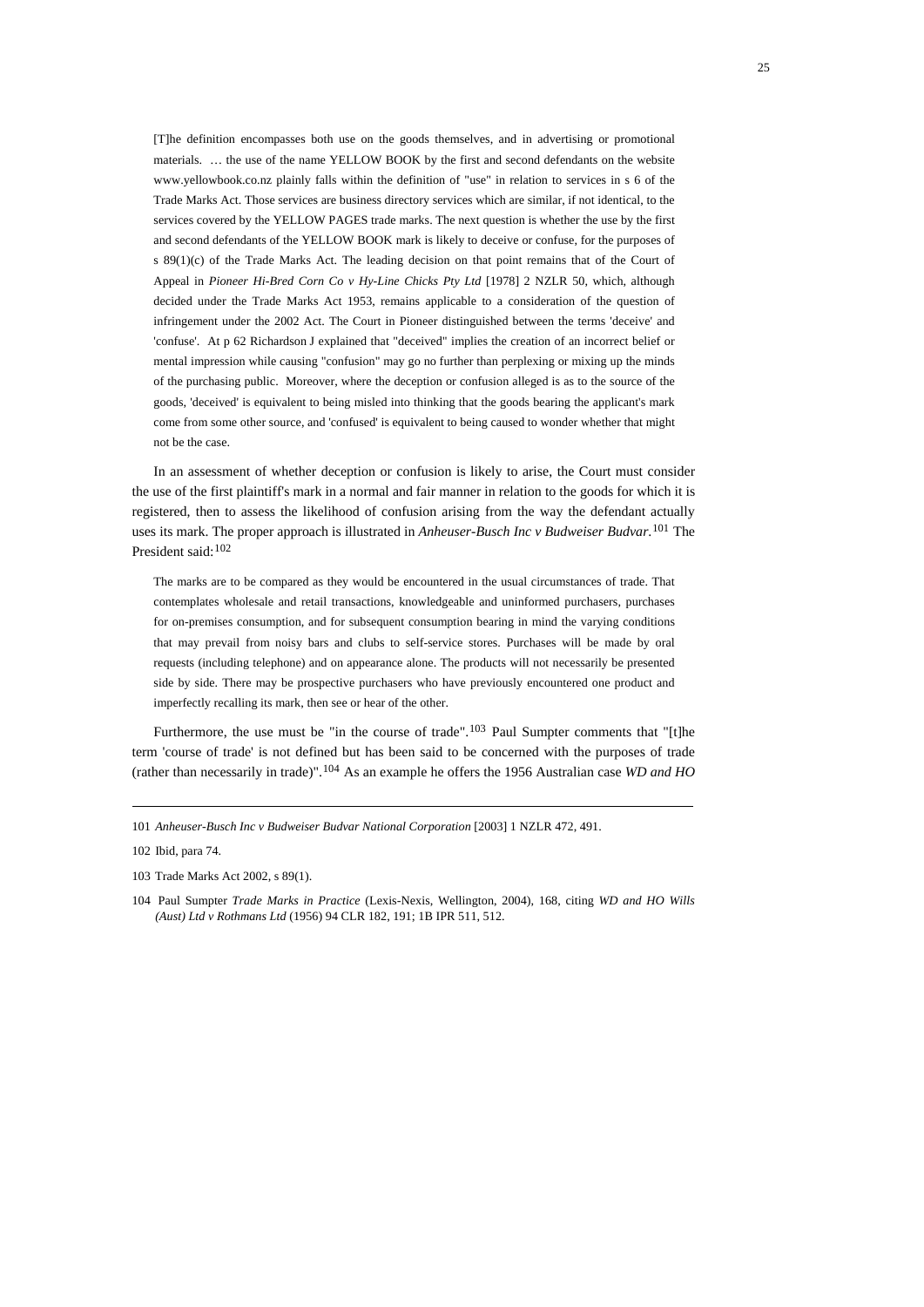> [T]he definition encompasses both use on the goods themselves, and in advertising or promotional materials. … the use of the name YELLOW BOOK by the first and second defendants on the website www.yellowbook.co.nz plainly falls within the definition of "use" in relation to services in s 6 of the Trade Marks Act. Those services are business directory services which are similar, if not identical, to the services covered by the YELLOW PAGES trade marks. The next question is whether the use by the first and second defendants of the YELLOW BOOK mark is likely to deceive or confuse, for the purposes of s 89(1)(c) of the Trade Marks Act. The leading decision on that point remains that of the Court of Appeal in *Pioneer Hi-Bred Corn Co v Hy-Line Chicks Pty Ltd* [1978] 2 NZLR 50, which, although decided under the Trade Marks Act 1953, remains applicable to a consideration of the question of infringement under the 2002 Act. The Court in Pioneer distinguished between the terms 'deceive' and 'confuse'. At p 62 Richardson J explained that "deceived" implies the creation of an incorrect belief or mental impression while causing "confusion" may go no further than perplexing or mixing up the minds of the purchasing public. Moreover, where the deception or confusion alleged is as to the source of the goods, 'deceived' is equivalent to being misled into thinking that the goods bearing the applicant's mark come from some other source, and 'confused' is equivalent to being caused to wonder whether that might not be the case.

In an assessment of whether deception or confusion is likely to arise, the Court must consider the use of the first plaintiff's mark in a normal and fair manner in relation to the goods for which it is registered, then to assess the likelihood of confusion arising from the way the defendant actually uses its mark. The proper approach is illustrated in *Anheuser-Busch Inc v Budweiser Budvar.*[101] The President said:[102]

> The marks are to be compared as they would be encountered in the usual circumstances of trade. That contemplates wholesale and retail transactions, knowledgeable and uninformed purchasers, purchases for on-premises consumption, and for subsequent consumption bearing in mind the varying conditions that may prevail from noisy bars and clubs to self-service stores. Purchases will be made by oral requests (including telephone) and on appearance alone. The products will not necessarily be presented side by side. There may be prospective purchasers who have previously encountered one product and imperfectly recalling its mark, then see or hear of the other.

Furthermore, the use must be "in the course of trade".[103] Paul Sumpter comments that "[t]he term 'course of trade' is not defined but has been said to be concerned with the purposes of trade (rather than necessarily in trade)".[104] As an example he offers the 1956 Australian case *WD and HO*

---

101 *Anheuser-Busch Inc v Budweiser Budvar National Corporation* [2003] 1 NZLR 472, 491.

102 Ibid, para 74.

103 Trade Marks Act 2002, s 89(1).

104 Paul Sumpter *Trade Marks in Practice* (Lexis-Nexis, Wellington, 2004), 168, citing *WD and HO Wills (Aust) Ltd v Rothmans Ltd* (1956) 94 CLR 182, 191; 1B IPR 511, 512.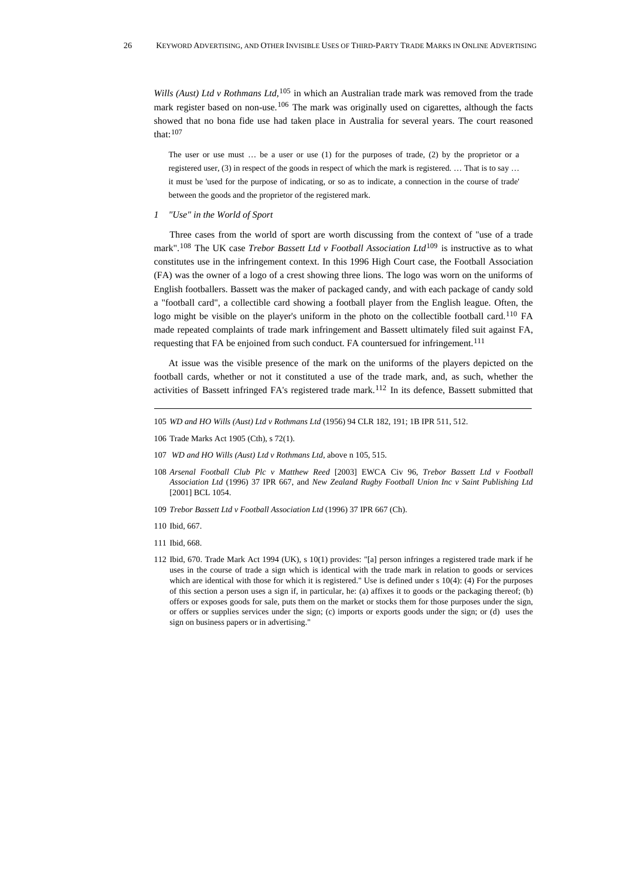*Wills (Aust) Ltd v Rothmans Ltd,*[105] in which an Australian trade mark was removed from the trade mark register based on non-use.[106] The mark was originally used on cigarettes, although the facts showed that no bona fide use had taken place in Australia for several years. The court reasoned that:[107]

> The user or use must … be a user or use (1) for the purposes of trade, (2) by the proprietor or a registered user, (3) in respect of the goods in respect of which the mark is registered. … That is to say … it must be 'used for the purpose of indicating, or so as to indicate, a connection in the course of trade' between the goods and the proprietor of the registered mark.

*1 "Use" in the World of Sport*

Three cases from the world of sport are worth discussing from the context of "use of a trade mark".[108] The UK case *Trebor Bassett Ltd v Football Association Ltd*[109] is instructive as to what constitutes use in the infringement context. In this 1996 High Court case, the Football Association (FA) was the owner of a logo of a crest showing three lions. The logo was worn on the uniforms of English footballers. Bassett was the maker of packaged candy, and with each package of candy sold a "football card", a collectible card showing a football player from the English league. Often, the logo might be visible on the player's uniform in the photo on the collectible football card.[110] FA made repeated complaints of trade mark infringement and Bassett ultimately filed suit against FA, requesting that FA be enjoined from such conduct. FA countersued for infringement.[111]

At issue was the visible presence of the mark on the uniforms of the players depicted on the football cards, whether or not it constituted a use of the trade mark, and, as such, whether the activities of Bassett infringed FA's registered trade mark.[112] In its defence, Bassett submitted that

---

105 *WD and HO Wills (Aust) Ltd v Rothmans Ltd* (1956) 94 CLR 182, 191; 1B IPR 511, 512.

106 Trade Marks Act 1905 (Cth), s 72(1).

107 *WD and HO Wills (Aust) Ltd v Rothmans Ltd*, above n 105, 515.

108 *Arsenal Football Club Plc v Matthew Reed* [2003] EWCA Civ 96, *Trebor Bassett Ltd v Football Association Ltd* (1996) 37 IPR 667, and *New Zealand Rugby Football Union Inc v Saint Publishing Ltd* [2001] BCL 1054.

109 *Trebor Bassett Ltd v Football Association Ltd* (1996) 37 IPR 667 (Ch).

110 Ibid, 667.

111 Ibid, 668.

112 Ibid, 670. Trade Mark Act 1994 (UK), s 10(1) provides: "[a] person infringes a registered trade mark if he uses in the course of trade a sign which is identical with the trade mark in relation to goods or services which are identical with those for which it is registered." Use is defined under s 10(4): (4) For the purposes of this section a person uses a sign if, in particular, he: (a) affixes it to goods or the packaging thereof; (b) offers or exposes goods for sale, puts them on the market or stocks them for those purposes under the sign, or offers or supplies services under the sign; (c) imports or exports goods under the sign; or (d) uses the sign on business papers or in advertising."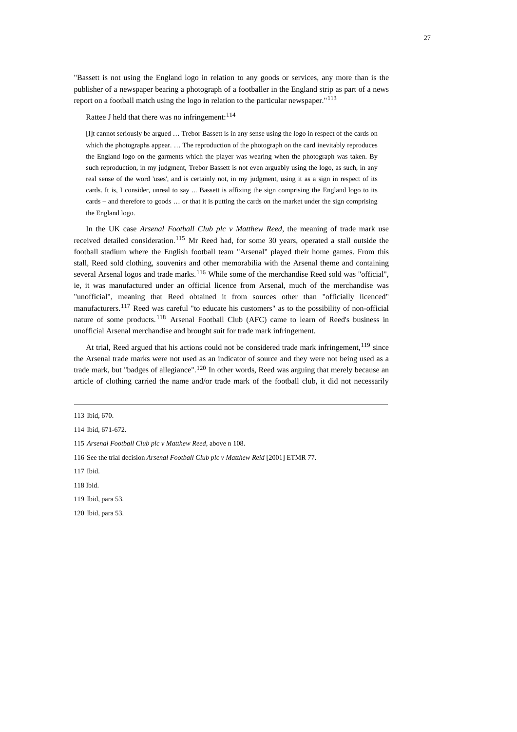"Bassett is not using the England logo in relation to any goods or services, any more than is the publisher of a newspaper bearing a photograph of a footballer in the England strip as part of a news report on a football match using the logo in relation to the particular newspaper."[113]

Rattee J held that there was no infringement:[114]

> [I]t cannot seriously be argued … Trebor Bassett is in any sense using the logo in respect of the cards on which the photographs appear. … The reproduction of the photograph on the card inevitably reproduces the England logo on the garments which the player was wearing when the photograph was taken. By such reproduction, in my judgment, Trebor Bassett is not even arguably using the logo, as such, in any real sense of the word 'uses', and is certainly not, in my judgment, using it as a sign in respect of its cards. It is, I consider, unreal to say ... Bassett is affixing the sign comprising the England logo to its cards – and therefore to goods … or that it is putting the cards on the market under the sign comprising the England logo.

In the UK case *Arsenal Football Club plc v Matthew Reed*, the meaning of trade mark use received detailed consideration.[115] Mr Reed had, for some 30 years, operated a stall outside the football stadium where the English football team "Arsenal" played their home games. From this stall, Reed sold clothing, souvenirs and other memorabilia with the Arsenal theme and containing several Arsenal logos and trade marks.[116] While some of the merchandise Reed sold was "official", ie, it was manufactured under an official licence from Arsenal, much of the merchandise was "unofficial", meaning that Reed obtained it from sources other than "officially licenced" manufacturers.[117] Reed was careful "to educate his customers" as to the possibility of non-official nature of some products.[118] Arsenal Football Club (AFC) came to learn of Reed's business in unofficial Arsenal merchandise and brought suit for trade mark infringement.

At trial, Reed argued that his actions could not be considered trade mark infringement,[119] since the Arsenal trade marks were not used as an indicator of source and they were not being used as a trade mark, but "badges of allegiance".[120] In other words, Reed was arguing that merely because an article of clothing carried the name and/or trade mark of the football club, it did not necessarily

---

113 Ibid, 670.

114 Ibid, 671-672.

115 *Arsenal Football Club plc v Matthew Reed*, above n 108.

116 See the trial decision *Arsenal Football Club plc v Matthew Reid* [2001] ETMR 77.

117 Ibid.

118 Ibid.

119 Ibid, para 53.

120 Ibid, para 53.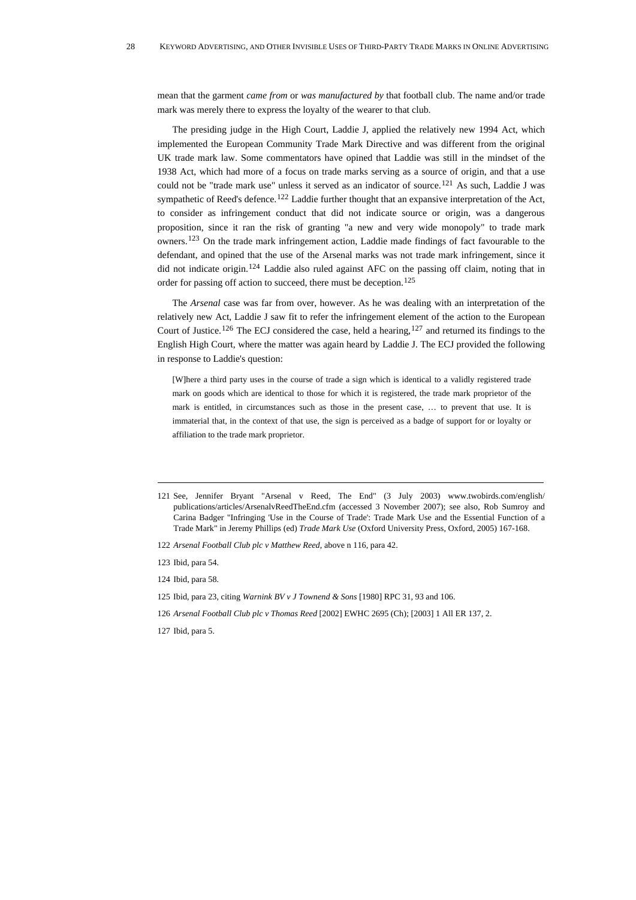mean that the garment *came from* or *was manufactured by* that football club. The name and/or trade mark was merely there to express the loyalty of the wearer to that club.

The presiding judge in the High Court, Laddie J, applied the relatively new 1994 Act, which implemented the European Community Trade Mark Directive and was different from the original UK trade mark law. Some commentators have opined that Laddie was still in the mindset of the 1938 Act, which had more of a focus on trade marks serving as a source of origin, and that a use could not be "trade mark use" unless it served as an indicator of source.[121] As such, Laddie J was sympathetic of Reed's defence.[122] Laddie further thought that an expansive interpretation of the Act, to consider as infringement conduct that did not indicate source or origin, was a dangerous proposition, since it ran the risk of granting "a new and very wide monopoly" to trade mark owners.[123] On the trade mark infringement action, Laddie made findings of fact favourable to the defendant, and opined that the use of the Arsenal marks was not trade mark infringement, since it did not indicate origin.[124] Laddie also ruled against AFC on the passing off claim, noting that in order for passing off action to succeed, there must be deception.[125]

The *Arsenal* case was far from over, however. As he was dealing with an interpretation of the relatively new Act, Laddie J saw fit to refer the infringement element of the action to the European Court of Justice.[126] The ECJ considered the case, held a hearing,[127] and returned its findings to the English High Court, where the matter was again heard by Laddie J. The ECJ provided the following in response to Laddie's question:

> [W]here a third party uses in the course of trade a sign which is identical to a validly registered trade mark on goods which are identical to those for which it is registered, the trade mark proprietor of the mark is entitled, in circumstances such as those in the present case, … to prevent that use. It is immaterial that, in the context of that use, the sign is perceived as a badge of support for or loyalty or affiliation to the trade mark proprietor.

---

121 See, Jennifer Bryant "Arsenal v Reed, The End" (3 July 2003) www.twobirds.com/english/publications/articles/ArsenalvReedTheEnd.cfm (accessed 3 November 2007); see also, Rob Sumroy and Carina Badger "Infringing 'Use in the Course of Trade': Trade Mark Use and the Essential Function of a Trade Mark" in Jeremy Phillips (ed) *Trade Mark Use* (Oxford University Press, Oxford, 2005) 167-168.

122 *Arsenal Football Club plc v Matthew Reed*, above n 116, para 42.

123 Ibid, para 54.

124 Ibid, para 58.

125 Ibid, para 23, citing *Warnink BV v J Townend & Sons* [1980] RPC 31, 93 and 106.

126 *Arsenal Football Club plc v Thomas Reed* [2002] EWHC 2695 (Ch); [2003] 1 All ER 137, 2.

127 Ibid, para 5.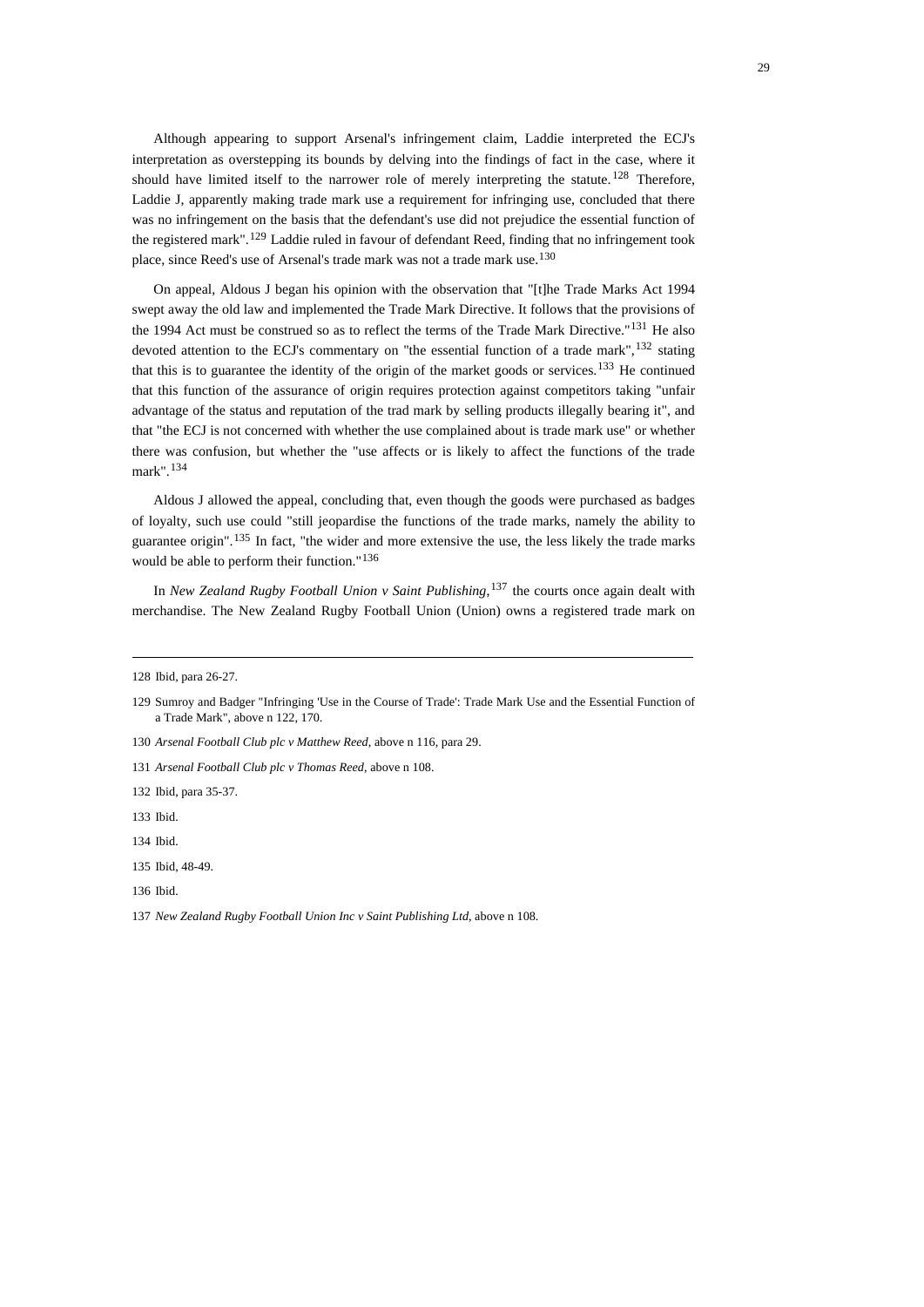Although appearing to support Arsenal's infringement claim, Laddie interpreted the ECJ's interpretation as overstepping its bounds by delving into the findings of fact in the case, where it should have limited itself to the narrower role of merely interpreting the statute.[128] Therefore, Laddie J, apparently making trade mark use a requirement for infringing use, concluded that there was no infringement on the basis that the defendant's use did not prejudice the essential function of the registered mark".[129] Laddie ruled in favour of defendant Reed, finding that no infringement took place, since Reed's use of Arsenal's trade mark was not a trade mark use.[130]

On appeal, Aldous J began his opinion with the observation that "[t]he Trade Marks Act 1994 swept away the old law and implemented the Trade Mark Directive. It follows that the provisions of the 1994 Act must be construed so as to reflect the terms of the Trade Mark Directive."[131] He also devoted attention to the ECJ's commentary on "the essential function of a trade mark",[132] stating that this is to guarantee the identity of the origin of the market goods or services.[133] He continued that this function of the assurance of origin requires protection against competitors taking "unfair advantage of the status and reputation of the trad mark by selling products illegally bearing it", and that "the ECJ is not concerned with whether the use complained about is trade mark use" or whether there was confusion, but whether the "use affects or is likely to affect the functions of the trade mark".[134]

Aldous J allowed the appeal, concluding that, even though the goods were purchased as badges of loyalty, such use could "still jeopardise the functions of the trade marks, namely the ability to guarantee origin".[135] In fact, "the wider and more extensive the use, the less likely the trade marks would be able to perform their function."[136]

In *New Zealand Rugby Football Union v Saint Publishing*,[137] the courts once again dealt with merchandise. The New Zealand Rugby Football Union (Union) owns a registered trade mark on

---

128 Ibid, para 26-27.

129 Sumroy and Badger "Infringing 'Use in the Course of Trade': Trade Mark Use and the Essential Function of a Trade Mark", above n 122, 170.

130 *Arsenal Football Club plc v Matthew Reed*, above n 116, para 29.

131 *Arsenal Football Club plc v Thomas Reed*, above n 108.

132 Ibid, para 35-37.

133 Ibid.

134 Ibid.

135 Ibid, 48-49.

136 Ibid.

137 *New Zealand Rugby Football Union Inc v Saint Publishing Ltd*, above n 108.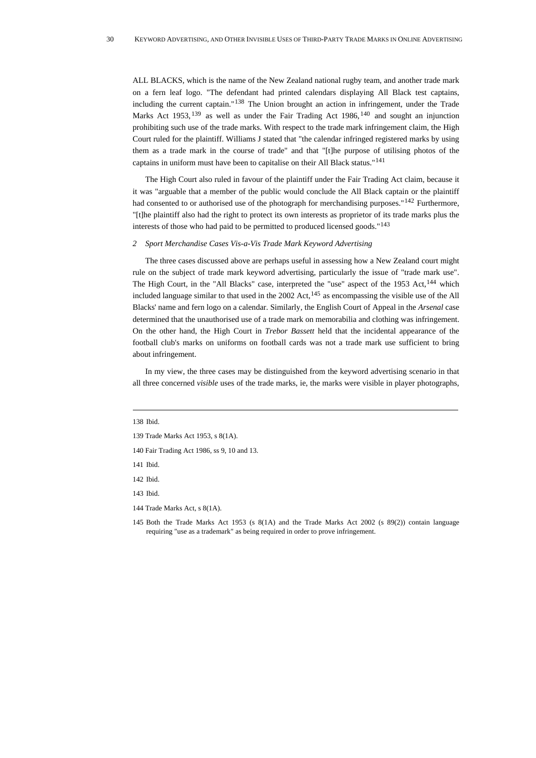ALL BLACKS, which is the name of the New Zealand national rugby team, and another trade mark on a fern leaf logo. "The defendant had printed calendars displaying All Black test captains, including the current captain."[138] The Union brought an action in infringement, under the Trade Marks Act 1953,[139] as well as under the Fair Trading Act 1986,[140] and sought an injunction prohibiting such use of the trade marks. With respect to the trade mark infringement claim, the High Court ruled for the plaintiff. Williams J stated that "the calendar infringed registered marks by using them as a trade mark in the course of trade" and that "[t]he purpose of utilising photos of the captains in uniform must have been to capitalise on their All Black status."[141]

The High Court also ruled in favour of the plaintiff under the Fair Trading Act claim, because it it was "arguable that a member of the public would conclude the All Black captain or the plaintiff had consented to or authorised use of the photograph for merchandising purposes."[142] Furthermore, "[t]he plaintiff also had the right to protect its own interests as proprietor of its trade marks plus the interests of those who had paid to be permitted to produced licensed goods."[143]

*2 Sport Merchandise Cases Vis-a-Vis Trade Mark Keyword Advertising*

The three cases discussed above are perhaps useful in assessing how a New Zealand court might rule on the subject of trade mark keyword advertising, particularly the issue of "trade mark use". The High Court, in the "All Blacks" case, interpreted the "use" aspect of the 1953 Act,[144] which included language similar to that used in the 2002 Act,[145] as encompassing the visible use of the All Blacks' name and fern logo on a calendar. Similarly, the English Court of Appeal in the *Arsenal* case determined that the unauthorised use of a trade mark on memorabilia and clothing was infringement. On the other hand, the High Court in *Trebor Bassett* held that the incidental appearance of the football club's marks on uniforms on football cards was not a trade mark use sufficient to bring about infringement.

In my view, the three cases may be distinguished from the keyword advertising scenario in that all three concerned *visible* uses of the trade marks, ie, the marks were visible in player photographs,

---

138 Ibid.

139 Trade Marks Act 1953, s 8(1A).

140 Fair Trading Act 1986, ss 9, 10 and 13.

141 Ibid.

142 Ibid.

143 Ibid.

144 Trade Marks Act, s 8(1A).

145 Both the Trade Marks Act 1953 (s 8(1A) and the Trade Marks Act 2002 (s 89(2)) contain language requiring "use as a trademark" as being required in order to prove infringement.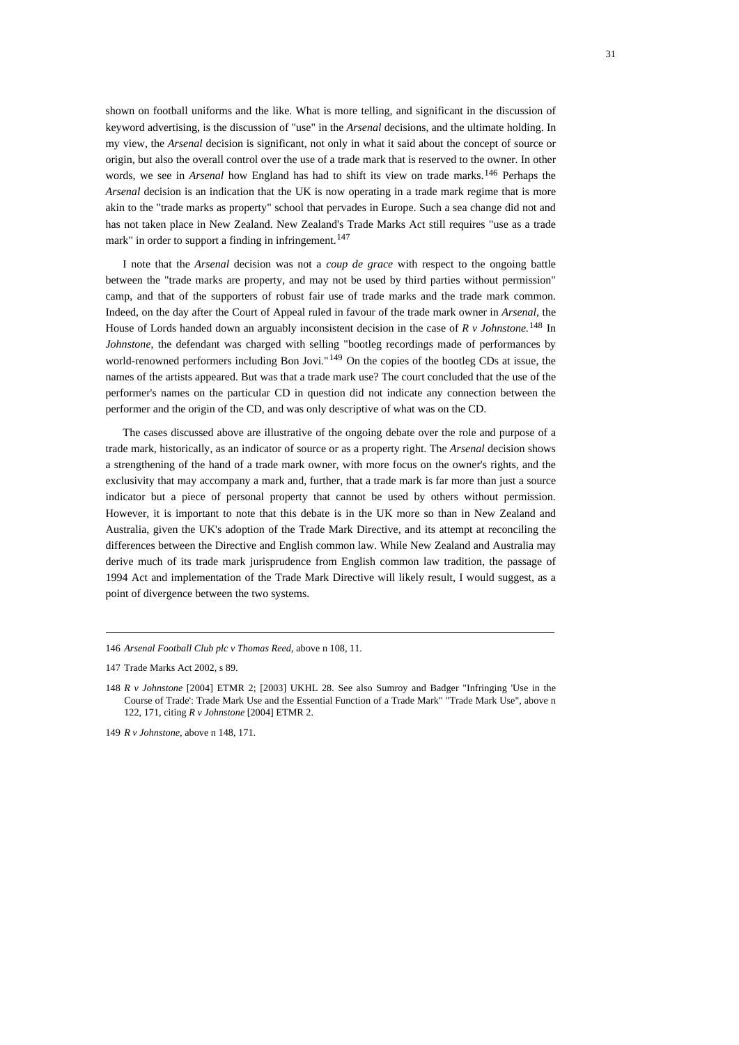shown on football uniforms and the like. What is more telling, and significant in the discussion of keyword advertising, is the discussion of "use" in the *Arsenal* decisions, and the ultimate holding. In my view, the *Arsenal* decision is significant, not only in what it said about the concept of source or origin, but also the overall control over the use of a trade mark that is reserved to the owner. In other words, we see in *Arsenal* how England has had to shift its view on trade marks.[146] Perhaps the *Arsenal* decision is an indication that the UK is now operating in a trade mark regime that is more akin to the "trade marks as property" school that pervades in Europe. Such a sea change did not and has not taken place in New Zealand. New Zealand's Trade Marks Act still requires "use as a trade mark" in order to support a finding in infringement.[147]

I note that the *Arsenal* decision was not a *coup de grace* with respect to the ongoing battle between the "trade marks are property, and may not be used by third parties without permission" camp, and that of the supporters of robust fair use of trade marks and the trade mark common. Indeed, on the day after the Court of Appeal ruled in favour of the trade mark owner in *Arsenal*, the House of Lords handed down an arguably inconsistent decision in the case of *R v Johnstone.*[148] In *Johnstone*, the defendant was charged with selling "bootleg recordings made of performances by world-renowned performers including Bon Jovi."[149] On the copies of the bootleg CDs at issue, the names of the artists appeared. But was that a trade mark use? The court concluded that the use of the performer's names on the particular CD in question did not indicate any connection between the performer and the origin of the CD, and was only descriptive of what was on the CD.

The cases discussed above are illustrative of the ongoing debate over the role and purpose of a trade mark, historically, as an indicator of source or as a property right. The *Arsenal* decision shows a strengthening of the hand of a trade mark owner, with more focus on the owner's rights, and the exclusivity that may accompany a mark and, further, that a trade mark is far more than just a source indicator but a piece of personal property that cannot be used by others without permission. However, it is important to note that this debate is in the UK more so than in New Zealand and Australia, given the UK's adoption of the Trade Mark Directive, and its attempt at reconciling the differences between the Directive and English common law. While New Zealand and Australia may derive much of its trade mark jurisprudence from English common law tradition, the passage of 1994 Act and implementation of the Trade Mark Directive will likely result, I would suggest, as a point of divergence between the two systems.

---

146 *Arsenal Football Club plc v Thomas Reed*, above n 108, 11.

147 Trade Marks Act 2002, s 89.

148 *R v Johnstone* [2004] ETMR 2; [2003] UKHL 28. See also Sumroy and Badger "Infringing 'Use in the Course of Trade': Trade Mark Use and the Essential Function of a Trade Mark" "Trade Mark Use", above n 122, 171, citing *R v Johnstone* [2004] ETMR 2.

149 *R v Johnstone*, above n 148, 171.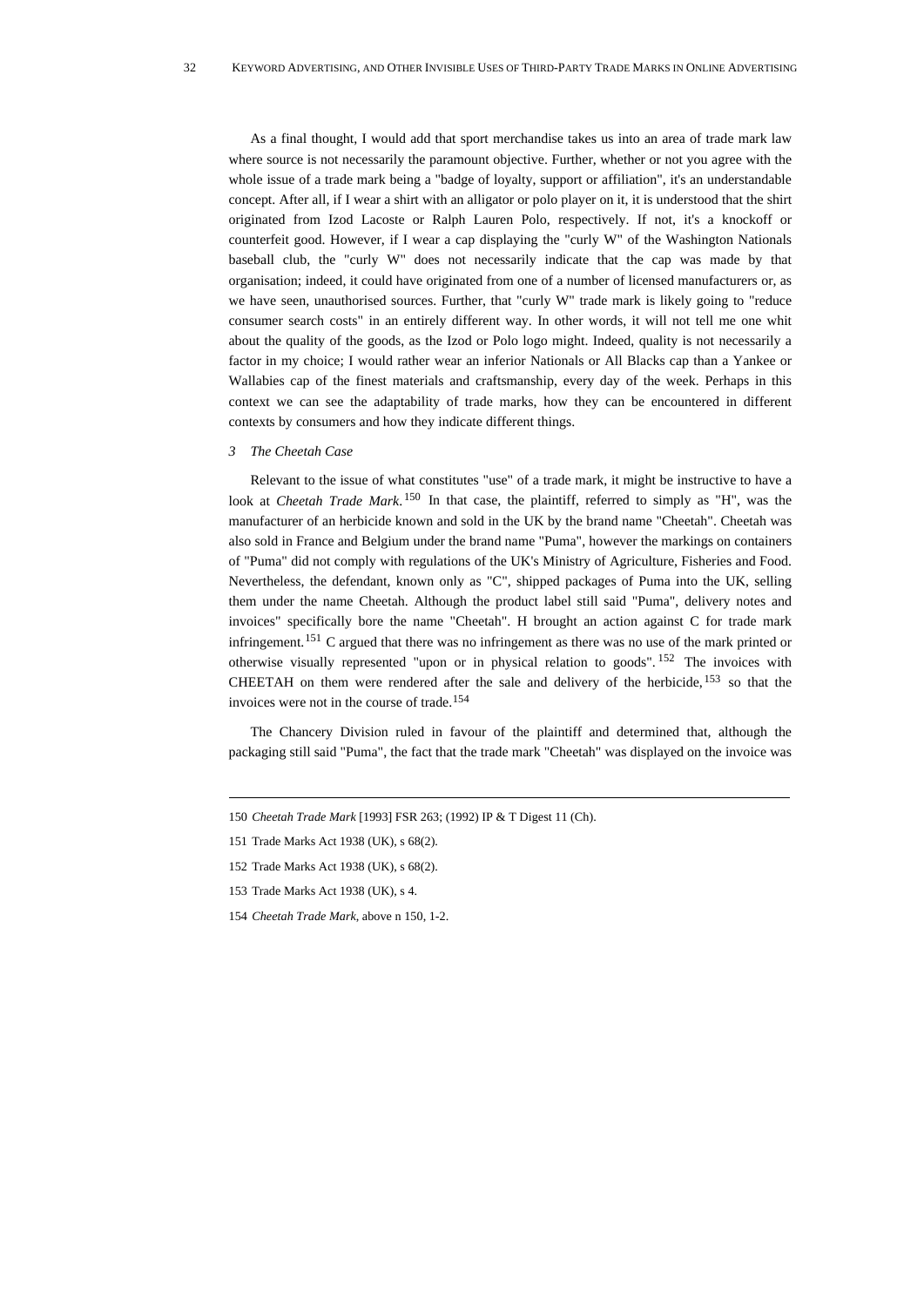As a final thought, I would add that sport merchandise takes us into an area of trade mark law where source is not necessarily the paramount objective. Further, whether or not you agree with the whole issue of a trade mark being a "badge of loyalty, support or affiliation", it's an understandable concept. After all, if I wear a shirt with an alligator or polo player on it, it is understood that the shirt originated from Izod Lacoste or Ralph Lauren Polo, respectively. If not, it's a knockoff or counterfeit good. However, if I wear a cap displaying the "curly W" of the Washington Nationals baseball club, the "curly W" does not necessarily indicate that the cap was made by that organisation; indeed, it could have originated from one of a number of licensed manufacturers or, as we have seen, unauthorised sources. Further, that "curly W" trade mark is likely going to "reduce consumer search costs" in an entirely different way. In other words, it will not tell me one whit about the quality of the goods, as the Izod or Polo logo might. Indeed, quality is not necessarily a factor in my choice; I would rather wear an inferior Nationals or All Blacks cap than a Yankee or Wallabies cap of the finest materials and craftsmanship, every day of the week. Perhaps in this context we can see the adaptability of trade marks, how they can be encountered in different contexts by consumers and how they indicate different things.

### *3 The Cheetah Case*

Relevant to the issue of what constitutes "use" of a trade mark, it might be instructive to have a look at *Cheetah Trade Mark*.[150] In that case, the plaintiff, referred to simply as "H", was the manufacturer of an herbicide known and sold in the UK by the brand name "Cheetah". Cheetah was also sold in France and Belgium under the brand name "Puma", however the markings on containers of "Puma" did not comply with regulations of the UK's Ministry of Agriculture, Fisheries and Food. Nevertheless, the defendant, known only as "C", shipped packages of Puma into the UK, selling them under the name Cheetah. Although the product label still said "Puma", delivery notes and invoices" specifically bore the name "Cheetah". H brought an action against C for trade mark infringement.[151] C argued that there was no infringement as there was no use of the mark printed or otherwise visually represented "upon or in physical relation to goods".[152] The invoices with CHEETAH on them were rendered after the sale and delivery of the herbicide,[153] so that the invoices were not in the course of trade.[154]

The Chancery Division ruled in favour of the plaintiff and determined that, although the packaging still said "Puma", the fact that the trade mark "Cheetah" was displayed on the invoice was

---

150 *Cheetah Trade Mark* [1993] FSR 263; (1992) IP & T Digest 11 (Ch).

151 Trade Marks Act 1938 (UK), s 68(2).

152 Trade Marks Act 1938 (UK), s 68(2).

153 Trade Marks Act 1938 (UK), s 4.

154 *Cheetah Trade Mark*, above n 150, 1-2.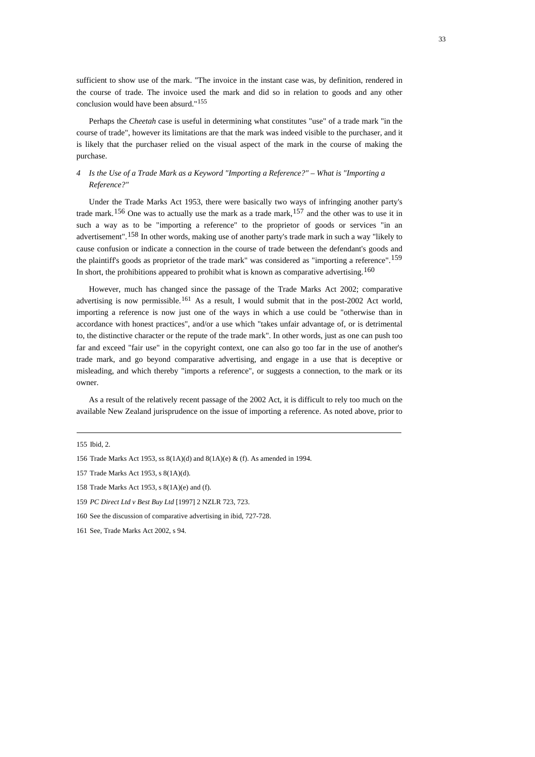sufficient to show use of the mark. "The invoice in the instant case was, by definition, rendered in the course of trade. The invoice used the mark and did so in relation to goods and any other conclusion would have been absurd."[155]

Perhaps the *Cheetah* case is useful in determining what constitutes "use" of a trade mark "in the course of trade", however its limitations are that the mark was indeed visible to the purchaser, and it is likely that the purchaser relied on the visual aspect of the mark in the course of making the purchase.

### *4 Is the Use of a Trade Mark as a Keyword "Importing a Reference?" – What is "Importing a Reference?"*

Under the Trade Marks Act 1953, there were basically two ways of infringing another party's trade mark.[156] One was to actually use the mark as a trade mark,[157] and the other was to use it in such a way as to be "importing a reference" to the proprietor of goods or services "in an advertisement".[158] In other words, making use of another party's trade mark in such a way "likely to cause confusion or indicate a connection in the course of trade between the defendant's goods and the plaintiff's goods as proprietor of the trade mark" was considered as "importing a reference".[159] In short, the prohibitions appeared to prohibit what is known as comparative advertising.[160]

However, much has changed since the passage of the Trade Marks Act 2002; comparative advertising is now permissible.[161] As a result, I would submit that in the post-2002 Act world, importing a reference is now just one of the ways in which a use could be "otherwise than in accordance with honest practices", and/or a use which "takes unfair advantage of, or is detrimental to, the distinctive character or the repute of the trade mark". In other words, just as one can push too far and exceed "fair use" in the copyright context, one can also go too far in the use of another's trade mark, and go beyond comparative advertising, and engage in a use that is deceptive or misleading, and which thereby "imports a reference", or suggests a connection, to the mark or its owner.

As a result of the relatively recent passage of the 2002 Act, it is difficult to rely too much on the available New Zealand jurisprudence on the issue of importing a reference. As noted above, prior to

---

155 Ibid, 2.

156 Trade Marks Act 1953, ss 8(1A)(d) and 8(1A)(e) & (f). As amended in 1994.

157 Trade Marks Act 1953, s 8(1A)(d).

158 Trade Marks Act 1953, s 8(1A)(e) and (f).

159 *PC Direct Ltd v Best Buy Ltd* [1997] 2 NZLR 723, 723.

160 See the discussion of comparative advertising in ibid, 727-728.

161 See, Trade Marks Act 2002, s 94.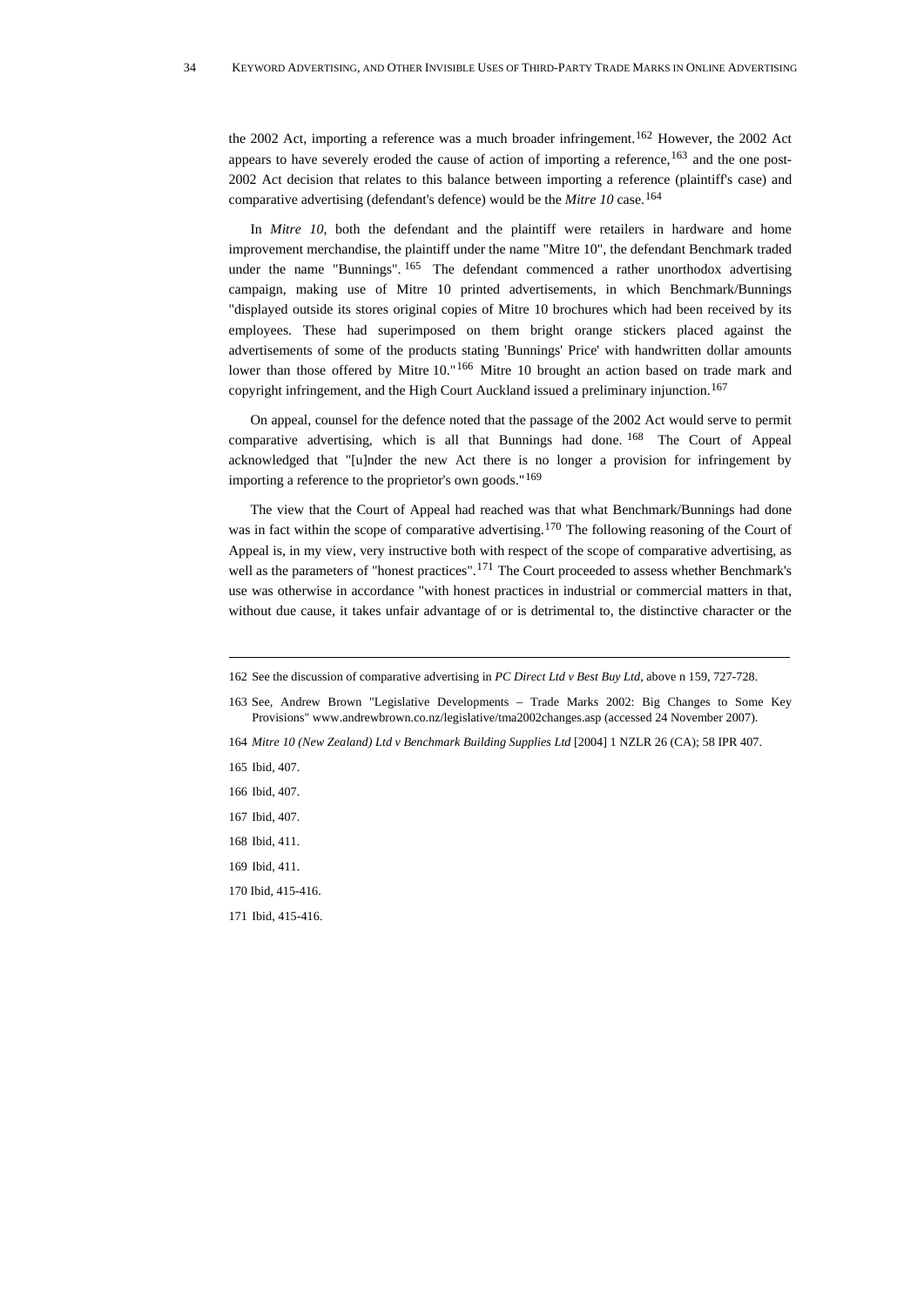the 2002 Act, importing a reference was a much broader infringement.[162] However, the 2002 Act appears to have severely eroded the cause of action of importing a reference,[163] and the one post-2002 Act decision that relates to this balance between importing a reference (plaintiff's case) and comparative advertising (defendant's defence) would be the *Mitre 10* case.[164]

In *Mitre 10*, both the defendant and the plaintiff were retailers in hardware and home improvement merchandise, the plaintiff under the name "Mitre 10", the defendant Benchmark traded under the name "Bunnings".[165] The defendant commenced a rather unorthodox advertising campaign, making use of Mitre 10 printed advertisements, in which Benchmark/Bunnings "displayed outside its stores original copies of Mitre 10 brochures which had been received by its employees. These had superimposed on them bright orange stickers placed against the advertisements of some of the products stating 'Bunnings' Price' with handwritten dollar amounts lower than those offered by Mitre 10."[166] Mitre 10 brought an action based on trade mark and copyright infringement, and the High Court Auckland issued a preliminary injunction.[167]

On appeal, counsel for the defence noted that the passage of the 2002 Act would serve to permit comparative advertising, which is all that Bunnings had done.[168] The Court of Appeal acknowledged that "[u]nder the new Act there is no longer a provision for infringement by importing a reference to the proprietor's own goods."[169]

The view that the Court of Appeal had reached was that what Benchmark/Bunnings had done was in fact within the scope of comparative advertising.[170] The following reasoning of the Court of Appeal is, in my view, very instructive both with respect of the scope of comparative advertising, as well as the parameters of "honest practices".[171] The Court proceeded to assess whether Benchmark's use was otherwise in accordance "with honest practices in industrial or commercial matters in that, without due cause, it takes unfair advantage of or is detrimental to, the distinctive character or the

---

162 See the discussion of comparative advertising in *PC Direct Ltd v Best Buy Ltd*, above n 159, 727-728.

163 See, Andrew Brown "Legislative Developments – Trade Marks 2002: Big Changes to Some Key Provisions" www.andrewbrown.co.nz/legislative/tma2002changes.asp (accessed 24 November 2007).

164 *Mitre 10 (New Zealand) Ltd v Benchmark Building Supplies Ltd* [2004] 1 NZLR 26 (CA); 58 IPR 407.

165 Ibid, 407.

166 Ibid, 407.

167 Ibid, 407.

168 Ibid, 411.

169 Ibid, 411.

170 Ibid, 415-416.

171 Ibid, 415-416.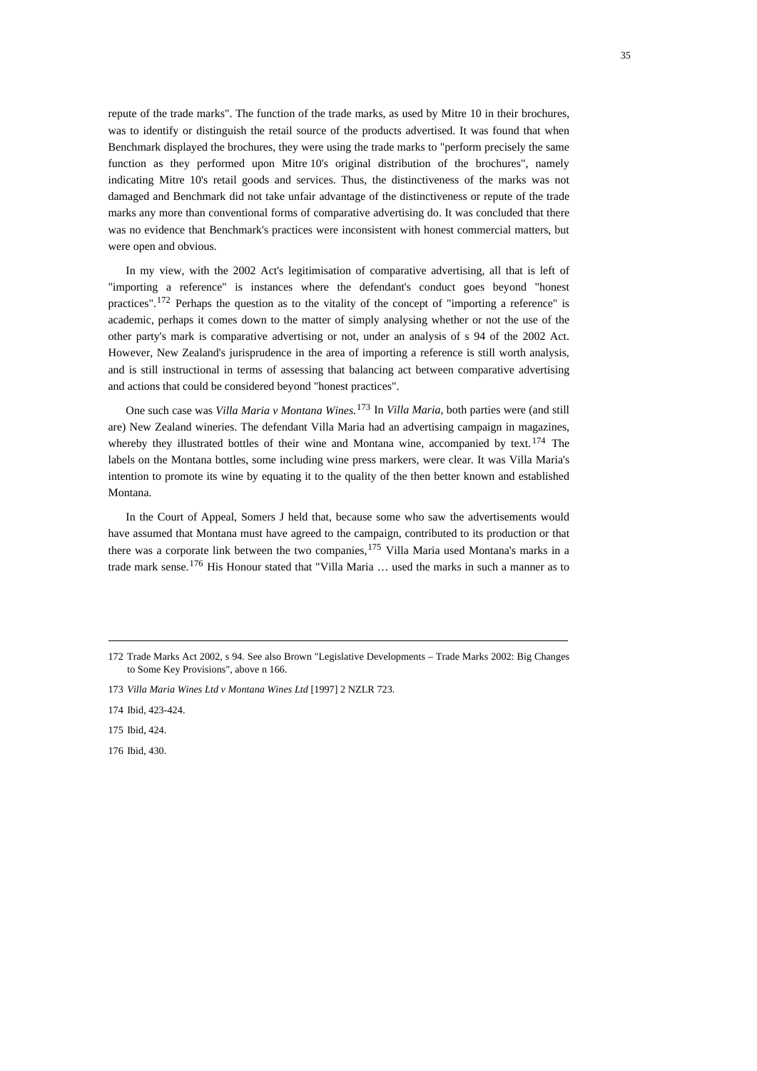repute of the trade marks". The function of the trade marks, as used by Mitre 10 in their brochures, was to identify or distinguish the retail source of the products advertised. It was found that when Benchmark displayed the brochures, they were using the trade marks to "perform precisely the same function as they performed upon Mitre 10's original distribution of the brochures", namely indicating Mitre 10's retail goods and services. Thus, the distinctiveness of the marks was not damaged and Benchmark did not take unfair advantage of the distinctiveness or repute of the trade marks any more than conventional forms of comparative advertising do. It was concluded that there was no evidence that Benchmark's practices were inconsistent with honest commercial matters, but were open and obvious.

In my view, with the 2002 Act's legitimisation of comparative advertising, all that is left of "importing a reference" is instances where the defendant's conduct goes beyond "honest practices".[172] Perhaps the question as to the vitality of the concept of "importing a reference" is academic, perhaps it comes down to the matter of simply analysing whether or not the use of the other party's mark is comparative advertising or not, under an analysis of s 94 of the 2002 Act. However, New Zealand's jurisprudence in the area of importing a reference is still worth analysis, and is still instructional in terms of assessing that balancing act between comparative advertising and actions that could be considered beyond "honest practices".

One such case was *Villa Maria v Montana Wines.*[173] In *Villa Maria*, both parties were (and still are) New Zealand wineries. The defendant Villa Maria had an advertising campaign in magazines, whereby they illustrated bottles of their wine and Montana wine, accompanied by text.[174] The labels on the Montana bottles, some including wine press markers, were clear. It was Villa Maria's intention to promote its wine by equating it to the quality of the then better known and established Montana.

In the Court of Appeal, Somers J held that, because some who saw the advertisements would have assumed that Montana must have agreed to the campaign, contributed to its production or that there was a corporate link between the two companies,[175] Villa Maria used Montana's marks in a trade mark sense.[176] His Honour stated that "Villa Maria … used the marks in such a manner as to

---

172 Trade Marks Act 2002, s 94. See also Brown "Legislative Developments – Trade Marks 2002: Big Changes to Some Key Provisions", above n 166.

173 *Villa Maria Wines Ltd v Montana Wines Ltd* [1997] 2 NZLR 723.

174 Ibid, 423-424.

175 Ibid, 424.

176 Ibid, 430.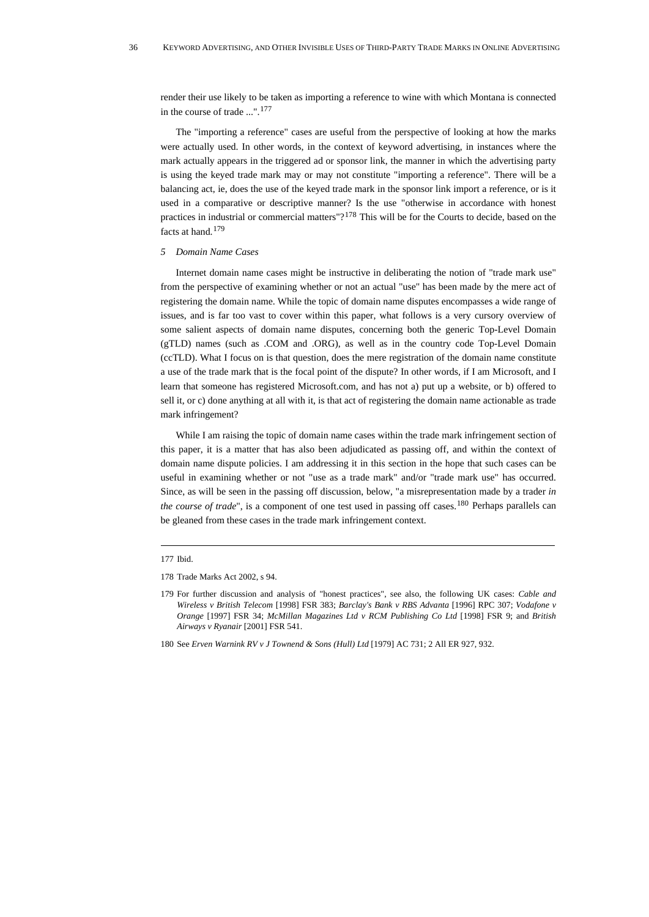render their use likely to be taken as importing a reference to wine with which Montana is connected in the course of trade ...".[177]

The "importing a reference" cases are useful from the perspective of looking at how the marks were actually used. In other words, in the context of keyword advertising, in instances where the mark actually appears in the triggered ad or sponsor link, the manner in which the advertising party is using the keyed trade mark may or may not constitute "importing a reference". There will be a balancing act, ie, does the use of the keyed trade mark in the sponsor link import a reference, or is it used in a comparative or descriptive manner? Is the use "otherwise in accordance with honest practices in industrial or commercial matters"?[178] This will be for the Courts to decide, based on the facts at hand.[179]

### *5 Domain Name Cases*

Internet domain name cases might be instructive in deliberating the notion of "trade mark use" from the perspective of examining whether or not an actual "use" has been made by the mere act of registering the domain name. While the topic of domain name disputes encompasses a wide range of issues, and is far too vast to cover within this paper, what follows is a very cursory overview of some salient aspects of domain name disputes, concerning both the generic Top-Level Domain (gTLD) names (such as .COM and .ORG), as well as in the country code Top-Level Domain (ccTLD). What I focus on is that question, does the mere registration of the domain name constitute a use of the trade mark that is the focal point of the dispute? In other words, if I am Microsoft, and I learn that someone has registered Microsoft.com, and has not a) put up a website, or b) offered to sell it, or c) done anything at all with it, is that act of registering the domain name actionable as trade mark infringement?

While I am raising the topic of domain name cases within the trade mark infringement section of this paper, it is a matter that has also been adjudicated as passing off, and within the context of domain name dispute policies. I am addressing it in this section in the hope that such cases can be useful in examining whether or not "use as a trade mark" and/or "trade mark use" has occurred. Since, as will be seen in the passing off discussion, below, "a misrepresentation made by a trader *in the course of trade*", is a component of one test used in passing off cases.[180] Perhaps parallels can be gleaned from these cases in the trade mark infringement context.

---

177 Ibid.

178 Trade Marks Act 2002, s 94.

179 For further discussion and analysis of "honest practices", see also, the following UK cases: *Cable and Wireless v British Telecom* [1998] FSR 383; *Barclay's Bank v RBS Advanta* [1996] RPC 307; *Vodafone v Orange* [1997] FSR 34; *McMillan Magazines Ltd v RCM Publishing Co Ltd* [1998] FSR 9; and *British Airways v Ryanair* [2001] FSR 541.

180 See *Erven Warnink RV v J Townend & Sons (Hull) Ltd* [1979] AC 731; 2 All ER 927, 932.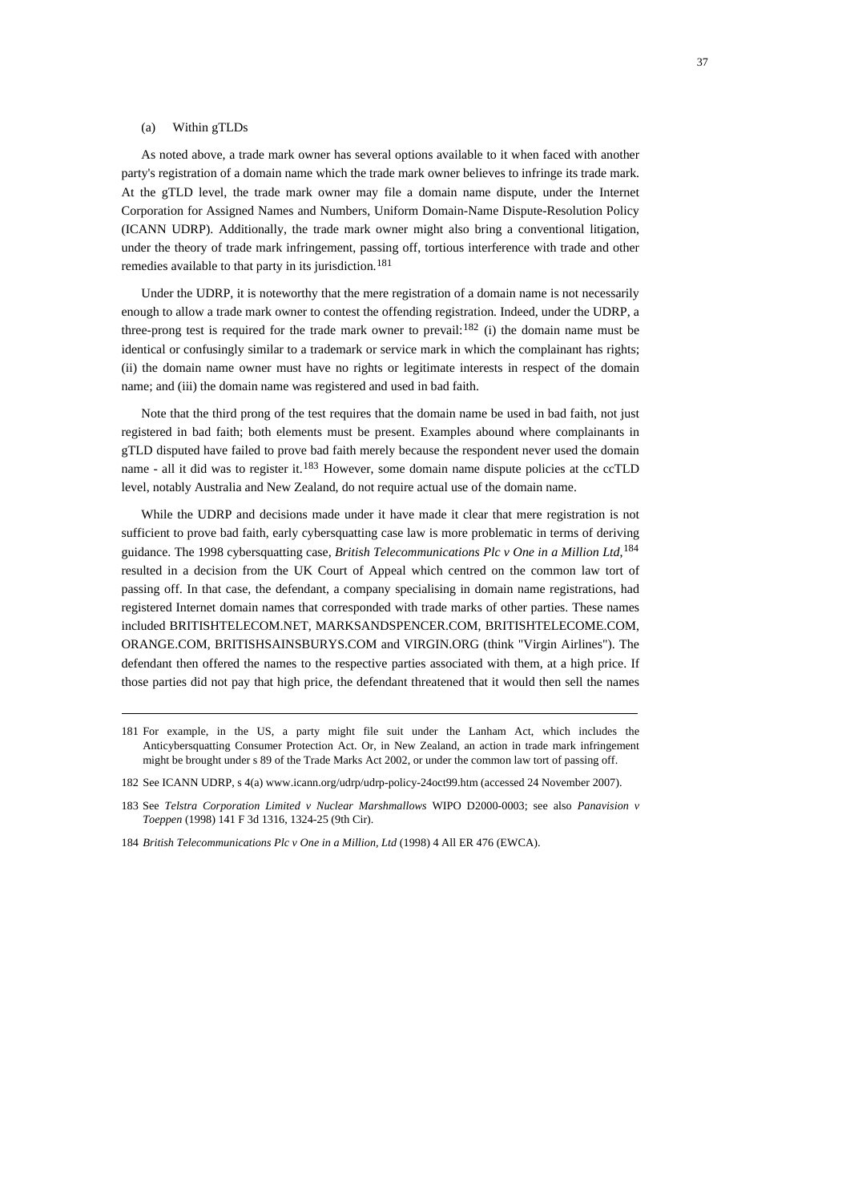(a) Within gTLDs

As noted above, a trade mark owner has several options available to it when faced with another party's registration of a domain name which the trade mark owner believes to infringe its trade mark. At the gTLD level, the trade mark owner may file a domain name dispute, under the Internet Corporation for Assigned Names and Numbers, Uniform Domain-Name Dispute-Resolution Policy (ICANN UDRP). Additionally, the trade mark owner might also bring a conventional litigation, under the theory of trade mark infringement, passing off, tortious interference with trade and other remedies available to that party in its jurisdiction.[181]

Under the UDRP, it is noteworthy that the mere registration of a domain name is not necessarily enough to allow a trade mark owner to contest the offending registration. Indeed, under the UDRP, a three-prong test is required for the trade mark owner to prevail:[182] (i) the domain name must be identical or confusingly similar to a trademark or service mark in which the complainant has rights; (ii) the domain name owner must have no rights or legitimate interests in respect of the domain name; and (iii) the domain name was registered and used in bad faith.

Note that the third prong of the test requires that the domain name be used in bad faith, not just registered in bad faith; both elements must be present. Examples abound where complainants in gTLD disputed have failed to prove bad faith merely because the respondent never used the domain name - all it did was to register it.[183] However, some domain name dispute policies at the ccTLD level, notably Australia and New Zealand, do not require actual use of the domain name.

While the UDRP and decisions made under it have made it clear that mere registration is not sufficient to prove bad faith, early cybersquatting case law is more problematic in terms of deriving guidance. The 1998 cybersquatting case, *British Telecommunications Plc v One in a Million Ltd*,[184] resulted in a decision from the UK Court of Appeal which centred on the common law tort of passing off. In that case, the defendant, a company specialising in domain name registrations, had registered Internet domain names that corresponded with trade marks of other parties. These names included BRITISHTELECOM.NET, MARKSANDSPENCER.COM, BRITISHTELECOME.COM, ORANGE.COM, BRITISHSAINSBURYS.COM and VIRGIN.ORG (think "Virgin Airlines"). The defendant then offered the names to the respective parties associated with them, at a high price. If those parties did not pay that high price, the defendant threatened that it would then sell the names

---

181 For example, in the US, a party might file suit under the Lanham Act, which includes the Anticybersquatting Consumer Protection Act. Or, in New Zealand, an action in trade mark infringement might be brought under s 89 of the Trade Marks Act 2002, or under the common law tort of passing off.

182 See ICANN UDRP, s 4(a) www.icann.org/udrp/udrp-policy-24oct99.htm (accessed 24 November 2007).

183 See *Telstra Corporation Limited v Nuclear Marshmallows* WIPO D2000-0003; see also *Panavision v Toeppen* (1998) 141 F 3d 1316, 1324-25 (9th Cir).

184 *British Telecommunications Plc v One in a Million, Ltd* (1998) 4 All ER 476 (EWCA).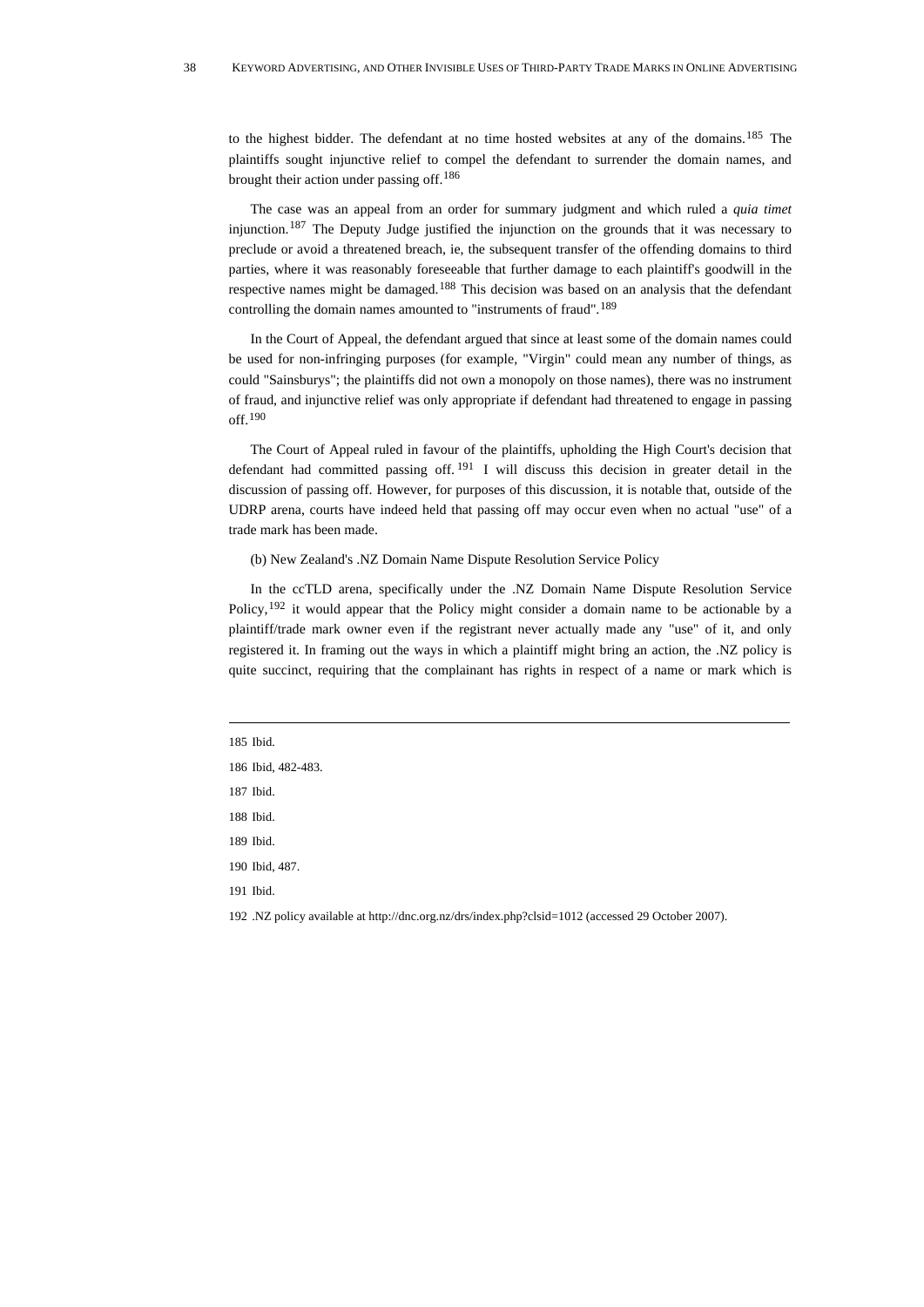to the highest bidder. The defendant at no time hosted websites at any of the domains.[185] The plaintiffs sought injunctive relief to compel the defendant to surrender the domain names, and brought their action under passing off.[186]

The case was an appeal from an order for summary judgment and which ruled a *quia timet* injunction.[187] The Deputy Judge justified the injunction on the grounds that it was necessary to preclude or avoid a threatened breach, ie, the subsequent transfer of the offending domains to third parties, where it was reasonably foreseeable that further damage to each plaintiff's goodwill in the respective names might be damaged.[188] This decision was based on an analysis that the defendant controlling the domain names amounted to "instruments of fraud".[189]

In the Court of Appeal, the defendant argued that since at least some of the domain names could be used for non-infringing purposes (for example, "Virgin" could mean any number of things, as could "Sainsburys"; the plaintiffs did not own a monopoly on those names), there was no instrument of fraud, and injunctive relief was only appropriate if defendant had threatened to engage in passing off.[190]

The Court of Appeal ruled in favour of the plaintiffs, upholding the High Court's decision that defendant had committed passing off.[191] I will discuss this decision in greater detail in the discussion of passing off. However, for purposes of this discussion, it is notable that, outside of the UDRP arena, courts have indeed held that passing off may occur even when no actual "use" of a trade mark has been made.

(b) New Zealand's .NZ Domain Name Dispute Resolution Service Policy

In the ccTLD arena, specifically under the .NZ Domain Name Dispute Resolution Service Policy,[192] it would appear that the Policy might consider a domain name to be actionable by a plaintiff/trade mark owner even if the registrant never actually made any "use" of it, and only registered it. In framing out the ways in which a plaintiff might bring an action, the .NZ policy is quite succinct, requiring that the complainant has rights in respect of a name or mark which is

---

185 Ibid.

186 Ibid, 482-483.

187 Ibid.

188 Ibid.

189 Ibid.

190 Ibid, 487.

191 Ibid.

192 .NZ policy available at http://dnc.org.nz/drs/index.php?clsid=1012 (accessed 29 October 2007).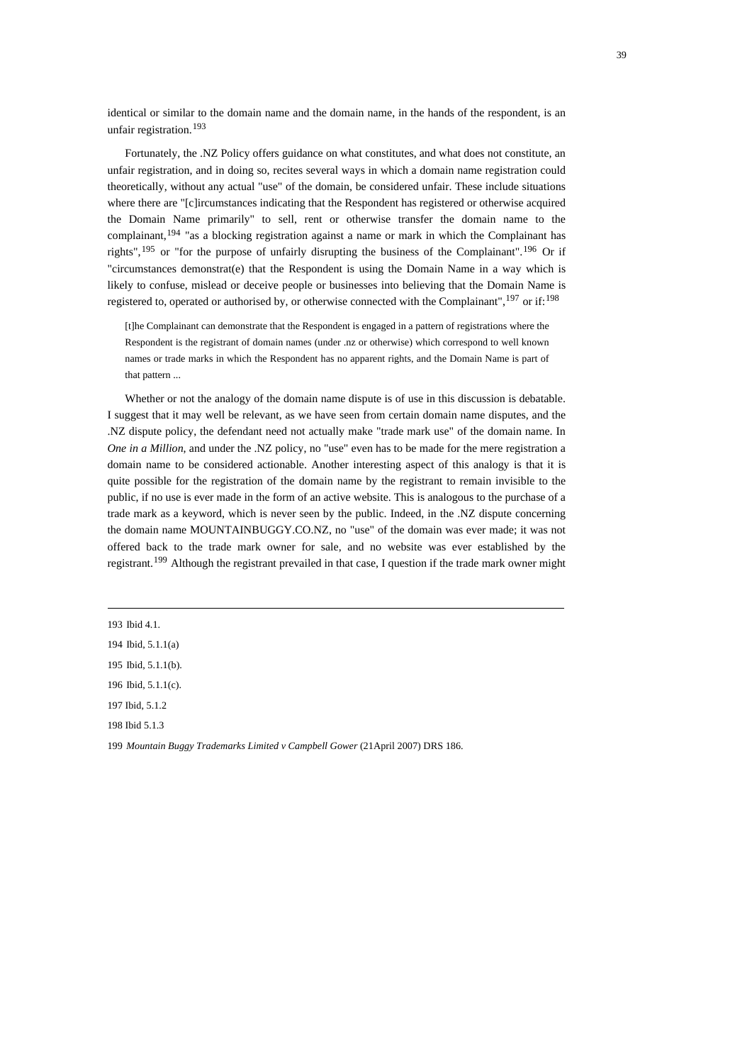identical or similar to the domain name and the domain name, in the hands of the respondent, is an unfair registration.[193]

Fortunately, the .NZ Policy offers guidance on what constitutes, and what does not constitute, an unfair registration, and in doing so, recites several ways in which a domain name registration could theoretically, without any actual "use" of the domain, be considered unfair. These include situations where there are "[c]ircumstances indicating that the Respondent has registered or otherwise acquired the Domain Name primarily" to sell, rent or otherwise transfer the domain name to the complainant,[194] "as a blocking registration against a name or mark in which the Complainant has rights",[195] or "for the purpose of unfairly disrupting the business of the Complainant".[196] Or if "circumstances demonstrat(e) that the Respondent is using the Domain Name in a way which is likely to confuse, mislead or deceive people or businesses into believing that the Domain Name is registered to, operated or authorised by, or otherwise connected with the Complainant",[197] or if:[198]

> [t]he Complainant can demonstrate that the Respondent is engaged in a pattern of registrations where the Respondent is the registrant of domain names (under .nz or otherwise) which correspond to well known names or trade marks in which the Respondent has no apparent rights, and the Domain Name is part of that pattern ...

Whether or not the analogy of the domain name dispute is of use in this discussion is debatable. I suggest that it may well be relevant, as we have seen from certain domain name disputes, and the .NZ dispute policy, the defendant need not actually make "trade mark use" of the domain name. In *One in a Million*, and under the .NZ policy, no "use" even has to be made for the mere registration a domain name to be considered actionable. Another interesting aspect of this analogy is that it is quite possible for the registration of the domain name by the registrant to remain invisible to the public, if no use is ever made in the form of an active website. This is analogous to the purchase of a trade mark as a keyword, which is never seen by the public. Indeed, in the .NZ dispute concerning the domain name MOUNTAINBUGGY.CO.NZ, no "use" of the domain was ever made; it was not offered back to the trade mark owner for sale, and no website was ever established by the registrant.[199] Although the registrant prevailed in that case, I question if the trade mark owner might

---

193 Ibid 4.1.

194 Ibid, 5.1.1(a)

195 Ibid, 5.1.1(b).

196 Ibid, 5.1.1(c).

197 Ibid, 5.1.2

198 Ibid 5.1.3

199 *Mountain Buggy Trademarks Limited v Campbell Gower* (21April 2007) DRS 186.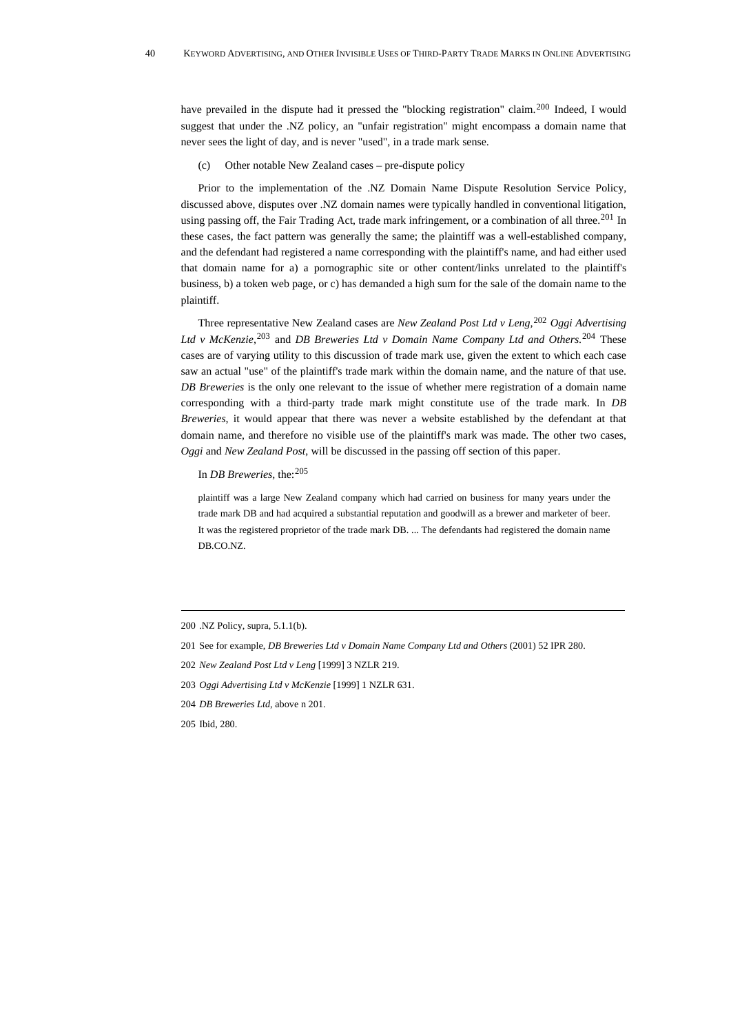have prevailed in the dispute had it pressed the "blocking registration" claim.[200] Indeed, I would suggest that under the .NZ policy, an "unfair registration" might encompass a domain name that never sees the light of day, and is never "used", in a trade mark sense.

(c) Other notable New Zealand cases – pre-dispute policy

Prior to the implementation of the .NZ Domain Name Dispute Resolution Service Policy, discussed above, disputes over .NZ domain names were typically handled in conventional litigation, using passing off, the Fair Trading Act, trade mark infringement, or a combination of all three.[201] In these cases, the fact pattern was generally the same; the plaintiff was a well-established company, and the defendant had registered a name corresponding with the plaintiff's name, and had either used that domain name for a) a pornographic site or other content/links unrelated to the plaintiff's business, b) a token web page, or c) has demanded a high sum for the sale of the domain name to the plaintiff.

Three representative New Zealand cases are *New Zealand Post Ltd v Leng*,[202] *Oggi Advertising Ltd v McKenzie*,[203] and *DB Breweries Ltd v Domain Name Company Ltd and Others*.[204] These cases are of varying utility to this discussion of trade mark use, given the extent to which each case saw an actual "use" of the plaintiff's trade mark within the domain name, and the nature of that use. *DB Breweries* is the only one relevant to the issue of whether mere registration of a domain name corresponding with a third-party trade mark might constitute use of the trade mark. In *DB Breweries*, it would appear that there was never a website established by the defendant at that domain name, and therefore no visible use of the plaintiff's mark was made. The other two cases, *Oggi* and *New Zealand Post*, will be discussed in the passing off section of this paper.

In *DB Breweries*, the:[205]

> plaintiff was a large New Zealand company which had carried on business for many years under the trade mark DB and had acquired a substantial reputation and goodwill as a brewer and marketer of beer. It was the registered proprietor of the trade mark DB. ... The defendants had registered the domain name DB.CO.NZ.

---

200 .NZ Policy, supra, 5.1.1(b).

201 See for example, *DB Breweries Ltd v Domain Name Company Ltd and Others* (2001) 52 IPR 280.

202 *New Zealand Post Ltd v Leng* [1999] 3 NZLR 219.

203 *Oggi Advertising Ltd v McKenzie* [1999] 1 NZLR 631.

204 *DB Breweries Ltd*, above n 201.

205 Ibid, 280.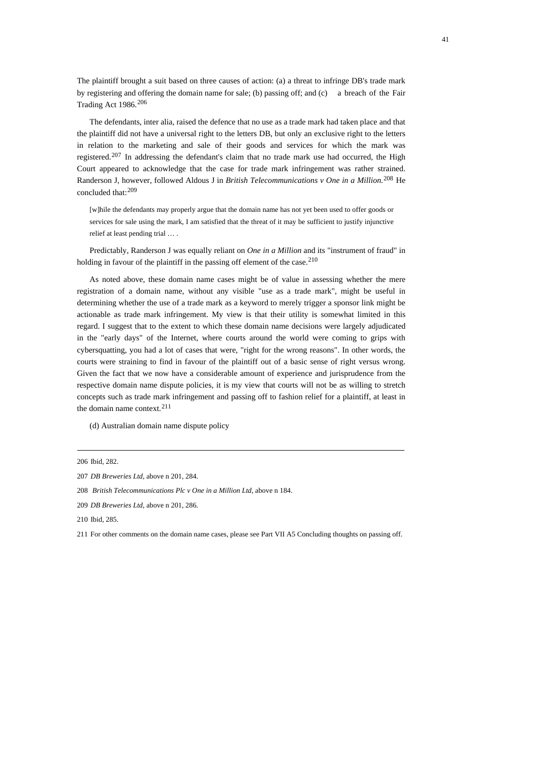The plaintiff brought a suit based on three causes of action: (a) a threat to infringe DB's trade mark by registering and offering the domain name for sale; (b) passing off; and (c) a breach of the Fair Trading Act 1986.[206]

The defendants, inter alia, raised the defence that no use as a trade mark had taken place and that the plaintiff did not have a universal right to the letters DB, but only an exclusive right to the letters in relation to the marketing and sale of their goods and services for which the mark was registered.[207] In addressing the defendant's claim that no trade mark use had occurred, the High Court appeared to acknowledge that the case for trade mark infringement was rather strained. Randerson J, however, followed Aldous J in *British Telecommunications v One in a Million.*[208] He concluded that:[209]

> [w]hile the defendants may properly argue that the domain name has not yet been used to offer goods or services for sale using the mark, I am satisfied that the threat of it may be sufficient to justify injunctive relief at least pending trial … .

Predictably, Randerson J was equally reliant on *One in a Million* and its "instrument of fraud" in holding in favour of the plaintiff in the passing off element of the case.[210]

As noted above, these domain name cases might be of value in assessing whether the mere registration of a domain name, without any visible "use as a trade mark", might be useful in determining whether the use of a trade mark as a keyword to merely trigger a sponsor link might be actionable as trade mark infringement. My view is that their utility is somewhat limited in this regard. I suggest that to the extent to which these domain name decisions were largely adjudicated in the "early days" of the Internet, where courts around the world were coming to grips with cybersquatting, you had a lot of cases that were, "right for the wrong reasons". In other words, the courts were straining to find in favour of the plaintiff out of a basic sense of right versus wrong. Given the fact that we now have a considerable amount of experience and jurisprudence from the respective domain name dispute policies, it is my view that courts will not be as willing to stretch concepts such as trade mark infringement and passing off to fashion relief for a plaintiff, at least in the domain name context.[211]

(d) Australian domain name dispute policy

---

206 Ibid, 282.

207 *DB Breweries Ltd*, above n 201, 284.

208 *British Telecommunications Plc v One in a Million Ltd*, above n 184.

209 *DB Breweries Ltd*, above n 201, 286.

210 Ibid, 285.

211 For other comments on the domain name cases, please see Part VII A5 Concluding thoughts on passing off.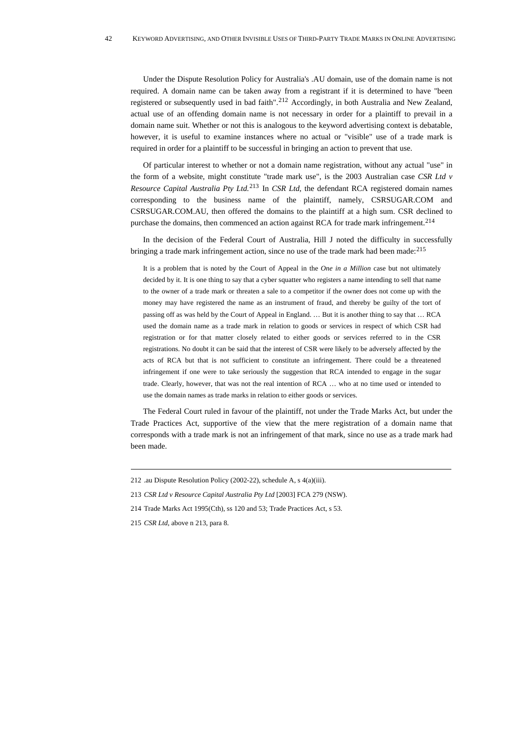Under the Dispute Resolution Policy for Australia's .AU domain, use of the domain name is not required. A domain name can be taken away from a registrant if it is determined to have "been registered or subsequently used in bad faith".[212] Accordingly, in both Australia and New Zealand, actual use of an offending domain name is not necessary in order for a plaintiff to prevail in a domain name suit. Whether or not this is analogous to the keyword advertising context is debatable, however, it is useful to examine instances where no actual or "visible" use of a trade mark is required in order for a plaintiff to be successful in bringing an action to prevent that use.

Of particular interest to whether or not a domain name registration, without any actual "use" in the form of a website, might constitute "trade mark use", is the 2003 Australian case *CSR Ltd v Resource Capital Australia Pty Ltd.*[213] In *CSR Ltd*, the defendant RCA registered domain names corresponding to the business name of the plaintiff, namely, CSRSUGAR.COM and CSRSUGAR.COM.AU, then offered the domains to the plaintiff at a high sum. CSR declined to purchase the domains, then commenced an action against RCA for trade mark infringement.[214]

In the decision of the Federal Court of Australia, Hill J noted the difficulty in successfully bringing a trade mark infringement action, since no use of the trade mark had been made:[215]

> It is a problem that is noted by the Court of Appeal in the *One in a Million* case but not ultimately decided by it. It is one thing to say that a cyber squatter who registers a name intending to sell that name to the owner of a trade mark or threaten a sale to a competitor if the owner does not come up with the money may have registered the name as an instrument of fraud, and thereby be guilty of the tort of passing off as was held by the Court of Appeal in England. … But it is another thing to say that … RCA used the domain name as a trade mark in relation to goods or services in respect of which CSR had registration or for that matter closely related to either goods or services referred to in the CSR registrations. No doubt it can be said that the interest of CSR were likely to be adversely affected by the acts of RCA but that is not sufficient to constitute an infringement. There could be a threatened infringement if one were to take seriously the suggestion that RCA intended to engage in the sugar trade. Clearly, however, that was not the real intention of RCA … who at no time used or intended to use the domain names as trade marks in relation to either goods or services.

The Federal Court ruled in favour of the plaintiff, not under the Trade Marks Act, but under the Trade Practices Act, supportive of the view that the mere registration of a domain name that corresponds with a trade mark is not an infringement of that mark, since no use as a trade mark had been made.

---

212 .au Dispute Resolution Policy (2002-22), schedule A, s 4(a)(iii).

213 *CSR Ltd v Resource Capital Australia Pty Ltd* [2003] FCA 279 (NSW).

214 Trade Marks Act 1995(Cth), ss 120 and 53; Trade Practices Act, s 53.

215 *CSR Ltd*, above n 213, para 8.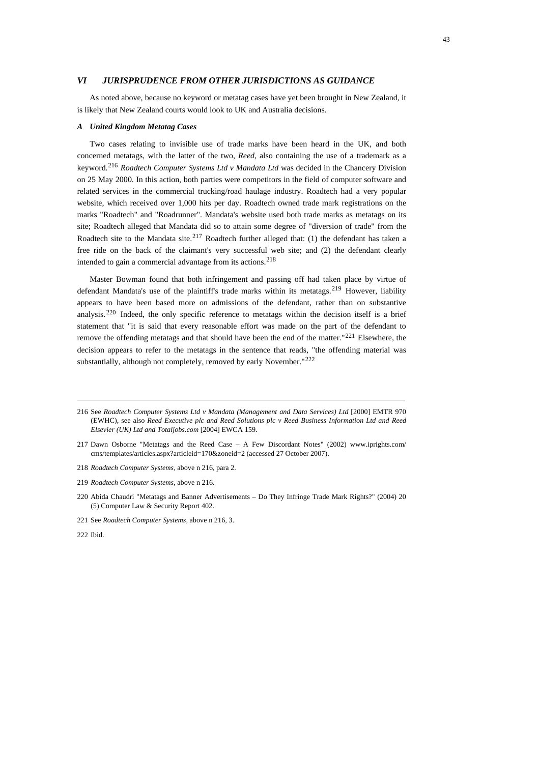## *VI JURISPRUDENCE FROM OTHER JURISDICTIONS AS GUIDANCE*

As noted above, because no keyword or metatag cases have yet been brought in New Zealand, it is likely that New Zealand courts would look to UK and Australia decisions.

### *A United Kingdom Metatag Cases*

Two cases relating to invisible use of trade marks have been heard in the UK, and both concerned metatags, with the latter of the two, *Reed*, also containing the use of a trademark as a keyword.[216] *Roadtech Computer Systems Ltd v Mandata Ltd* was decided in the Chancery Division on 25 May 2000. In this action, both parties were competitors in the field of computer software and related services in the commercial trucking/road haulage industry. Roadtech had a very popular website, which received over 1,000 hits per day. Roadtech owned trade mark registrations on the marks "Roadtech" and "Roadrunner". Mandata's website used both trade marks as metatags on its site; Roadtech alleged that Mandata did so to attain some degree of "diversion of trade" from the Roadtech site to the Mandata site.[217] Roadtech further alleged that: (1) the defendant has taken a free ride on the back of the claimant's very successful web site; and (2) the defendant clearly intended to gain a commercial advantage from its actions.[218]

Master Bowman found that both infringement and passing off had taken place by virtue of defendant Mandata's use of the plaintiff's trade marks within its metatags.[219] However, liability appears to have been based more on admissions of the defendant, rather than on substantive analysis.[220] Indeed, the only specific reference to metatags within the decision itself is a brief statement that "it is said that every reasonable effort was made on the part of the defendant to remove the offending metatags and that should have been the end of the matter."[221] Elsewhere, the decision appears to refer to the metatags in the sentence that reads, "the offending material was substantially, although not completely, removed by early November."[222]

---

216 See *Roadtech Computer Systems Ltd v Mandata (Management and Data Services) Ltd* [2000] EMTR 970 (EWHC), see also *Reed Executive plc and Reed Solutions plc v Reed Business Information Ltd and Reed Elsevier (UK) Ltd and Totaljobs.com* [2004] EWCA 159.

217 Dawn Osborne "Metatags and the Reed Case – A Few Discordant Notes" (2002) www.iprights.com/cms/templates/articles.aspx?articleid=170&zoneid=2 (accessed 27 October 2007).

218 *Roadtech Computer Systems*, above n 216, para 2.

219 *Roadtech Computer Systems*, above n 216.

220 Abida Chaudri "Metatags and Banner Advertisements – Do They Infringe Trade Mark Rights?" (2004) 20 (5) Computer Law & Security Report 402.

221 See *Roadtech Computer Systems*, above n 216, 3.

222 Ibid.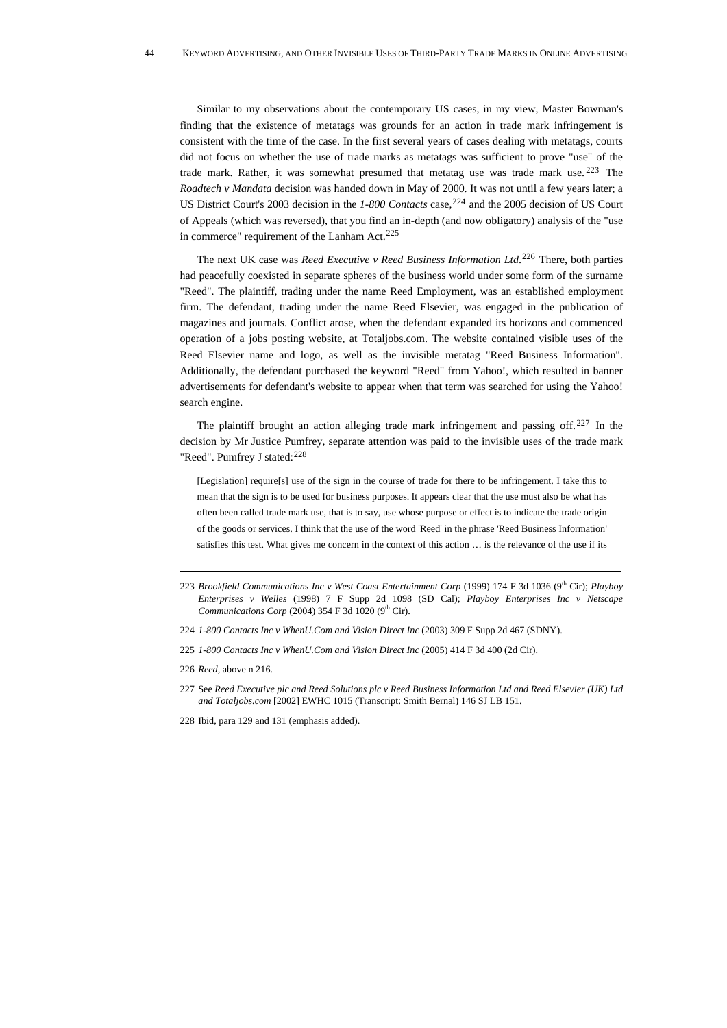Similar to my observations about the contemporary US cases, in my view, Master Bowman's finding that the existence of metatags was grounds for an action in trade mark infringement is consistent with the time of the case. In the first several years of cases dealing with metatags, courts did not focus on whether the use of trade marks as metatags was sufficient to prove "use" of the trade mark. Rather, it was somewhat presumed that metatag use was trade mark use.[223] The *Roadtech v Mandata* decision was handed down in May of 2000. It was not until a few years later; a US District Court's 2003 decision in the *1-800 Contacts* case,[224] and the 2005 decision of US Court of Appeals (which was reversed), that you find an in-depth (and now obligatory) analysis of the "use in commerce" requirement of the Lanham Act.[225]

The next UK case was *Reed Executive v Reed Business Information Ltd*.[226] There, both parties had peacefully coexisted in separate spheres of the business world under some form of the surname "Reed". The plaintiff, trading under the name Reed Employment, was an established employment firm. The defendant, trading under the name Reed Elsevier, was engaged in the publication of magazines and journals. Conflict arose, when the defendant expanded its horizons and commenced operation of a jobs posting website, at Totaljobs.com. The website contained visible uses of the Reed Elsevier name and logo, as well as the invisible metatag "Reed Business Information". Additionally, the defendant purchased the keyword "Reed" from Yahoo!, which resulted in banner advertisements for defendant's website to appear when that term was searched for using the Yahoo! search engine.

The plaintiff brought an action alleging trade mark infringement and passing off.[227] In the decision by Mr Justice Pumfrey, separate attention was paid to the invisible uses of the trade mark "Reed". Pumfrey J stated:[228]

> [Legislation] require[s] use of the sign in the course of trade for there to be infringement. I take this to mean that the sign is to be used for business purposes. It appears clear that the use must also be what has often been called trade mark use, that is to say, use whose purpose or effect is to indicate the trade origin of the goods or services. I think that the use of the word 'Reed' in the phrase 'Reed Business Information' satisfies this test. What gives me concern in the context of this action … is the relevance of the use if its

---

223 *Brookfield Communications Inc v West Coast Entertainment Corp* (1999) 174 F 3d 1036 (9th Cir); *Playboy Enterprises v Welles* (1998) 7 F Supp 2d 1098 (SD Cal); *Playboy Enterprises Inc v Netscape Communications Corp* (2004) 354 F 3d 1020 (9th Cir).

224 *1-800 Contacts Inc v WhenU.Com and Vision Direct Inc* (2003) 309 F Supp 2d 467 (SDNY).

225 *1-800 Contacts Inc v WhenU.Com and Vision Direct Inc* (2005) 414 F 3d 400 (2d Cir).

226 *Reed*, above n 216.

227 See *Reed Executive plc and Reed Solutions plc v Reed Business Information Ltd and Reed Elsevier (UK) Ltd and Totaljobs.com* [2002] EWHC 1015 (Transcript: Smith Bernal) 146 SJ LB 151.

228 Ibid, para 129 and 131 (emphasis added).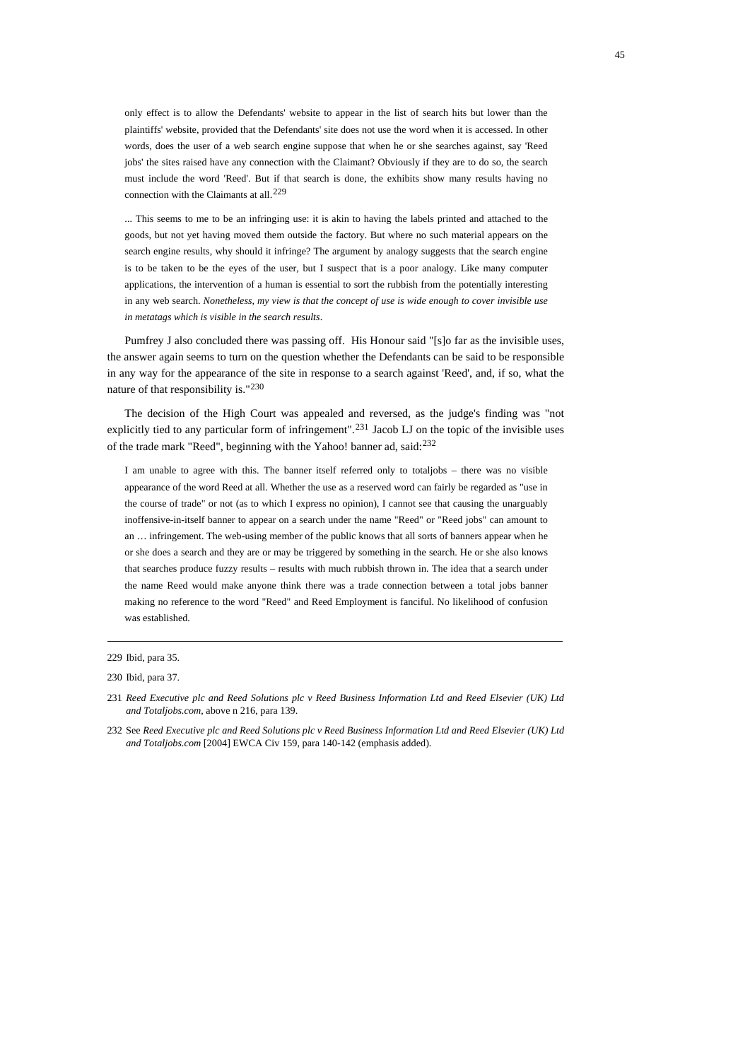> only effect is to allow the Defendants' website to appear in the list of search hits but lower than the plaintiffs' website, provided that the Defendants' site does not use the word when it is accessed. In other words, does the user of a web search engine suppose that when he or she searches against, say 'Reed jobs' the sites raised have any connection with the Claimant? Obviously if they are to do so, the search must include the word 'Reed'. But if that search is done, the exhibits show many results having no connection with the Claimants at all.[229]
>
> ... This seems to me to be an infringing use: it is akin to having the labels printed and attached to the goods, but not yet having moved them outside the factory. But where no such material appears on the search engine results, why should it infringe? The argument by analogy suggests that the search engine is to be taken to be the eyes of the user, but I suspect that is a poor analogy. Like many computer applications, the intervention of a human is essential to sort the rubbish from the potentially interesting in any web search. *Nonetheless, my view is that the concept of use is wide enough to cover invisible use in metatags which is visible in the search results*.

Pumfrey J also concluded there was passing off. His Honour said "[s]o far as the invisible uses, the answer again seems to turn on the question whether the Defendants can be said to be responsible in any way for the appearance of the site in response to a search against 'Reed', and, if so, what the nature of that responsibility is."[230]

The decision of the High Court was appealed and reversed, as the judge's finding was "not explicitly tied to any particular form of infringement".[231] Jacob LJ on the topic of the invisible uses of the trade mark "Reed", beginning with the Yahoo! banner ad, said:[232]

> I am unable to agree with this. The banner itself referred only to totaljobs – there was no visible appearance of the word Reed at all. Whether the use as a reserved word can fairly be regarded as "use in the course of trade" or not (as to which I express no opinion), I cannot see that causing the unarguably inoffensive-in-itself banner to appear on a search under the name "Reed" or "Reed jobs" can amount to an … infringement. The web-using member of the public knows that all sorts of banners appear when he or she does a search and they are or may be triggered by something in the search. He or she also knows that searches produce fuzzy results – results with much rubbish thrown in. The idea that a search under the name Reed would make anyone think there was a trade connection between a total jobs banner making no reference to the word "Reed" and Reed Employment is fanciful. No likelihood of confusion was established.

---

229 Ibid, para 35.

230 Ibid, para 37.

231 *Reed Executive plc and Reed Solutions plc v Reed Business Information Ltd and Reed Elsevier (UK) Ltd and Totaljobs.com*, above n 216, para 139.

232 See *Reed Executive plc and Reed Solutions plc v Reed Business Information Ltd and Reed Elsevier (UK) Ltd and Totaljobs.com* [2004] EWCA Civ 159, para 140-142 (emphasis added).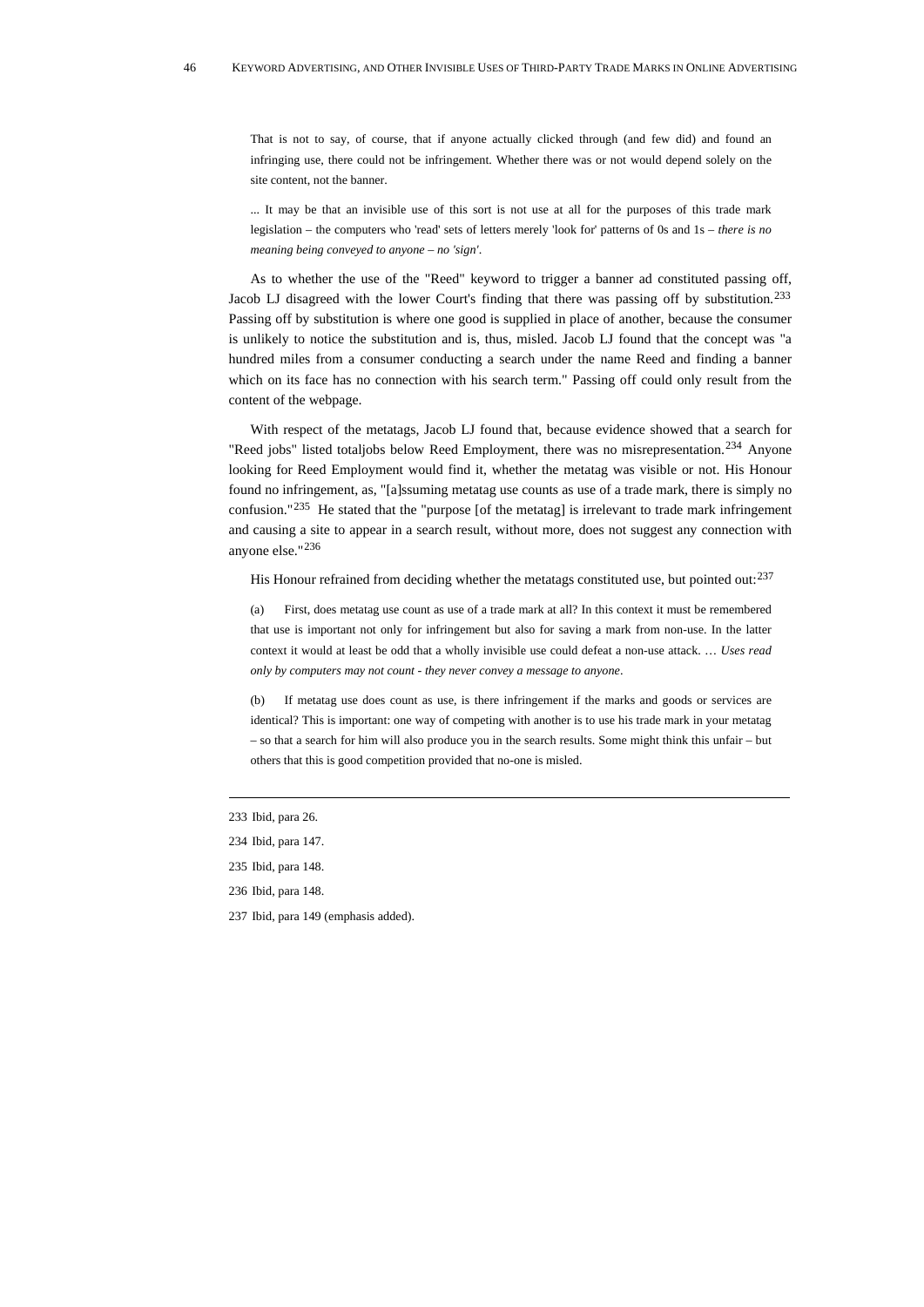> That is not to say, of course, that if anyone actually clicked through (and few did) and found an infringing use, there could not be infringement. Whether there was or not would depend solely on the site content, not the banner.
>
> ... It may be that an invisible use of this sort is not use at all for the purposes of this trade mark legislation – the computers who 'read' sets of letters merely 'look for' patterns of 0s and 1s – *there is no meaning being conveyed to anyone – no 'sign'*.

As to whether the use of the "Reed" keyword to trigger a banner ad constituted passing off, Jacob LJ disagreed with the lower Court's finding that there was passing off by substitution.[233] Passing off by substitution is where one good is supplied in place of another, because the consumer is unlikely to notice the substitution and is, thus, misled. Jacob LJ found that the concept was "a hundred miles from a consumer conducting a search under the name Reed and finding a banner which on its face has no connection with his search term." Passing off could only result from the content of the webpage.

With respect of the metatags, Jacob LJ found that, because evidence showed that a search for "Reed jobs" listed totaljobs below Reed Employment, there was no misrepresentation.[234] Anyone looking for Reed Employment would find it, whether the metatag was visible or not. His Honour found no infringement, as, "[a]ssuming metatag use counts as use of a trade mark, there is simply no confusion."[235] He stated that the "purpose [of the metatag] is irrelevant to trade mark infringement and causing a site to appear in a search result, without more, does not suggest any connection with anyone else."[236]

His Honour refrained from deciding whether the metatags constituted use, but pointed out:[237]

> (a) First, does metatag use count as use of a trade mark at all? In this context it must be remembered that use is important not only for infringement but also for saving a mark from non-use. In the latter context it would at least be odd that a wholly invisible use could defeat a non-use attack. … *Uses read only by computers may not count - they never convey a message to anyone*.
>
> (b) If metatag use does count as use, is there infringement if the marks and goods or services are identical? This is important: one way of competing with another is to use his trade mark in your metatag – so that a search for him will also produce you in the search results. Some might think this unfair – but others that this is good competition provided that no-one is misled.

---

233 Ibid, para 26.

234 Ibid, para 147.

235 Ibid, para 148.

236 Ibid, para 148.

237 Ibid, para 149 (emphasis added).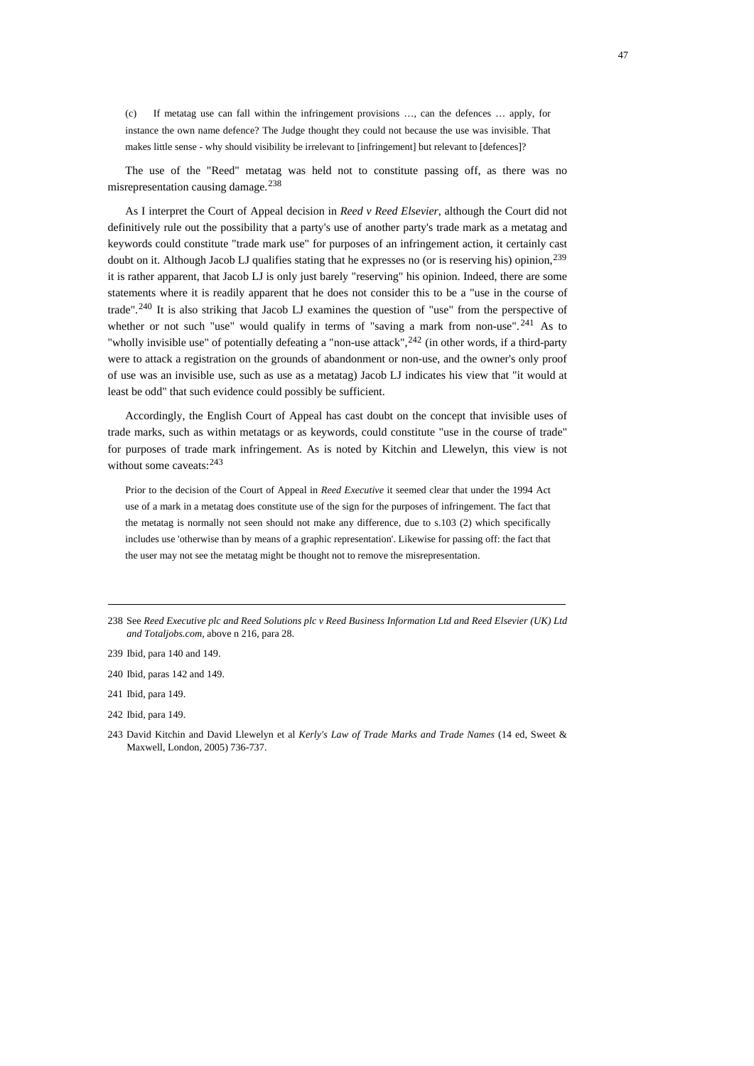> (c) If metatag use can fall within the infringement provisions …, can the defences … apply, for instance the own name defence? The Judge thought they could not because the use was invisible. That makes little sense - why should visibility be irrelevant to [infringement] but relevant to [defences]?

The use of the "Reed" metatag was held not to constitute passing off, as there was no misrepresentation causing damage.[238]

As I interpret the Court of Appeal decision in *Reed v Reed Elsevier*, although the Court did not definitively rule out the possibility that a party's use of another party's trade mark as a metatag and keywords could constitute "trade mark use" for purposes of an infringement action, it certainly cast doubt on it. Although Jacob LJ qualifies stating that he expresses no (or is reserving his) opinion,[239] it is rather apparent, that Jacob LJ is only just barely "reserving" his opinion. Indeed, there are some statements where it is readily apparent that he does not consider this to be a "use in the course of trade".[240] It is also striking that Jacob LJ examines the question of "use" from the perspective of whether or not such "use" would qualify in terms of "saving a mark from non-use".[241] As to "wholly invisible use" of potentially defeating a "non-use attack",[242] (in other words, if a third-party were to attack a registration on the grounds of abandonment or non-use, and the owner's only proof of use was an invisible use, such as use as a metatag) Jacob LJ indicates his view that "it would at least be odd" that such evidence could possibly be sufficient.

Accordingly, the English Court of Appeal has cast doubt on the concept that invisible uses of trade marks, such as within metatags or as keywords, could constitute "use in the course of trade" for purposes of trade mark infringement. As is noted by Kitchin and Llewelyn, this view is not without some caveats:[243]

> Prior to the decision of the Court of Appeal in *Reed Executive* it seemed clear that under the 1994 Act use of a mark in a metatag does constitute use of the sign for the purposes of infringement. The fact that the metatag is normally not seen should not make any difference, due to s.103 (2) which specifically includes use 'otherwise than by means of a graphic representation'. Likewise for passing off: the fact that the user may not see the metatag might be thought not to remove the misrepresentation.

---

238 See *Reed Executive plc and Reed Solutions plc v Reed Business Information Ltd and Reed Elsevier (UK) Ltd and Totaljobs.com*, above n 216, para 28.

239 Ibid, para 140 and 149.

240 Ibid, paras 142 and 149.

241 Ibid, para 149.

242 Ibid, para 149.

243 David Kitchin and David Llewelyn et al *Kerly's Law of Trade Marks and Trade Names* (14 ed, Sweet & Maxwell, London, 2005) 736-737.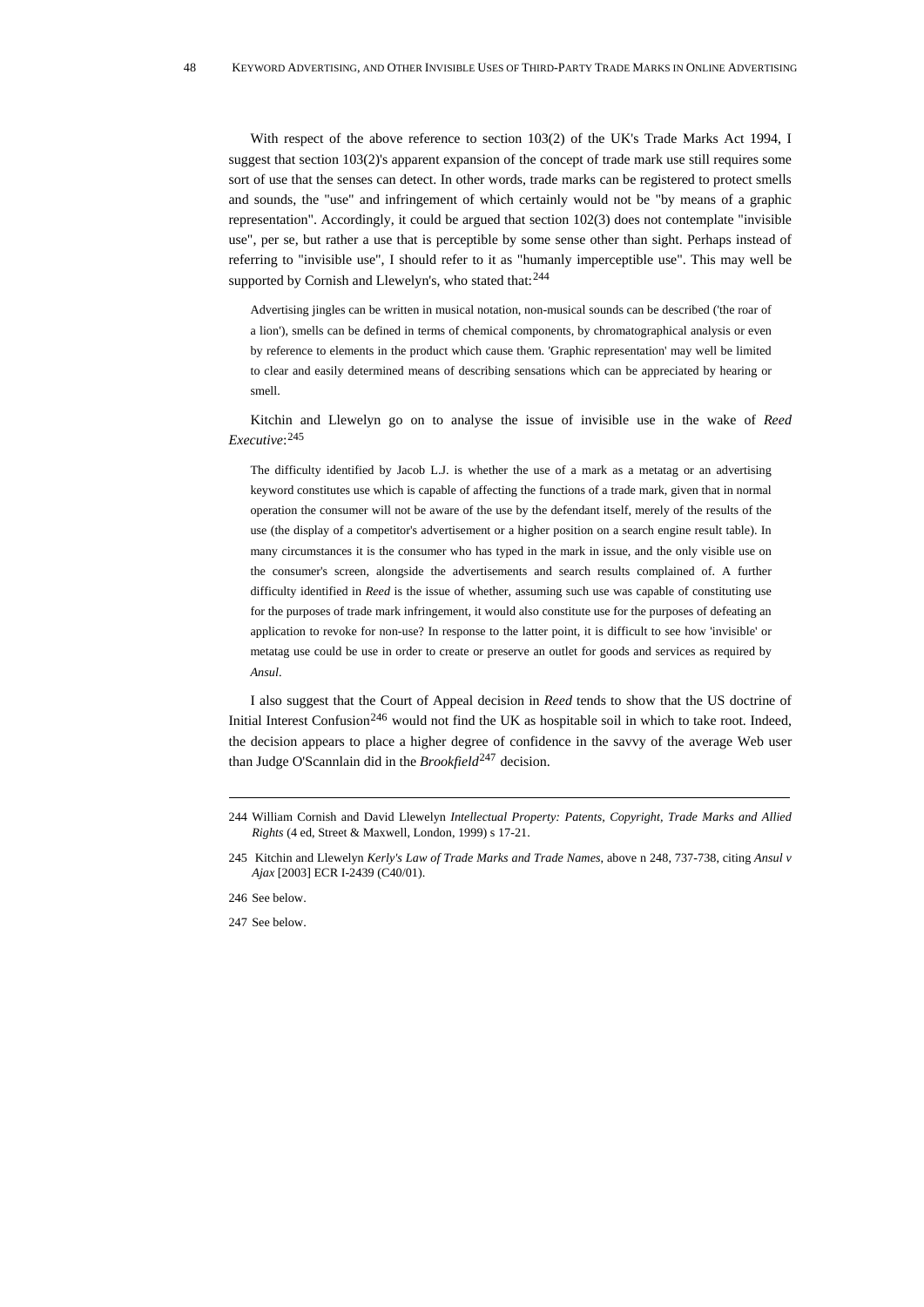With respect of the above reference to section 103(2) of the UK's Trade Marks Act 1994, I suggest that section 103(2)'s apparent expansion of the concept of trade mark use still requires some sort of use that the senses can detect. In other words, trade marks can be registered to protect smells and sounds, the "use" and infringement of which certainly would not be "by means of a graphic representation". Accordingly, it could be argued that section 102(3) does not contemplate "invisible use", per se, but rather a use that is perceptible by some sense other than sight. Perhaps instead of referring to "invisible use", I should refer to it as "humanly imperceptible use". This may well be supported by Cornish and Llewelyn's, who stated that:[244]

> Advertising jingles can be written in musical notation, non-musical sounds can be described ('the roar of a lion'), smells can be defined in terms of chemical components, by chromatographical analysis or even by reference to elements in the product which cause them. 'Graphic representation' may well be limited to clear and easily determined means of describing sensations which can be appreciated by hearing or smell.

Kitchin and Llewelyn go on to analyse the issue of invisible use in the wake of *Reed Executive*:[245]

> The difficulty identified by Jacob L.J. is whether the use of a mark as a metatag or an advertising keyword constitutes use which is capable of affecting the functions of a trade mark, given that in normal operation the consumer will not be aware of the use by the defendant itself, merely of the results of the use (the display of a competitor's advertisement or a higher position on a search engine result table). In many circumstances it is the consumer who has typed in the mark in issue, and the only visible use on the consumer's screen, alongside the advertisements and search results complained of. A further difficulty identified in *Reed* is the issue of whether, assuming such use was capable of constituting use for the purposes of trade mark infringement, it would also constitute use for the purposes of defeating an application to revoke for non-use? In response to the latter point, it is difficult to see how 'invisible' or metatag use could be use in order to create or preserve an outlet for goods and services as required by *Ansul*.

I also suggest that the Court of Appeal decision in *Reed* tends to show that the US doctrine of Initial Interest Confusion[246] would not find the UK as hospitable soil in which to take root. Indeed, the decision appears to place a higher degree of confidence in the savvy of the average Web user than Judge O'Scannlain did in the *Brookfield*[247] decision.

---

244 William Cornish and David Llewelyn *Intellectual Property: Patents, Copyright, Trade Marks and Allied Rights* (4 ed, Street & Maxwell, London, 1999) s 17-21.

245 Kitchin and Llewelyn *Kerly's Law of Trade Marks and Trade Names*, above n 248, 737-738, citing *Ansul v Ajax* [2003] ECR I-2439 (C40/01).

246 See below.

247 See below.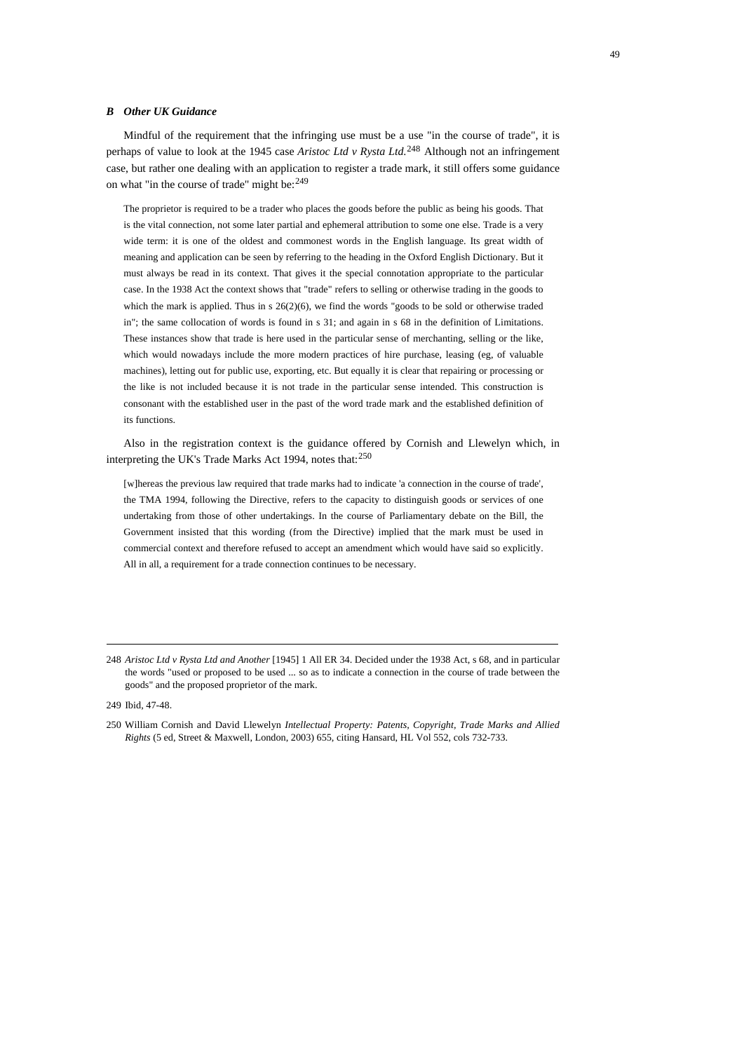### *B Other UK Guidance*

Mindful of the requirement that the infringing use must be a use "in the course of trade", it is perhaps of value to look at the 1945 case *Aristoc Ltd v Rysta Ltd.*[248] Although not an infringement case, but rather one dealing with an application to register a trade mark, it still offers some guidance on what "in the course of trade" might be:[249]

> The proprietor is required to be a trader who places the goods before the public as being his goods. That is the vital connection, not some later partial and ephemeral attribution to some one else. Trade is a very wide term: it is one of the oldest and commonest words in the English language. Its great width of meaning and application can be seen by referring to the heading in the Oxford English Dictionary. But it must always be read in its context. That gives it the special connotation appropriate to the particular case. In the 1938 Act the context shows that "trade" refers to selling or otherwise trading in the goods to which the mark is applied. Thus in s 26(2)(6), we find the words "goods to be sold or otherwise traded in"; the same collocation of words is found in s 31; and again in s 68 in the definition of Limitations. These instances show that trade is here used in the particular sense of merchanting, selling or the like, which would nowadays include the more modern practices of hire purchase, leasing (eg, of valuable machines), letting out for public use, exporting, etc. But equally it is clear that repairing or processing or the like is not included because it is not trade in the particular sense intended. This construction is consonant with the established user in the past of the word trade mark and the established definition of its functions.

Also in the registration context is the guidance offered by Cornish and Llewelyn which, in interpreting the UK's Trade Marks Act 1994, notes that:[250]

> [w]hereas the previous law required that trade marks had to indicate 'a connection in the course of trade', the TMA 1994, following the Directive, refers to the capacity to distinguish goods or services of one undertaking from those of other undertakings. In the course of Parliamentary debate on the Bill, the Government insisted that this wording (from the Directive) implied that the mark must be used in commercial context and therefore refused to accept an amendment which would have said so explicitly. All in all, a requirement for a trade connection continues to be necessary.

---

248 *Aristoc Ltd v Rysta Ltd and Another* [1945] 1 All ER 34. Decided under the 1938 Act, s 68, and in particular the words "used or proposed to be used ... so as to indicate a connection in the course of trade between the goods" and the proposed proprietor of the mark.

249 Ibid, 47-48.

250 William Cornish and David Llewelyn *Intellectual Property: Patents, Copyright, Trade Marks and Allied Rights* (5 ed, Street & Maxwell, London, 2003) 655, citing Hansard, HL Vol 552, cols 732-733.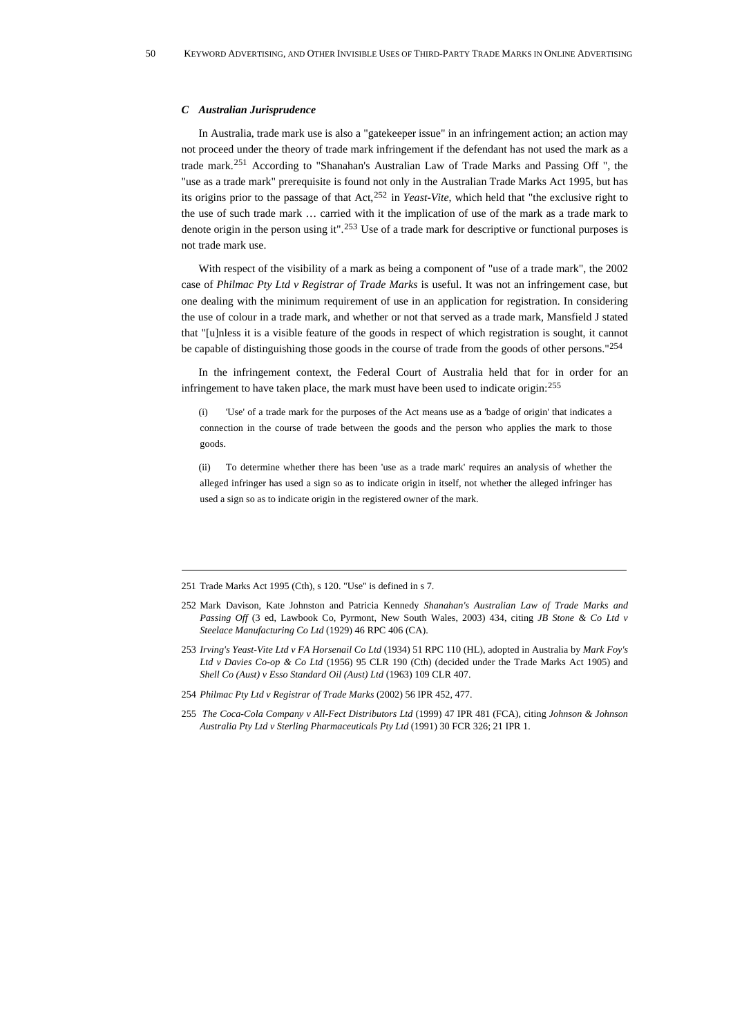### *C Australian Jurisprudence*

In Australia, trade mark use is also a "gatekeeper issue" in an infringement action; an action may not proceed under the theory of trade mark infringement if the defendant has not used the mark as a trade mark.[251] According to "Shanahan's Australian Law of Trade Marks and Passing Off ", the "use as a trade mark" prerequisite is found not only in the Australian Trade Marks Act 1995, but has its origins prior to the passage of that Act,[252] in *Yeast-Vite*, which held that "the exclusive right to the use of such trade mark … carried with it the implication of use of the mark as a trade mark to denote origin in the person using it".[253] Use of a trade mark for descriptive or functional purposes is not trade mark use.

With respect of the visibility of a mark as being a component of "use of a trade mark", the 2002 case of *Philmac Pty Ltd v Registrar of Trade Marks* is useful. It was not an infringement case, but one dealing with the minimum requirement of use in an application for registration. In considering the use of colour in a trade mark, and whether or not that served as a trade mark, Mansfield J stated that "[u]nless it is a visible feature of the goods in respect of which registration is sought, it cannot be capable of distinguishing those goods in the course of trade from the goods of other persons."[254]

In the infringement context, the Federal Court of Australia held that for in order for an infringement to have taken place, the mark must have been used to indicate origin:[255]

> (i) 'Use' of a trade mark for the purposes of the Act means use as a 'badge of origin' that indicates a connection in the course of trade between the goods and the person who applies the mark to those goods.
>
> (ii) To determine whether there has been 'use as a trade mark' requires an analysis of whether the alleged infringer has used a sign so as to indicate origin in itself, not whether the alleged infringer has used a sign so as to indicate origin in the registered owner of the mark.

---

251 Trade Marks Act 1995 (Cth), s 120. "Use" is defined in s 7.

252 Mark Davison, Kate Johnston and Patricia Kennedy *Shanahan's Australian Law of Trade Marks and Passing Off* (3 ed, Lawbook Co, Pyrmont, New South Wales, 2003) 434, citing *JB Stone & Co Ltd v Steelace Manufacturing Co Ltd* (1929) 46 RPC 406 (CA).

253 *Irving's Yeast-Vite Ltd v FA Horsenail Co Ltd* (1934) 51 RPC 110 (HL), adopted in Australia by *Mark Foy's Ltd v Davies Co-op & Co Ltd* (1956) 95 CLR 190 (Cth) (decided under the Trade Marks Act 1905) and *Shell Co (Aust) v Esso Standard Oil (Aust) Ltd* (1963) 109 CLR 407.

254 *Philmac Pty Ltd v Registrar of Trade Marks* (2002) 56 IPR 452, 477.

255 *The Coca-Cola Company v All-Fect Distributors Ltd* (1999) 47 IPR 481 (FCA), citing *Johnson & Johnson Australia Pty Ltd v Sterling Pharmaceuticals Pty Ltd* (1991) 30 FCR 326; 21 IPR 1.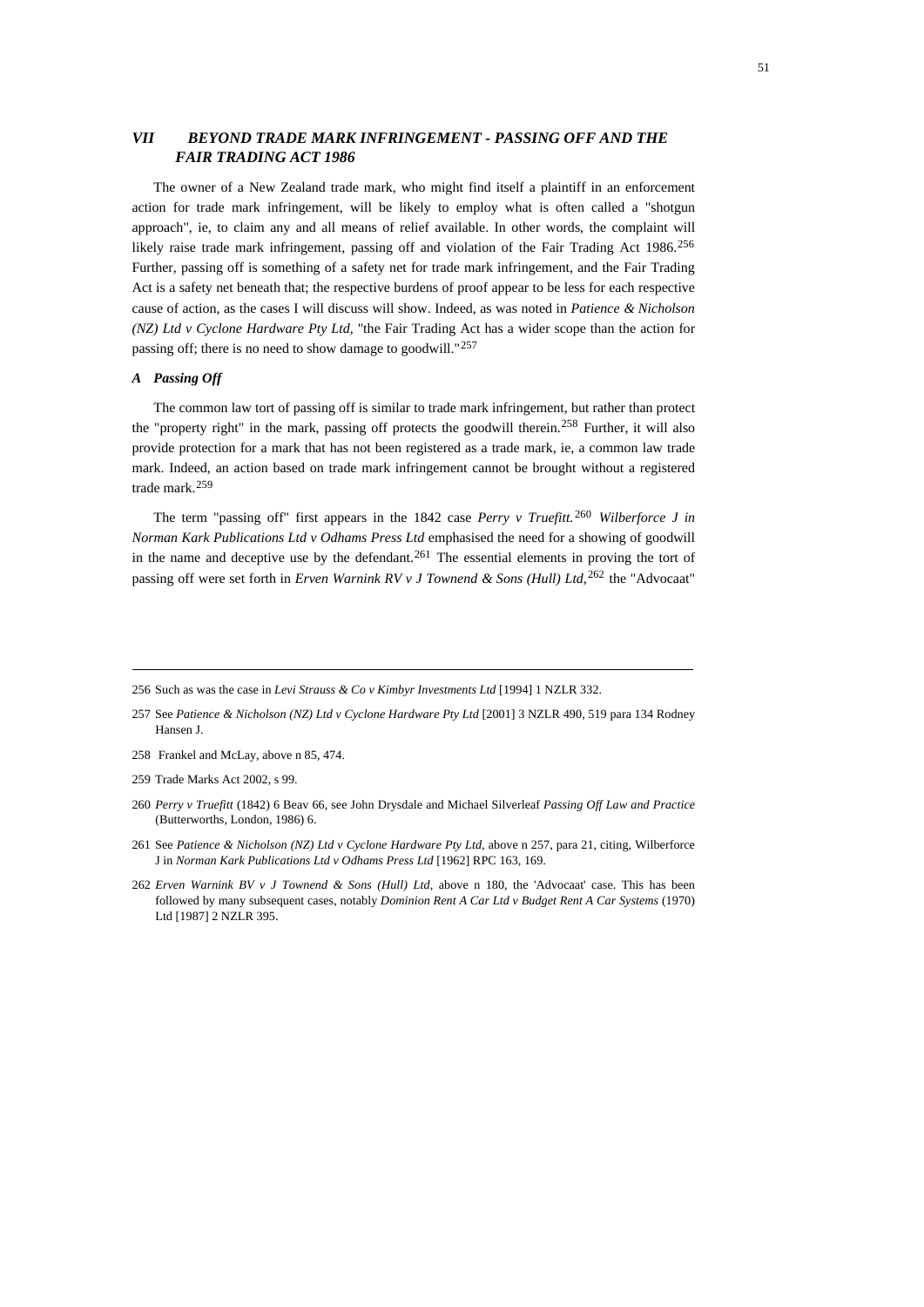## VII BEYOND TRADE MARK INFRINGEMENT - PASSING OFF AND THE FAIR TRADING ACT 1986

The owner of a New Zealand trade mark, who might find itself a plaintiff in an enforcement action for trade mark infringement, will be likely to employ what is often called a "shotgun approach", ie, to claim any and all means of relief available. In other words, the complaint will likely raise trade mark infringement, passing off and violation of the Fair Trading Act 1986.[256] Further, passing off is something of a safety net for trade mark infringement, and the Fair Trading Act is a safety net beneath that; the respective burdens of proof appear to be less for each respective cause of action, as the cases I will discuss will show. Indeed, as was noted in *Patience & Nicholson (NZ) Ltd v Cyclone Hardware Pty Ltd*, "the Fair Trading Act has a wider scope than the action for passing off; there is no need to show damage to goodwill."[257]

### A Passing Off

The common law tort of passing off is similar to trade mark infringement, but rather than protect the "property right" in the mark, passing off protects the goodwill therein.[258] Further, it will also provide protection for a mark that has not been registered as a trade mark, ie, a common law trade mark. Indeed, an action based on trade mark infringement cannot be brought without a registered trade mark.[259]

The term "passing off" first appears in the 1842 case *Perry v Truefitt.*[260] *Wilberforce J in Norman Kark Publications Ltd v Odhams Press Ltd* emphasised the need for a showing of goodwill in the name and deceptive use by the defendant.[261] The essential elements in proving the tort of passing off were set forth in *Erven Warnink RV v J Townend & Sons (Hull) Ltd,*[262] the "Advocaat"

---

256 Such as was the case in *Levi Strauss & Co v Kimbyr Investments Ltd* [1994] 1 NZLR 332.

257 See *Patience & Nicholson (NZ) Ltd v Cyclone Hardware Pty Ltd* [2001] 3 NZLR 490, 519 para 134 Rodney Hansen J.

258 Frankel and McLay, above n 85, 474.

259 Trade Marks Act 2002, s 99.

260 *Perry v Truefitt* (1842) 6 Beav 66, see John Drysdale and Michael Silverleaf *Passing Off Law and Practice* (Butterworths, London, 1986) 6.

261 See *Patience & Nicholson (NZ) Ltd v Cyclone Hardware Pty Ltd*, above n 257, para 21, citing, Wilberforce J in *Norman Kark Publications Ltd v Odhams Press Ltd* [1962] RPC 163, 169.

262 *Erven Warnink BV v J Townend & Sons (Hull) Ltd*, above n 180, the 'Advocaat' case. This has been followed by many subsequent cases, notably *Dominion Rent A Car Ltd v Budget Rent A Car Systems* (1970) Ltd [1987] 2 NZLR 395.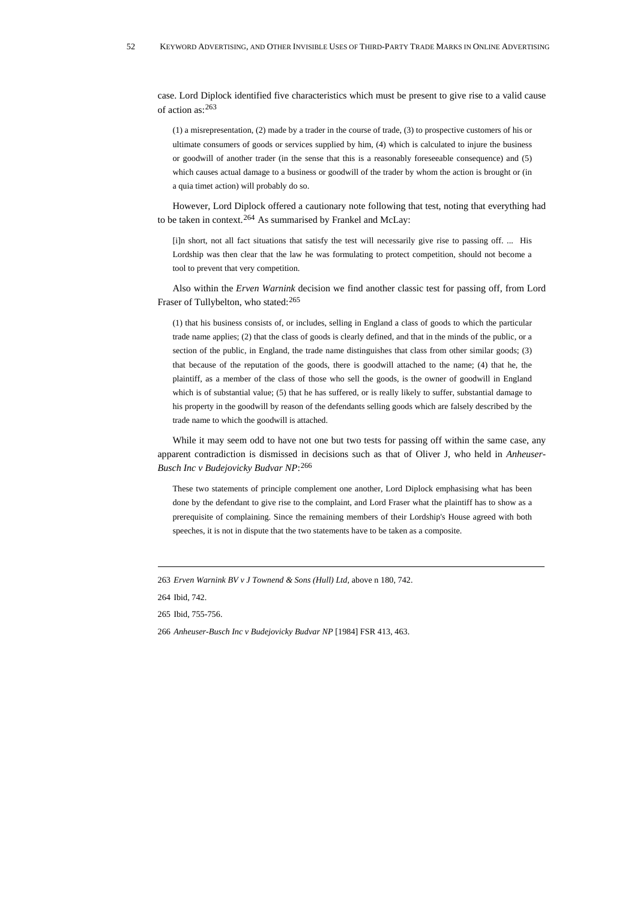case. Lord Diplock identified five characteristics which must be present to give rise to a valid cause of action as:[263]

> (1) a misrepresentation, (2) made by a trader in the course of trade, (3) to prospective customers of his or ultimate consumers of goods or services supplied by him, (4) which is calculated to injure the business or goodwill of another trader (in the sense that this is a reasonably foreseeable consequence) and (5) which causes actual damage to a business or goodwill of the trader by whom the action is brought or (in a quia timet action) will probably do so.

However, Lord Diplock offered a cautionary note following that test, noting that everything had to be taken in context.[264] As summarised by Frankel and McLay:

> [i]n short, not all fact situations that satisfy the test will necessarily give rise to passing off. ... His Lordship was then clear that the law he was formulating to protect competition, should not become a tool to prevent that very competition.

Also within the *Erven Warnink* decision we find another classic test for passing off, from Lord Fraser of Tullybelton, who stated:[265]

> (1) that his business consists of, or includes, selling in England a class of goods to which the particular trade name applies; (2) that the class of goods is clearly defined, and that in the minds of the public, or a section of the public, in England, the trade name distinguishes that class from other similar goods; (3) that because of the reputation of the goods, there is goodwill attached to the name; (4) that he, the plaintiff, as a member of the class of those who sell the goods, is the owner of goodwill in England which is of substantial value; (5) that he has suffered, or is really likely to suffer, substantial damage to his property in the goodwill by reason of the defendants selling goods which are falsely described by the trade name to which the goodwill is attached.

While it may seem odd to have not one but two tests for passing off within the same case, any apparent contradiction is dismissed in decisions such as that of Oliver J, who held in *Anheuser-Busch Inc v Budejovicky Budvar NP*:[266]

> These two statements of principle complement one another, Lord Diplock emphasising what has been done by the defendant to give rise to the complaint, and Lord Fraser what the plaintiff has to show as a prerequisite of complaining. Since the remaining members of their Lordship's House agreed with both speeches, it is not in dispute that the two statements have to be taken as a composite.

---

263 *Erven Warnink BV v J Townend & Sons (Hull) Ltd*, above n 180, 742.

264 Ibid, 742.

265 Ibid, 755-756.

266 *Anheuser-Busch Inc v Budejovicky Budvar NP* [1984] FSR 413, 463.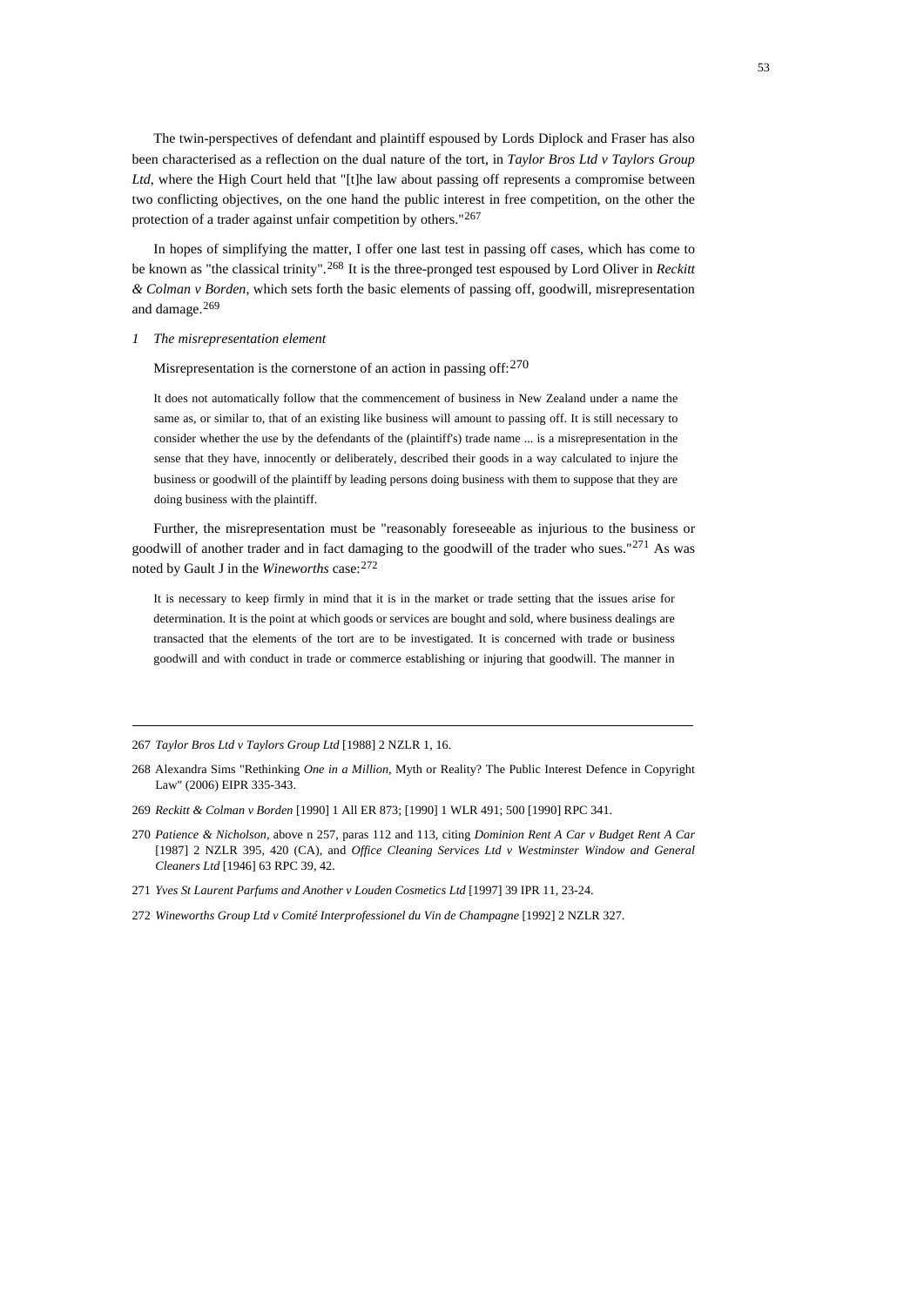The twin-perspectives of defendant and plaintiff espoused by Lords Diplock and Fraser has also been characterised as a reflection on the dual nature of the tort, in *Taylor Bros Ltd v Taylors Group Ltd*, where the High Court held that "[t]he law about passing off represents a compromise between two conflicting objectives, on the one hand the public interest in free competition, on the other the protection of a trader against unfair competition by others."[267]

In hopes of simplifying the matter, I offer one last test in passing off cases, which has come to be known as "the classical trinity".[268] It is the three-pronged test espoused by Lord Oliver in *Reckitt & Colman v Borden*, which sets forth the basic elements of passing off, goodwill, misrepresentation and damage.[269]

### *1 The misrepresentation element*

Misrepresentation is the cornerstone of an action in passing off:[270]

> It does not automatically follow that the commencement of business in New Zealand under a name the same as, or similar to, that of an existing like business will amount to passing off. It is still necessary to consider whether the use by the defendants of the (plaintiff's) trade name ... is a misrepresentation in the sense that they have, innocently or deliberately, described their goods in a way calculated to injure the business or goodwill of the plaintiff by leading persons doing business with them to suppose that they are doing business with the plaintiff.

Further, the misrepresentation must be "reasonably foreseeable as injurious to the business or goodwill of another trader and in fact damaging to the goodwill of the trader who sues."[271] As was noted by Gault J in the *Wineworths* case:[272]

> It is necessary to keep firmly in mind that it is in the market or trade setting that the issues arise for determination. It is the point at which goods or services are bought and sold, where business dealings are transacted that the elements of the tort are to be investigated. It is concerned with trade or business goodwill and with conduct in trade or commerce establishing or injuring that goodwill. The manner in

---

267 *Taylor Bros Ltd v Taylors Group Ltd* [1988] 2 NZLR 1, 16.

268 Alexandra Sims "Rethinking *One in a Million*, Myth or Reality? The Public Interest Defence in Copyright Law" (2006) EIPR 335-343.

269 *Reckitt & Colman v Borden* [1990] 1 All ER 873; [1990] 1 WLR 491; 500 [1990] RPC 341.

270 *Patience & Nicholson*, above n 257, paras 112 and 113, citing *Dominion Rent A Car v Budget Rent A Car* [1987] 2 NZLR 395, 420 (CA), and *Office Cleaning Services Ltd v Westminster Window and General Cleaners Ltd* [1946] 63 RPC 39, 42.

271 *Yves St Laurent Parfums and Another v Louden Cosmetics Ltd* [1997] 39 IPR 11, 23-24.

272 *Wineworths Group Ltd v Comité Interprofessionel du Vin de Champagne* [1992] 2 NZLR 327.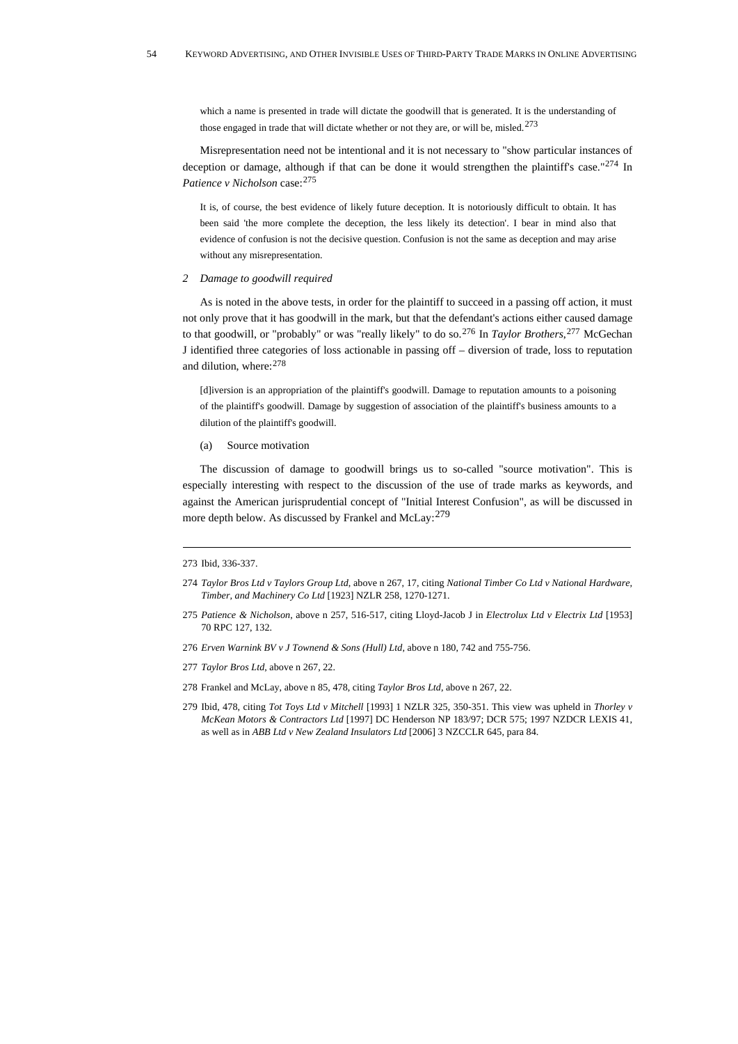> which a name is presented in trade will dictate the goodwill that is generated. It is the understanding of those engaged in trade that will dictate whether or not they are, or will be, misled.[273]

Misrepresentation need not be intentional and it is not necessary to "show particular instances of deception or damage, although if that can be done it would strengthen the plaintiff's case."[274] In *Patience v Nicholson* case:[275]

> It is, of course, the best evidence of likely future deception. It is notoriously difficult to obtain. It has been said 'the more complete the deception, the less likely its detection'. I bear in mind also that evidence of confusion is not the decisive question. Confusion is not the same as deception and may arise without any misrepresentation.

### 2 Damage to goodwill required

As is noted in the above tests, in order for the plaintiff to succeed in a passing off action, it must not only prove that it has goodwill in the mark, but that the defendant's actions either caused damage to that goodwill, or "probably" or was "really likely" to do so.[276] In *Taylor Brothers*,[277] McGechan J identified three categories of loss actionable in passing off – diversion of trade, loss to reputation and dilution, where:[278]

> [d]iversion is an appropriation of the plaintiff's goodwill. Damage to reputation amounts to a poisoning of the plaintiff's goodwill. Damage by suggestion of association of the plaintiff's business amounts to a dilution of the plaintiff's goodwill.

#### (a) Source motivation

The discussion of damage to goodwill brings us to so-called "source motivation". This is especially interesting with respect to the discussion of the use of trade marks as keywords, and against the American jurisprudential concept of "Initial Interest Confusion", as will be discussed in more depth below. As discussed by Frankel and McLay:[279]

---

273 Ibid, 336-337.

274 *Taylor Bros Ltd v Taylors Group Ltd*, above n 267, 17, citing *National Timber Co Ltd v National Hardware, Timber, and Machinery Co Ltd* [1923] NZLR 258, 1270-1271.

275 *Patience & Nicholson*, above n 257, 516-517, citing Lloyd-Jacob J in *Electrolux Ltd v Electrix Ltd* [1953] 70 RPC 127, 132.

276 *Erven Warnink BV v J Townend & Sons (Hull) Ltd*, above n 180, 742 and 755-756.

277 *Taylor Bros Ltd*, above n 267, 22.

278 Frankel and McLay, above n 85, 478, citing *Taylor Bros Ltd*, above n 267, 22.

279 Ibid, 478, citing *Tot Toys Ltd v Mitchell* [1993] 1 NZLR 325, 350-351. This view was upheld in *Thorley v McKean Motors & Contractors Ltd* [1997] DC Henderson NP 183/97; DCR 575; 1997 NZDCR LEXIS 41, as well as in *ABB Ltd v New Zealand Insulators Ltd* [2006] 3 NZCCLR 645, para 84.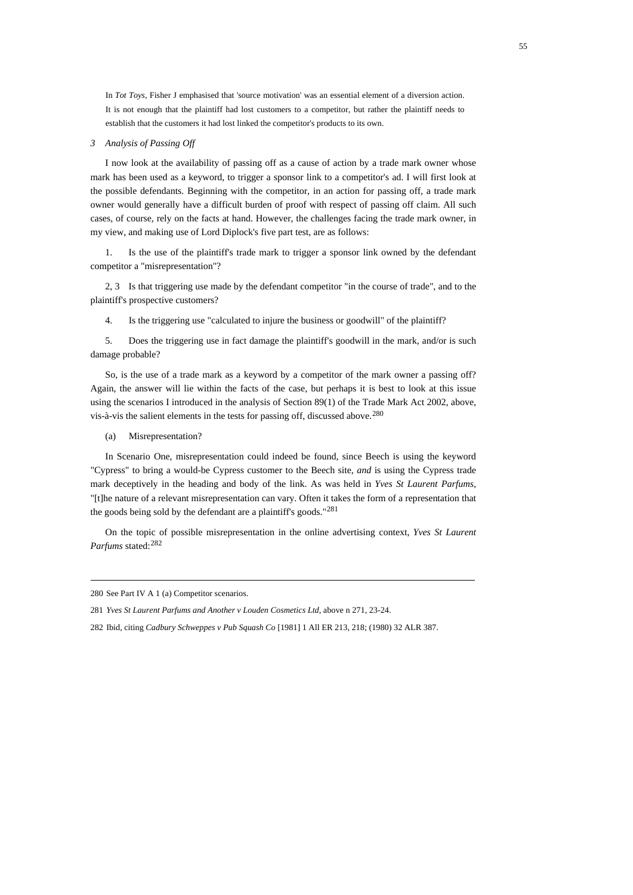In *Tot Toys*, Fisher J emphasised that 'source motivation' was an essential element of a diversion action. It is not enough that the plaintiff had lost customers to a competitor, but rather the plaintiff needs to establish that the customers it had lost linked the competitor's products to its own.

### *3 Analysis of Passing Off*

I now look at the availability of passing off as a cause of action by a trade mark owner whose mark has been used as a keyword, to trigger a sponsor link to a competitor's ad. I will first look at the possible defendants. Beginning with the competitor, in an action for passing off, a trade mark owner would generally have a difficult burden of proof with respect of passing off claim. All such cases, of course, rely on the facts at hand. However, the challenges facing the trade mark owner, in my view, and making use of Lord Diplock's five part test, are as follows:

1. Is the use of the plaintiff's trade mark to trigger a sponsor link owned by the defendant competitor a "misrepresentation"?

2, 3 Is that triggering use made by the defendant competitor "in the course of trade", and to the plaintiff's prospective customers?

4. Is the triggering use "calculated to injure the business or goodwill" of the plaintiff?

5. Does the triggering use in fact damage the plaintiff's goodwill in the mark, and/or is such damage probable?

So, is the use of a trade mark as a keyword by a competitor of the mark owner a passing off? Again, the answer will lie within the facts of the case, but perhaps it is best to look at this issue using the scenarios I introduced in the analysis of Section 89(1) of the Trade Mark Act 2002, above, vis-à-vis the salient elements in the tests for passing off, discussed above.[280]

(a) Misrepresentation?

In Scenario One, misrepresentation could indeed be found, since Beech is using the keyword "Cypress" to bring a would-be Cypress customer to the Beech site, *and* is using the Cypress trade mark deceptively in the heading and body of the link. As was held in *Yves St Laurent Parfums*, "[t]he nature of a relevant misrepresentation can vary. Often it takes the form of a representation that the goods being sold by the defendant are a plaintiff's goods."[281]

On the topic of possible misrepresentation in the online advertising context, *Yves St Laurent Parfums* stated:[282]

---

280 See Part IV A 1 (a) Competitor scenarios.

281 *Yves St Laurent Parfums and Another v Louden Cosmetics Ltd*, above n 271, 23-24.

282 Ibid, citing *Cadbury Schweppes v Pub Squash Co* [1981] 1 All ER 213, 218; (1980) 32 ALR 387.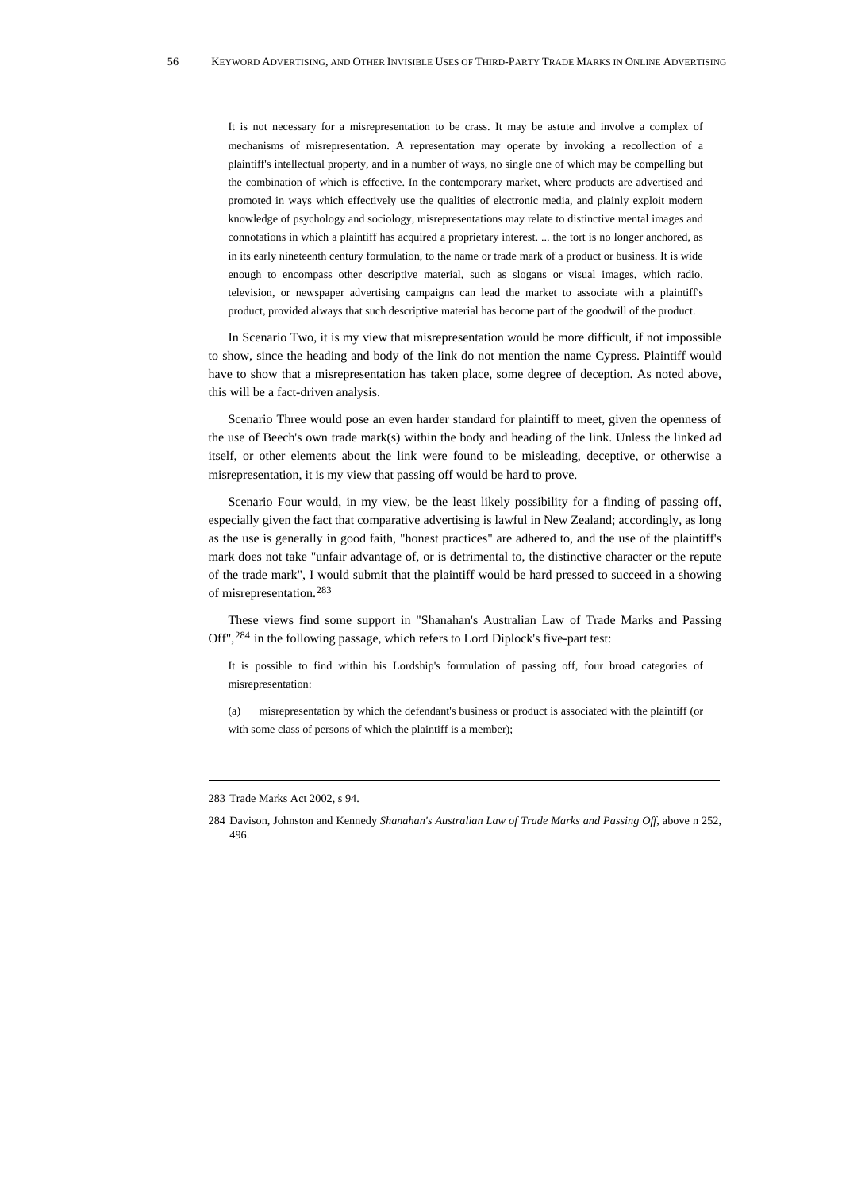> It is not necessary for a misrepresentation to be crass. It may be astute and involve a complex of mechanisms of misrepresentation. A representation may operate by invoking a recollection of a plaintiff's intellectual property, and in a number of ways, no single one of which may be compelling but the combination of which is effective. In the contemporary market, where products are advertised and promoted in ways which effectively use the qualities of electronic media, and plainly exploit modern knowledge of psychology and sociology, misrepresentations may relate to distinctive mental images and connotations in which a plaintiff has acquired a proprietary interest. ... the tort is no longer anchored, as in its early nineteenth century formulation, to the name or trade mark of a product or business. It is wide enough to encompass other descriptive material, such as slogans or visual images, which radio, television, or newspaper advertising campaigns can lead the market to associate with a plaintiff's product, provided always that such descriptive material has become part of the goodwill of the product.

In Scenario Two, it is my view that misrepresentation would be more difficult, if not impossible to show, since the heading and body of the link do not mention the name Cypress. Plaintiff would have to show that a misrepresentation has taken place, some degree of deception. As noted above, this will be a fact-driven analysis.

Scenario Three would pose an even harder standard for plaintiff to meet, given the openness of the use of Beech's own trade mark(s) within the body and heading of the link. Unless the linked ad itself, or other elements about the link were found to be misleading, deceptive, or otherwise a misrepresentation, it is my view that passing off would be hard to prove.

Scenario Four would, in my view, be the least likely possibility for a finding of passing off, especially given the fact that comparative advertising is lawful in New Zealand; accordingly, as long as the use is generally in good faith, "honest practices" are adhered to, and the use of the plaintiff's mark does not take "unfair advantage of, or is detrimental to, the distinctive character or the repute of the trade mark", I would submit that the plaintiff would be hard pressed to succeed in a showing of misrepresentation.[283]

These views find some support in "Shanahan's Australian Law of Trade Marks and Passing Off",[284] in the following passage, which refers to Lord Diplock's five-part test:

> It is possible to find within his Lordship's formulation of passing off, four broad categories of misrepresentation:
>
> (a) misrepresentation by which the defendant's business or product is associated with the plaintiff (or with some class of persons of which the plaintiff is a member);

---

283 Trade Marks Act 2002, s 94.

284 Davison, Johnston and Kennedy *Shanahan's Australian Law of Trade Marks and Passing Off*, above n 252, 496.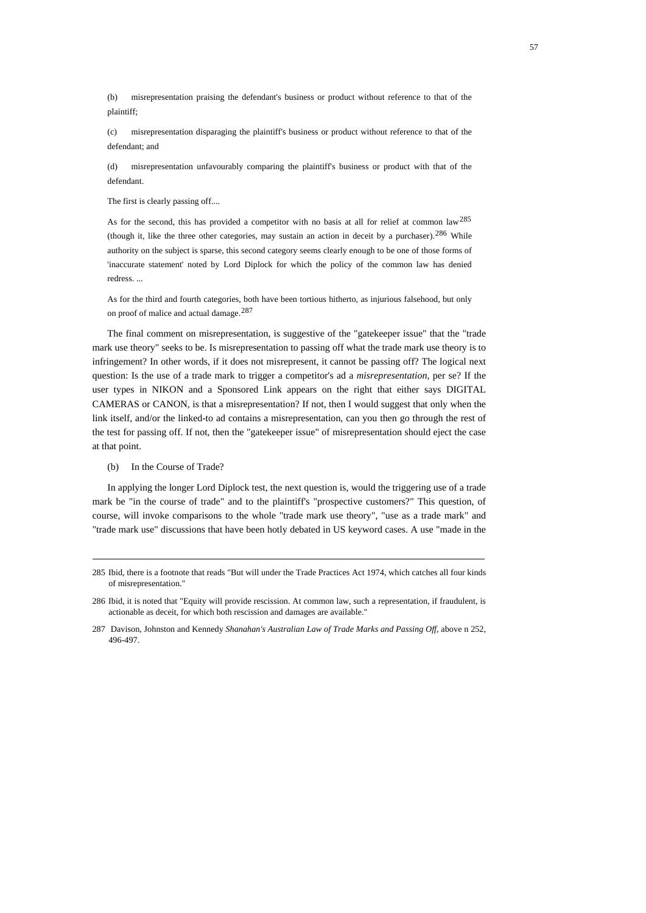> (b) misrepresentation praising the defendant's business or product without reference to that of the plaintiff;
>
> (c) misrepresentation disparaging the plaintiff's business or product without reference to that of the defendant; and
>
> (d) misrepresentation unfavourably comparing the plaintiff's business or product with that of the defendant.
>
> The first is clearly passing off....
>
> As for the second, this has provided a competitor with no basis at all for relief at common law[285] (though it, like the three other categories, may sustain an action in deceit by a purchaser).[286] While authority on the subject is sparse, this second category seems clearly enough to be one of those forms of 'inaccurate statement' noted by Lord Diplock for which the policy of the common law has denied redress. ...
>
> As for the third and fourth categories, both have been tortious hitherto, as injurious falsehood, but only on proof of malice and actual damage.[287]

The final comment on misrepresentation, is suggestive of the "gatekeeper issue" that the "trade mark use theory" seeks to be. Is misrepresentation to passing off what the trade mark use theory is to infringement? In other words, if it does not misrepresent, it cannot be passing off? The logical next question: Is the use of a trade mark to trigger a competitor's ad a *misrepresentation*, per se? If the user types in NIKON and a Sponsored Link appears on the right that either says DIGITAL CAMERAS or CANON, is that a misrepresentation? If not, then I would suggest that only when the link itself, and/or the linked-to ad contains a misrepresentation, can you then go through the rest of the test for passing off. If not, then the "gatekeeper issue" of misrepresentation should eject the case at that point.

(b) In the Course of Trade?

In applying the longer Lord Diplock test, the next question is, would the triggering use of a trade mark be "in the course of trade" and to the plaintiff's "prospective customers?" This question, of course, will invoke comparisons to the whole "trade mark use theory", "use as a trade mark" and "trade mark use" discussions that have been hotly debated in US keyword cases. A use "made in the

---

285 Ibid, there is a footnote that reads "But will under the Trade Practices Act 1974, which catches all four kinds of misrepresentation."

286 Ibid, it is noted that "Equity will provide rescission. At common law, such a representation, if fraudulent, is actionable as deceit, for which both rescission and damages are available."

287 Davison, Johnston and Kennedy *Shanahan's Australian Law of Trade Marks and Passing Off*, above n 252, 496-497.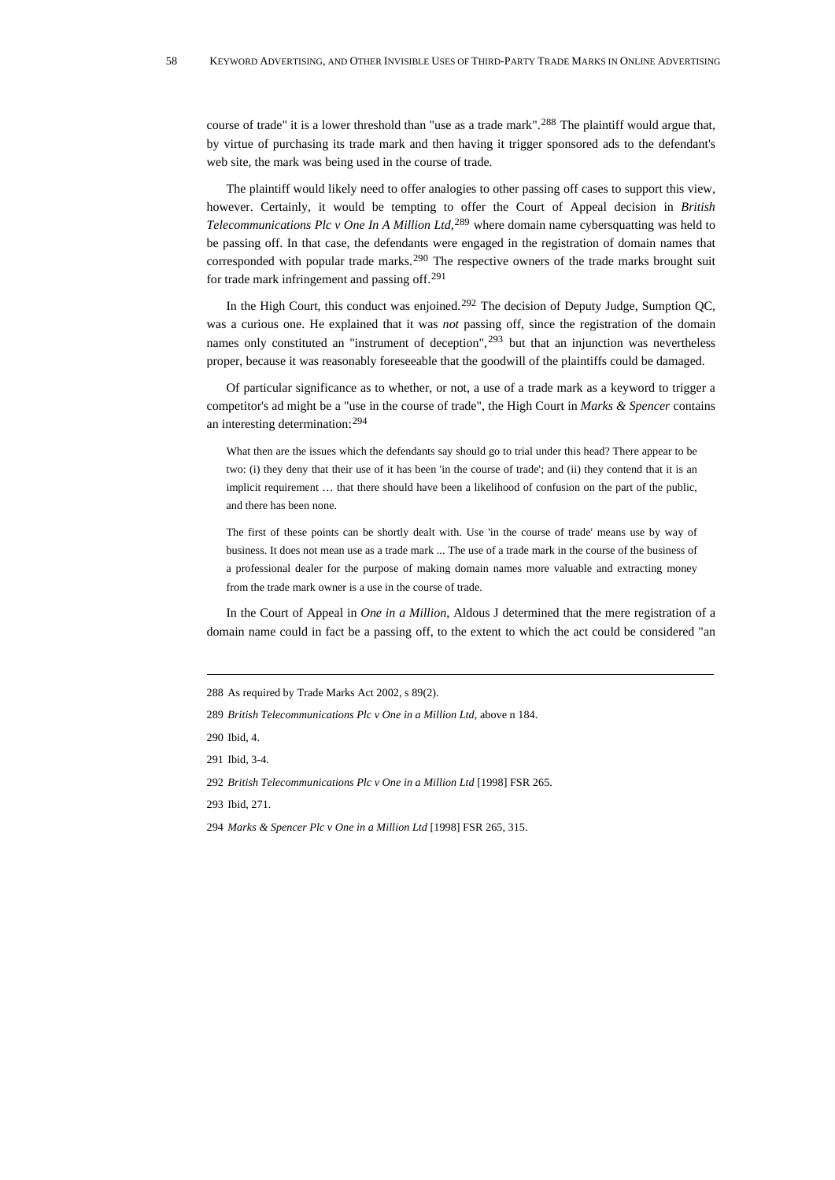course of trade" it is a lower threshold than "use as a trade mark".[288] The plaintiff would argue that, by virtue of purchasing its trade mark and then having it trigger sponsored ads to the defendant's web site, the mark was being used in the course of trade.

The plaintiff would likely need to offer analogies to other passing off cases to support this view, however. Certainly, it would be tempting to offer the Court of Appeal decision in *British Telecommunications Plc v One In A Million Ltd*,[289] where domain name cybersquatting was held to be passing off. In that case, the defendants were engaged in the registration of domain names that corresponded with popular trade marks.[290] The respective owners of the trade marks brought suit for trade mark infringement and passing off.[291]

In the High Court, this conduct was enjoined.[292] The decision of Deputy Judge, Sumption QC, was a curious one. He explained that it was *not* passing off, since the registration of the domain names only constituted an "instrument of deception",[293] but that an injunction was nevertheless proper, because it was reasonably foreseeable that the goodwill of the plaintiffs could be damaged.

Of particular significance as to whether, or not, a use of a trade mark as a keyword to trigger a competitor's ad might be a "use in the course of trade", the High Court in *Marks & Spencer* contains an interesting determination:[294]

> What then are the issues which the defendants say should go to trial under this head? There appear to be two: (i) they deny that their use of it has been 'in the course of trade'; and (ii) they contend that it is an implicit requirement … that there should have been a likelihood of confusion on the part of the public, and there has been none.
>
> The first of these points can be shortly dealt with. Use 'in the course of trade' means use by way of business. It does not mean use as a trade mark ... The use of a trade mark in the course of the business of a professional dealer for the purpose of making domain names more valuable and extracting money from the trade mark owner is a use in the course of trade.

In the Court of Appeal in *One in a Million*, Aldous J determined that the mere registration of a domain name could in fact be a passing off, to the extent to which the act could be considered "an

---

288 As required by Trade Marks Act 2002, s 89(2).

289 *British Telecommunications Plc v One in a Million Ltd*, above n 184.

290 Ibid, 4.

291 Ibid, 3-4.

292 *British Telecommunications Plc v One in a Million Ltd* [1998] FSR 265.

293 Ibid, 271.

294 *Marks & Spencer Plc v One in a Million Ltd* [1998] FSR 265, 315.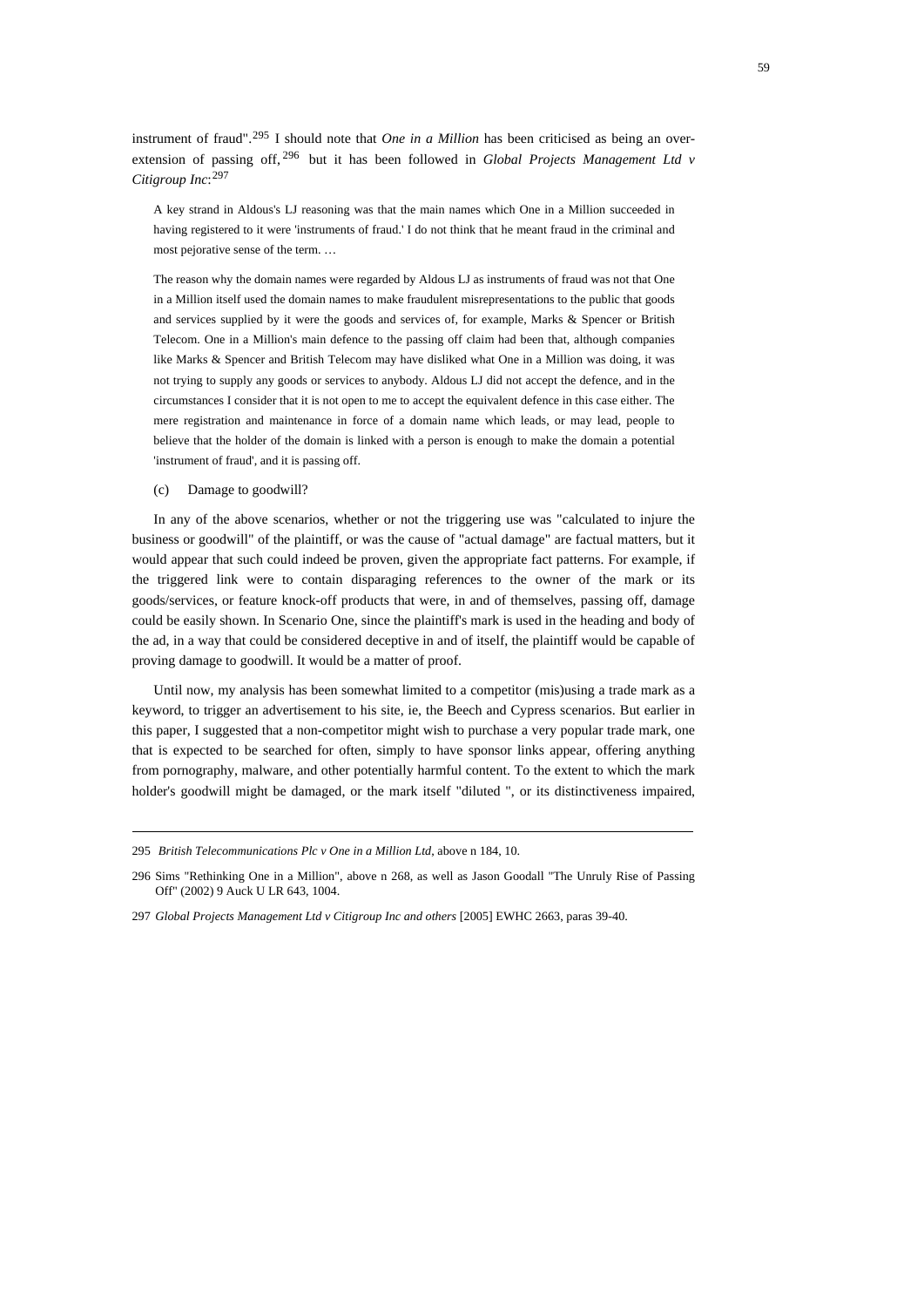instrument of fraud".[295] I should note that *One in a Million* has been criticised as being an over-extension of passing off,[296] but it has been followed in *Global Projects Management Ltd v Citigroup Inc*:[297]

> A key strand in Aldous's LJ reasoning was that the main names which One in a Million succeeded in having registered to it were 'instruments of fraud.' I do not think that he meant fraud in the criminal and most pejorative sense of the term. …
>
> The reason why the domain names were regarded by Aldous LJ as instruments of fraud was not that One in a Million itself used the domain names to make fraudulent misrepresentations to the public that goods and services supplied by it were the goods and services of, for example, Marks & Spencer or British Telecom. One in a Million's main defence to the passing off claim had been that, although companies like Marks & Spencer and British Telecom may have disliked what One in a Million was doing, it was not trying to supply any goods or services to anybody. Aldous LJ did not accept the defence, and in the circumstances I consider that it is not open to me to accept the equivalent defence in this case either. The mere registration and maintenance in force of a domain name which leads, or may lead, people to believe that the holder of the domain is linked with a person is enough to make the domain a potential 'instrument of fraud', and it is passing off.

(c) Damage to goodwill?

In any of the above scenarios, whether or not the triggering use was "calculated to injure the business or goodwill" of the plaintiff, or was the cause of "actual damage" are factual matters, but it would appear that such could indeed be proven, given the appropriate fact patterns. For example, if the triggered link were to contain disparaging references to the owner of the mark or its goods/services, or feature knock-off products that were, in and of themselves, passing off, damage could be easily shown. In Scenario One, since the plaintiff's mark is used in the heading and body of the ad, in a way that could be considered deceptive in and of itself, the plaintiff would be capable of proving damage to goodwill. It would be a matter of proof.

Until now, my analysis has been somewhat limited to a competitor (mis)using a trade mark as a keyword, to trigger an advertisement to his site, ie, the Beech and Cypress scenarios. But earlier in this paper, I suggested that a non-competitor might wish to purchase a very popular trade mark, one that is expected to be searched for often, simply to have sponsor links appear, offering anything from pornography, malware, and other potentially harmful content. To the extent to which the mark holder's goodwill might be damaged, or the mark itself "diluted ", or its distinctiveness impaired,

---

295 *British Telecommunications Plc v One in a Million Ltd*, above n 184, 10.

296 Sims "Rethinking One in a Million", above n 268, as well as Jason Goodall "The Unruly Rise of Passing Off" (2002) 9 Auck U LR 643, 1004.

297 *Global Projects Management Ltd v Citigroup Inc and others* [2005] EWHC 2663, paras 39-40.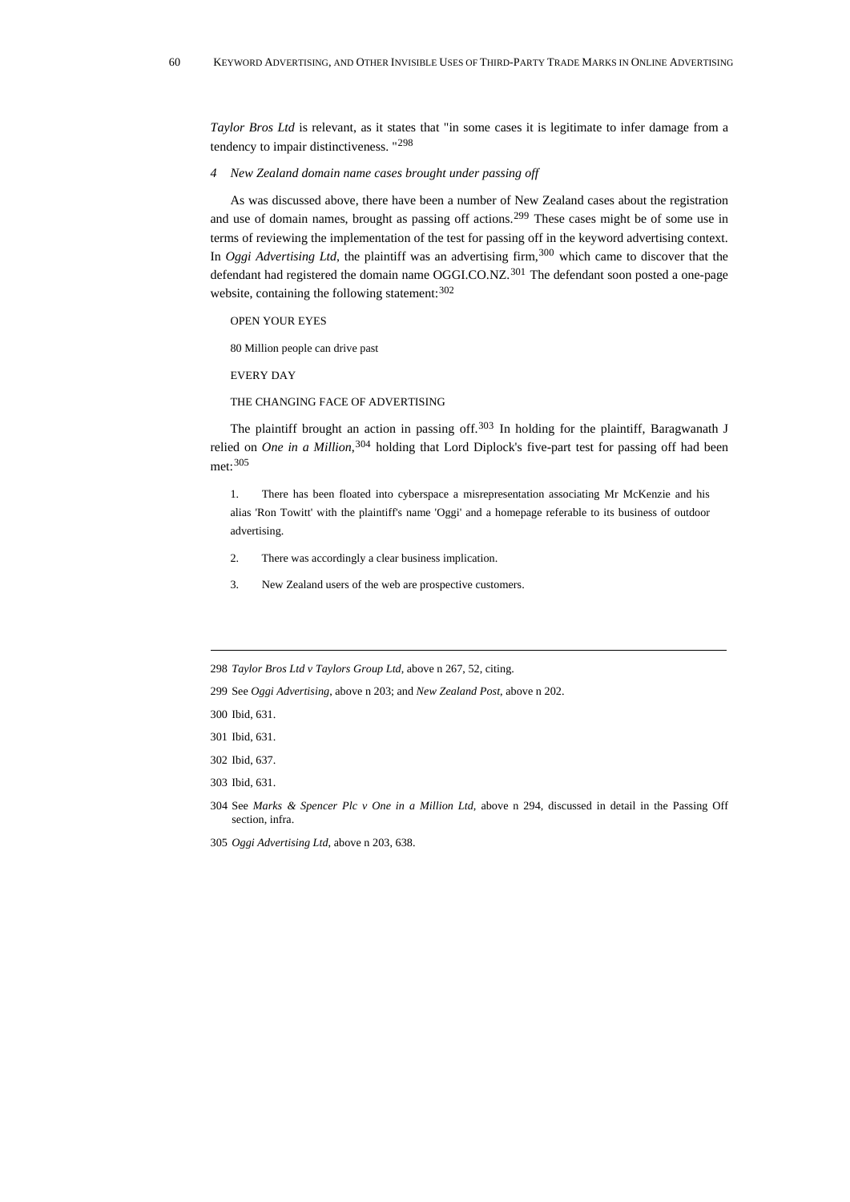*Taylor Bros Ltd* is relevant, as it states that "in some cases it is legitimate to infer damage from a tendency to impair distinctiveness. "[298]

### *4 New Zealand domain name cases brought under passing off*

As was discussed above, there have been a number of New Zealand cases about the registration and use of domain names, brought as passing off actions.[299] These cases might be of some use in terms of reviewing the implementation of the test for passing off in the keyword advertising context. In *Oggi Advertising Ltd*, the plaintiff was an advertising firm,[300] which came to discover that the defendant had registered the domain name OGGI.CO.NZ.[301] The defendant soon posted a one-page website, containing the following statement:[302]

> OPEN YOUR EYES
>
> 80 Million people can drive past
>
> EVERY DAY
>
> THE CHANGING FACE OF ADVERTISING

The plaintiff brought an action in passing off.[303] In holding for the plaintiff, Baragwanath J relied on *One in a Million*,[304] holding that Lord Diplock's five-part test for passing off had been met:[305]

> 1. There has been floated into cyberspace a misrepresentation associating Mr McKenzie and his alias 'Ron Towitt' with the plaintiff's name 'Oggi' and a homepage referable to its business of outdoor advertising.
>
> 2. There was accordingly a clear business implication.
>
> 3. New Zealand users of the web are prospective customers.

---

298 *Taylor Bros Ltd v Taylors Group Ltd*, above n 267, 52, citing.

299 See *Oggi Advertising*, above n 203; and *New Zealand Post*, above n 202.

300 Ibid, 631.

301 Ibid, 631.

302 Ibid, 637.

303 Ibid, 631.

304 See *Marks & Spencer Plc v One in a Million Ltd*, above n 294, discussed in detail in the Passing Off section, infra.

305 *Oggi Advertising Ltd*, above n 203, 638.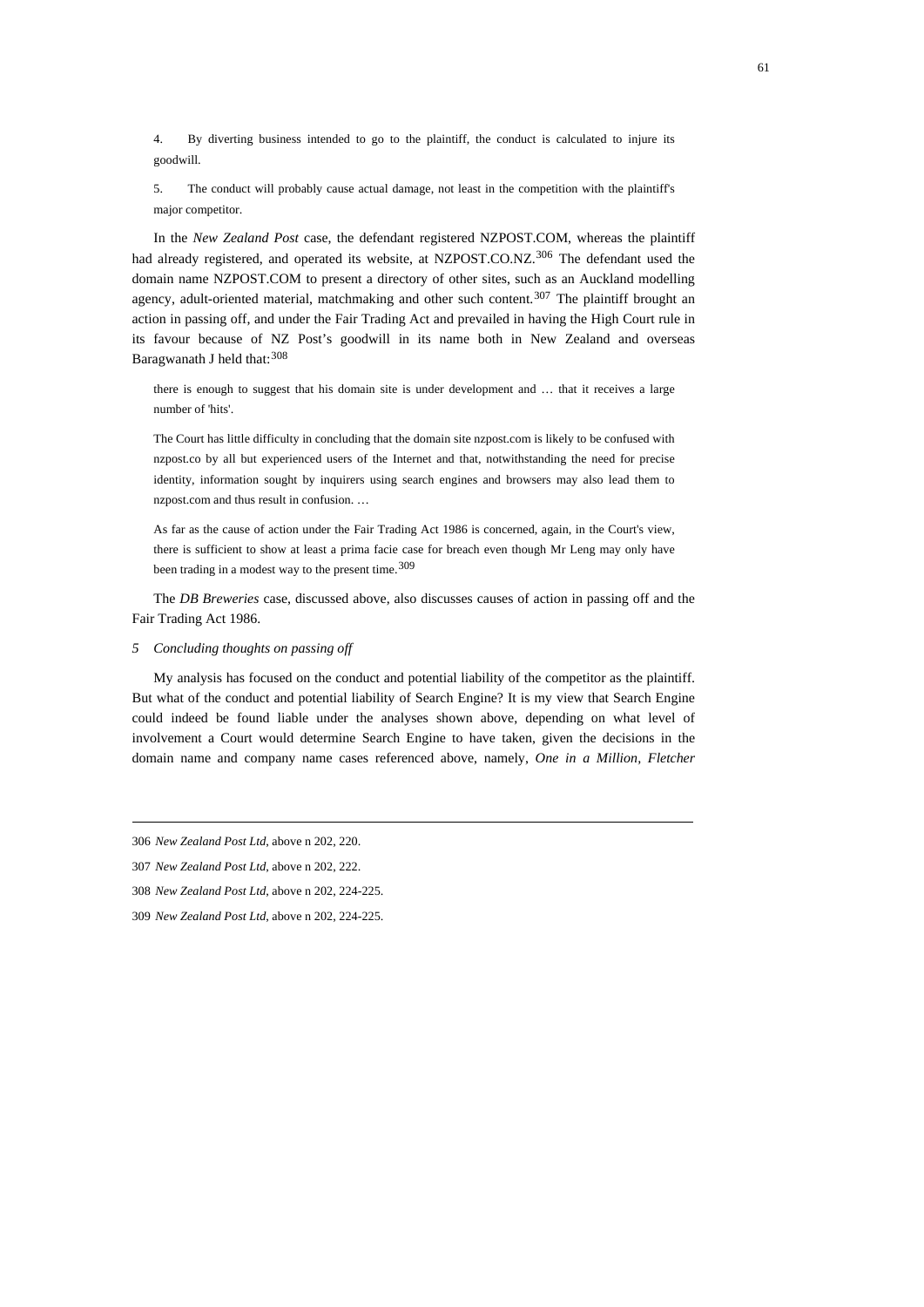4. By diverting business intended to go to the plaintiff, the conduct is calculated to injure its goodwill.

5. The conduct will probably cause actual damage, not least in the competition with the plaintiff's major competitor.

In the *New Zealand Post* case, the defendant registered NZPOST.COM, whereas the plaintiff had already registered, and operated its website, at NZPOST.CO.NZ.[306] The defendant used the domain name NZPOST.COM to present a directory of other sites, such as an Auckland modelling agency, adult-oriented material, matchmaking and other such content.[307] The plaintiff brought an action in passing off, and under the Fair Trading Act and prevailed in having the High Court rule in its favour because of NZ Post's goodwill in its name both in New Zealand and overseas Baragwanath J held that:[308]

> there is enough to suggest that his domain site is under development and … that it receives a large number of 'hits'.
>
> The Court has little difficulty in concluding that the domain site nzpost.com is likely to be confused with nzpost.co by all but experienced users of the Internet and that, notwithstanding the need for precise identity, information sought by inquirers using search engines and browsers may also lead them to nzpost.com and thus result in confusion. …
>
> As far as the cause of action under the Fair Trading Act 1986 is concerned, again, in the Court's view, there is sufficient to show at least a prima facie case for breach even though Mr Leng may only have been trading in a modest way to the present time.[309]

The *DB Breweries* case, discussed above, also discusses causes of action in passing off and the Fair Trading Act 1986.

### *5 Concluding thoughts on passing off*

My analysis has focused on the conduct and potential liability of the competitor as the plaintiff. But what of the conduct and potential liability of Search Engine? It is my view that Search Engine could indeed be found liable under the analyses shown above, depending on what level of involvement a Court would determine Search Engine to have taken, given the decisions in the domain name and company name cases referenced above, namely, *One in a Million*, *Fletcher*

---

306 *New Zealand Post Ltd*, above n 202, 220.

307 *New Zealand Post Ltd*, above n 202, 222.

308 *New Zealand Post Ltd*, above n 202, 224-225.

309 *New Zealand Post Ltd*, above n 202, 224-225.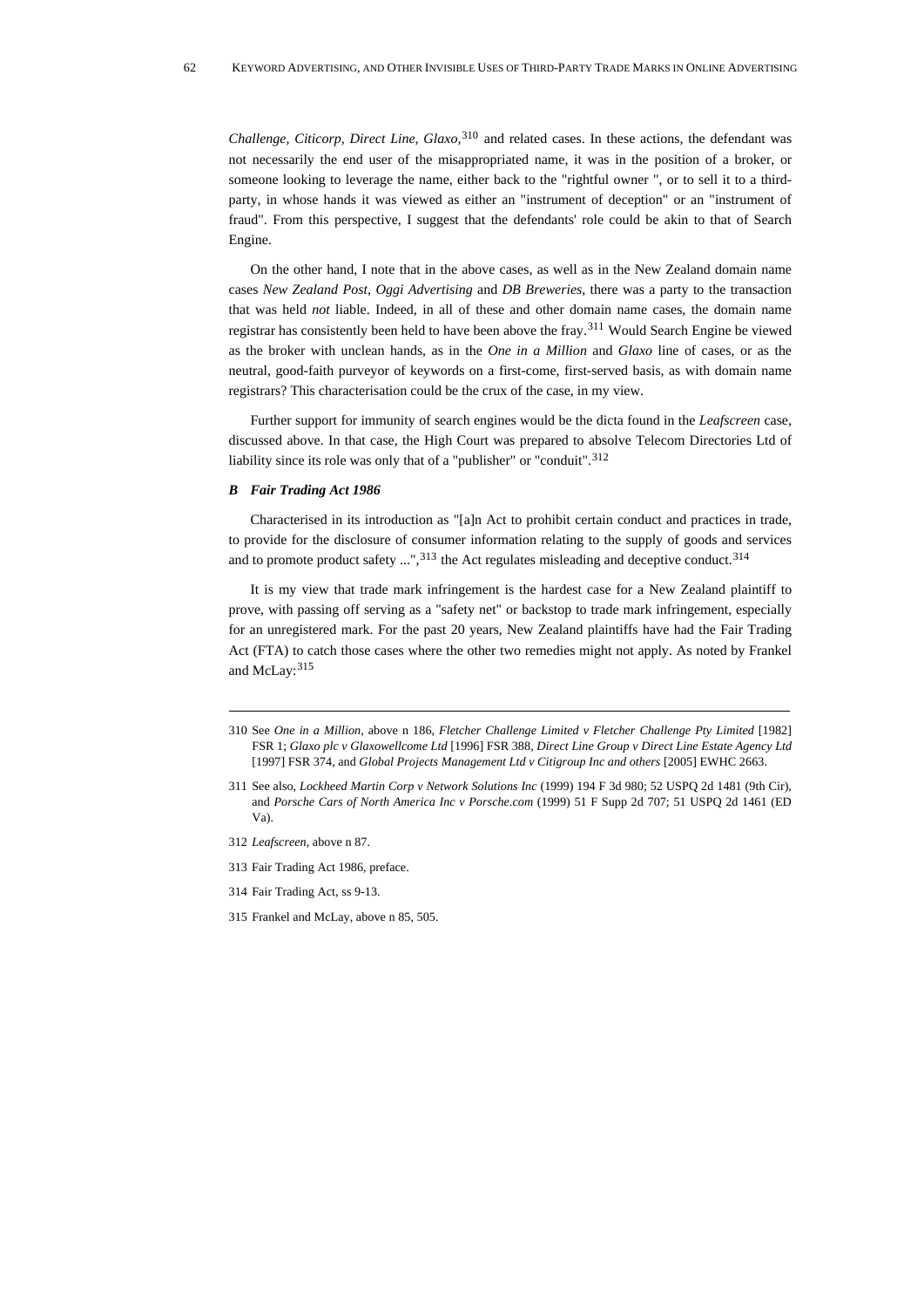*Challenge, Citicorp, Direct Line, Glaxo,*[310] and related cases. In these actions, the defendant was not necessarily the end user of the misappropriated name, it was in the position of a broker, or someone looking to leverage the name, either back to the "rightful owner ", or to sell it to a third-party, in whose hands it was viewed as either an "instrument of deception" or an "instrument of fraud". From this perspective, I suggest that the defendants' role could be akin to that of Search Engine.

On the other hand, I note that in the above cases, as well as in the New Zealand domain name cases *New Zealand Post*, *Oggi Advertising* and *DB Breweries*, there was a party to the transaction that was held *not* liable. Indeed, in all of these and other domain name cases, the domain name registrar has consistently been held to have been above the fray.[311] Would Search Engine be viewed as the broker with unclean hands, as in the *One in a Million* and *Glaxo* line of cases, or as the neutral, good-faith purveyor of keywords on a first-come, first-served basis, as with domain name registrars? This characterisation could be the crux of the case, in my view.

Further support for immunity of search engines would be the dicta found in the *Leafscreen* case, discussed above. In that case, the High Court was prepared to absolve Telecom Directories Ltd of liability since its role was only that of a "publisher" or "conduit".[312]

### *B Fair Trading Act 1986*

Characterised in its introduction as "[a]n Act to prohibit certain conduct and practices in trade, to provide for the disclosure of consumer information relating to the supply of goods and services and to promote product safety ...",[313] the Act regulates misleading and deceptive conduct.[314]

It is my view that trade mark infringement is the hardest case for a New Zealand plaintiff to prove, with passing off serving as a "safety net" or backstop to trade mark infringement, especially for an unregistered mark. For the past 20 years, New Zealand plaintiffs have had the Fair Trading Act (FTA) to catch those cases where the other two remedies might not apply. As noted by Frankel and McLay:[315]

---

310 See *One in a Million*, above n 186, *Fletcher Challenge Limited v Fletcher Challenge Pty Limited* [1982] FSR 1; *Glaxo plc v Glaxowellcome Ltd* [1996] FSR 388, *Direct Line Group v Direct Line Estate Agency Ltd* [1997] FSR 374, and *Global Projects Management Ltd v Citigroup Inc and others* [2005] EWHC 2663.

311 See also, *Lockheed Martin Corp v Network Solutions Inc* (1999) 194 F 3d 980; 52 USPQ 2d 1481 (9th Cir), and *Porsche Cars of North America Inc v Porsche.com* (1999) 51 F Supp 2d 707; 51 USPQ 2d 1461 (ED Va).

312 *Leafscreen*, above n 87.

313 Fair Trading Act 1986, preface.

314 Fair Trading Act, ss 9-13.

315 Frankel and McLay, above n 85, 505.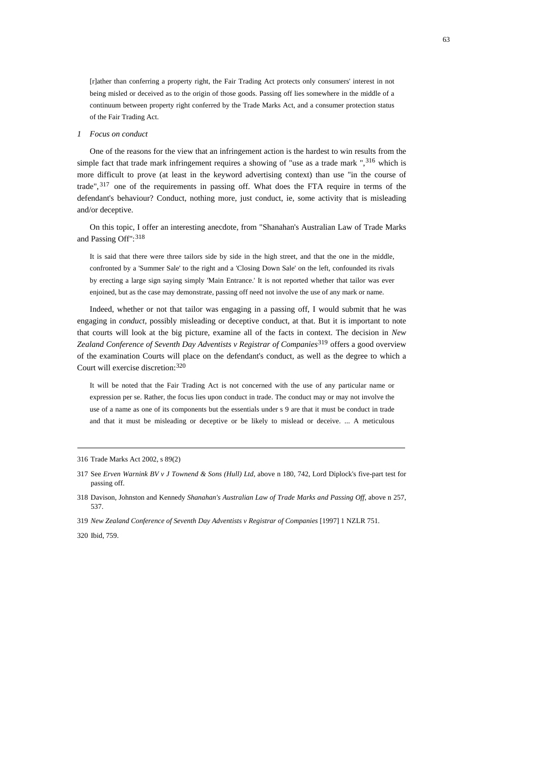> [r]ather than conferring a property right, the Fair Trading Act protects only consumers' interest in not being misled or deceived as to the origin of those goods. Passing off lies somewhere in the middle of a continuum between property right conferred by the Trade Marks Act, and a consumer protection status of the Fair Trading Act.

*1 Focus on conduct*

One of the reasons for the view that an infringement action is the hardest to win results from the simple fact that trade mark infringement requires a showing of "use as a trade mark ",[316] which is more difficult to prove (at least in the keyword advertising context) than use "in the course of trade",[317] one of the requirements in passing off. What does the FTA require in terms of the defendant's behaviour? Conduct, nothing more, just conduct, ie, some activity that is misleading and/or deceptive.

On this topic, I offer an interesting anecdote, from "Shanahan's Australian Law of Trade Marks and Passing Off":[318]

> It is said that there were three tailors side by side in the high street, and that the one in the middle, confronted by a 'Summer Sale' to the right and a 'Closing Down Sale' on the left, confounded its rivals by erecting a large sign saying simply 'Main Entrance.' It is not reported whether that tailor was ever enjoined, but as the case may demonstrate, passing off need not involve the use of any mark or name.

Indeed, whether or not that tailor was engaging in a passing off, I would submit that he was engaging in *conduct*, possibly misleading or deceptive conduct, at that. But it is important to note that courts will look at the big picture, examine all of the facts in context. The decision in *New Zealand Conference of Seventh Day Adventists v Registrar of Companies*[319] offers a good overview of the examination Courts will place on the defendant's conduct, as well as the degree to which a Court will exercise discretion:[320]

> It will be noted that the Fair Trading Act is not concerned with the use of any particular name or expression per se. Rather, the focus lies upon conduct in trade. The conduct may or may not involve the use of a name as one of its components but the essentials under s 9 are that it must be conduct in trade and that it must be misleading or deceptive or be likely to mislead or deceive. ... A meticulous

---

316 Trade Marks Act 2002, s 89(2)

317 See *Erven Warnink BV v J Townend & Sons (Hull) Ltd*, above n 180, 742, Lord Diplock's five-part test for passing off.

318 Davison, Johnston and Kennedy *Shanahan's Australian Law of Trade Marks and Passing Off*, above n 257, 537.

319 *New Zealand Conference of Seventh Day Adventists v Registrar of Companies* [1997] 1 NZLR 751.

320 Ibid, 759.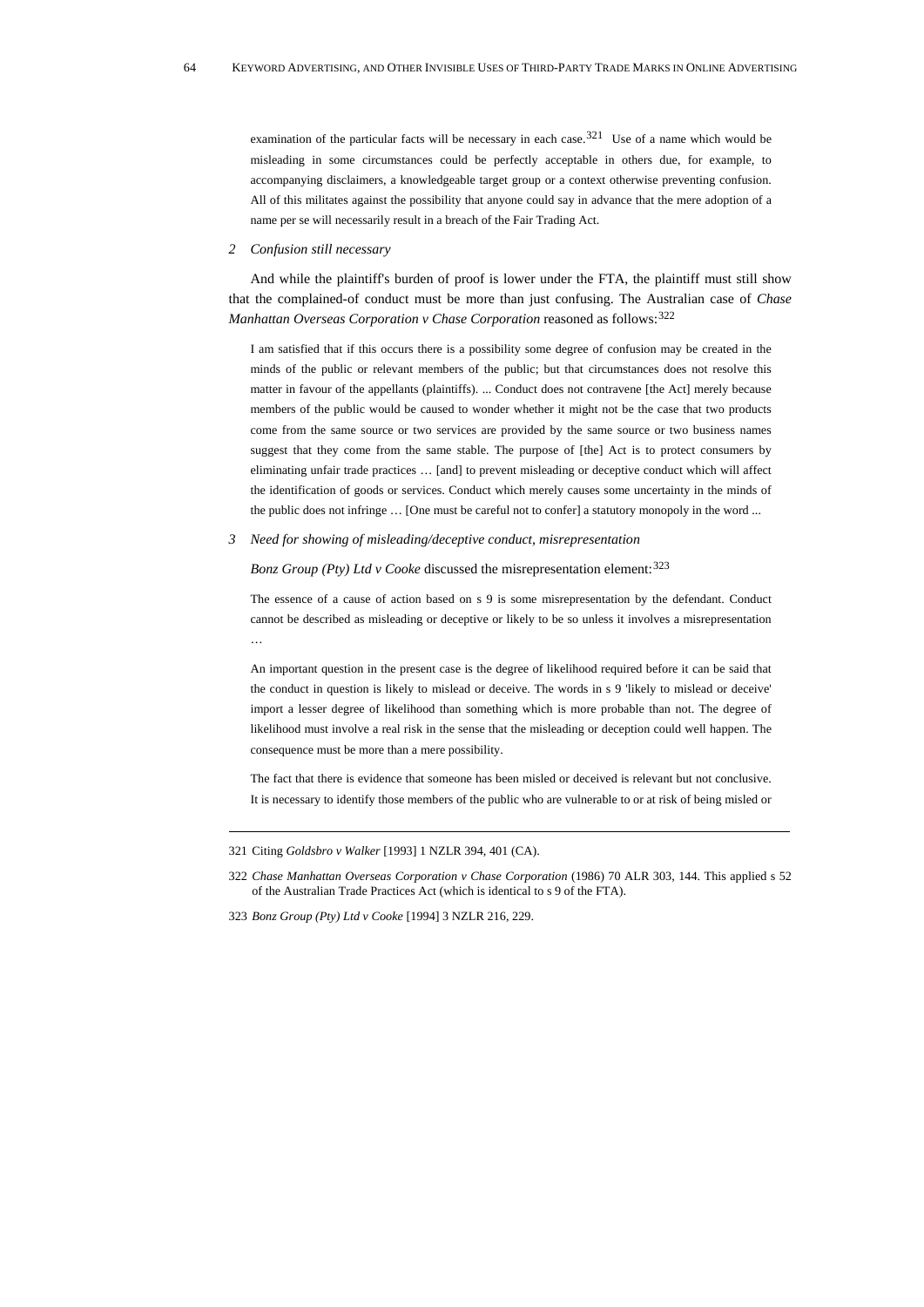examination of the particular facts will be necessary in each case.[321] Use of a name which would be misleading in some circumstances could be perfectly acceptable in others due, for example, to accompanying disclaimers, a knowledgeable target group or a context otherwise preventing confusion. All of this militates against the possibility that anyone could say in advance that the mere adoption of a name per se will necessarily result in a breach of the Fair Trading Act.

### 2 *Confusion still necessary*

And while the plaintiff's burden of proof is lower under the FTA, the plaintiff must still show that the complained-of conduct must be more than just confusing. The Australian case of *Chase Manhattan Overseas Corporation v Chase Corporation* reasoned as follows:[322]

> I am satisfied that if this occurs there is a possibility some degree of confusion may be created in the minds of the public or relevant members of the public; but that circumstances does not resolve this matter in favour of the appellants (plaintiffs). ... Conduct does not contravene [the Act] merely because members of the public would be caused to wonder whether it might not be the case that two products come from the same source or two services are provided by the same source or two business names suggest that they come from the same stable. The purpose of [the] Act is to protect consumers by eliminating unfair trade practices … [and] to prevent misleading or deceptive conduct which will affect the identification of goods or services. Conduct which merely causes some uncertainty in the minds of the public does not infringe … [One must be careful not to confer] a statutory monopoly in the word ...

### 3 *Need for showing of misleading/deceptive conduct, misrepresentation*

*Bonz Group (Pty) Ltd v Cooke* discussed the misrepresentation element:[323]

> The essence of a cause of action based on s 9 is some misrepresentation by the defendant. Conduct cannot be described as misleading or deceptive or likely to be so unless it involves a misrepresentation …
>
> An important question in the present case is the degree of likelihood required before it can be said that the conduct in question is likely to mislead or deceive. The words in s 9 'likely to mislead or deceive' import a lesser degree of likelihood than something which is more probable than not. The degree of likelihood must involve a real risk in the sense that the misleading or deception could well happen. The consequence must be more than a mere possibility.
>
> The fact that there is evidence that someone has been misled or deceived is relevant but not conclusive. It is necessary to identify those members of the public who are vulnerable to or at risk of being misled or

---

321 Citing *Goldsbro v Walker* [1993] 1 NZLR 394, 401 (CA).

322 *Chase Manhattan Overseas Corporation v Chase Corporation* (1986) 70 ALR 303, 144. This applied s 52 of the Australian Trade Practices Act (which is identical to s 9 of the FTA).

323 *Bonz Group (Pty) Ltd v Cooke* [1994] 3 NZLR 216, 229.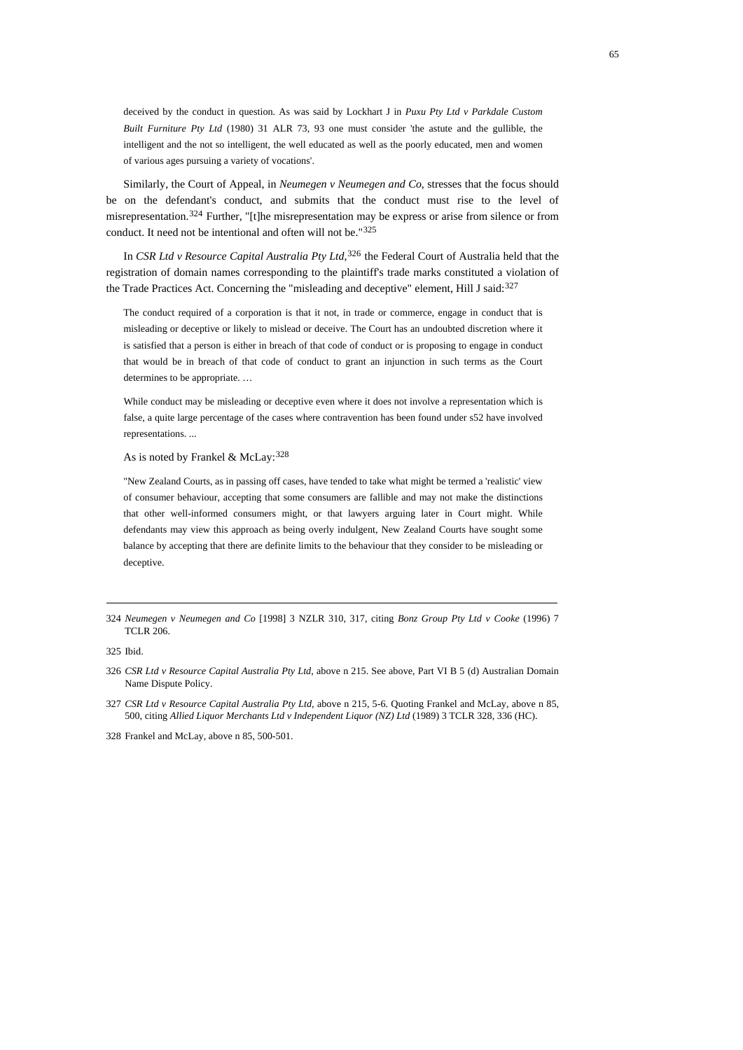> deceived by the conduct in question. As was said by Lockhart J in *Puxu Pty Ltd v Parkdale Custom Built Furniture Pty Ltd* (1980) 31 ALR 73, 93 one must consider 'the astute and the gullible, the intelligent and the not so intelligent, the well educated as well as the poorly educated, men and women of various ages pursuing a variety of vocations'.

Similarly, the Court of Appeal, in *Neumegen v Neumegen and Co*, stresses that the focus should be on the defendant's conduct, and submits that the conduct must rise to the level of misrepresentation.[324] Further, "[t]he misrepresentation may be express or arise from silence or from conduct. It need not be intentional and often will not be."[325]

In *CSR Ltd v Resource Capital Australia Pty Ltd*,[326] the Federal Court of Australia held that the registration of domain names corresponding to the plaintiff's trade marks constituted a violation of the Trade Practices Act. Concerning the "misleading and deceptive" element, Hill J said:[327]

> The conduct required of a corporation is that it not, in trade or commerce, engage in conduct that is misleading or deceptive or likely to mislead or deceive. The Court has an undoubted discretion where it is satisfied that a person is either in breach of that code of conduct or is proposing to engage in conduct that would be in breach of that code of conduct to grant an injunction in such terms as the Court determines to be appropriate. …
>
> While conduct may be misleading or deceptive even where it does not involve a representation which is false, a quite large percentage of the cases where contravention has been found under s52 have involved representations. ...

As is noted by Frankel & McLay:[328]

> "New Zealand Courts, as in passing off cases, have tended to take what might be termed a 'realistic' view of consumer behaviour, accepting that some consumers are fallible and may not make the distinctions that other well-informed consumers might, or that lawyers arguing later in Court might. While defendants may view this approach as being overly indulgent, New Zealand Courts have sought some balance by accepting that there are definite limits to the behaviour that they consider to be misleading or deceptive.

---

324 *Neumegen v Neumegen and Co* [1998] 3 NZLR 310, 317, citing *Bonz Group Pty Ltd v Cooke* (1996) 7 TCLR 206.

325 Ibid.

326 *CSR Ltd v Resource Capital Australia Pty Ltd*, above n 215. See above, Part VI B 5 (d) Australian Domain Name Dispute Policy.

327 *CSR Ltd v Resource Capital Australia Pty Ltd*, above n 215, 5-6. Quoting Frankel and McLay, above n 85, 500, citing *Allied Liquor Merchants Ltd v Independent Liquor (NZ) Ltd* (1989) 3 TCLR 328, 336 (HC).

328 Frankel and McLay, above n 85, 500-501.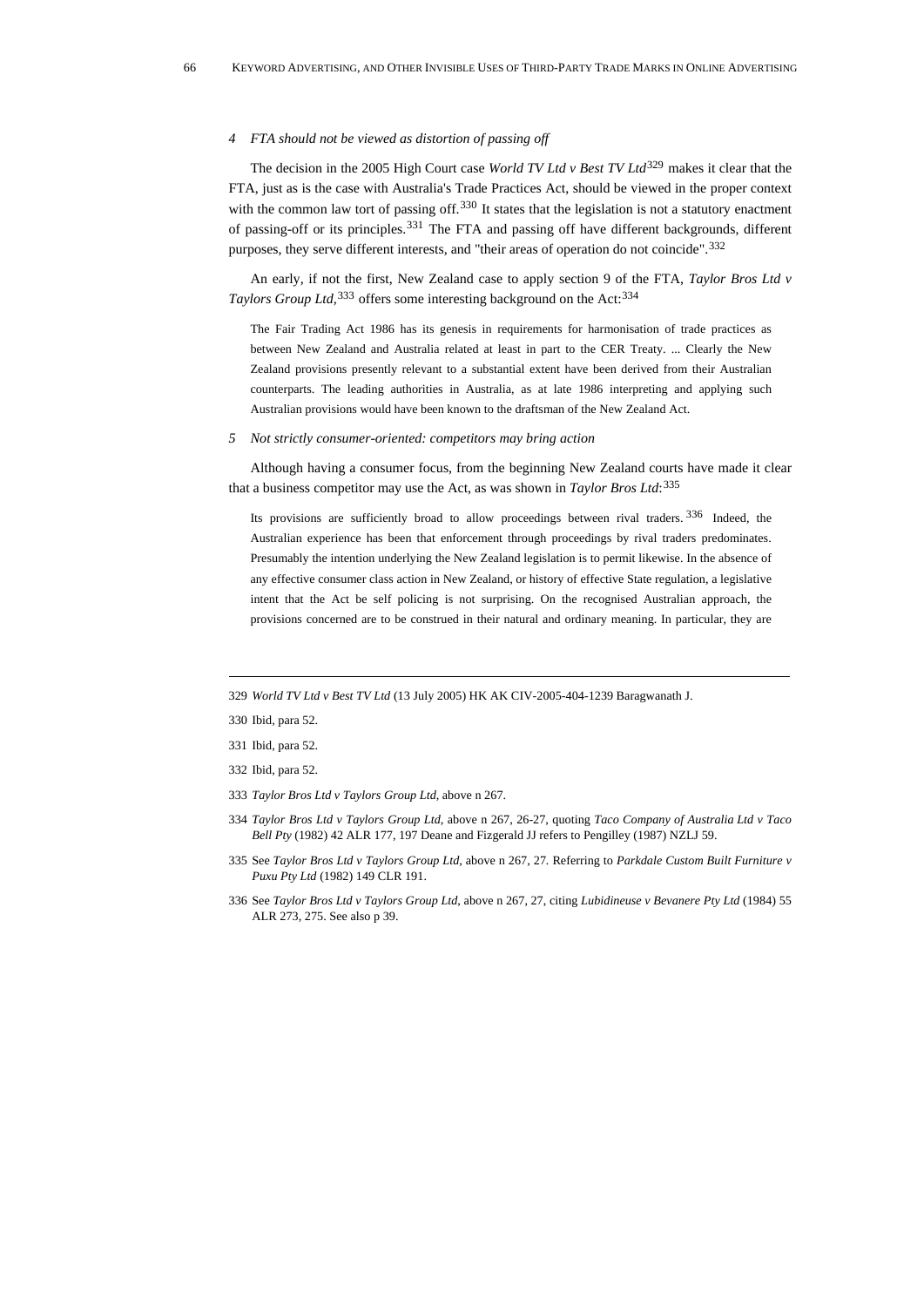### *4 FTA should not be viewed as distortion of passing off*

The decision in the 2005 High Court case *World TV Ltd v Best TV Ltd*[329] makes it clear that the FTA, just as is the case with Australia's Trade Practices Act, should be viewed in the proper context with the common law tort of passing off.[330] It states that the legislation is not a statutory enactment of passing-off or its principles.[331] The FTA and passing off have different backgrounds, different purposes, they serve different interests, and "their areas of operation do not coincide".[332]

An early, if not the first, New Zealand case to apply section 9 of the FTA, *Taylor Bros Ltd v Taylors Group Ltd*,[333] offers some interesting background on the Act:[334]

> The Fair Trading Act 1986 has its genesis in requirements for harmonisation of trade practices as between New Zealand and Australia related at least in part to the CER Treaty. ... Clearly the New Zealand provisions presently relevant to a substantial extent have been derived from their Australian counterparts. The leading authorities in Australia, as at late 1986 interpreting and applying such Australian provisions would have been known to the draftsman of the New Zealand Act.

### *5 Not strictly consumer-oriented: competitors may bring action*

Although having a consumer focus, from the beginning New Zealand courts have made it clear that a business competitor may use the Act, as was shown in *Taylor Bros Ltd*:[335]

> Its provisions are sufficiently broad to allow proceedings between rival traders.[336] Indeed, the Australian experience has been that enforcement through proceedings by rival traders predominates. Presumably the intention underlying the New Zealand legislation is to permit likewise. In the absence of any effective consumer class action in New Zealand, or history of effective State regulation, a legislative intent that the Act be self policing is not surprising. On the recognised Australian approach, the provisions concerned are to be construed in their natural and ordinary meaning. In particular, they are

---

329 *World TV Ltd v Best TV Ltd* (13 July 2005) HK AK CIV-2005-404-1239 Baragwanath J.

330 Ibid, para 52.

331 Ibid, para 52.

332 Ibid, para 52.

333 *Taylor Bros Ltd v Taylors Group Ltd*, above n 267.

334 *Taylor Bros Ltd v Taylors Group Ltd*, above n 267, 26-27, quoting *Taco Company of Australia Ltd v Taco Bell Pty* (1982) 42 ALR 177, 197 Deane and Fizgerald JJ refers to Pengilley (1987) NZLJ 59.

335 See *Taylor Bros Ltd v Taylors Group Ltd*, above n 267, 27. Referring to *Parkdale Custom Built Furniture v Puxu Pty Ltd* (1982) 149 CLR 191.

336 See *Taylor Bros Ltd v Taylors Group Ltd*, above n 267, 27, citing *Lubidineuse v Bevanere Pty Ltd* (1984) 55 ALR 273, 275. See also p 39.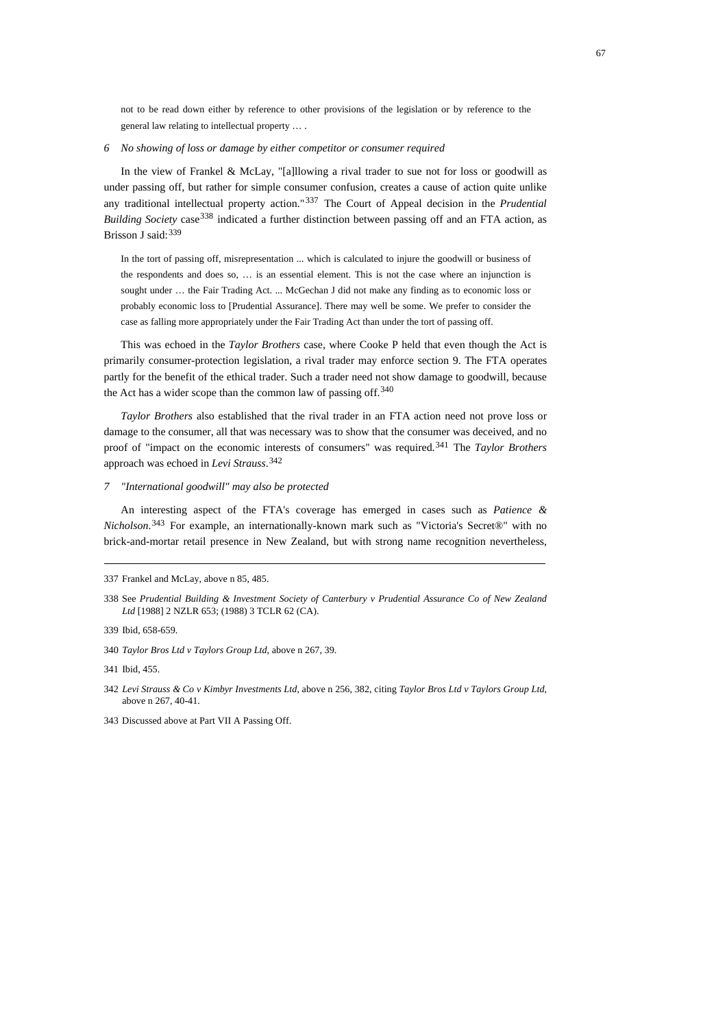> not to be read down either by reference to other provisions of the legislation or by reference to the general law relating to intellectual property … .

*6 No showing of loss or damage by either competitor or consumer required*

In the view of Frankel & McLay, "[a]llowing a rival trader to sue not for loss or goodwill as under passing off, but rather for simple consumer confusion, creates a cause of action quite unlike any traditional intellectual property action."[337] The Court of Appeal decision in the *Prudential Building Society* case[338] indicated a further distinction between passing off and an FTA action, as Brisson J said:[339]

> In the tort of passing off, misrepresentation ... which is calculated to injure the goodwill or business of the respondents and does so, … is an essential element. This is not the case where an injunction is sought under … the Fair Trading Act. ... McGechan J did not make any finding as to economic loss or probably economic loss to [Prudential Assurance]. There may well be some. We prefer to consider the case as falling more appropriately under the Fair Trading Act than under the tort of passing off.

This was echoed in the *Taylor Brothers* case, where Cooke P held that even though the Act is primarily consumer-protection legislation, a rival trader may enforce section 9. The FTA operates partly for the benefit of the ethical trader. Such a trader need not show damage to goodwill, because the Act has a wider scope than the common law of passing off.[340]

*Taylor Brothers* also established that the rival trader in an FTA action need not prove loss or damage to the consumer, all that was necessary was to show that the consumer was deceived, and no proof of "impact on the economic interests of consumers" was required.[341] The *Taylor Brothers* approach was echoed in *Levi Strauss*.[342]

*7 "International goodwill" may also be protected*

An interesting aspect of the FTA's coverage has emerged in cases such as *Patience & Nicholson*.[343] For example, an internationally-known mark such as "Victoria's Secret®" with no brick-and-mortar retail presence in New Zealand, but with strong name recognition nevertheless,

---

337 Frankel and McLay, above n 85, 485.

338 See *Prudential Building & Investment Society of Canterbury v Prudential Assurance Co of New Zealand Ltd* [1988] 2 NZLR 653; (1988) 3 TCLR 62 (CA).

339 Ibid, 658-659.

340 *Taylor Bros Ltd v Taylors Group Ltd*, above n 267, 39.

341 Ibid, 455.

342 *Levi Strauss & Co v Kimbyr Investments Ltd*, above n 256, 382, citing *Taylor Bros Ltd v Taylors Group Ltd*, above n 267, 40-41.

343 Discussed above at Part VII A Passing Off.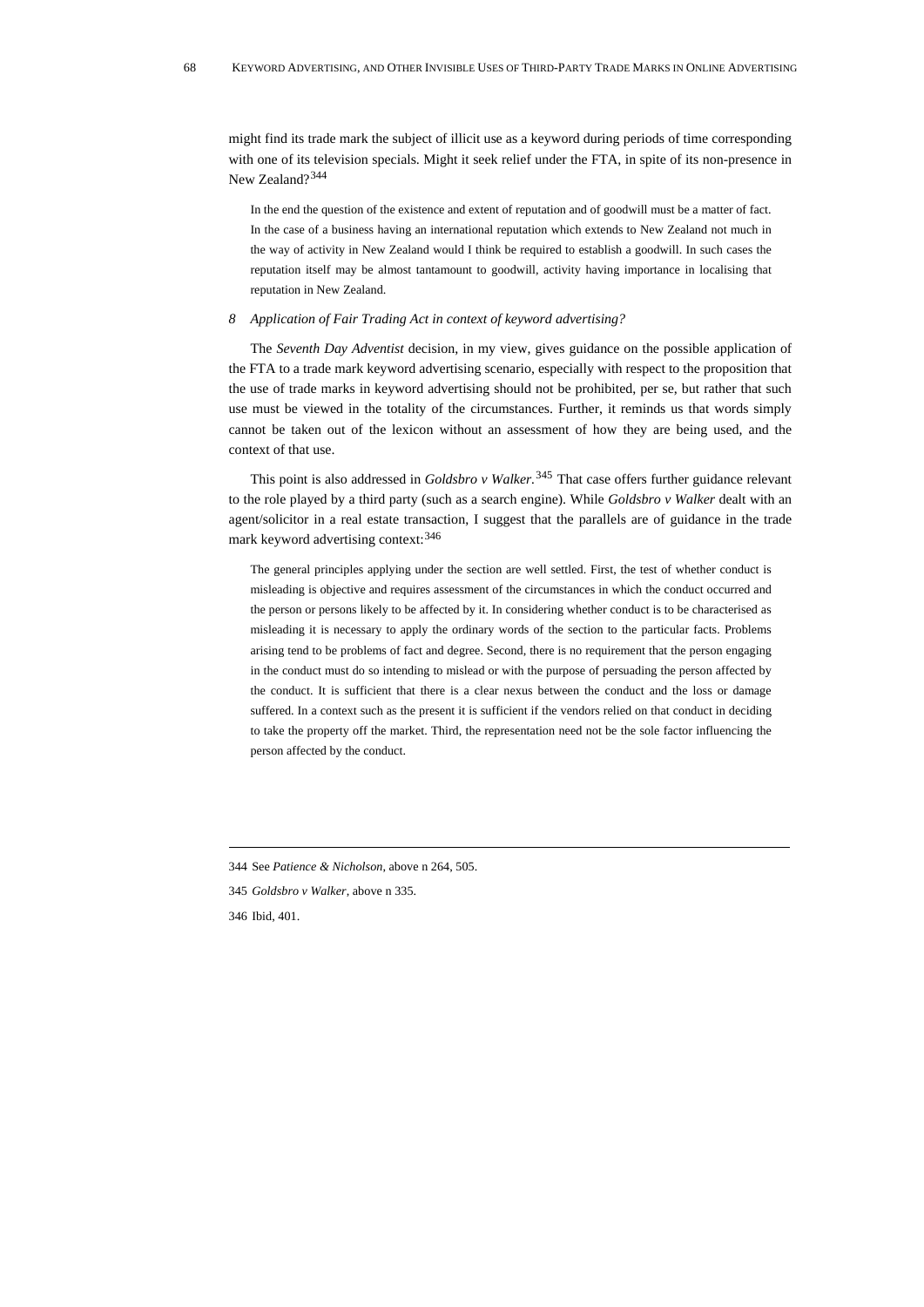might find its trade mark the subject of illicit use as a keyword during periods of time corresponding with one of its television specials. Might it seek relief under the FTA, in spite of its non-presence in New Zealand?[344]

> In the end the question of the existence and extent of reputation and of goodwill must be a matter of fact. In the case of a business having an international reputation which extends to New Zealand not much in the way of activity in New Zealand would I think be required to establish a goodwill. In such cases the reputation itself may be almost tantamount to goodwill, activity having importance in localising that reputation in New Zealand.

### *8 Application of Fair Trading Act in context of keyword advertising?*

The *Seventh Day Adventist* decision, in my view, gives guidance on the possible application of the FTA to a trade mark keyword advertising scenario, especially with respect to the proposition that the use of trade marks in keyword advertising should not be prohibited, per se, but rather that such use must be viewed in the totality of the circumstances. Further, it reminds us that words simply cannot be taken out of the lexicon without an assessment of how they are being used, and the context of that use.

This point is also addressed in *Goldsbro v Walker*.[345] That case offers further guidance relevant to the role played by a third party (such as a search engine). While *Goldsbro v Walker* dealt with an agent/solicitor in a real estate transaction, I suggest that the parallels are of guidance in the trade mark keyword advertising context:[346]

> The general principles applying under the section are well settled. First, the test of whether conduct is misleading is objective and requires assessment of the circumstances in which the conduct occurred and the person or persons likely to be affected by it. In considering whether conduct is to be characterised as misleading it is necessary to apply the ordinary words of the section to the particular facts. Problems arising tend to be problems of fact and degree. Second, there is no requirement that the person engaging in the conduct must do so intending to mislead or with the purpose of persuading the person affected by the conduct. It is sufficient that there is a clear nexus between the conduct and the loss or damage suffered. In a context such as the present it is sufficient if the vendors relied on that conduct in deciding to take the property off the market. Third, the representation need not be the sole factor influencing the person affected by the conduct.

---

344 See *Patience & Nicholson*, above n 264, 505.

345 *Goldsbro v Walker*, above n 335.

346 Ibid, 401.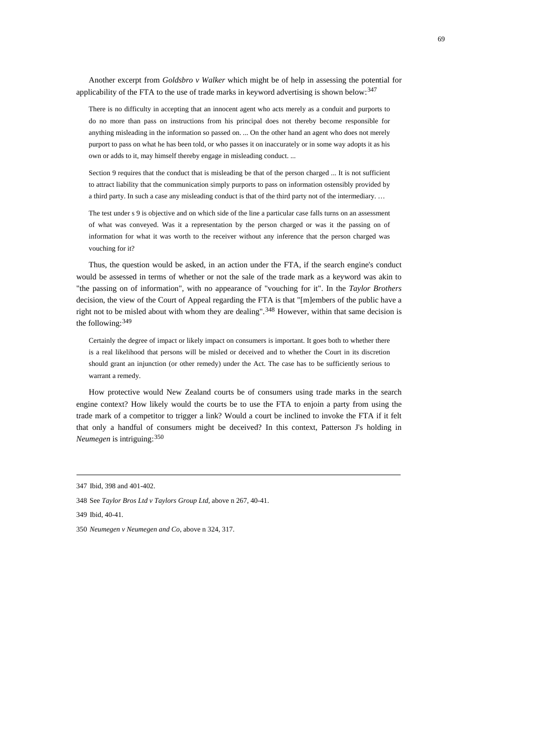Another excerpt from *Goldsbro v Walker* which might be of help in assessing the potential for applicability of the FTA to the use of trade marks in keyword advertising is shown below:[347]

> There is no difficulty in accepting that an innocent agent who acts merely as a conduit and purports to do no more than pass on instructions from his principal does not thereby become responsible for anything misleading in the information so passed on. ... On the other hand an agent who does not merely purport to pass on what he has been told, or who passes it on inaccurately or in some way adopts it as his own or adds to it, may himself thereby engage in misleading conduct. ...
>
> Section 9 requires that the conduct that is misleading be that of the person charged ... It is not sufficient to attract liability that the communication simply purports to pass on information ostensibly provided by a third party. In such a case any misleading conduct is that of the third party not of the intermediary. …
>
> The test under s 9 is objective and on which side of the line a particular case falls turns on an assessment of what was conveyed. Was it a representation by the person charged or was it the passing on of information for what it was worth to the receiver without any inference that the person charged was vouching for it?

Thus, the question would be asked, in an action under the FTA, if the search engine's conduct would be assessed in terms of whether or not the sale of the trade mark as a keyword was akin to "the passing on of information", with no appearance of "vouching for it". In the *Taylor Brothers* decision, the view of the Court of Appeal regarding the FTA is that "[m]embers of the public have a right not to be misled about with whom they are dealing".[348] However, within that same decision is the following:[349]

> Certainly the degree of impact or likely impact on consumers is important. It goes both to whether there is a real likelihood that persons will be misled or deceived and to whether the Court in its discretion should grant an injunction (or other remedy) under the Act. The case has to be sufficiently serious to warrant a remedy.

How protective would New Zealand courts be of consumers using trade marks in the search engine context? How likely would the courts be to use the FTA to enjoin a party from using the trade mark of a competitor to trigger a link? Would a court be inclined to invoke the FTA if it felt that only a handful of consumers might be deceived? In this context, Patterson J's holding in *Neumegen* is intriguing:[350]

---

347 Ibid, 398 and 401-402.

348 See *Taylor Bros Ltd v Taylors Group Ltd*, above n 267, 40-41.

349 Ibid, 40-41.

350 *Neumegen v Neumegen and Co*, above n 324, 317.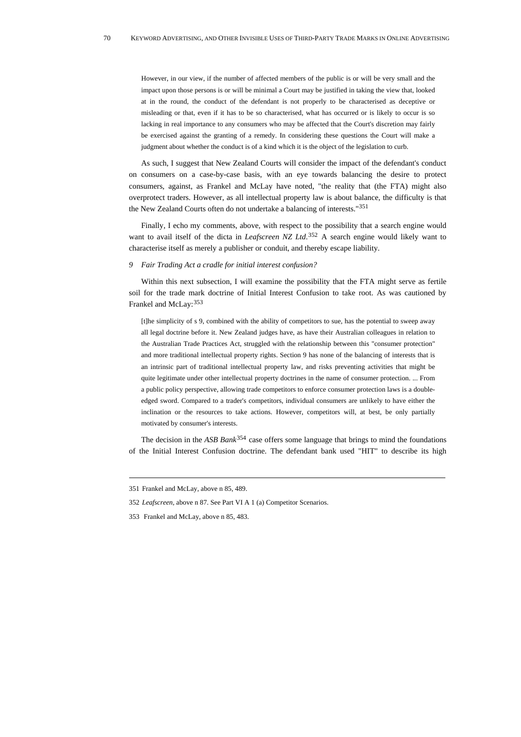> However, in our view, if the number of affected members of the public is or will be very small and the impact upon those persons is or will be minimal a Court may be justified in taking the view that, looked at in the round, the conduct of the defendant is not properly to be characterised as deceptive or misleading or that, even if it has to be so characterised, what has occurred or is likely to occur is so lacking in real importance to any consumers who may be affected that the Court's discretion may fairly be exercised against the granting of a remedy. In considering these questions the Court will make a judgment about whether the conduct is of a kind which it is the object of the legislation to curb.

As such, I suggest that New Zealand Courts will consider the impact of the defendant's conduct on consumers on a case-by-case basis, with an eye towards balancing the desire to protect consumers, against, as Frankel and McLay have noted, "the reality that (the FTA) might also overprotect traders. However, as all intellectual property law is about balance, the difficulty is that the New Zealand Courts often do not undertake a balancing of interests."[351]

Finally, I echo my comments, above, with respect to the possibility that a search engine would want to avail itself of the dicta in *Leafscreen NZ Ltd*.[352] A search engine would likely want to characterise itself as merely a publisher or conduit, and thereby escape liability.

*9 Fair Trading Act a cradle for initial interest confusion?*

Within this next subsection, I will examine the possibility that the FTA might serve as fertile soil for the trade mark doctrine of Initial Interest Confusion to take root. As was cautioned by Frankel and McLay:[353]

> [t]he simplicity of s 9, combined with the ability of competitors to sue, has the potential to sweep away all legal doctrine before it. New Zealand judges have, as have their Australian colleagues in relation to the Australian Trade Practices Act, struggled with the relationship between this "consumer protection" and more traditional intellectual property rights. Section 9 has none of the balancing of interests that is an intrinsic part of traditional intellectual property law, and risks preventing activities that might be quite legitimate under other intellectual property doctrines in the name of consumer protection. ... From a public policy perspective, allowing trade competitors to enforce consumer protection laws is a double-edged sword. Compared to a trader's competitors, individual consumers are unlikely to have either the inclination or the resources to take actions. However, competitors will, at best, be only partially motivated by consumer's interests.

The decision in the *ASB Bank*[354] case offers some language that brings to mind the foundations of the Initial Interest Confusion doctrine. The defendant bank used "HIT" to describe its high

---

351 Frankel and McLay, above n 85, 489.

352 *Leafscreen*, above n 87. See Part VI A 1 (a) Competitor Scenarios.

353 Frankel and McLay, above n 85, 483.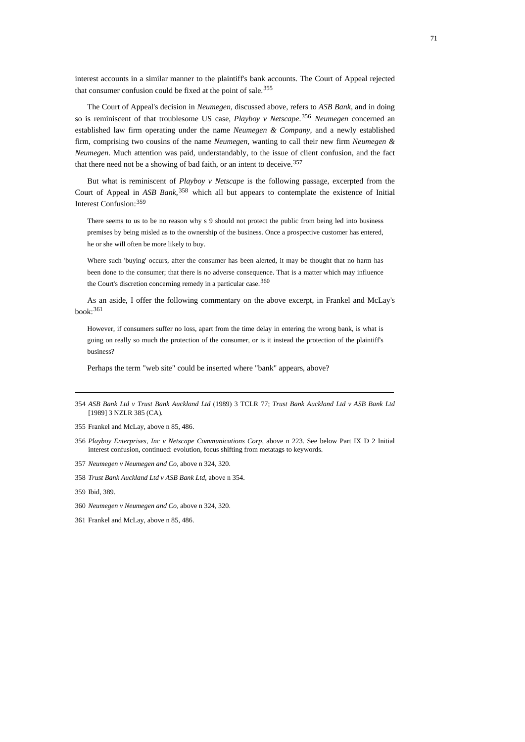interest accounts in a similar manner to the plaintiff's bank accounts. The Court of Appeal rejected that consumer confusion could be fixed at the point of sale.[355]

The Court of Appeal's decision in *Neumegen*, discussed above, refers to *ASB Bank*, and in doing so is reminiscent of that troublesome US case, *Playboy v Netscape*.[356] *Neumegen* concerned an established law firm operating under the name *Neumegen & Company*, and a newly established firm, comprising two cousins of the name *Neumegen*, wanting to call their new firm *Neumegen & Neumegen*. Much attention was paid, understandably, to the issue of client confusion, and the fact that there need not be a showing of bad faith, or an intent to deceive.[357]

But what is reminiscent of *Playboy v Netscape* is the following passage, excerpted from the Court of Appeal in *ASB Bank*,[358] which all but appears to contemplate the existence of Initial Interest Confusion:[359]

> There seems to us to be no reason why s 9 should not protect the public from being led into business premises by being misled as to the ownership of the business. Once a prospective customer has entered, he or she will often be more likely to buy.
>
> Where such 'buying' occurs, after the consumer has been alerted, it may be thought that no harm has been done to the consumer; that there is no adverse consequence. That is a matter which may influence the Court's discretion concerning remedy in a particular case.[360]

As an aside, I offer the following commentary on the above excerpt, in Frankel and McLay's book:[361]

> However, if consumers suffer no loss, apart from the time delay in entering the wrong bank, is what is going on really so much the protection of the consumer, or is it instead the protection of the plaintiff's business?

Perhaps the term "web site" could be inserted where "bank" appears, above?

---

354 *ASB Bank Ltd v Trust Bank Auckland Ltd* (1989) 3 TCLR 77; *Trust Bank Auckland Ltd v ASB Bank Ltd* [1989] 3 NZLR 385 (CA).

355 Frankel and McLay, above n 85, 486.

356 *Playboy Enterprises, Inc v Netscape Communications Corp*, above n 223. See below Part IX D 2 Initial interest confusion, continued: evolution, focus shifting from metatags to keywords.

357 *Neumegen v Neumegen and Co*, above n 324, 320.

358 *Trust Bank Auckland Ltd v ASB Bank Ltd*, above n 354.

359 Ibid, 389.

360 *Neumegen v Neumegen and Co*, above n 324, 320.

361 Frankel and McLay, above n 85, 486.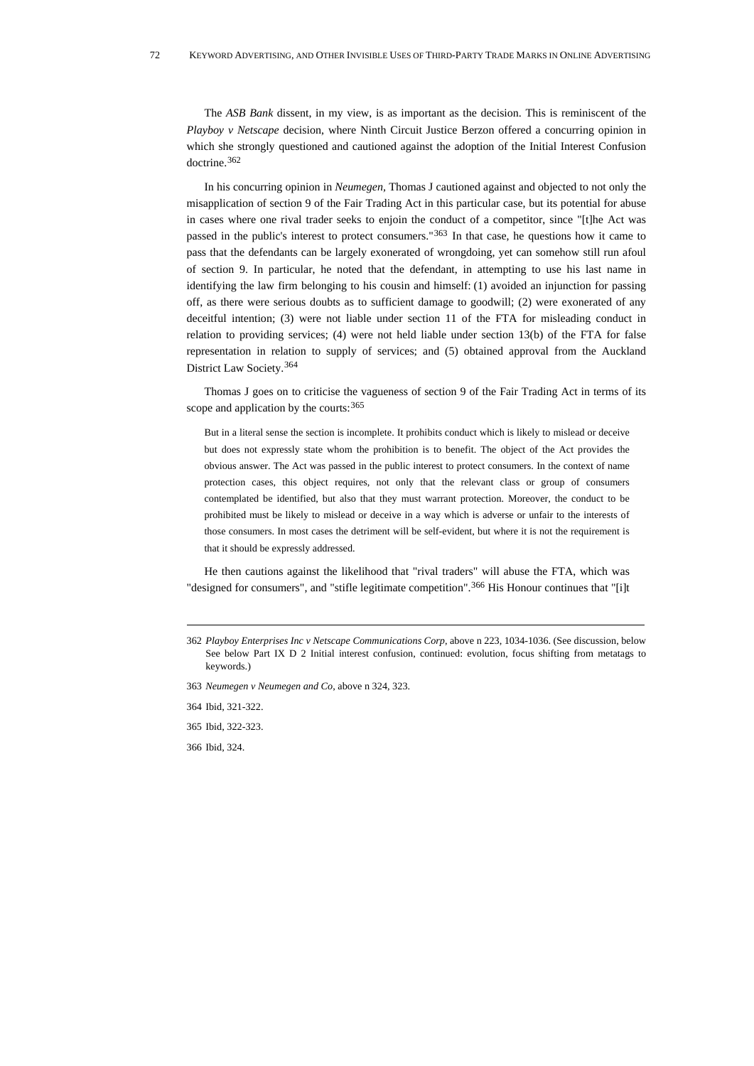The *ASB Bank* dissent, in my view, is as important as the decision. This is reminiscent of the *Playboy v Netscape* decision, where Ninth Circuit Justice Berzon offered a concurring opinion in which she strongly questioned and cautioned against the adoption of the Initial Interest Confusion doctrine.[362]

In his concurring opinion in *Neumegen*, Thomas J cautioned against and objected to not only the misapplication of section 9 of the Fair Trading Act in this particular case, but its potential for abuse in cases where one rival trader seeks to enjoin the conduct of a competitor, since "[t]he Act was passed in the public's interest to protect consumers."[363] In that case, he questions how it came to pass that the defendants can be largely exonerated of wrongdoing, yet can somehow still run afoul of section 9. In particular, he noted that the defendant, in attempting to use his last name in identifying the law firm belonging to his cousin and himself: (1) avoided an injunction for passing off, as there were serious doubts as to sufficient damage to goodwill; (2) were exonerated of any deceitful intention; (3) were not liable under section 11 of the FTA for misleading conduct in relation to providing services; (4) were not held liable under section 13(b) of the FTA for false representation in relation to supply of services; and (5) obtained approval from the Auckland District Law Society.[364]

Thomas J goes on to criticise the vagueness of section 9 of the Fair Trading Act in terms of its scope and application by the courts:[365]

> But in a literal sense the section is incomplete. It prohibits conduct which is likely to mislead or deceive but does not expressly state whom the prohibition is to benefit. The object of the Act provides the obvious answer. The Act was passed in the public interest to protect consumers. In the context of name protection cases, this object requires, not only that the relevant class or group of consumers contemplated be identified, but also that they must warrant protection. Moreover, the conduct to be prohibited must be likely to mislead or deceive in a way which is adverse or unfair to the interests of those consumers. In most cases the detriment will be self-evident, but where it is not the requirement is that it should be expressly addressed.

He then cautions against the likelihood that "rival traders" will abuse the FTA, which was "designed for consumers", and "stifle legitimate competition".[366] His Honour continues that "[i]t

---

362 *Playboy Enterprises Inc v Netscape Communications Corp*, above n 223, 1034-1036. (See discussion, below See below Part IX D 2 Initial interest confusion, continued: evolution, focus shifting from metatags to keywords.)

363 *Neumegen v Neumegen and Co*, above n 324, 323.

364 Ibid, 321-322.

365 Ibid, 322-323.

366 Ibid, 324.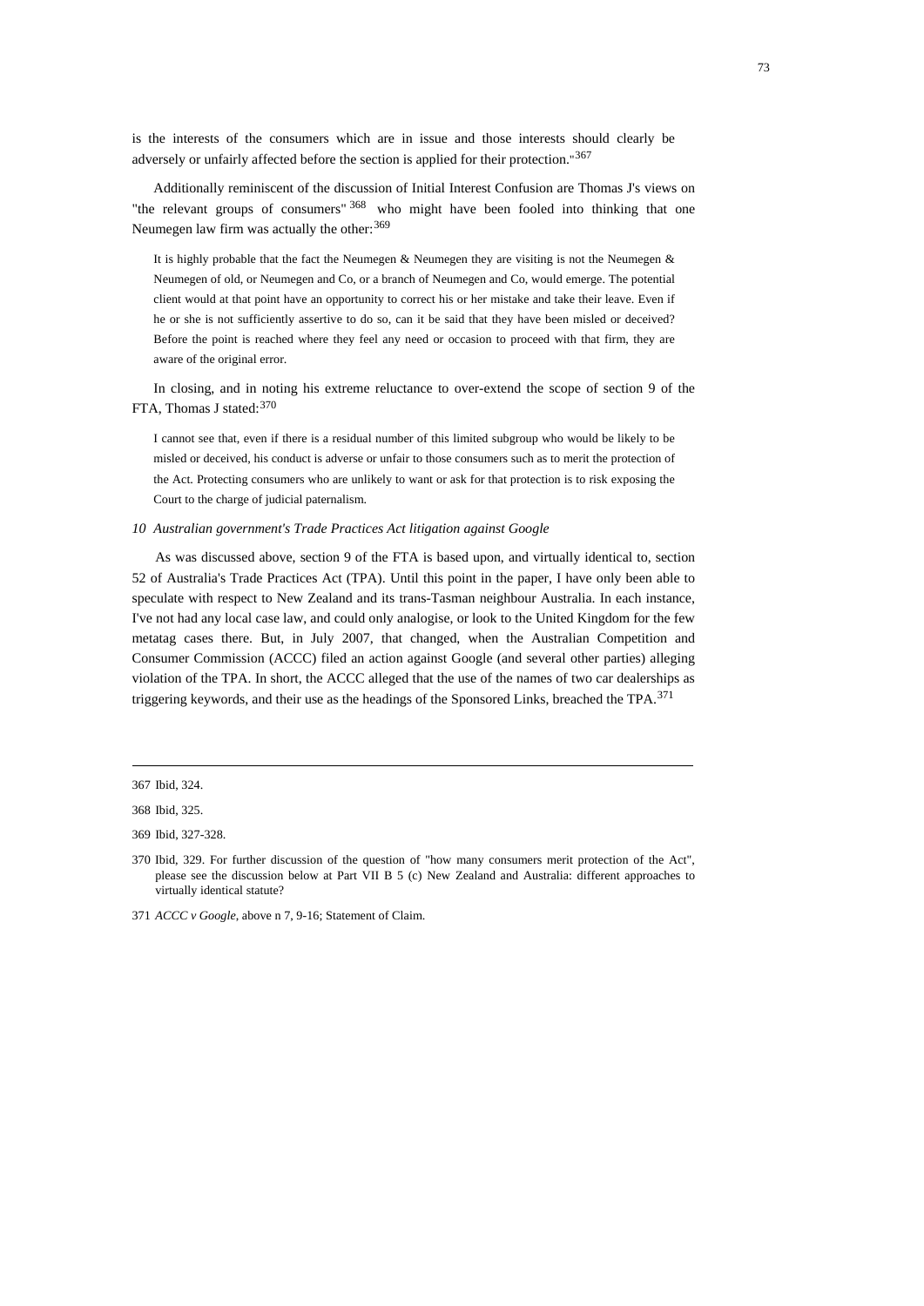is the interests of the consumers which are in issue and those interests should clearly be adversely or unfairly affected before the section is applied for their protection."[367]

Additionally reminiscent of the discussion of Initial Interest Confusion are Thomas J's views on "the relevant groups of consumers" [368] who might have been fooled into thinking that one Neumegen law firm was actually the other:[369]

> It is highly probable that the fact the Neumegen & Neumegen they are visiting is not the Neumegen & Neumegen of old, or Neumegen and Co, or a branch of Neumegen and Co, would emerge. The potential client would at that point have an opportunity to correct his or her mistake and take their leave. Even if he or she is not sufficiently assertive to do so, can it be said that they have been misled or deceived? Before the point is reached where they feel any need or occasion to proceed with that firm, they are aware of the original error.

In closing, and in noting his extreme reluctance to over-extend the scope of section 9 of the FTA, Thomas J stated:[370]

> I cannot see that, even if there is a residual number of this limited subgroup who would be likely to be misled or deceived, his conduct is adverse or unfair to those consumers such as to merit the protection of the Act. Protecting consumers who are unlikely to want or ask for that protection is to risk exposing the Court to the charge of judicial paternalism.

*10 Australian government's Trade Practices Act litigation against Google*

As was discussed above, section 9 of the FTA is based upon, and virtually identical to, section 52 of Australia's Trade Practices Act (TPA). Until this point in the paper, I have only been able to speculate with respect to New Zealand and its trans-Tasman neighbour Australia. In each instance, I've not had any local case law, and could only analogise, or look to the United Kingdom for the few metatag cases there. But, in July 2007, that changed, when the Australian Competition and Consumer Commission (ACCC) filed an action against Google (and several other parties) alleging violation of the TPA. In short, the ACCC alleged that the use of the names of two car dealerships as triggering keywords, and their use as the headings of the Sponsored Links, breached the TPA.[371]

---

367 Ibid, 324.

368 Ibid, 325.

369 Ibid, 327-328.

370 Ibid, 329. For further discussion of the question of "how many consumers merit protection of the Act", please see the discussion below at Part VII B 5 (c) New Zealand and Australia: different approaches to virtually identical statute?

371 *ACCC v Google*, above n 7, 9-16; Statement of Claim.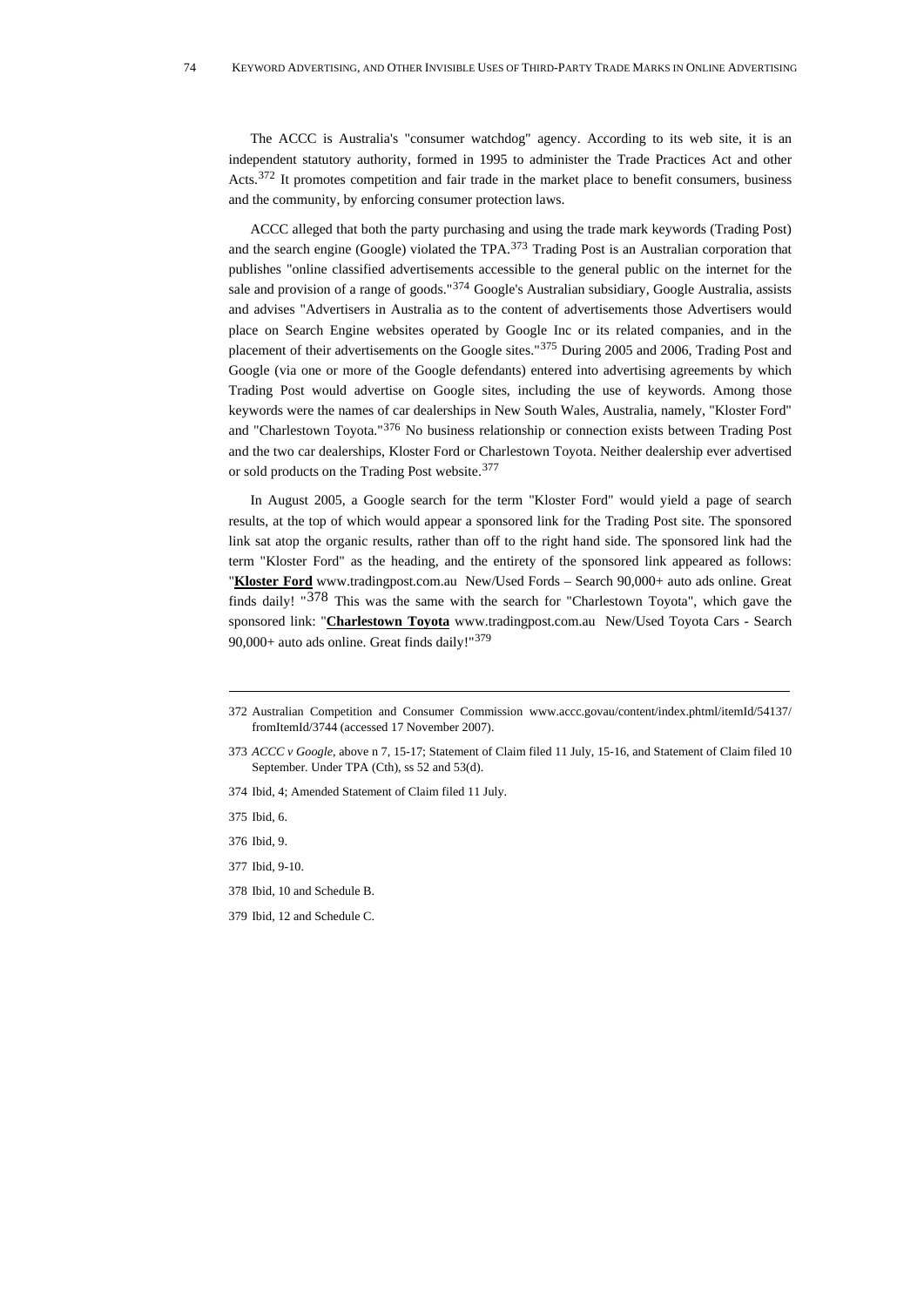The ACCC is Australia's "consumer watchdog" agency. According to its web site, it is an independent statutory authority, formed in 1995 to administer the Trade Practices Act and other Acts.[372] It promotes competition and fair trade in the market place to benefit consumers, business and the community, by enforcing consumer protection laws.

ACCC alleged that both the party purchasing and using the trade mark keywords (Trading Post) and the search engine (Google) violated the TPA.[373] Trading Post is an Australian corporation that publishes "online classified advertisements accessible to the general public on the internet for the sale and provision of a range of goods."[374] Google's Australian subsidiary, Google Australia, assists and advises "Advertisers in Australia as to the content of advertisements those Advertisers would place on Search Engine websites operated by Google Inc or its related companies, and in the placement of their advertisements on the Google sites."[375] During 2005 and 2006, Trading Post and Google (via one or more of the Google defendants) entered into advertising agreements by which Trading Post would advertise on Google sites, including the use of keywords. Among those keywords were the names of car dealerships in New South Wales, Australia, namely, "Kloster Ford" and "Charlestown Toyota."[376] No business relationship or connection exists between Trading Post and the two car dealerships, Kloster Ford or Charlestown Toyota. Neither dealership ever advertised or sold products on the Trading Post website.[377]

In August 2005, a Google search for the term "Kloster Ford" would yield a page of search results, at the top of which would appear a sponsored link for the Trading Post site. The sponsored link sat atop the organic results, rather than off to the right hand side. The sponsored link had the term "Kloster Ford" as the heading, and the entirety of the sponsored link appeared as follows: "**Kloster Ford** www.tradingpost.com.au New/Used Fords – Search 90,000+ auto ads online. Great finds daily! "[378] This was the same with the search for "Charlestown Toyota", which gave the sponsored link: "**Charlestown Toyota** www.tradingpost.com.au New/Used Toyota Cars - Search 90,000+ auto ads online. Great finds daily!"[379]

---

372 Australian Competition and Consumer Commission www.accc.govau/content/index.phtml/itemId/54137/fromItemId/3744 (accessed 17 November 2007).

373 *ACCC v Google*, above n 7, 15-17; Statement of Claim filed 11 July, 15-16, and Statement of Claim filed 10 September. Under TPA (Cth), ss 52 and 53(d).

374 Ibid, 4; Amended Statement of Claim filed 11 July.

375 Ibid, 6.

376 Ibid, 9.

377 Ibid, 9-10.

378 Ibid, 10 and Schedule B.

379 Ibid, 12 and Schedule C.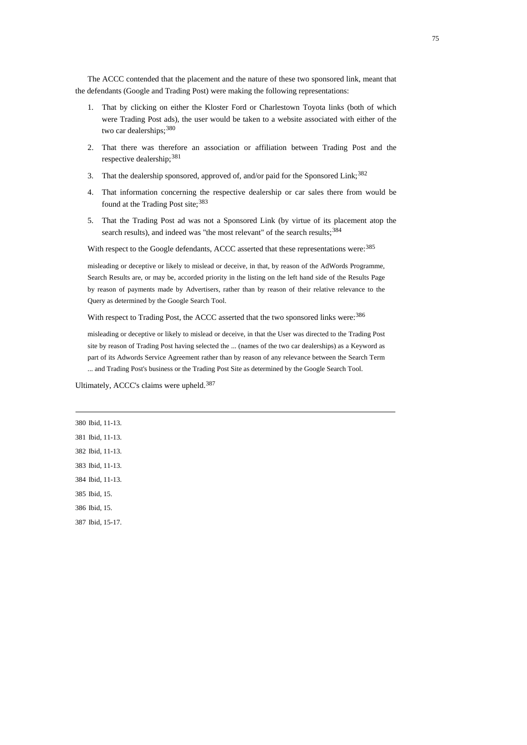The ACCC contended that the placement and the nature of these two sponsored link, meant that the defendants (Google and Trading Post) were making the following representations:

1. That by clicking on either the Kloster Ford or Charlestown Toyota links (both of which were Trading Post ads), the user would be taken to a website associated with either of the two car dealerships;[380]
2. That there was therefore an association or affiliation between Trading Post and the respective dealership;[381]
3. That the dealership sponsored, approved of, and/or paid for the Sponsored Link;[382]
4. That information concerning the respective dealership or car sales there from would be found at the Trading Post site;[383]
5. That the Trading Post ad was not a Sponsored Link (by virtue of its placement atop the search results), and indeed was "the most relevant" of the search results;[384]

With respect to the Google defendants, ACCC asserted that these representations were:[385]

> misleading or deceptive or likely to mislead or deceive, in that, by reason of the AdWords Programme, Search Results are, or may be, accorded priority in the listing on the left hand side of the Results Page by reason of payments made by Advertisers, rather than by reason of their relative relevance to the Query as determined by the Google Search Tool.

With respect to Trading Post, the ACCC asserted that the two sponsored links were:[386]

> misleading or deceptive or likely to mislead or deceive, in that the User was directed to the Trading Post site by reason of Trading Post having selected the ... (names of the two car dealerships) as a Keyword as part of its Adwords Service Agreement rather than by reason of any relevance between the Search Term ... and Trading Post's business or the Trading Post Site as determined by the Google Search Tool.

Ultimately, ACCC's claims were upheld.[387]

---

380 Ibid, 11-13.

381 Ibid, 11-13.

382 Ibid, 11-13.

383 Ibid, 11-13.

384 Ibid, 11-13.

385 Ibid, 15.

386 Ibid, 15.

387 Ibid, 15-17.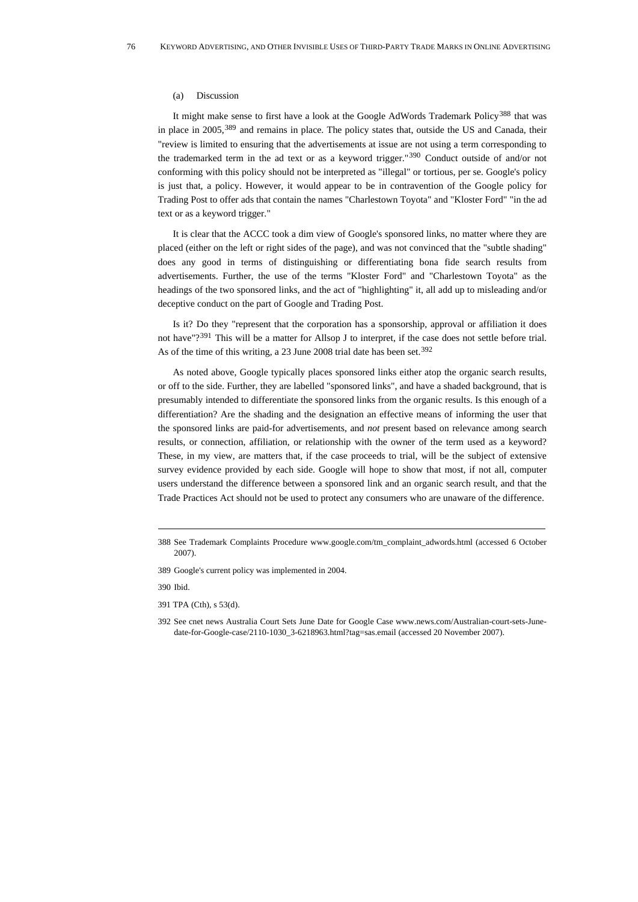(a) Discussion

It might make sense to first have a look at the Google AdWords Trademark Policy[388] that was in place in 2005,[389] and remains in place. The policy states that, outside the US and Canada, their "review is limited to ensuring that the advertisements at issue are not using a term corresponding to the trademarked term in the ad text or as a keyword trigger."[390] Conduct outside of and/or not conforming with this policy should not be interpreted as "illegal" or tortious, per se. Google's policy is just that, a policy. However, it would appear to be in contravention of the Google policy for Trading Post to offer ads that contain the names "Charlestown Toyota" and "Kloster Ford" "in the ad text or as a keyword trigger."

It is clear that the ACCC took a dim view of Google's sponsored links, no matter where they are placed (either on the left or right sides of the page), and was not convinced that the "subtle shading" does any good in terms of distinguishing or differentiating bona fide search results from advertisements. Further, the use of the terms "Kloster Ford" and "Charlestown Toyota" as the headings of the two sponsored links, and the act of "highlighting" it, all add up to misleading and/or deceptive conduct on the part of Google and Trading Post.

Is it? Do they "represent that the corporation has a sponsorship, approval or affiliation it does not have"?[391] This will be a matter for Allsop J to interpret, if the case does not settle before trial. As of the time of this writing, a 23 June 2008 trial date has been set.[392]

As noted above, Google typically places sponsored links either atop the organic search results, or off to the side. Further, they are labelled "sponsored links", and have a shaded background, that is presumably intended to differentiate the sponsored links from the organic results. Is this enough of a differentiation? Are the shading and the designation an effective means of informing the user that the sponsored links are paid-for advertisements, and *not* present based on relevance among search results, or connection, affiliation, or relationship with the owner of the term used as a keyword? These, in my view, are matters that, if the case proceeds to trial, will be the subject of extensive survey evidence provided by each side. Google will hope to show that most, if not all, computer users understand the difference between a sponsored link and an organic search result, and that the Trade Practices Act should not be used to protect any consumers who are unaware of the difference.

---

388 See Trademark Complaints Procedure www.google.com/tm_complaint_adwords.html (accessed 6 October 2007).

389 Google's current policy was implemented in 2004.

390 Ibid.

391 TPA (Cth), s 53(d).

392 See cnet news Australia Court Sets June Date for Google Case www.news.com/Australian-court-sets-June-date-for-Google-case/2110-1030_3-6218963.html?tag=sas.email (accessed 20 November 2007).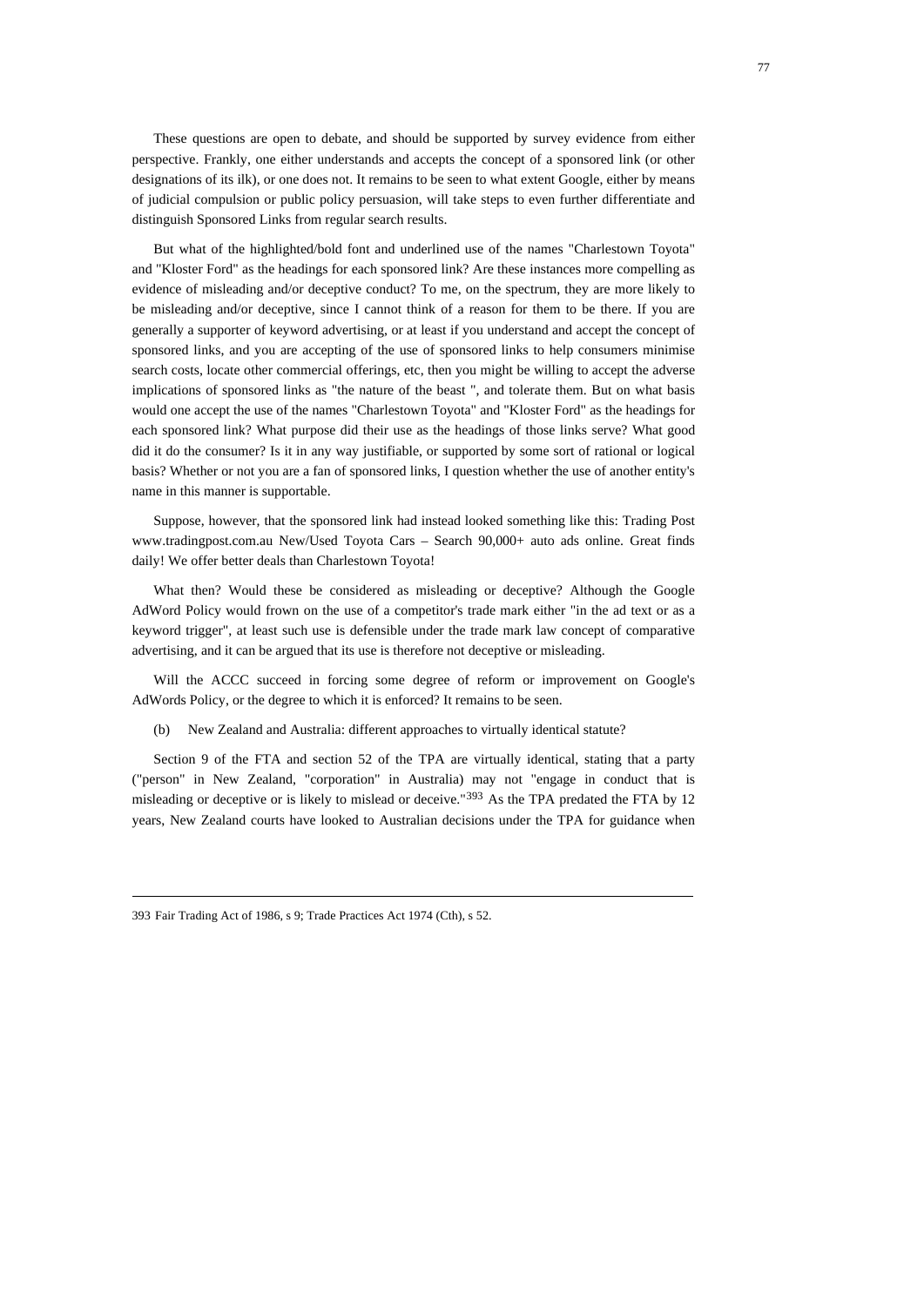These questions are open to debate, and should be supported by survey evidence from either perspective. Frankly, one either understands and accepts the concept of a sponsored link (or other designations of its ilk), or one does not. It remains to be seen to what extent Google, either by means of judicial compulsion or public policy persuasion, will take steps to even further differentiate and distinguish Sponsored Links from regular search results.

But what of the highlighted/bold font and underlined use of the names "Charlestown Toyota" and "Kloster Ford" as the headings for each sponsored link? Are these instances more compelling as evidence of misleading and/or deceptive conduct? To me, on the spectrum, they are more likely to be misleading and/or deceptive, since I cannot think of a reason for them to be there. If you are generally a supporter of keyword advertising, or at least if you understand and accept the concept of sponsored links, and you are accepting of the use of sponsored links to help consumers minimise search costs, locate other commercial offerings, etc, then you might be willing to accept the adverse implications of sponsored links as "the nature of the beast ", and tolerate them. But on what basis would one accept the use of the names "Charlestown Toyota" and "Kloster Ford" as the headings for each sponsored link? What purpose did their use as the headings of those links serve? What good did it do the consumer? Is it in any way justifiable, or supported by some sort of rational or logical basis? Whether or not you are a fan of sponsored links, I question whether the use of another entity's name in this manner is supportable.

Suppose, however, that the sponsored link had instead looked something like this: Trading Post www.tradingpost.com.au New/Used Toyota Cars – Search 90,000+ auto ads online. Great finds daily! We offer better deals than Charlestown Toyota!

What then? Would these be considered as misleading or deceptive? Although the Google AdWord Policy would frown on the use of a competitor's trade mark either "in the ad text or as a keyword trigger", at least such use is defensible under the trade mark law concept of comparative advertising, and it can be argued that its use is therefore not deceptive or misleading.

Will the ACCC succeed in forcing some degree of reform or improvement on Google's AdWords Policy, or the degree to which it is enforced? It remains to be seen.

(b) New Zealand and Australia: different approaches to virtually identical statute?

Section 9 of the FTA and section 52 of the TPA are virtually identical, stating that a party ("person" in New Zealand, "corporation" in Australia) may not "engage in conduct that is misleading or deceptive or is likely to mislead or deceive."[393] As the TPA predated the FTA by 12 years, New Zealand courts have looked to Australian decisions under the TPA for guidance when

---

393 Fair Trading Act of 1986, s 9; Trade Practices Act 1974 (Cth), s 52.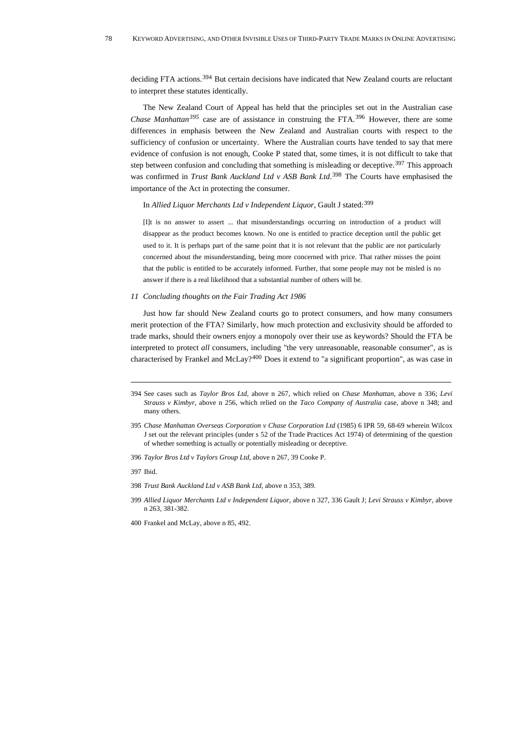deciding FTA actions.[394] But certain decisions have indicated that New Zealand courts are reluctant to interpret these statutes identically.

The New Zealand Court of Appeal has held that the principles set out in the Australian case *Chase Manhattan*[395] case are of assistance in construing the FTA.[396] However, there are some differences in emphasis between the New Zealand and Australian courts with respect to the sufficiency of confusion or uncertainty. Where the Australian courts have tended to say that mere evidence of confusion is not enough, Cooke P stated that, some times, it is not difficult to take that step between confusion and concluding that something is misleading or deceptive.[397] This approach was confirmed in *Trust Bank Auckland Ltd v ASB Bank Ltd*.[398] The Courts have emphasised the importance of the Act in protecting the consumer.

In *Allied Liquor Merchants Ltd v Independent Liquor*, Gault J stated:[399]

> [I]t is no answer to assert ... that misunderstandings occurring on introduction of a product will disappear as the product becomes known. No one is entitled to practice deception until the public get used to it. It is perhaps part of the same point that it is not relevant that the public are not particularly concerned about the misunderstanding, being more concerned with price. That rather misses the point that the public is entitled to be accurately informed. Further, that some people may not be misled is no answer if there is a real likelihood that a substantial number of others will be.

### 11 Concluding thoughts on the Fair Trading Act 1986

Just how far should New Zealand courts go to protect consumers, and how many consumers merit protection of the FTA? Similarly, how much protection and exclusivity should be afforded to trade marks, should their owners enjoy a monopoly over their use as keywords? Should the FTA be interpreted to protect *all* consumers, including "the very unreasonable, reasonable consumer", as is characterised by Frankel and McLay?[400] Does it extend to "a significant proportion", as was case in

---

394 See cases such as *Taylor Bros Ltd*, above n 267, which relied on *Chase Manhattan*, above n 336; *Levi Strauss v Kimbyr*, above n 256, which relied on the *Taco Company of Australia* case, above n 348; and many others.

395 *Chase Manhattan Overseas Corporation v Chase Corporation Ltd* (1985) 6 IPR 59, 68-69 wherein Wilcox J set out the relevant principles (under s 52 of the Trade Practices Act 1974) of determining of the question of whether something is actually or potentially misleading or deceptive.

396 *Taylor Bros Ltd v Taylors Group Ltd*, above n 267, 39 Cooke P.

397 Ibid.

398 *Trust Bank Auckland Ltd v ASB Bank Ltd*, above n 353, 389.

399 *Allied Liquor Merchants Ltd v Independent Liquor*, above n 327, 336 Gault J; *Levi Strauss v Kimbyr*, above n 263, 381-382.

400 Frankel and McLay, above n 85, 492.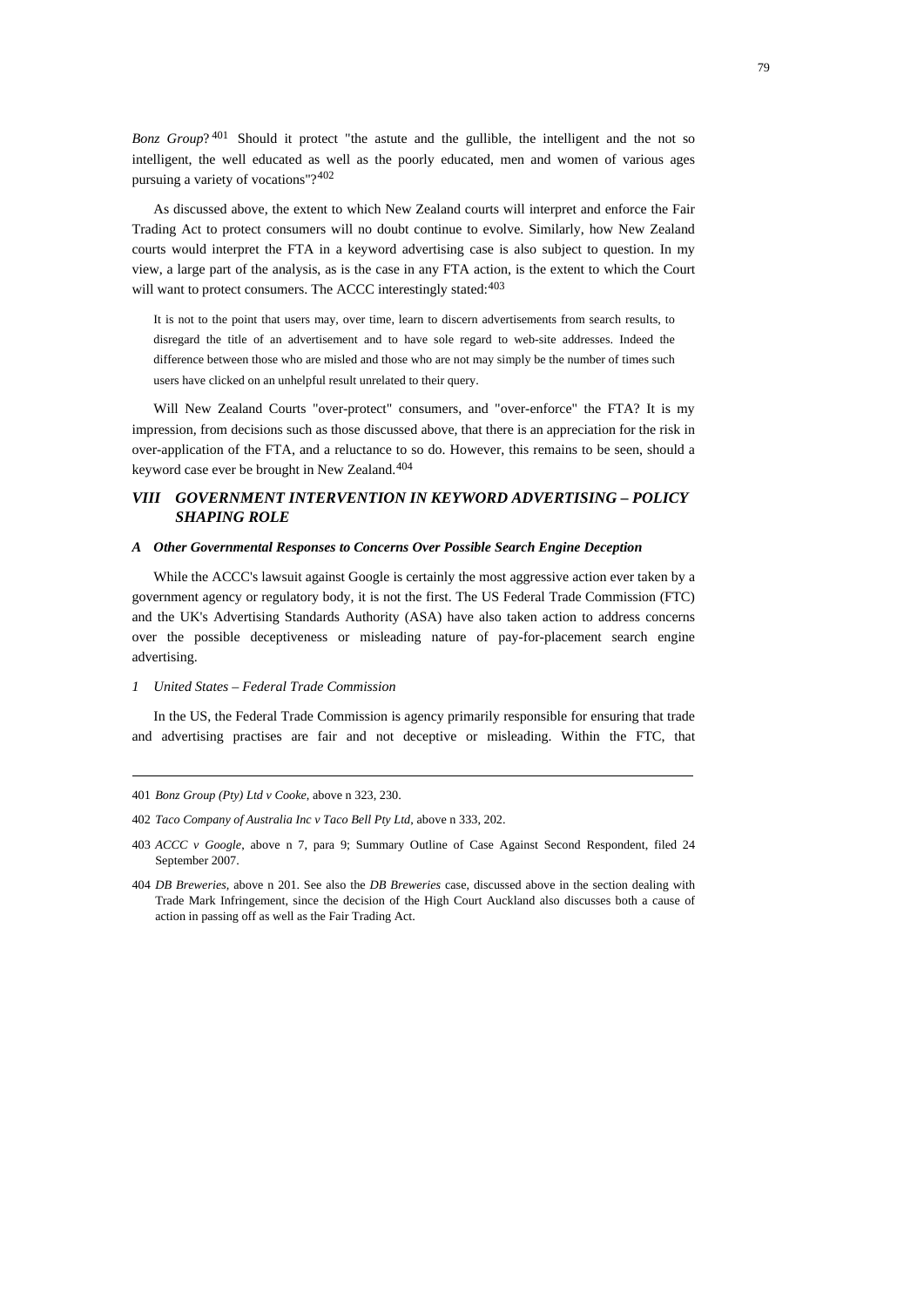*Bonz Group*?[401] Should it protect "the astute and the gullible, the intelligent and the not so intelligent, the well educated as well as the poorly educated, men and women of various ages pursuing a variety of vocations"?[402]

As discussed above, the extent to which New Zealand courts will interpret and enforce the Fair Trading Act to protect consumers will no doubt continue to evolve. Similarly, how New Zealand courts would interpret the FTA in a keyword advertising case is also subject to question. In my view, a large part of the analysis, as is the case in any FTA action, is the extent to which the Court will want to protect consumers. The ACCC interestingly stated:[403]

> It is not to the point that users may, over time, learn to discern advertisements from search results, to disregard the title of an advertisement and to have sole regard to web-site addresses. Indeed the difference between those who are misled and those who are not may simply be the number of times such users have clicked on an unhelpful result unrelated to their query.

Will New Zealand Courts "over-protect" consumers, and "over-enforce" the FTA? It is my impression, from decisions such as those discussed above, that there is an appreciation for the risk in over-application of the FTA, and a reluctance to so do. However, this remains to be seen, should a keyword case ever be brought in New Zealand.[404]

## *VIII GOVERNMENT INTERVENTION IN KEYWORD ADVERTISING – POLICY SHAPING ROLE*

### *A Other Governmental Responses to Concerns Over Possible Search Engine Deception*

While the ACCC's lawsuit against Google is certainly the most aggressive action ever taken by a government agency or regulatory body, it is not the first. The US Federal Trade Commission (FTC) and the UK's Advertising Standards Authority (ASA) have also taken action to address concerns over the possible deceptiveness or misleading nature of pay-for-placement search engine advertising.

#### *1 United States – Federal Trade Commission*

In the US, the Federal Trade Commission is agency primarily responsible for ensuring that trade and advertising practises are fair and not deceptive or misleading. Within the FTC, that

---

401 *Bonz Group (Pty) Ltd v Cooke*, above n 323, 230.

402 *Taco Company of Australia Inc v Taco Bell Pty Ltd*, above n 333, 202.

403 *ACCC v Google*, above n 7, para 9; Summary Outline of Case Against Second Respondent, filed 24 September 2007.

404 *DB Breweries*, above n 201. See also the *DB Breweries* case, discussed above in the section dealing with Trade Mark Infringement, since the decision of the High Court Auckland also discusses both a cause of action in passing off as well as the Fair Trading Act.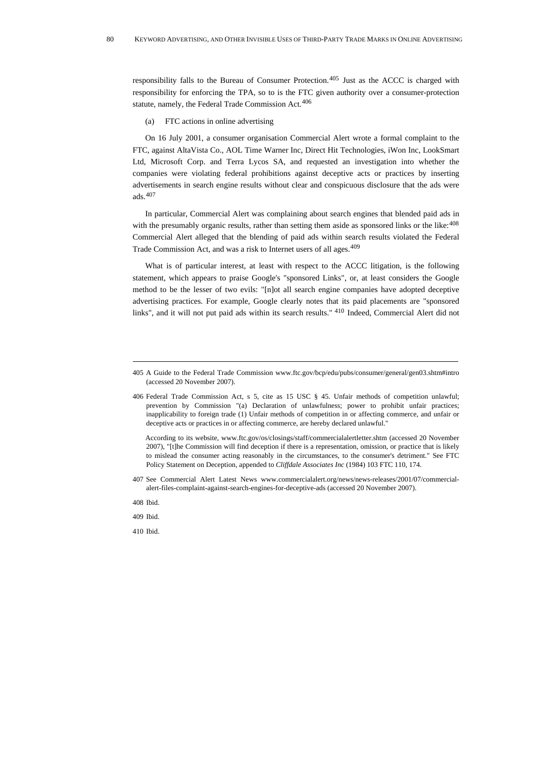responsibility falls to the Bureau of Consumer Protection.[405] Just as the ACCC is charged with responsibility for enforcing the TPA, so to is the FTC given authority over a consumer-protection statute, namely, the Federal Trade Commission Act.[406]

(a) FTC actions in online advertising

On 16 July 2001, a consumer organisation Commercial Alert wrote a formal complaint to the FTC, against AltaVista Co., AOL Time Warner Inc, Direct Hit Technologies, iWon Inc, LookSmart Ltd, Microsoft Corp. and Terra Lycos SA, and requested an investigation into whether the companies were violating federal prohibitions against deceptive acts or practices by inserting advertisements in search engine results without clear and conspicuous disclosure that the ads were ads.[407]

In particular, Commercial Alert was complaining about search engines that blended paid ads in with the presumably organic results, rather than setting them aside as sponsored links or the like:[408] Commercial Alert alleged that the blending of paid ads within search results violated the Federal Trade Commission Act, and was a risk to Internet users of all ages.[409]

What is of particular interest, at least with respect to the ACCC litigation, is the following statement, which appears to praise Google's "sponsored Links", or, at least considers the Google method to be the lesser of two evils: "[n]ot all search engine companies have adopted deceptive advertising practices. For example, Google clearly notes that its paid placements are "sponsored links", and it will not put paid ads within its search results." [410] Indeed, Commercial Alert did not

---

405 A Guide to the Federal Trade Commission www.ftc.gov/bcp/edu/pubs/consumer/general/gen03.shtm#intro (accessed 20 November 2007).

406 Federal Trade Commission Act, s 5, cite as 15 USC § 45. Unfair methods of competition unlawful; prevention by Commission "(a) Declaration of unlawfulness; power to prohibit unfair practices; inapplicability to foreign trade (1) Unfair methods of competition in or affecting commerce, and unfair or deceptive acts or practices in or affecting commerce, are hereby declared unlawful."

According to its website, www.ftc.gov/os/closings/staff/commercialalertletter.shtm (accessed 20 November 2007), "[t]he Commission will find deception if there is a representation, omission, or practice that is likely to mislead the consumer acting reasonably in the circumstances, to the consumer's detriment." See FTC Policy Statement on Deception, appended to *Cliffdale Associates Inc* (1984) 103 FTC 110, 174.

407 See Commercial Alert Latest News www.commercialalert.org/news/news-releases/2001/07/commercial-alert-files-complaint-against-search-engines-for-deceptive-ads (accessed 20 November 2007).

408 Ibid.

409 Ibid.

410 Ibid.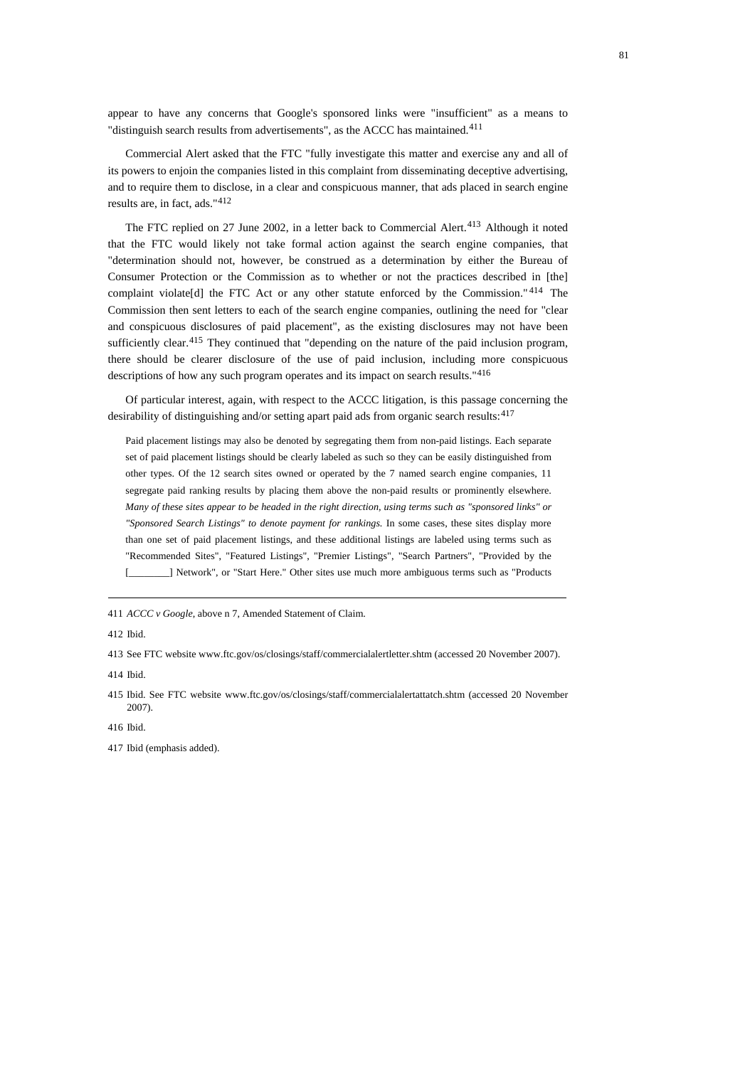appear to have any concerns that Google's sponsored links were "insufficient" as a means to "distinguish search results from advertisements", as the ACCC has maintained.[411]

Commercial Alert asked that the FTC "fully investigate this matter and exercise any and all of its powers to enjoin the companies listed in this complaint from disseminating deceptive advertising, and to require them to disclose, in a clear and conspicuous manner, that ads placed in search engine results are, in fact, ads."[412]

The FTC replied on 27 June 2002, in a letter back to Commercial Alert.[413] Although it noted that the FTC would likely not take formal action against the search engine companies, that "determination should not, however, be construed as a determination by either the Bureau of Consumer Protection or the Commission as to whether or not the practices described in [the] complaint violate[d] the FTC Act or any other statute enforced by the Commission."[414] The Commission then sent letters to each of the search engine companies, outlining the need for "clear and conspicuous disclosures of paid placement", as the existing disclosures may not have been sufficiently clear.[415] They continued that "depending on the nature of the paid inclusion program, there should be clearer disclosure of the use of paid inclusion, including more conspicuous descriptions of how any such program operates and its impact on search results."[416]

Of particular interest, again, with respect to the ACCC litigation, is this passage concerning the desirability of distinguishing and/or setting apart paid ads from organic search results:[417]

> Paid placement listings may also be denoted by segregating them from non-paid listings. Each separate set of paid placement listings should be clearly labeled as such so they can be easily distinguished from other types. Of the 12 search sites owned or operated by the 7 named search engine companies, 11 segregate paid ranking results by placing them above the non-paid results or prominently elsewhere. *Many of these sites appear to be headed in the right direction, using terms such as "sponsored links" or "Sponsored Search Listings" to denote payment for rankings.* In some cases, these sites display more than one set of paid placement listings, and these additional listings are labeled using terms such as "Recommended Sites", "Featured Listings", "Premier Listings", "Search Partners", "Provided by the [________] Network", or "Start Here." Other sites use much more ambiguous terms such as "Products

---

411 *ACCC v Google*, above n 7, Amended Statement of Claim.

412 Ibid.

413 See FTC website www.ftc.gov/os/closings/staff/commercialalertletter.shtm (accessed 20 November 2007).

414 Ibid.

415 Ibid. See FTC website www.ftc.gov/os/closings/staff/commercialalertattatch.shtm (accessed 20 November 2007).

416 Ibid.

417 Ibid (emphasis added).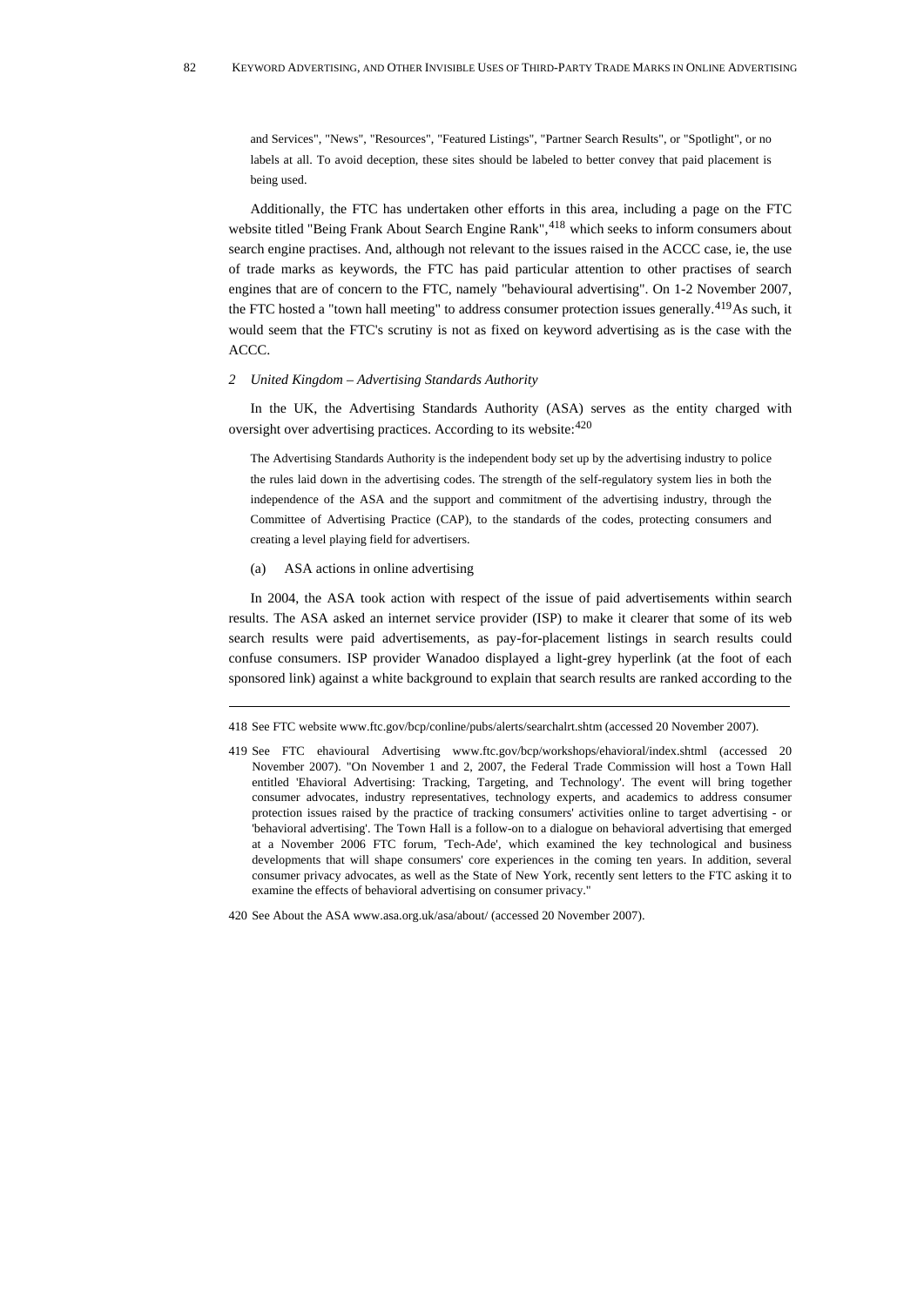and Services", "News", "Resources", "Featured Listings", "Partner Search Results", or "Spotlight", or no labels at all. To avoid deception, these sites should be labeled to better convey that paid placement is being used.

Additionally, the FTC has undertaken other efforts in this area, including a page on the FTC website titled "Being Frank About Search Engine Rank",[418] which seeks to inform consumers about search engine practises. And, although not relevant to the issues raised in the ACCC case, ie, the use of trade marks as keywords, the FTC has paid particular attention to other practises of search engines that are of concern to the FTC, namely "behavioural advertising". On 1-2 November 2007, the FTC hosted a "town hall meeting" to address consumer protection issues generally.[419] As such, it would seem that the FTC's scrutiny is not as fixed on keyword advertising as is the case with the ACCC.

*2 United Kingdom – Advertising Standards Authority*

In the UK, the Advertising Standards Authority (ASA) serves as the entity charged with oversight over advertising practices. According to its website:[420]

> The Advertising Standards Authority is the independent body set up by the advertising industry to police the rules laid down in the advertising codes. The strength of the self-regulatory system lies in both the independence of the ASA and the support and commitment of the advertising industry, through the Committee of Advertising Practice (CAP), to the standards of the codes, protecting consumers and creating a level playing field for advertisers.

(a) ASA actions in online advertising

In 2004, the ASA took action with respect of the issue of paid advertisements within search results. The ASA asked an internet service provider (ISP) to make it clearer that some of its web search results were paid advertisements, as pay-for-placement listings in search results could confuse consumers. ISP provider Wanadoo displayed a light-grey hyperlink (at the foot of each sponsored link) against a white background to explain that search results are ranked according to the

---

418 See FTC website www.ftc.gov/bcp/conline/pubs/alerts/searchalrt.shtm (accessed 20 November 2007).

419 See FTC ehavioural Advertising www.ftc.gov/bcp/workshops/ehavioral/index.shtml (accessed 20 November 2007). "On November 1 and 2, 2007, the Federal Trade Commission will host a Town Hall entitled 'Ehavioral Advertising: Tracking, Targeting, and Technology'. The event will bring together consumer advocates, industry representatives, technology experts, and academics to address consumer protection issues raised by the practice of tracking consumers' activities online to target advertising - or 'behavioral advertising'. The Town Hall is a follow-on to a dialogue on behavioral advertising that emerged at a November 2006 FTC forum, 'Tech-Ade', which examined the key technological and business developments that will shape consumers' core experiences in the coming ten years. In addition, several consumer privacy advocates, as well as the State of New York, recently sent letters to the FTC asking it to examine the effects of behavioral advertising on consumer privacy."

420 See About the ASA www.asa.org.uk/asa/about/ (accessed 20 November 2007).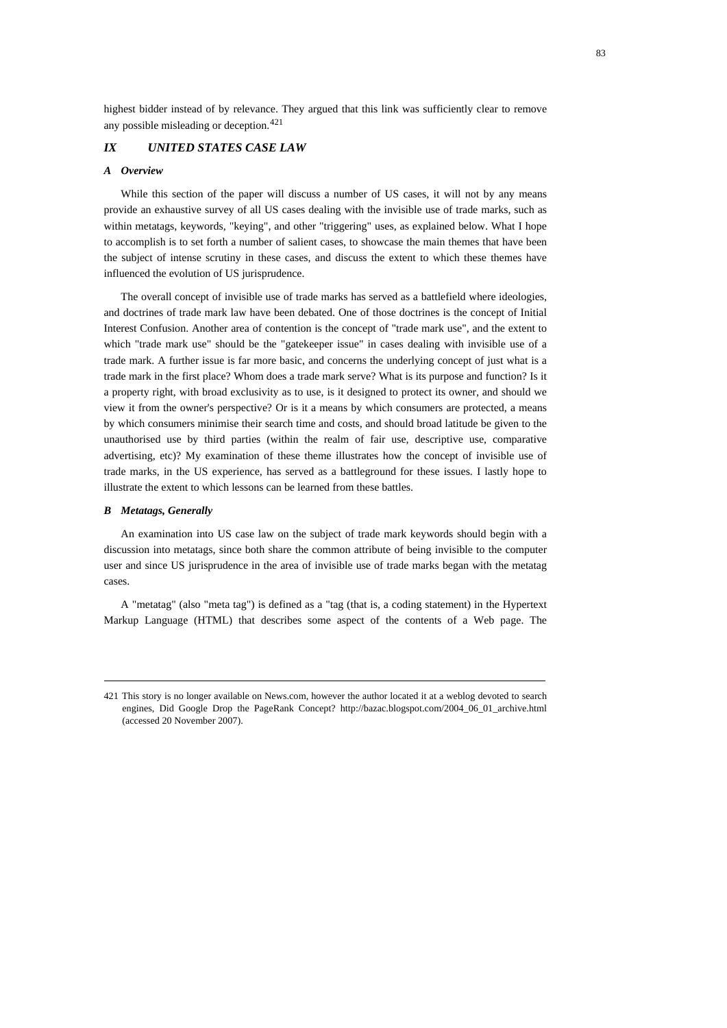highest bidder instead of by relevance. They argued that this link was sufficiently clear to remove any possible misleading or deception.[421]

## *IX UNITED STATES CASE LAW*

### *A Overview*

While this section of the paper will discuss a number of US cases, it will not by any means provide an exhaustive survey of all US cases dealing with the invisible use of trade marks, such as within metatags, keywords, "keying", and other "triggering" uses, as explained below. What I hope to accomplish is to set forth a number of salient cases, to showcase the main themes that have been the subject of intense scrutiny in these cases, and discuss the extent to which these themes have influenced the evolution of US jurisprudence.

The overall concept of invisible use of trade marks has served as a battlefield where ideologies, and doctrines of trade mark law have been debated. One of those doctrines is the concept of Initial Interest Confusion. Another area of contention is the concept of "trade mark use", and the extent to which "trade mark use" should be the "gatekeeper issue" in cases dealing with invisible use of a trade mark. A further issue is far more basic, and concerns the underlying concept of just what is a trade mark in the first place? Whom does a trade mark serve? What is its purpose and function? Is it a property right, with broad exclusivity as to use, is it designed to protect its owner, and should we view it from the owner's perspective? Or is it a means by which consumers are protected, a means by which consumers minimise their search time and costs, and should broad latitude be given to the unauthorised use by third parties (within the realm of fair use, descriptive use, comparative advertising, etc)? My examination of these theme illustrates how the concept of invisible use of trade marks, in the US experience, has served as a battleground for these issues. I lastly hope to illustrate the extent to which lessons can be learned from these battles.

### *B Metatags, Generally*

An examination into US case law on the subject of trade mark keywords should begin with a discussion into metatags, since both share the common attribute of being invisible to the computer user and since US jurisprudence in the area of invisible use of trade marks began with the metatag cases.

A "metatag" (also "meta tag") is defined as a "tag (that is, a coding statement) in the Hypertext Markup Language (HTML) that describes some aspect of the contents of a Web page. The

---

421 This story is no longer available on News.com, however the author located it at a weblog devoted to search engines, Did Google Drop the PageRank Concept? http://bazac.blogspot.com/2004_06_01_archive.html (accessed 20 November 2007).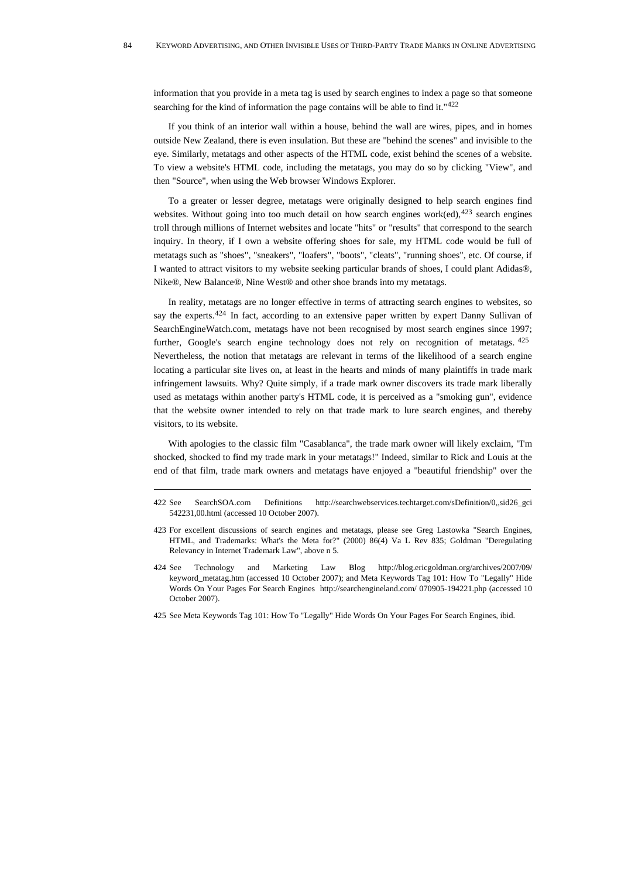information that you provide in a meta tag is used by search engines to index a page so that someone searching for the kind of information the page contains will be able to find it."[422]

If you think of an interior wall within a house, behind the wall are wires, pipes, and in homes outside New Zealand, there is even insulation. But these are "behind the scenes" and invisible to the eye. Similarly, metatags and other aspects of the HTML code, exist behind the scenes of a website. To view a website's HTML code, including the metatags, you may do so by clicking "View", and then "Source", when using the Web browser Windows Explorer.

To a greater or lesser degree, metatags were originally designed to help search engines find websites. Without going into too much detail on how search engines work(ed),[423] search engines troll through millions of Internet websites and locate "hits" or "results" that correspond to the search inquiry. In theory, if I own a website offering shoes for sale, my HTML code would be full of metatags such as "shoes", "sneakers", "loafers", "boots", "cleats", "running shoes", etc. Of course, if I wanted to attract visitors to my website seeking particular brands of shoes, I could plant Adidas®, Nike®, New Balance®, Nine West® and other shoe brands into my metatags.

In reality, metatags are no longer effective in terms of attracting search engines to websites, so say the experts.[424] In fact, according to an extensive paper written by expert Danny Sullivan of SearchEngineWatch.com, metatags have not been recognised by most search engines since 1997; further, Google's search engine technology does not rely on recognition of metatags.[425] Nevertheless, the notion that metatags are relevant in terms of the likelihood of a search engine locating a particular site lives on, at least in the hearts and minds of many plaintiffs in trade mark infringement lawsuits. Why? Quite simply, if a trade mark owner discovers its trade mark liberally used as metatags within another party's HTML code, it is perceived as a "smoking gun", evidence that the website owner intended to rely on that trade mark to lure search engines, and thereby visitors, to its website.

With apologies to the classic film "Casablanca", the trade mark owner will likely exclaim, "I'm shocked, shocked to find my trade mark in your metatags!" Indeed, similar to Rick and Louis at the end of that film, trade mark owners and metatags have enjoyed a "beautiful friendship" over the

---

422 See SearchSOA.com Definitions http://searchwebservices.techtarget.com/sDefinition/0,,sid26_gci542231,00.html (accessed 10 October 2007).

423 For excellent discussions of search engines and metatags, please see Greg Lastowka "Search Engines, HTML, and Trademarks: What's the Meta for?" (2000) 86(4) Va L Rev 835; Goldman "Deregulating Relevancy in Internet Trademark Law", above n 5.

424 See Technology and Marketing Law Blog http://blog.ericgoldman.org/archives/2007/09/keyword_metatag.htm (accessed 10 October 2007); and Meta Keywords Tag 101: How To "Legally" Hide Words On Your Pages For Search Engines http://searchengineland.com/070905-194221.php (accessed 10 October 2007).

425 See Meta Keywords Tag 101: How To "Legally" Hide Words On Your Pages For Search Engines, ibid.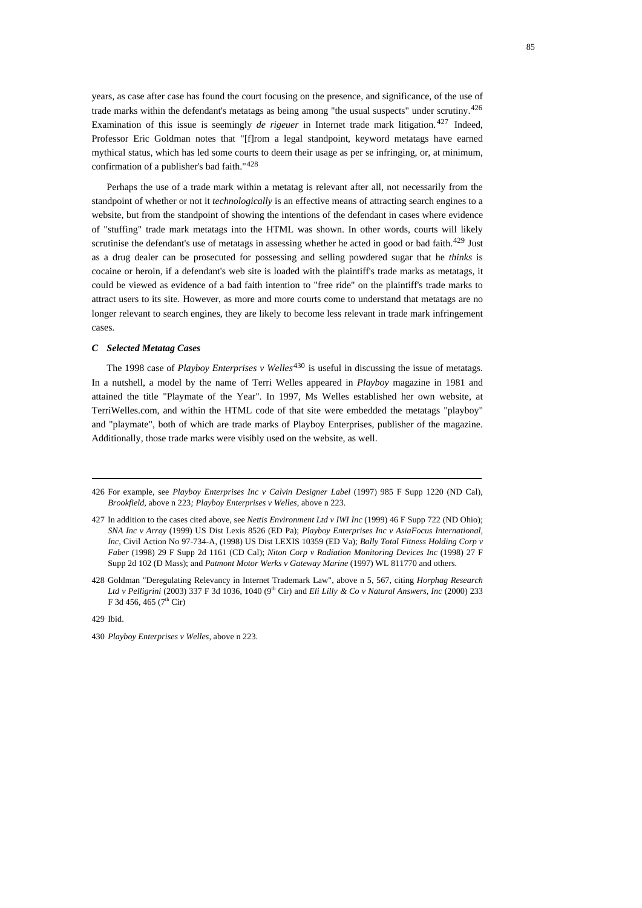years, as case after case has found the court focusing on the presence, and significance, of the use of trade marks within the defendant's metatags as being among "the usual suspects" under scrutiny.[426] Examination of this issue is seemingly *de rigeuer* in Internet trade mark litigation.[427] Indeed, Professor Eric Goldman notes that "[f]rom a legal standpoint, keyword metatags have earned mythical status, which has led some courts to deem their usage as per se infringing, or, at minimum, confirmation of a publisher's bad faith."[428]

Perhaps the use of a trade mark within a metatag is relevant after all, not necessarily from the standpoint of whether or not it *technologically* is an effective means of attracting search engines to a website, but from the standpoint of showing the intentions of the defendant in cases where evidence of "stuffing" trade mark metatags into the HTML was shown. In other words, courts will likely scrutinise the defendant's use of metatags in assessing whether he acted in good or bad faith.[429] Just as a drug dealer can be prosecuted for possessing and selling powdered sugar that he *thinks* is cocaine or heroin, if a defendant's web site is loaded with the plaintiff's trade marks as metatags, it could be viewed as evidence of a bad faith intention to "free ride" on the plaintiff's trade marks to attract users to its site. However, as more and more courts come to understand that metatags are no longer relevant to search engines, they are likely to become less relevant in trade mark infringement cases.

### *C Selected Metatag Cases*

The 1998 case of *Playboy Enterprises v Welles*[430] is useful in discussing the issue of metatags. In a nutshell, a model by the name of Terri Welles appeared in *Playboy* magazine in 1981 and attained the title "Playmate of the Year". In 1997, Ms Welles established her own website, at TerriWelles.com, and within the HTML code of that site were embedded the metatags "playboy" and "playmate", both of which are trade marks of Playboy Enterprises, publisher of the magazine. Additionally, those trade marks were visibly used on the website, as well.

---

426 For example, see *Playboy Enterprises Inc v Calvin Designer Label* (1997) 985 F Supp 1220 (ND Cal), *Brookfield*, above n 223*; Playboy Enterprises v Welles*, above n 223.

427 In addition to the cases cited above, see *Nettis Environment Ltd v IWI Inc* (1999) 46 F Supp 722 (ND Ohio); *SNA Inc v Array* (1999) US Dist Lexis 8526 (ED Pa); *Playboy Enterprises Inc v AsiaFocus International, Inc*, Civil Action No 97-734-A, (1998) US Dist LEXIS 10359 (ED Va); *Bally Total Fitness Holding Corp v Faber* (1998) 29 F Supp 2d 1161 (CD Cal); *Niton Corp v Radiation Monitoring Devices Inc* (1998) 27 F Supp 2d 102 (D Mass); and *Patmont Motor Werks v Gateway Marine* (1997) WL 811770 and others.

428 Goldman "Deregulating Relevancy in Internet Trademark Law", above n 5, 567, citing *Horphag Research Ltd v Pelligrini* (2003) 337 F 3d 1036, 1040 (9th Cir) and *Eli Lilly & Co v Natural Answers, Inc* (2000) 233 F 3d 456, 465 (7th Cir)

429 Ibid.

430 *Playboy Enterprises v Welles*, above n 223.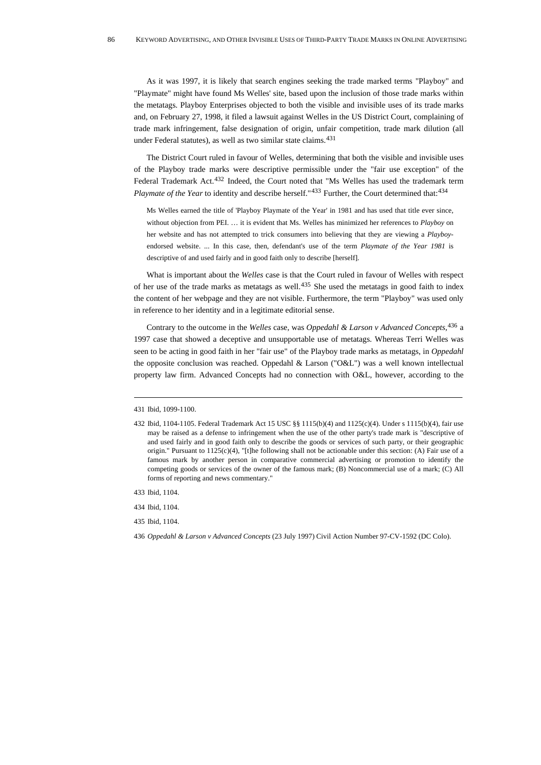As it was 1997, it is likely that search engines seeking the trade marked terms "Playboy" and "Playmate" might have found Ms Welles' site, based upon the inclusion of those trade marks within the metatags. Playboy Enterprises objected to both the visible and invisible uses of its trade marks and, on February 27, 1998, it filed a lawsuit against Welles in the US District Court, complaining of trade mark infringement, false designation of origin, unfair competition, trade mark dilution (all under Federal statutes), as well as two similar state claims.[431]

The District Court ruled in favour of Welles, determining that both the visible and invisible uses of the Playboy trade marks were descriptive permissible under the "fair use exception" of the Federal Trademark Act.[432] Indeed, the Court noted that "Ms Welles has used the trademark term *Playmate of the Year* to identity and describe herself."[433] Further, the Court determined that:[434]

> Ms Welles earned the title of 'Playboy Playmate of the Year' in 1981 and has used that title ever since, without objection from PEI. … it is evident that Ms. Welles has minimized her references to *Playboy* on her website and has not attempted to trick consumers into believing that they are viewing a *Playboy*-endorsed website. ... In this case, then, defendant's use of the term *Playmate of the Year 1981* is descriptive of and used fairly and in good faith only to describe [herself].

What is important about the *Welles* case is that the Court ruled in favour of Welles with respect of her use of the trade marks as metatags as well.[435] She used the metatags in good faith to index the content of her webpage and they are not visible. Furthermore, the term "Playboy" was used only in reference to her identity and in a legitimate editorial sense.

Contrary to the outcome in the *Welles* case, was *Oppedahl & Larson v Advanced Concepts*,[436] a 1997 case that showed a deceptive and unsupportable use of metatags. Whereas Terri Welles was seen to be acting in good faith in her "fair use" of the Playboy trade marks as metatags, in *Oppedahl* the opposite conclusion was reached. Oppedahl & Larson ("O&L") was a well known intellectual property law firm. Advanced Concepts had no connection with O&L, however, according to the

---

431 Ibid, 1099-1100.

432 Ibid, 1104-1105. Federal Trademark Act 15 USC §§ 1115(b)(4) and 1125(c)(4). Under s 1115(b)(4), fair use may be raised as a defense to infringement when the use of the other party's trade mark is "descriptive of and used fairly and in good faith only to describe the goods or services of such party, or their geographic origin." Pursuant to 1125(c)(4), "[t]he following shall not be actionable under this section: (A) Fair use of a famous mark by another person in comparative commercial advertising or promotion to identify the competing goods or services of the owner of the famous mark; (B) Noncommercial use of a mark; (C) All forms of reporting and news commentary."

433 Ibid, 1104.

434 Ibid, 1104.

435 Ibid, 1104.

436 *Oppedahl & Larson v Advanced Concepts* (23 July 1997) Civil Action Number 97-CV-1592 (DC Colo).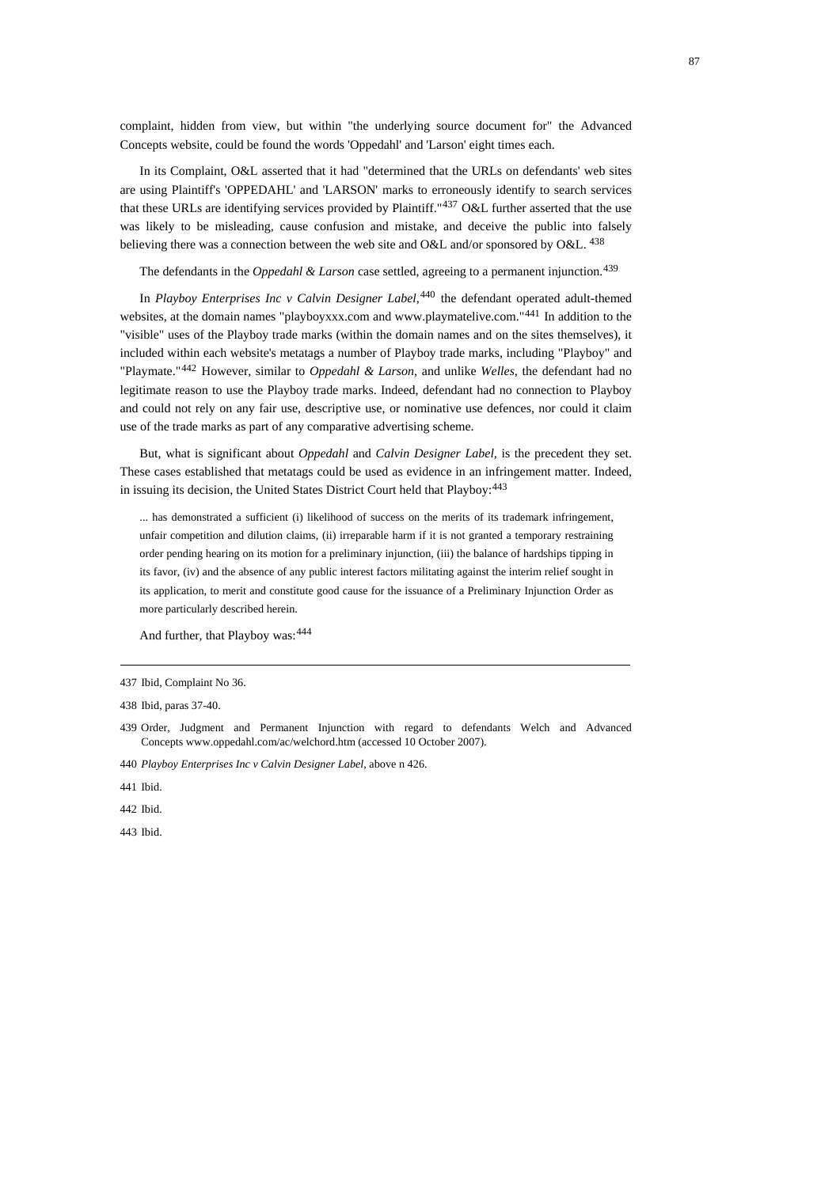complaint, hidden from view, but within "the underlying source document for" the Advanced Concepts website, could be found the words 'Oppedahl' and 'Larson' eight times each.

In its Complaint, O&L asserted that it had "determined that the URLs on defendants' web sites are using Plaintiff's 'OPPEDAHL' and 'LARSON' marks to erroneously identify to search services that these URLs are identifying services provided by Plaintiff."[437] O&L further asserted that the use was likely to be misleading, cause confusion and mistake, and deceive the public into falsely believing there was a connection between the web site and O&L and/or sponsored by O&L. [438]

The defendants in the *Oppedahl & Larson* case settled, agreeing to a permanent injunction.[439]

In *Playboy Enterprises Inc v Calvin Designer Label*,[440] the defendant operated adult-themed websites, at the domain names "playboyxxx.com and www.playmatelive.com."[441] In addition to the "visible" uses of the Playboy trade marks (within the domain names and on the sites themselves), it included within each website's metatags a number of Playboy trade marks, including "Playboy" and "Playmate."[442] However, similar to *Oppedahl & Larson*, and unlike *Welles*, the defendant had no legitimate reason to use the Playboy trade marks. Indeed, defendant had no connection to Playboy and could not rely on any fair use, descriptive use, or nominative use defences, nor could it claim use of the trade marks as part of any comparative advertising scheme.

But, what is significant about *Oppedahl* and *Calvin Designer Label*, is the precedent they set. These cases established that metatags could be used as evidence in an infringement matter. Indeed, in issuing its decision, the United States District Court held that Playboy:[443]

> ... has demonstrated a sufficient (i) likelihood of success on the merits of its trademark infringement, unfair competition and dilution claims, (ii) irreparable harm if it is not granted a temporary restraining order pending hearing on its motion for a preliminary injunction, (iii) the balance of hardships tipping in its favor, (iv) and the absence of any public interest factors militating against the interim relief sought in its application, to merit and constitute good cause for the issuance of a Preliminary Injunction Order as more particularly described herein.

And further, that Playboy was:[444]

---

437 Ibid, Complaint No 36.

438 Ibid, paras 37-40.

439 Order, Judgment and Permanent Injunction with regard to defendants Welch and Advanced Concepts www.oppedahl.com/ac/welchord.htm (accessed 10 October 2007).

440 *Playboy Enterprises Inc v Calvin Designer Label*, above n 426.

441 Ibid.

442 Ibid.

443 Ibid.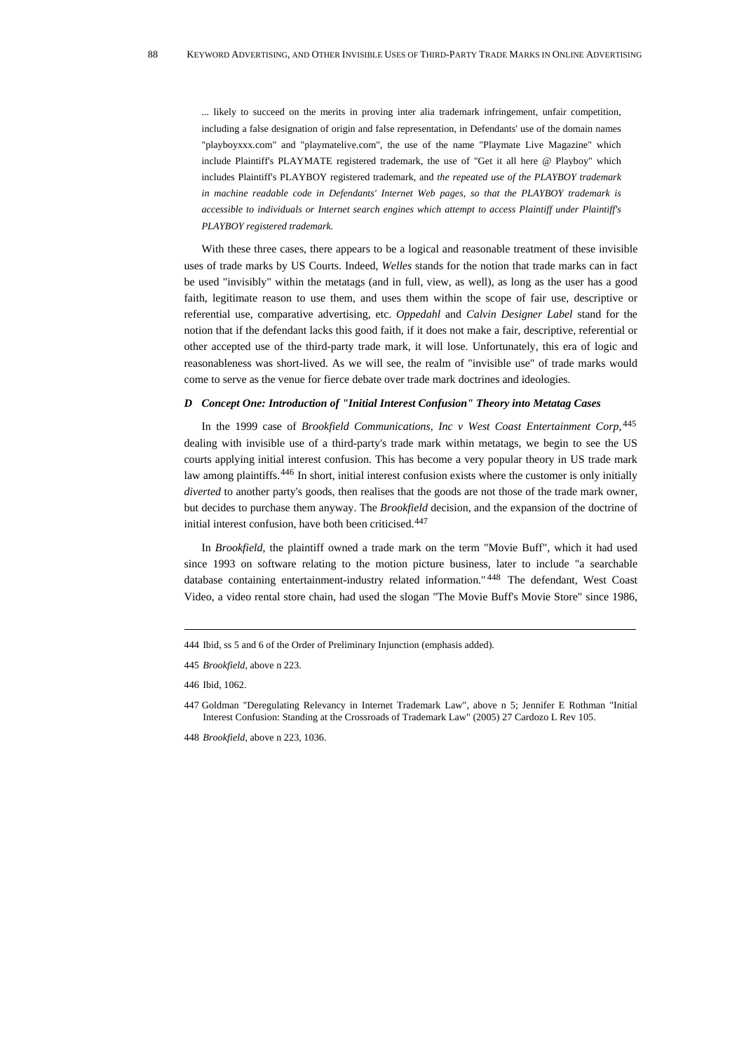> ... likely to succeed on the merits in proving inter alia trademark infringement, unfair competition, including a false designation of origin and false representation, in Defendants' use of the domain names "playboyxxx.com" and "playmatelive.com", the use of the name "Playmate Live Magazine" which include Plaintiff's PLAYMATE registered trademark, the use of "Get it all here @ Playboy" which includes Plaintiff's PLAYBOY registered trademark, and *the repeated use of the PLAYBOY trademark in machine readable code in Defendants' Internet Web pages, so that the PLAYBOY trademark is accessible to individuals or Internet search engines which attempt to access Plaintiff under Plaintiff's PLAYBOY registered trademark.*

With these three cases, there appears to be a logical and reasonable treatment of these invisible uses of trade marks by US Courts. Indeed, *Welles* stands for the notion that trade marks can in fact be used "invisibly" within the metatags (and in full, view, as well), as long as the user has a good faith, legitimate reason to use them, and uses them within the scope of fair use, descriptive or referential use, comparative advertising, etc. *Oppedahl* and *Calvin Designer Label* stand for the notion that if the defendant lacks this good faith, if it does not make a fair, descriptive, referential or other accepted use of the third-party trade mark, it will lose. Unfortunately, this era of logic and reasonableness was short-lived. As we will see, the realm of "invisible use" of trade marks would come to serve as the venue for fierce debate over trade mark doctrines and ideologies.

### *D Concept One: Introduction of "Initial Interest Confusion" Theory into Metatag Cases*

In the 1999 case of *Brookfield Communications, Inc v West Coast Entertainment Corp*,[445] dealing with invisible use of a third-party's trade mark within metatags, we begin to see the US courts applying initial interest confusion. This has become a very popular theory in US trade mark law among plaintiffs.[446] In short, initial interest confusion exists where the customer is only initially *diverted* to another party's goods, then realises that the goods are not those of the trade mark owner, but decides to purchase them anyway. The *Brookfield* decision, and the expansion of the doctrine of initial interest confusion, have both been criticised.[447]

In *Brookfield*, the plaintiff owned a trade mark on the term "Movie Buff", which it had used since 1993 on software relating to the motion picture business, later to include "a searchable database containing entertainment-industry related information."[448] The defendant, West Coast Video, a video rental store chain, had used the slogan "The Movie Buff's Movie Store" since 1986,

---

444 Ibid, ss 5 and 6 of the Order of Preliminary Injunction (emphasis added).

445 *Brookfield*, above n 223.

446 Ibid, 1062.

447 Goldman "Deregulating Relevancy in Internet Trademark Law", above n 5; Jennifer E Rothman "Initial Interest Confusion: Standing at the Crossroads of Trademark Law" (2005) 27 Cardozo L Rev 105.

448 *Brookfield*, above n 223, 1036.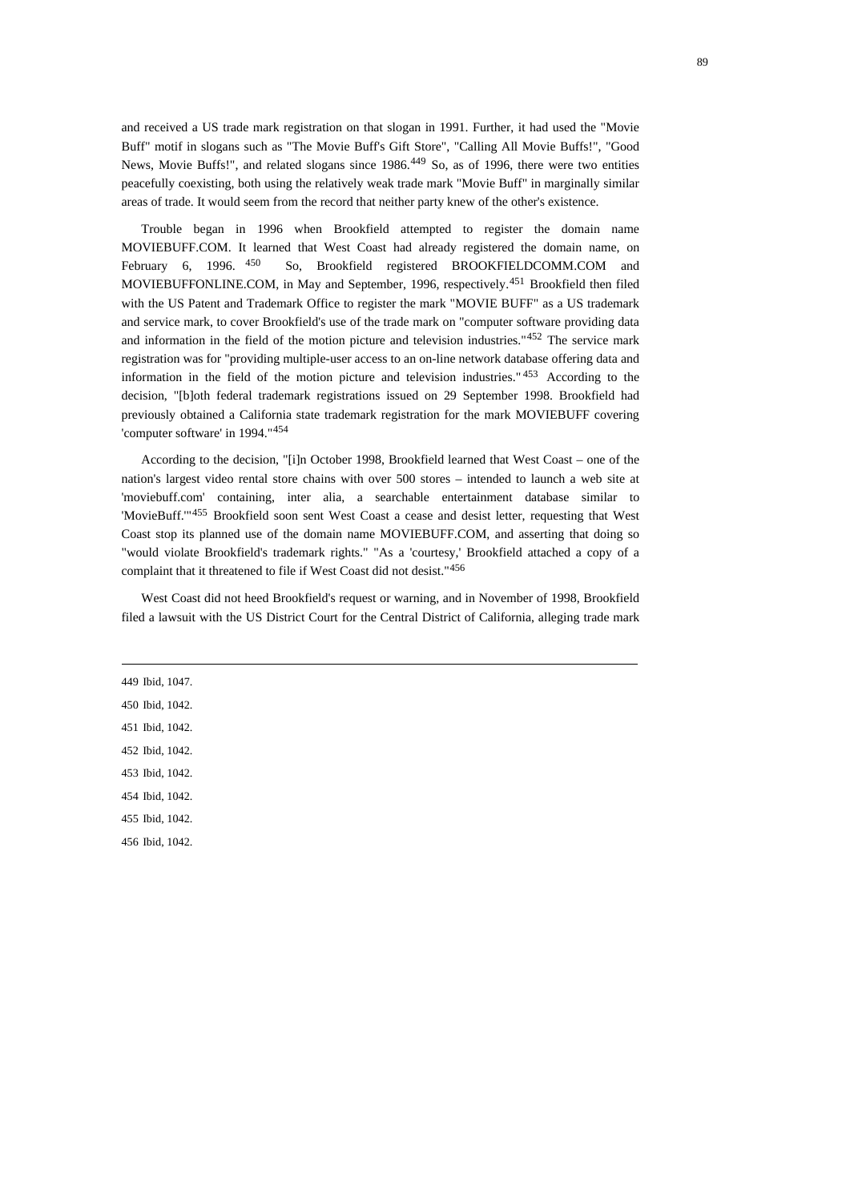and received a US trade mark registration on that slogan in 1991. Further, it had used the "Movie Buff" motif in slogans such as "The Movie Buff's Gift Store", "Calling All Movie Buffs!", "Good News, Movie Buffs!", and related slogans since 1986.[449] So, as of 1996, there were two entities peacefully coexisting, both using the relatively weak trade mark "Movie Buff" in marginally similar areas of trade. It would seem from the record that neither party knew of the other's existence.

Trouble began in 1996 when Brookfield attempted to register the domain name MOVIEBUFF.COM. It learned that West Coast had already registered the domain name, on February 6, 1996. [450] So, Brookfield registered BROOKFIELDCOMM.COM and MOVIEBUFFONLINE.COM, in May and September, 1996, respectively.[451] Brookfield then filed with the US Patent and Trademark Office to register the mark "MOVIE BUFF" as a US trademark and service mark, to cover Brookfield's use of the trade mark on "computer software providing data and information in the field of the motion picture and television industries."[452] The service mark registration was for "providing multiple-user access to an on-line network database offering data and information in the field of the motion picture and television industries."[453] According to the decision, "[b]oth federal trademark registrations issued on 29 September 1998. Brookfield had previously obtained a California state trademark registration for the mark MOVIEBUFF covering 'computer software' in 1994."[454]

According to the decision, "[i]n October 1998, Brookfield learned that West Coast – one of the nation's largest video rental store chains with over 500 stores – intended to launch a web site at 'moviebuff.com' containing, inter alia, a searchable entertainment database similar to 'MovieBuff.'"[455] Brookfield soon sent West Coast a cease and desist letter, requesting that West Coast stop its planned use of the domain name MOVIEBUFF.COM, and asserting that doing so "would violate Brookfield's trademark rights." "As a 'courtesy,' Brookfield attached a copy of a complaint that it threatened to file if West Coast did not desist."[456]

West Coast did not heed Brookfield's request or warning, and in November of 1998, Brookfield filed a lawsuit with the US District Court for the Central District of California, alleging trade mark

---

449 Ibid, 1047.

450 Ibid, 1042.

451 Ibid, 1042.

452 Ibid, 1042.

453 Ibid, 1042.

454 Ibid, 1042.

455 Ibid, 1042.

456 Ibid, 1042.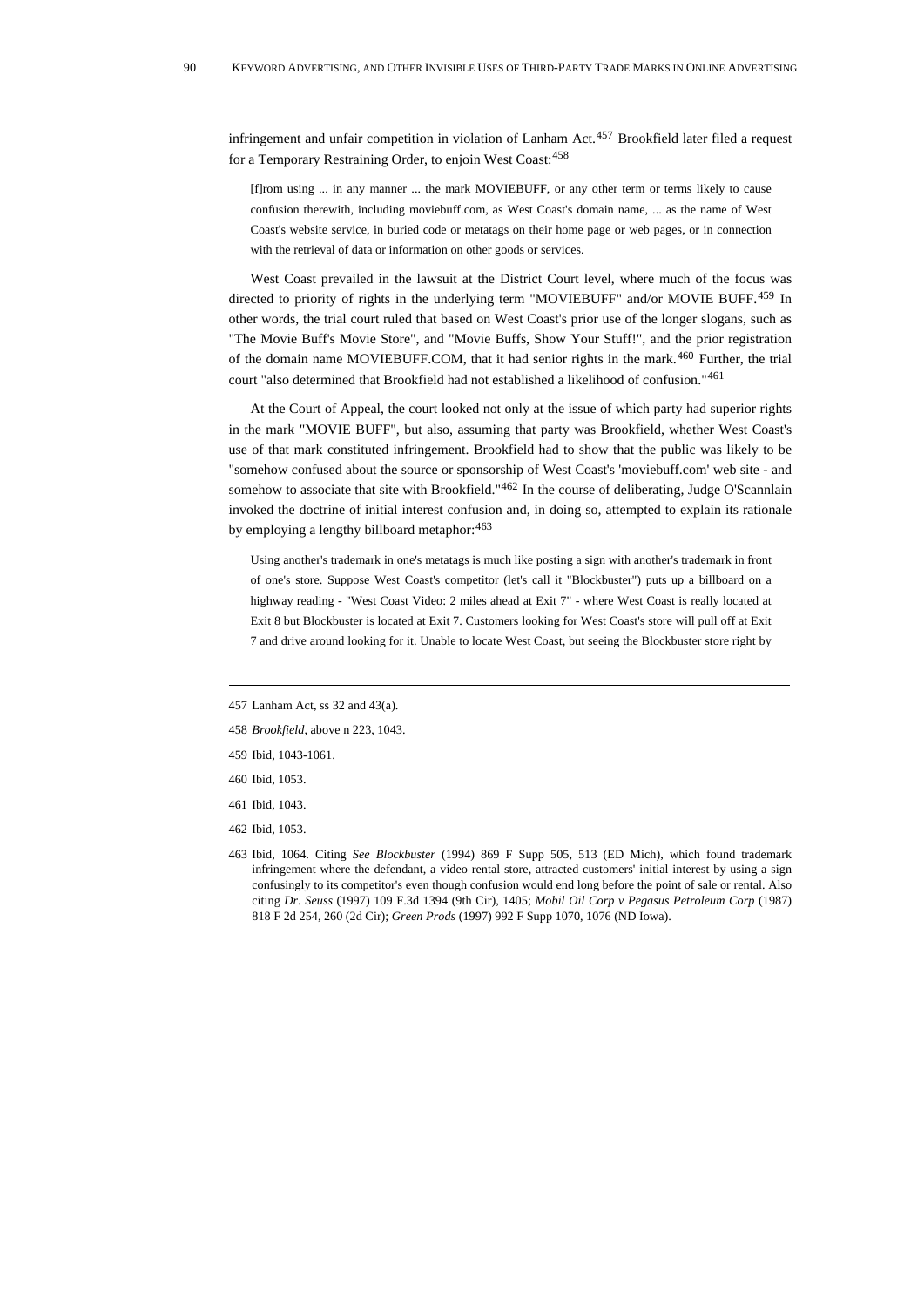infringement and unfair competition in violation of Lanham Act.[457] Brookfield later filed a request for a Temporary Restraining Order, to enjoin West Coast:[458]

> [f]rom using ... in any manner ... the mark MOVIEBUFF, or any other term or terms likely to cause confusion therewith, including moviebuff.com, as West Coast's domain name, ... as the name of West Coast's website service, in buried code or metatags on their home page or web pages, or in connection with the retrieval of data or information on other goods or services.

West Coast prevailed in the lawsuit at the District Court level, where much of the focus was directed to priority of rights in the underlying term "MOVIEBUFF" and/or MOVIE BUFF.[459] In other words, the trial court ruled that based on West Coast's prior use of the longer slogans, such as "The Movie Buff's Movie Store", and "Movie Buffs, Show Your Stuff!", and the prior registration of the domain name MOVIEBUFF.COM, that it had senior rights in the mark.[460] Further, the trial court "also determined that Brookfield had not established a likelihood of confusion."[461]

At the Court of Appeal, the court looked not only at the issue of which party had superior rights in the mark "MOVIE BUFF", but also, assuming that party was Brookfield, whether West Coast's use of that mark constituted infringement. Brookfield had to show that the public was likely to be "somehow confused about the source or sponsorship of West Coast's 'moviebuff.com' web site - and somehow to associate that site with Brookfield."[462] In the course of deliberating, Judge O'Scannlain invoked the doctrine of initial interest confusion and, in doing so, attempted to explain its rationale by employing a lengthy billboard metaphor:[463]

> Using another's trademark in one's metatags is much like posting a sign with another's trademark in front of one's store. Suppose West Coast's competitor (let's call it "Blockbuster") puts up a billboard on a highway reading - "West Coast Video: 2 miles ahead at Exit 7" - where West Coast is really located at Exit 8 but Blockbuster is located at Exit 7. Customers looking for West Coast's store will pull off at Exit 7 and drive around looking for it. Unable to locate West Coast, but seeing the Blockbuster store right by

---

457 Lanham Act, ss 32 and 43(a).

458 *Brookfield*, above n 223, 1043.

459 Ibid, 1043-1061.

460 Ibid, 1053.

461 Ibid, 1043.

462 Ibid, 1053.

463 Ibid, 1064. Citing *See Blockbuster* (1994) 869 F Supp 505, 513 (ED Mich), which found trademark infringement where the defendant, a video rental store, attracted customers' initial interest by using a sign confusingly to its competitor's even though confusion would end long before the point of sale or rental. Also citing *Dr. Seuss* (1997) 109 F.3d 1394 (9th Cir), 1405; *Mobil Oil Corp v Pegasus Petroleum Corp* (1987) 818 F 2d 254, 260 (2d Cir); *Green Prods* (1997) 992 F Supp 1070, 1076 (ND Iowa).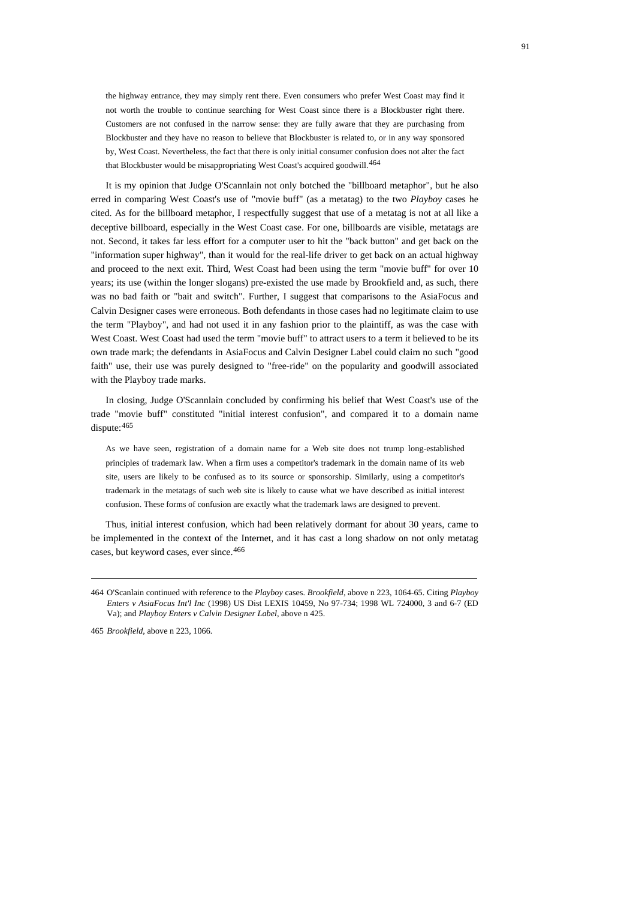> the highway entrance, they may simply rent there. Even consumers who prefer West Coast may find it not worth the trouble to continue searching for West Coast since there is a Blockbuster right there. Customers are not confused in the narrow sense: they are fully aware that they are purchasing from Blockbuster and they have no reason to believe that Blockbuster is related to, or in any way sponsored by, West Coast. Nevertheless, the fact that there is only initial consumer confusion does not alter the fact that Blockbuster would be misappropriating West Coast's acquired goodwill.[464]

It is my opinion that Judge O'Scannlain not only botched the "billboard metaphor", but he also erred in comparing West Coast's use of "movie buff" (as a metatag) to the two *Playboy* cases he cited. As for the billboard metaphor, I respectfully suggest that use of a metatag is not at all like a deceptive billboard, especially in the West Coast case. For one, billboards are visible, metatags are not. Second, it takes far less effort for a computer user to hit the "back button" and get back on the "information super highway", than it would for the real-life driver to get back on an actual highway and proceed to the next exit. Third, West Coast had been using the term "movie buff" for over 10 years; its use (within the longer slogans) pre-existed the use made by Brookfield and, as such, there was no bad faith or "bait and switch". Further, I suggest that comparisons to the AsiaFocus and Calvin Designer cases were erroneous. Both defendants in those cases had no legitimate claim to use the term "Playboy", and had not used it in any fashion prior to the plaintiff, as was the case with West Coast. West Coast had used the term "movie buff" to attract users to a term it believed to be its own trade mark; the defendants in AsiaFocus and Calvin Designer Label could claim no such "good faith" use, their use was purely designed to "free-ride" on the popularity and goodwill associated with the Playboy trade marks.

In closing, Judge O'Scannlain concluded by confirming his belief that West Coast's use of the trade "movie buff" constituted "initial interest confusion", and compared it to a domain name dispute:[465]

> As we have seen, registration of a domain name for a Web site does not trump long-established principles of trademark law. When a firm uses a competitor's trademark in the domain name of its web site, users are likely to be confused as to its source or sponsorship. Similarly, using a competitor's trademark in the metatags of such web site is likely to cause what we have described as initial interest confusion. These forms of confusion are exactly what the trademark laws are designed to prevent.

Thus, initial interest confusion, which had been relatively dormant for about 30 years, came to be implemented in the context of the Internet, and it has cast a long shadow on not only metatag cases, but keyword cases, ever since.[466]

---

464 O'Scanlain continued with reference to the *Playboy* cases. *Brookfield*, above n 223, 1064-65. Citing *Playboy Enters v AsiaFocus Int'l Inc* (1998) US Dist LEXIS 10459, No 97-734; 1998 WL 724000, 3 and 6-7 (ED Va); and *Playboy Enters v Calvin Designer Label*, above n 425.

465 *Brookfield*, above n 223, 1066.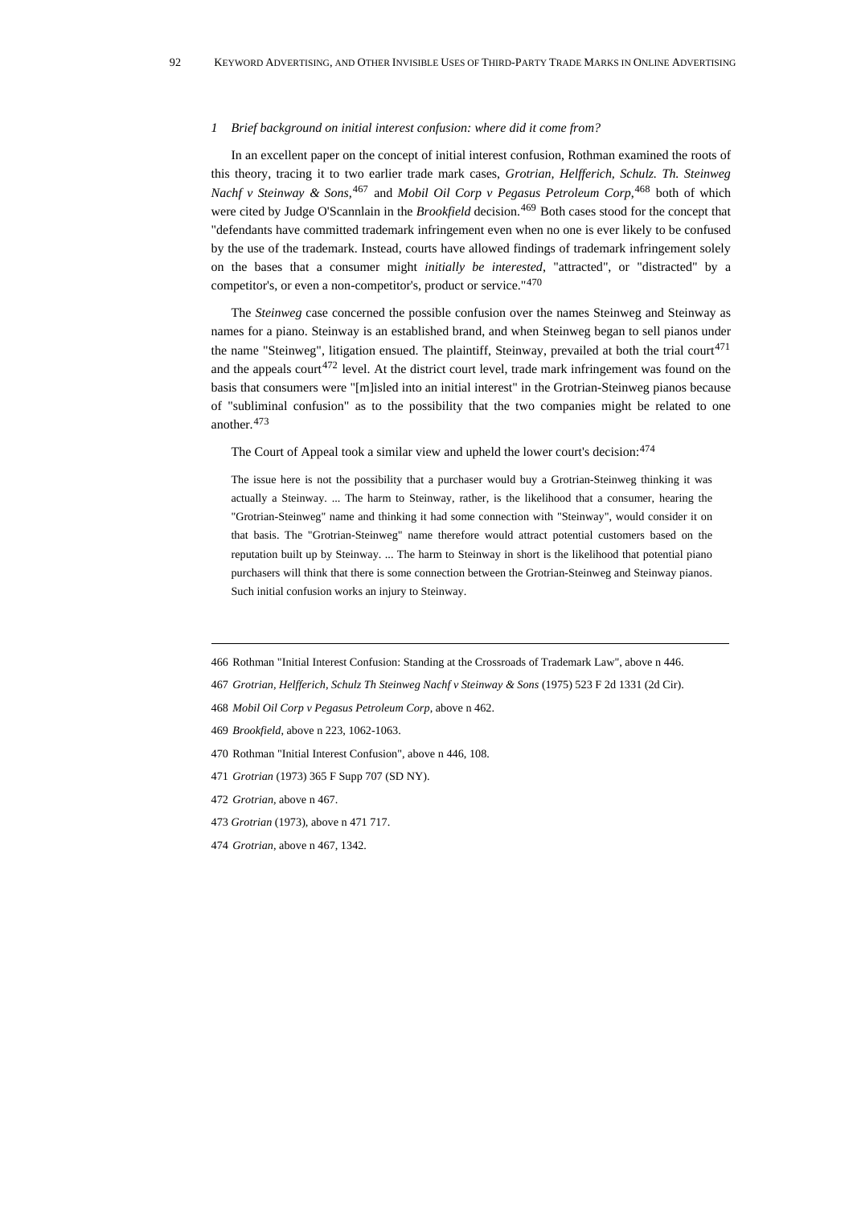### *1 Brief background on initial interest confusion: where did it come from?*

In an excellent paper on the concept of initial interest confusion, Rothman examined the roots of this theory, tracing it to two earlier trade mark cases, *Grotrian, Helfferich, Schulz. Th. Steinweg Nachf v Steinway & Sons,*[467] and *Mobil Oil Corp v Pegasus Petroleum Corp,*[468] both of which were cited by Judge O'Scannlain in the *Brookfield* decision.[469] Both cases stood for the concept that "defendants have committed trademark infringement even when no one is ever likely to be confused by the use of the trademark. Instead, courts have allowed findings of trademark infringement solely on the bases that a consumer might *initially be interested*, "attracted", or "distracted" by a competitor's, or even a non-competitor's, product or service."[470]

The *Steinweg* case concerned the possible confusion over the names Steinweg and Steinway as names for a piano. Steinway is an established brand, and when Steinweg began to sell pianos under the name "Steinweg", litigation ensued. The plaintiff, Steinway, prevailed at both the trial court[471] and the appeals court[472] level. At the district court level, trade mark infringement was found on the basis that consumers were "[m]isled into an initial interest" in the Grotrian-Steinweg pianos because of "subliminal confusion" as to the possibility that the two companies might be related to one another.[473]

The Court of Appeal took a similar view and upheld the lower court's decision:[474]

> The issue here is not the possibility that a purchaser would buy a Grotrian-Steinweg thinking it was actually a Steinway. ... The harm to Steinway, rather, is the likelihood that a consumer, hearing the "Grotrian-Steinweg" name and thinking it had some connection with "Steinway", would consider it on that basis. The "Grotrian-Steinweg" name therefore would attract potential customers based on the reputation built up by Steinway. ... The harm to Steinway in short is the likelihood that potential piano purchasers will think that there is some connection between the Grotrian-Steinweg and Steinway pianos. Such initial confusion works an injury to Steinway.

---

466 Rothman "Initial Interest Confusion: Standing at the Crossroads of Trademark Law", above n 446.

467 *Grotrian, Helfferich, Schulz Th Steinweg Nachf v Steinway & Sons* (1975) 523 F 2d 1331 (2d Cir).

468 *Mobil Oil Corp v Pegasus Petroleum Corp*, above n 462.

469 *Brookfield*, above n 223, 1062-1063.

470 Rothman "Initial Interest Confusion", above n 446, 108.

471 *Grotrian* (1973) 365 F Supp 707 (SD NY).

472 *Grotrian*, above n 467.

473 *Grotrian* (1973), above n 471 717.

474 *Grotrian*, above n 467, 1342.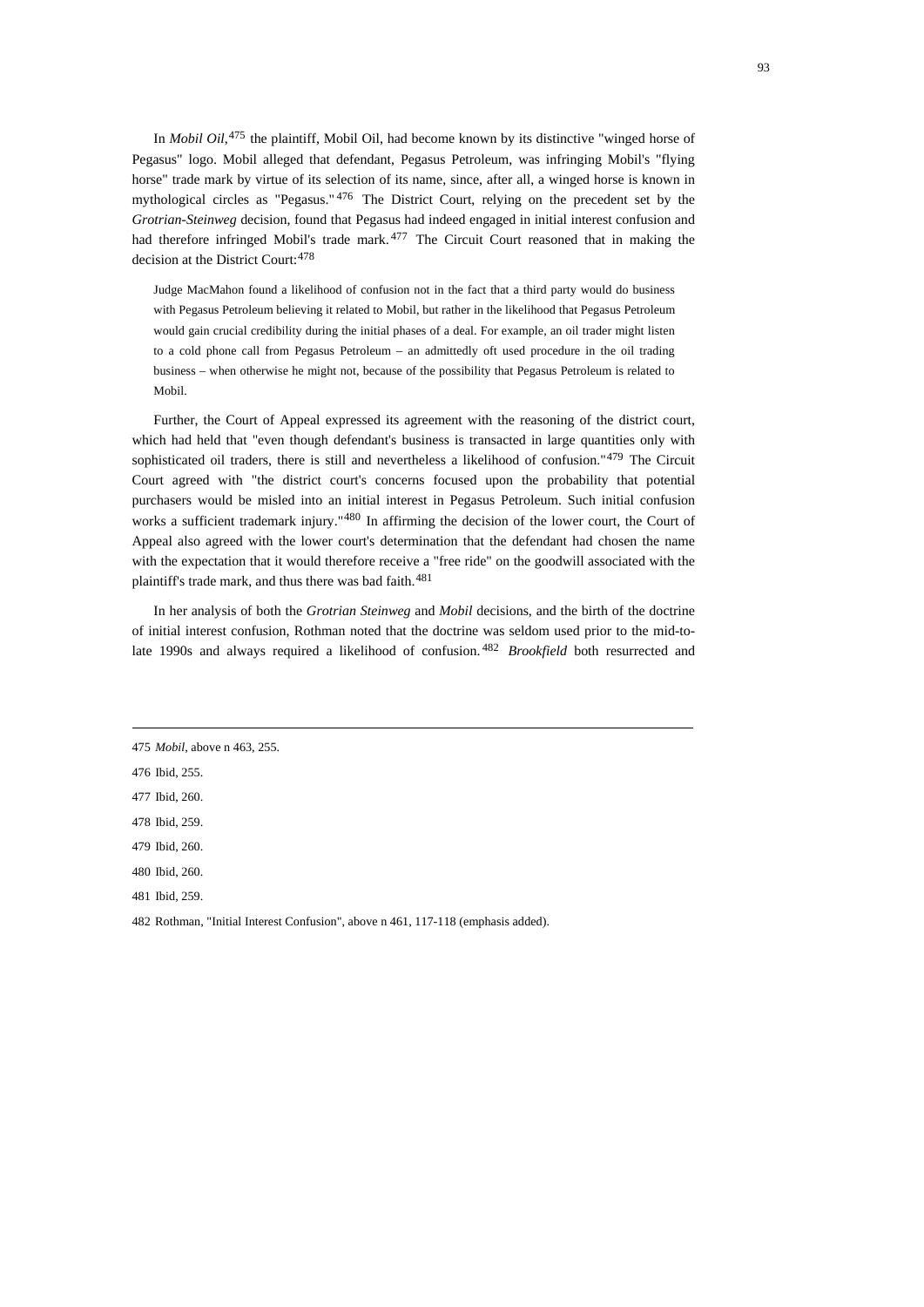In *Mobil Oil*,[475] the plaintiff, Mobil Oil, had become known by its distinctive "winged horse of Pegasus" logo. Mobil alleged that defendant, Pegasus Petroleum, was infringing Mobil's "flying horse" trade mark by virtue of its selection of its name, since, after all, a winged horse is known in mythological circles as "Pegasus."[476] The District Court, relying on the precedent set by the *Grotrian-Steinweg* decision, found that Pegasus had indeed engaged in initial interest confusion and had therefore infringed Mobil's trade mark.[477] The Circuit Court reasoned that in making the decision at the District Court:[478]

> Judge MacMahon found a likelihood of confusion not in the fact that a third party would do business with Pegasus Petroleum believing it related to Mobil, but rather in the likelihood that Pegasus Petroleum would gain crucial credibility during the initial phases of a deal. For example, an oil trader might listen to a cold phone call from Pegasus Petroleum – an admittedly oft used procedure in the oil trading business – when otherwise he might not, because of the possibility that Pegasus Petroleum is related to Mobil.

Further, the Court of Appeal expressed its agreement with the reasoning of the district court, which had held that "even though defendant's business is transacted in large quantities only with sophisticated oil traders, there is still and nevertheless a likelihood of confusion."[479] The Circuit Court agreed with "the district court's concerns focused upon the probability that potential purchasers would be misled into an initial interest in Pegasus Petroleum. Such initial confusion works a sufficient trademark injury."[480] In affirming the decision of the lower court, the Court of Appeal also agreed with the lower court's determination that the defendant had chosen the name with the expectation that it would therefore receive a "free ride" on the goodwill associated with the plaintiff's trade mark, and thus there was bad faith.[481]

In her analysis of both the *Grotrian Steinweg* and *Mobil* decisions, and the birth of the doctrine of initial interest confusion, Rothman noted that the doctrine was seldom used prior to the mid-to-late 1990s and always required a likelihood of confusion.[482] *Brookfield* both resurrected and

---

475 *Mobil*, above n 463, 255.

476 Ibid, 255.

477 Ibid, 260.

478 Ibid, 259.

479 Ibid, 260.

480 Ibid, 260.

481 Ibid, 259.

482 Rothman, "Initial Interest Confusion", above n 461, 117-118 (emphasis added).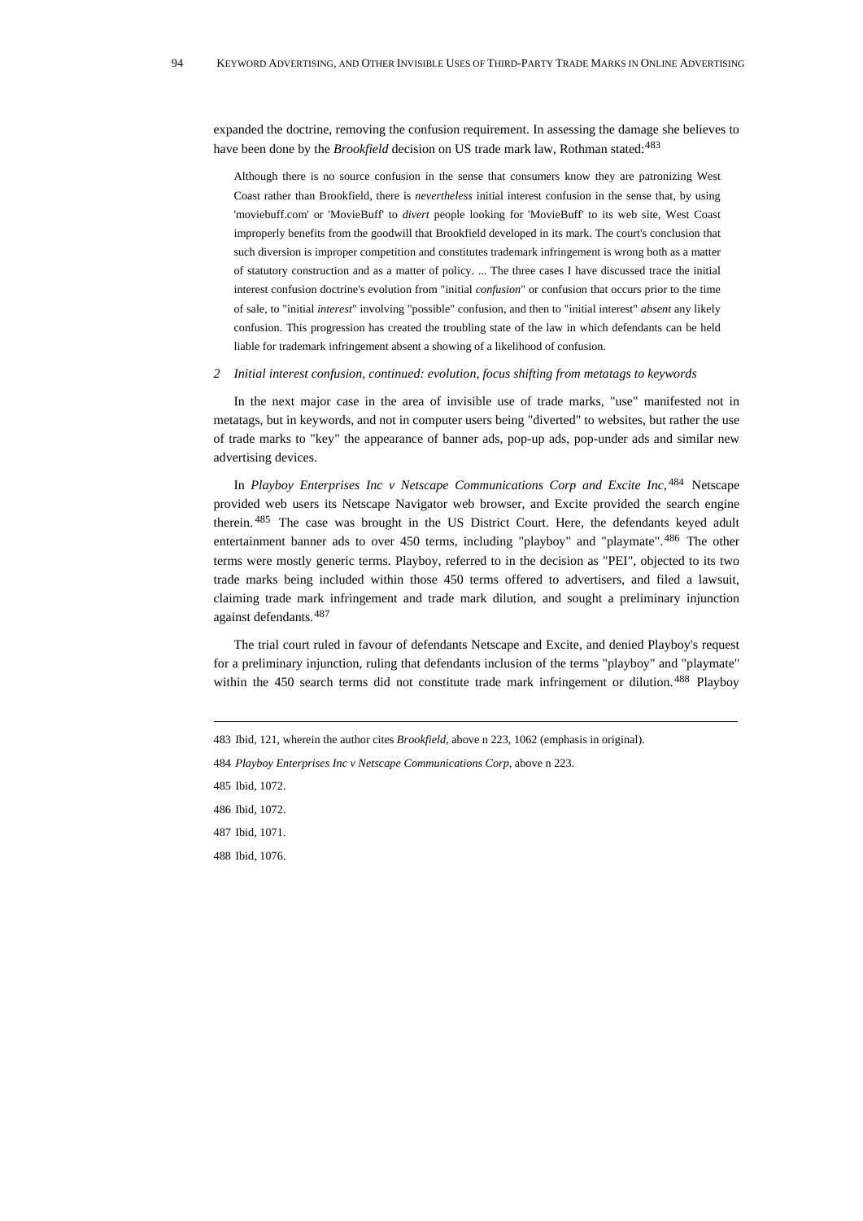expanded the doctrine, removing the confusion requirement. In assessing the damage she believes to have been done by the *Brookfield* decision on US trade mark law, Rothman stated:[483]

> Although there is no source confusion in the sense that consumers know they are patronizing West Coast rather than Brookfield, there is *nevertheless* initial interest confusion in the sense that, by using 'moviebuff.com' or 'MovieBuff' to *divert* people looking for 'MovieBuff' to its web site, West Coast improperly benefits from the goodwill that Brookfield developed in its mark. The court's conclusion that such diversion is improper competition and constitutes trademark infringement is wrong both as a matter of statutory construction and as a matter of policy. ... The three cases I have discussed trace the initial interest confusion doctrine's evolution from "initial *confusion*" or confusion that occurs prior to the time of sale, to "initial *interest*" involving "possible" confusion, and then to "initial interest" *absent* any likely confusion. This progression has created the troubling state of the law in which defendants can be held liable for trademark infringement absent a showing of a likelihood of confusion.

*2 Initial interest confusion, continued: evolution, focus shifting from metatags to keywords*

In the next major case in the area of invisible use of trade marks, "use" manifested not in metatags, but in keywords, and not in computer users being "diverted" to websites, but rather the use of trade marks to "key" the appearance of banner ads, pop-up ads, pop-under ads and similar new advertising devices.

In *Playboy Enterprises Inc v Netscape Communications Corp and Excite Inc*,[484] Netscape provided web users its Netscape Navigator web browser, and Excite provided the search engine therein.[485] The case was brought in the US District Court. Here, the defendants keyed adult entertainment banner ads to over 450 terms, including "playboy" and "playmate".[486] The other terms were mostly generic terms. Playboy, referred to in the decision as "PEI", objected to its two trade marks being included within those 450 terms offered to advertisers, and filed a lawsuit, claiming trade mark infringement and trade mark dilution, and sought a preliminary injunction against defendants.[487]

The trial court ruled in favour of defendants Netscape and Excite, and denied Playboy's request for a preliminary injunction, ruling that defendants inclusion of the terms "playboy" and "playmate" within the 450 search terms did not constitute trade mark infringement or dilution.[488] Playboy

---

483 Ibid, 121, wherein the author cites *Brookfield*, above n 223, 1062 (emphasis in original).

484 *Playboy Enterprises Inc v Netscape Communications Corp*, above n 223.

485 Ibid, 1072.

486 Ibid, 1072.

487 Ibid, 1071.

488 Ibid, 1076.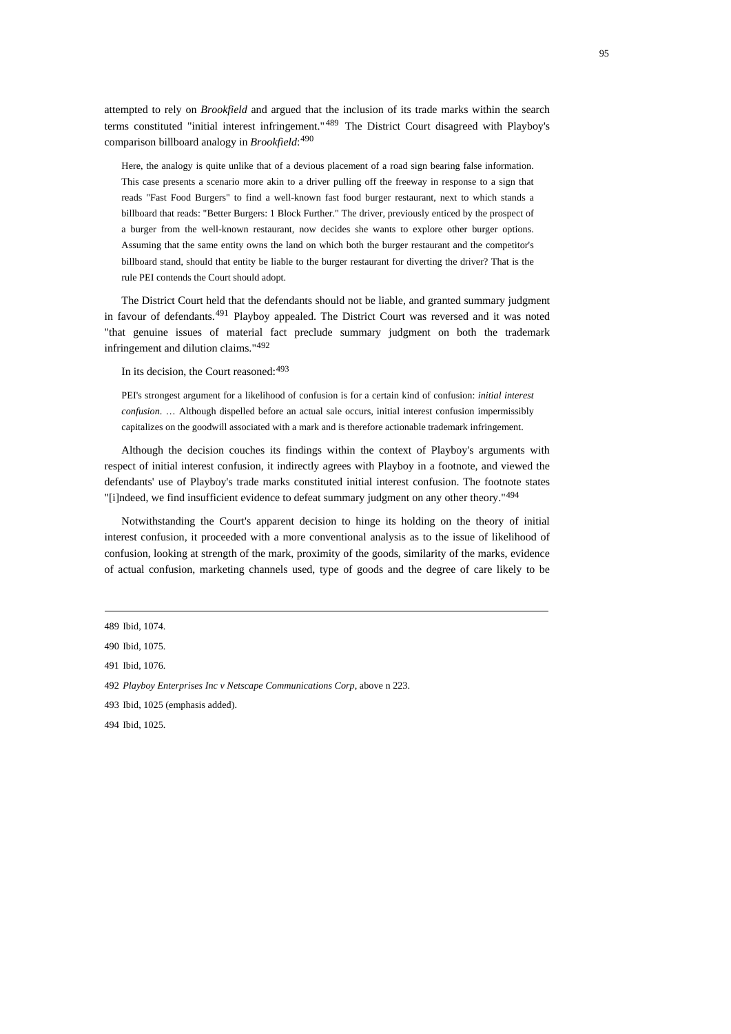attempted to rely on *Brookfield* and argued that the inclusion of its trade marks within the search terms constituted "initial interest infringement."[489] The District Court disagreed with Playboy's comparison billboard analogy in *Brookfield*:[490]

> Here, the analogy is quite unlike that of a devious placement of a road sign bearing false information. This case presents a scenario more akin to a driver pulling off the freeway in response to a sign that reads "Fast Food Burgers" to find a well-known fast food burger restaurant, next to which stands a billboard that reads: "Better Burgers: 1 Block Further." The driver, previously enticed by the prospect of a burger from the well-known restaurant, now decides she wants to explore other burger options. Assuming that the same entity owns the land on which both the burger restaurant and the competitor's billboard stand, should that entity be liable to the burger restaurant for diverting the driver? That is the rule PEI contends the Court should adopt.

The District Court held that the defendants should not be liable, and granted summary judgment in favour of defendants.[491] Playboy appealed. The District Court was reversed and it was noted "that genuine issues of material fact preclude summary judgment on both the trademark infringement and dilution claims."[492]

In its decision, the Court reasoned:[493]

> PEI's strongest argument for a likelihood of confusion is for a certain kind of confusion: *initial interest confusion*. … Although dispelled before an actual sale occurs, initial interest confusion impermissibly capitalizes on the goodwill associated with a mark and is therefore actionable trademark infringement.

Although the decision couches its findings within the context of Playboy's arguments with respect of initial interest confusion, it indirectly agrees with Playboy in a footnote, and viewed the defendants' use of Playboy's trade marks constituted initial interest confusion. The footnote states "[i]ndeed, we find insufficient evidence to defeat summary judgment on any other theory."[494]

Notwithstanding the Court's apparent decision to hinge its holding on the theory of initial interest confusion, it proceeded with a more conventional analysis as to the issue of likelihood of confusion, looking at strength of the mark, proximity of the goods, similarity of the marks, evidence of actual confusion, marketing channels used, type of goods and the degree of care likely to be

---

489 Ibid, 1074.

490 Ibid, 1075.

491 Ibid, 1076.

492 *Playboy Enterprises Inc v Netscape Communications Corp*, above n 223.

493 Ibid, 1025 (emphasis added).

494 Ibid, 1025.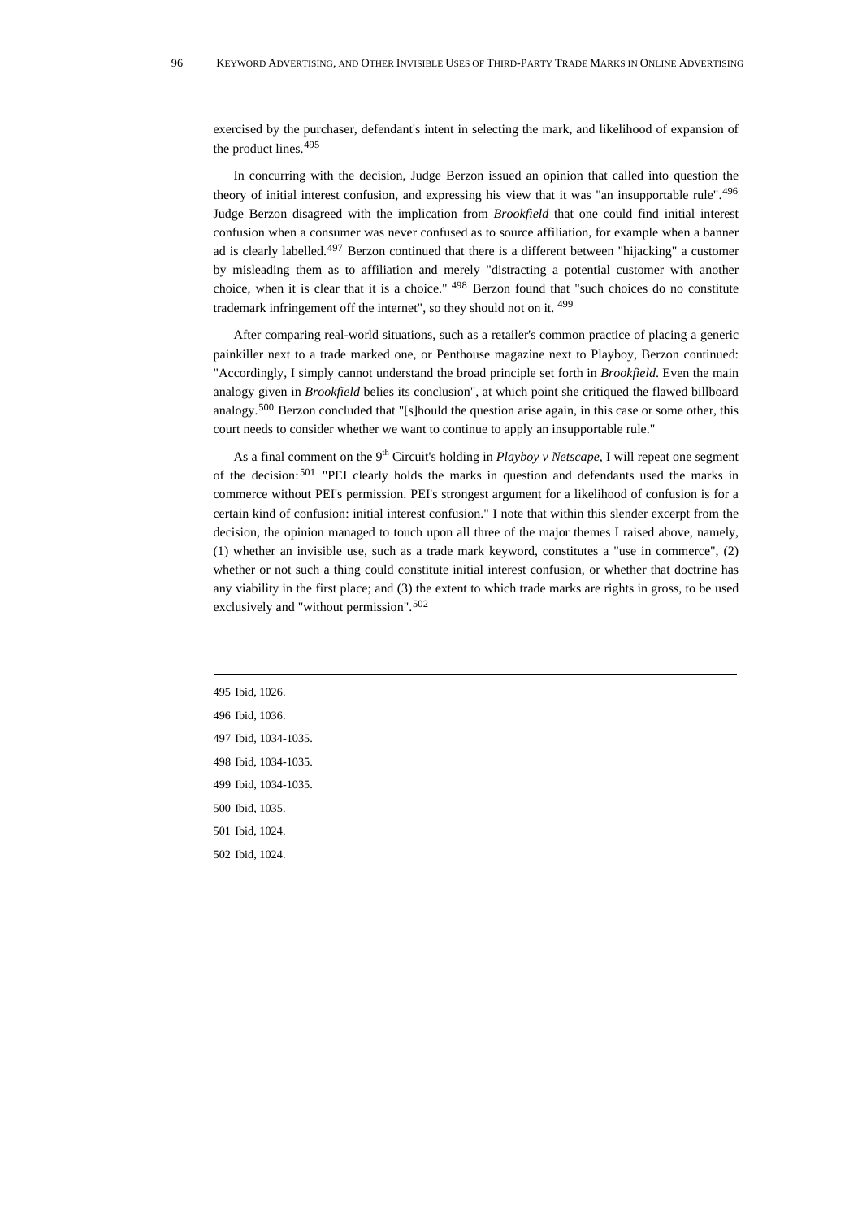exercised by the purchaser, defendant's intent in selecting the mark, and likelihood of expansion of the product lines.[495]

In concurring with the decision, Judge Berzon issued an opinion that called into question the theory of initial interest confusion, and expressing his view that it was "an insupportable rule".[496] Judge Berzon disagreed with the implication from *Brookfield* that one could find initial interest confusion when a consumer was never confused as to source affiliation, for example when a banner ad is clearly labelled.[497] Berzon continued that there is a different between "hijacking" a customer by misleading them as to affiliation and merely "distracting a potential customer with another choice, when it is clear that it is a choice." [498] Berzon found that "such choices do no constitute trademark infringement off the internet", so they should not on it. [499]

After comparing real-world situations, such as a retailer's common practice of placing a generic painkiller next to a trade marked one, or Penthouse magazine next to Playboy, Berzon continued: "Accordingly, I simply cannot understand the broad principle set forth in *Brookfield*. Even the main analogy given in *Brookfield* belies its conclusion", at which point she critiqued the flawed billboard analogy.[500] Berzon concluded that "[s]hould the question arise again, in this case or some other, this court needs to consider whether we want to continue to apply an insupportable rule."

As a final comment on the 9th Circuit's holding in *Playboy v Netscape*, I will repeat one segment of the decision:[501] "PEI clearly holds the marks in question and defendants used the marks in commerce without PEI's permission. PEI's strongest argument for a likelihood of confusion is for a certain kind of confusion: initial interest confusion." I note that within this slender excerpt from the decision, the opinion managed to touch upon all three of the major themes I raised above, namely, (1) whether an invisible use, such as a trade mark keyword, constitutes a "use in commerce", (2) whether or not such a thing could constitute initial interest confusion, or whether that doctrine has any viability in the first place; and (3) the extent to which trade marks are rights in gross, to be used exclusively and "without permission".[502]

---

495 Ibid, 1026.

496 Ibid, 1036.

497 Ibid, 1034-1035.

498 Ibid, 1034-1035.

499 Ibid, 1034-1035.

500 Ibid, 1035.

501 Ibid, 1024.

502 Ibid, 1024.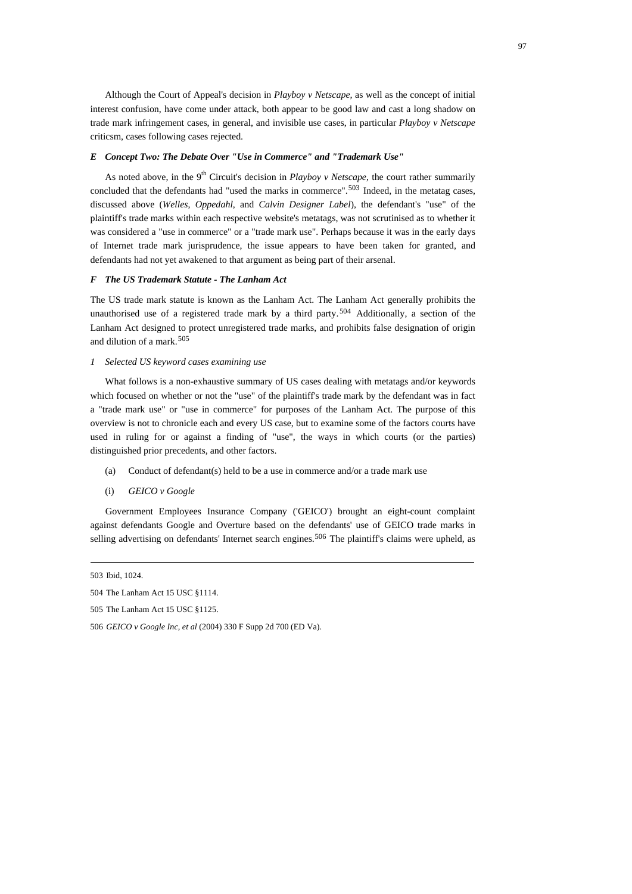Although the Court of Appeal's decision in *Playboy v Netscape*, as well as the concept of initial interest confusion, have come under attack, both appear to be good law and cast a long shadow on trade mark infringement cases, in general, and invisible use cases, in particular *Playboy v Netscape* criticsm, cases following cases rejected.

### *E Concept Two: The Debate Over "Use in Commerce" and "Trademark Use"*

As noted above, in the 9th Circuit's decision in *Playboy v Netscape*, the court rather summarily concluded that the defendants had "used the marks in commerce".[503] Indeed, in the metatag cases, discussed above (*Welles*, *Oppedahl*, and *Calvin Designer Label*), the defendant's "use" of the plaintiff's trade marks within each respective website's metatags, was not scrutinised as to whether it was considered a "use in commerce" or a "trade mark use". Perhaps because it was in the early days of Internet trade mark jurisprudence, the issue appears to have been taken for granted, and defendants had not yet awakened to that argument as being part of their arsenal.

### *F The US Trademark Statute - The Lanham Act*

The US trade mark statute is known as the Lanham Act. The Lanham Act generally prohibits the unauthorised use of a registered trade mark by a third party.[504] Additionally, a section of the Lanham Act designed to protect unregistered trade marks, and prohibits false designation of origin and dilution of a mark.[505]

#### *1 Selected US keyword cases examining use*

What follows is a non-exhaustive summary of US cases dealing with metatags and/or keywords which focused on whether or not the "use" of the plaintiff's trade mark by the defendant was in fact a "trade mark use" or "use in commerce" for purposes of the Lanham Act. The purpose of this overview is not to chronicle each and every US case, but to examine some of the factors courts have used in ruling for or against a finding of "use", the ways in which courts (or the parties) distinguished prior precedents, and other factors.

(a) Conduct of defendant(s) held to be a use in commerce and/or a trade mark use

(i) *GEICO v Google*

Government Employees Insurance Company ('GEICO') brought an eight-count complaint against defendants Google and Overture based on the defendants' use of GEICO trade marks in selling advertising on defendants' Internet search engines.[506] The plaintiff's claims were upheld, as

---

503 Ibid, 1024.

504 The Lanham Act 15 USC §1114.

505 The Lanham Act 15 USC §1125.

506 *GEICO v Google Inc, et al* (2004) 330 F Supp 2d 700 (ED Va).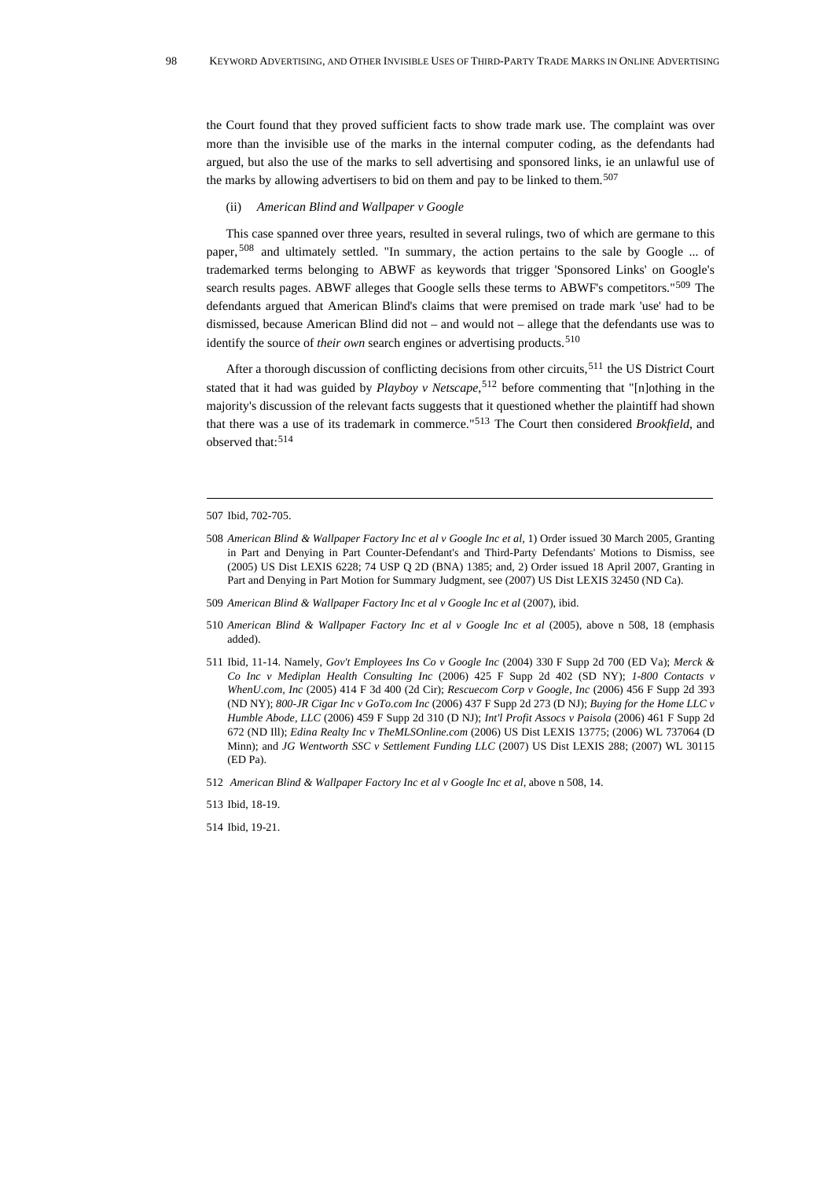the Court found that they proved sufficient facts to show trade mark use. The complaint was over more than the invisible use of the marks in the internal computer coding, as the defendants had argued, but also the use of the marks to sell advertising and sponsored links, ie an unlawful use of the marks by allowing advertisers to bid on them and pay to be linked to them.[507]

(ii) *American Blind and Wallpaper v Google*

This case spanned over three years, resulted in several rulings, two of which are germane to this paper,[508] and ultimately settled. "In summary, the action pertains to the sale by Google ... of trademarked terms belonging to ABWF as keywords that trigger 'Sponsored Links' on Google's search results pages. ABWF alleges that Google sells these terms to ABWF's competitors."[509] The defendants argued that American Blind's claims that were premised on trade mark 'use' had to be dismissed, because American Blind did not – and would not – allege that the defendants use was to identify the source of *their own* search engines or advertising products.[510]

After a thorough discussion of conflicting decisions from other circuits,[511] the US District Court stated that it had was guided by *Playboy v Netscape*,[512] before commenting that "[n]othing in the majority's discussion of the relevant facts suggests that it questioned whether the plaintiff had shown that there was a use of its trademark in commerce."[513] The Court then considered *Brookfield*, and observed that:[514]

---

507 Ibid, 702-705.

508 *American Blind & Wallpaper Factory Inc et al v Google Inc et al*, 1) Order issued 30 March 2005, Granting in Part and Denying in Part Counter-Defendant's and Third-Party Defendants' Motions to Dismiss, see (2005) US Dist LEXIS 6228; 74 USP Q 2D (BNA) 1385; and, 2) Order issued 18 April 2007, Granting in Part and Denying in Part Motion for Summary Judgment, see (2007) US Dist LEXIS 32450 (ND Ca).

509 *American Blind & Wallpaper Factory Inc et al v Google Inc et al* (2007), ibid.

510 *American Blind & Wallpaper Factory Inc et al v Google Inc et al* (2005), above n 508, 18 (emphasis added).

511 Ibid, 11-14. Namely, *Gov't Employees Ins Co v Google Inc* (2004) 330 F Supp 2d 700 (ED Va); *Merck & Co Inc v Mediplan Health Consulting Inc* (2006) 425 F Supp 2d 402 (SD NY); *1-800 Contacts v WhenU.com, Inc* (2005) 414 F 3d 400 (2d Cir); *Rescuecom Corp v Google, Inc* (2006) 456 F Supp 2d 393 (ND NY); *800-JR Cigar Inc v GoTo.com Inc* (2006) 437 F Supp 2d 273 (D NJ); *Buying for the Home LLC v Humble Abode, LLC* (2006) 459 F Supp 2d 310 (D NJ); *Int'l Profit Assocs v Paisola* (2006) 461 F Supp 2d 672 (ND Ill); *Edina Realty Inc v TheMLSOnline.com* (2006) US Dist LEXIS 13775; (2006) WL 737064 (D Minn); and *JG Wentworth SSC v Settlement Funding LLC* (2007) US Dist LEXIS 288; (2007) WL 30115 (ED Pa).

512 *American Blind & Wallpaper Factory Inc et al v Google Inc et al*, above n 508, 14.

513 Ibid, 18-19.

514 Ibid, 19-21.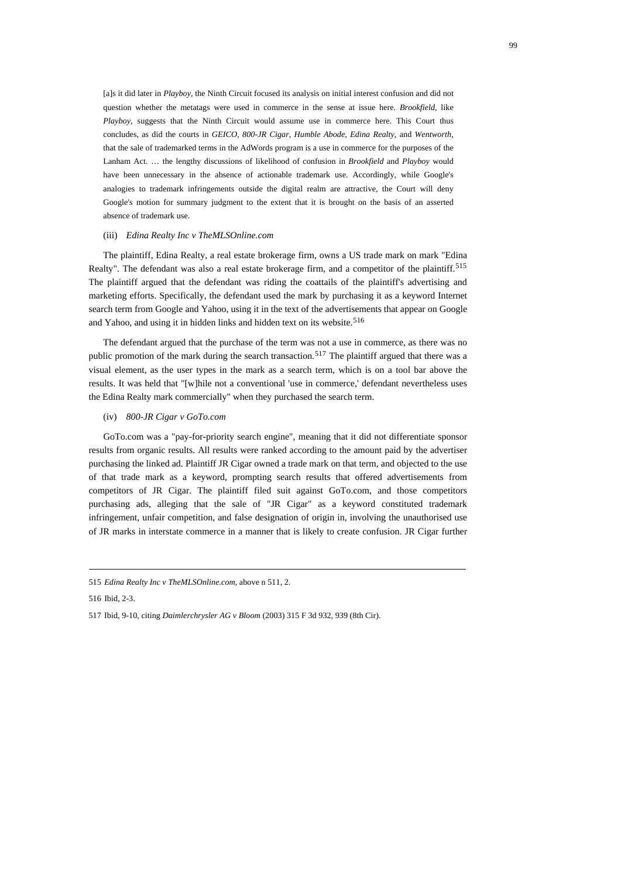> [a]s it did later in *Playboy*, the Ninth Circuit focused its analysis on initial interest confusion and did not question whether the metatags were used in commerce in the sense at issue here. *Brookfield*, like *Playboy*, suggests that the Ninth Circuit would assume use in commerce here. This Court thus concludes, as did the courts in *GEICO*, *800-JR Cigar*, *Humble Abode*, *Edina Realty*, and *Wentworth*, that the sale of trademarked terms in the AdWords program is a use in commerce for the purposes of the Lanham Act. … the lengthy discussions of likelihood of confusion in *Brookfield* and *Playboy* would have been unnecessary in the absence of actionable trademark use. Accordingly, while Google's analogies to trademark infringements outside the digital realm are attractive, the Court will deny Google's motion for summary judgment to the extent that it is brought on the basis of an asserted absence of trademark use.

(iii) *Edina Realty Inc v TheMLSOnline.com*

The plaintiff, Edina Realty, a real estate brokerage firm, owns a US trade mark on mark "Edina Realty". The defendant was also a real estate brokerage firm, and a competitor of the plaintiff.[515] The plaintiff argued that the defendant was riding the coattails of the plaintiff's advertising and marketing efforts. Specifically, the defendant used the mark by purchasing it as a keyword Internet search term from Google and Yahoo, using it in the text of the advertisements that appear on Google and Yahoo, and using it in hidden links and hidden text on its website.[516]

The defendant argued that the purchase of the term was not a use in commerce, as there was no public promotion of the mark during the search transaction.[517] The plaintiff argued that there was a visual element, as the user types in the mark as a search term, which is on a tool bar above the results. It was held that "[w]hile not a conventional 'use in commerce,' defendant nevertheless uses the Edina Realty mark commercially" when they purchased the search term.

(iv) *800-JR Cigar v GoTo.com*

GoTo.com was a "pay-for-priority search engine", meaning that it did not differentiate sponsor results from organic results. All results were ranked according to the amount paid by the advertiser purchasing the linked ad. Plaintiff JR Cigar owned a trade mark on that term, and objected to the use of that trade mark as a keyword, prompting search results that offered advertisements from competitors of JR Cigar. The plaintiff filed suit against GoTo.com, and those competitors purchasing ads, alleging that the sale of "JR Cigar" as a keyword constituted trademark infringement, unfair competition, and false designation of origin in, involving the unauthorised use of JR marks in interstate commerce in a manner that is likely to create confusion. JR Cigar further

---

515 *Edina Realty Inc v TheMLSOnline.com*, above n 511, 2.

516 Ibid, 2-3.

517 Ibid, 9-10, citing *Daimlerchrysler AG v Bloom* (2003) 315 F 3d 932, 939 (8th Cir).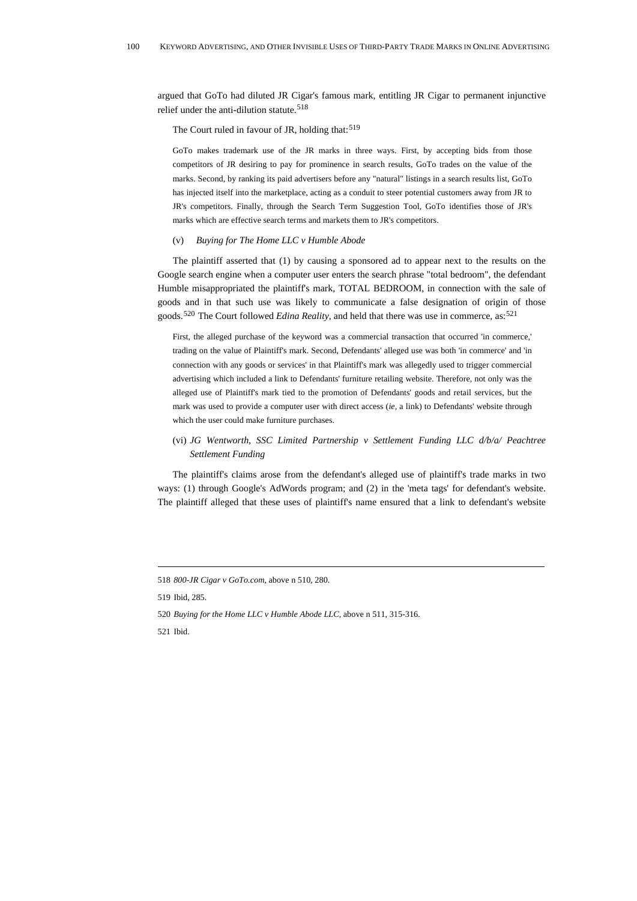argued that GoTo had diluted JR Cigar's famous mark, entitling JR Cigar to permanent injunctive relief under the anti-dilution statute.[518]

The Court ruled in favour of JR, holding that:[519]

> GoTo makes trademark use of the JR marks in three ways. First, by accepting bids from those competitors of JR desiring to pay for prominence in search results, GoTo trades on the value of the marks. Second, by ranking its paid advertisers before any "natural" listings in a search results list, GoTo has injected itself into the marketplace, acting as a conduit to steer potential customers away from JR to JR's competitors. Finally, through the Search Term Suggestion Tool, GoTo identifies those of JR's marks which are effective search terms and markets them to JR's competitors.

(v) *Buying for The Home LLC v Humble Abode*

The plaintiff asserted that (1) by causing a sponsored ad to appear next to the results on the Google search engine when a computer user enters the search phrase "total bedroom", the defendant Humble misappropriated the plaintiff's mark, TOTAL BEDROOM, in connection with the sale of goods and in that such use was likely to communicate a false designation of origin of those goods.[520] The Court followed *Edina Reality*, and held that there was use in commerce, as:[521]

> First, the alleged purchase of the keyword was a commercial transaction that occurred 'in commerce,' trading on the value of Plaintiff's mark. Second, Defendants' alleged use was both 'in commerce' and 'in connection with any goods or services' in that Plaintiff's mark was allegedly used to trigger commercial advertising which included a link to Defendants' furniture retailing website. Therefore, not only was the alleged use of Plaintiff's mark tied to the promotion of Defendants' goods and retail services, but the mark was used to provide a computer user with direct access (*ie*, a link) to Defendants' website through which the user could make furniture purchases.

(vi) *JG Wentworth, SSC Limited Partnership v Settlement Funding LLC d/b/a/ Peachtree Settlement Funding*

The plaintiff's claims arose from the defendant's alleged use of plaintiff's trade marks in two ways: (1) through Google's AdWords program; and (2) in the 'meta tags' for defendant's website. The plaintiff alleged that these uses of plaintiff's name ensured that a link to defendant's website

---

518 *800-JR Cigar v GoTo.com*, above n 510, 280.

519 Ibid, 285.

520 *Buying for the Home LLC v Humble Abode LLC*, above n 511, 315-316.

521 Ibid.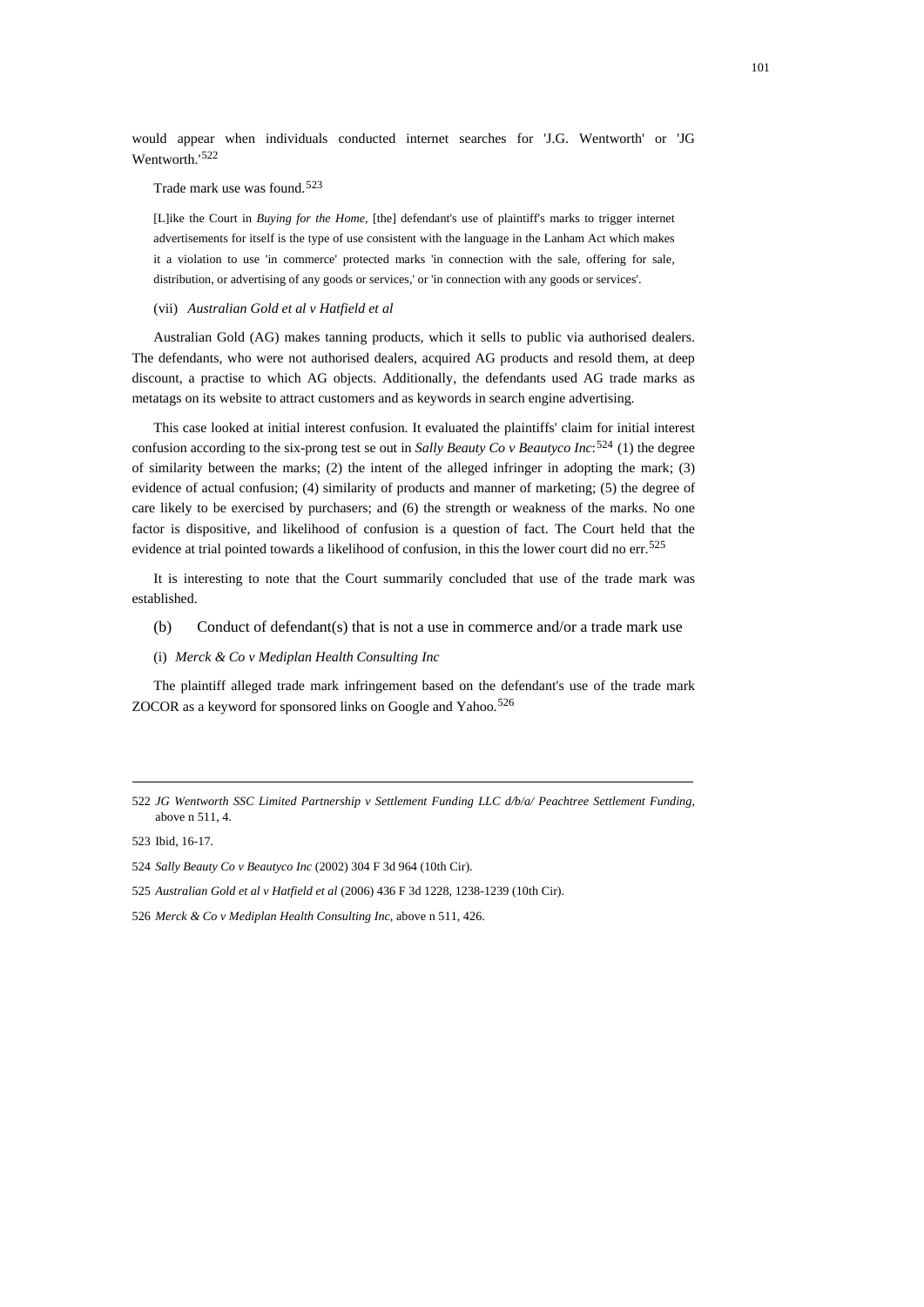would appear when individuals conducted internet searches for 'J.G. Wentworth' or 'JG Wentworth.'[522]

Trade mark use was found.[523]

> [L]ike the Court in *Buying for the Home*, [the] defendant's use of plaintiff's marks to trigger internet advertisements for itself is the type of use consistent with the language in the Lanham Act which makes it a violation to use 'in commerce' protected marks 'in connection with the sale, offering for sale, distribution, or advertising of any goods or services,' or 'in connection with any goods or services'.

(vii) *Australian Gold et al v Hatfield et al*

Australian Gold (AG) makes tanning products, which it sells to public via authorised dealers. The defendants, who were not authorised dealers, acquired AG products and resold them, at deep discount, a practise to which AG objects. Additionally, the defendants used AG trade marks as metatags on its website to attract customers and as keywords in search engine advertising.

This case looked at initial interest confusion. It evaluated the plaintiffs' claim for initial interest confusion according to the six-prong test se out in *Sally Beauty Co v Beautyco Inc*:[524] (1) the degree of similarity between the marks; (2) the intent of the alleged infringer in adopting the mark; (3) evidence of actual confusion; (4) similarity of products and manner of marketing; (5) the degree of care likely to be exercised by purchasers; and (6) the strength or weakness of the marks. No one factor is dispositive, and likelihood of confusion is a question of fact. The Court held that the evidence at trial pointed towards a likelihood of confusion, in this the lower court did no err.[525]

It is interesting to note that the Court summarily concluded that use of the trade mark was established.

(b) Conduct of defendant(s) that is not a use in commerce and/or a trade mark use

(i) *Merck & Co v Mediplan Health Consulting Inc*

The plaintiff alleged trade mark infringement based on the defendant's use of the trade mark ZOCOR as a keyword for sponsored links on Google and Yahoo.[526]

---

522 *JG Wentworth SSC Limited Partnership v Settlement Funding LLC d/b/a/ Peachtree Settlement Funding*, above n 511, 4.

523 Ibid, 16-17.

524 *Sally Beauty Co v Beautyco Inc* (2002) 304 F 3d 964 (10th Cir).

525 *Australian Gold et al v Hatfield et al* (2006) 436 F 3d 1228, 1238-1239 (10th Cir).

526 *Merck & Co v Mediplan Health Consulting Inc*, above n 511, 426.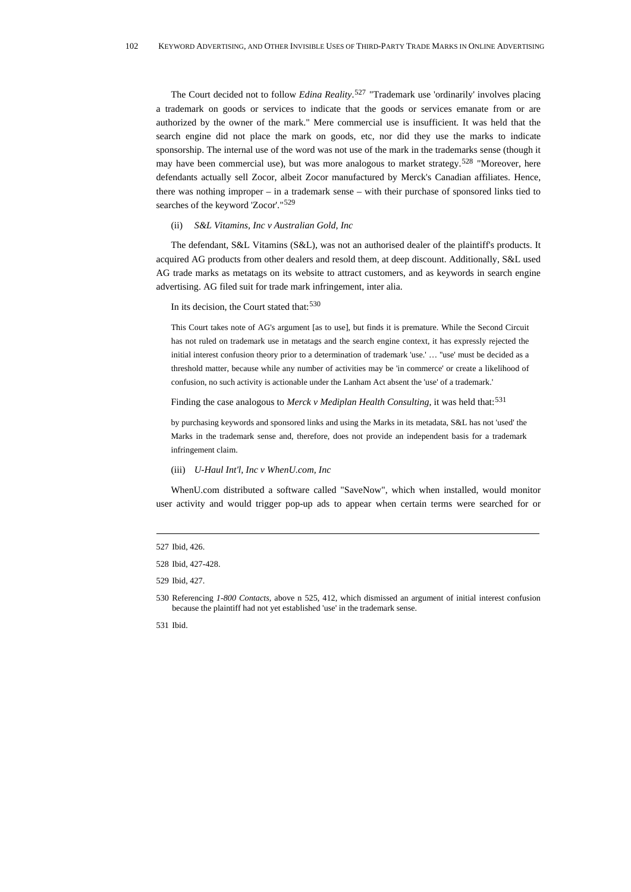The Court decided not to follow *Edina Reality*.[527] "Trademark use 'ordinarily' involves placing a trademark on goods or services to indicate that the goods or services emanate from or are authorized by the owner of the mark." Mere commercial use is insufficient. It was held that the search engine did not place the mark on goods, etc, nor did they use the marks to indicate sponsorship. The internal use of the word was not use of the mark in the trademarks sense (though it may have been commercial use), but was more analogous to market strategy.[528] "Moreover, here defendants actually sell Zocor, albeit Zocor manufactured by Merck's Canadian affiliates. Hence, there was nothing improper – in a trademark sense – with their purchase of sponsored links tied to searches of the keyword 'Zocor'."[529]

(ii) *S&L Vitamins, Inc v Australian Gold, Inc*

The defendant, S&L Vitamins (S&L), was not an authorised dealer of the plaintiff's products. It acquired AG products from other dealers and resold them, at deep discount. Additionally, S&L used AG trade marks as metatags on its website to attract customers, and as keywords in search engine advertising. AG filed suit for trade mark infringement, inter alia.

In its decision, the Court stated that:[530]

> This Court takes note of AG's argument [as to use], but finds it is premature. While the Second Circuit has not ruled on trademark use in metatags and the search engine context, it has expressly rejected the initial interest confusion theory prior to a determination of trademark 'use.' … "use' must be decided as a threshold matter, because while any number of activities may be 'in commerce' or create a likelihood of confusion, no such activity is actionable under the Lanham Act absent the 'use' of a trademark.'

Finding the case analogous to *Merck v Mediplan Health Consulting*, it was held that:[531]

> by purchasing keywords and sponsored links and using the Marks in its metadata, S&L has not 'used' the Marks in the trademark sense and, therefore, does not provide an independent basis for a trademark infringement claim.

(iii) *U-Haul Int'l, Inc v WhenU.com, Inc*

WhenU.com distributed a software called "SaveNow", which when installed, would monitor user activity and would trigger pop-up ads to appear when certain terms were searched for or

---

527 Ibid, 426.

528 Ibid, 427-428.

529 Ibid, 427.

530 Referencing *1-800 Contacts*, above n 525, 412, which dismissed an argument of initial interest confusion because the plaintiff had not yet established 'use' in the trademark sense.

531 Ibid.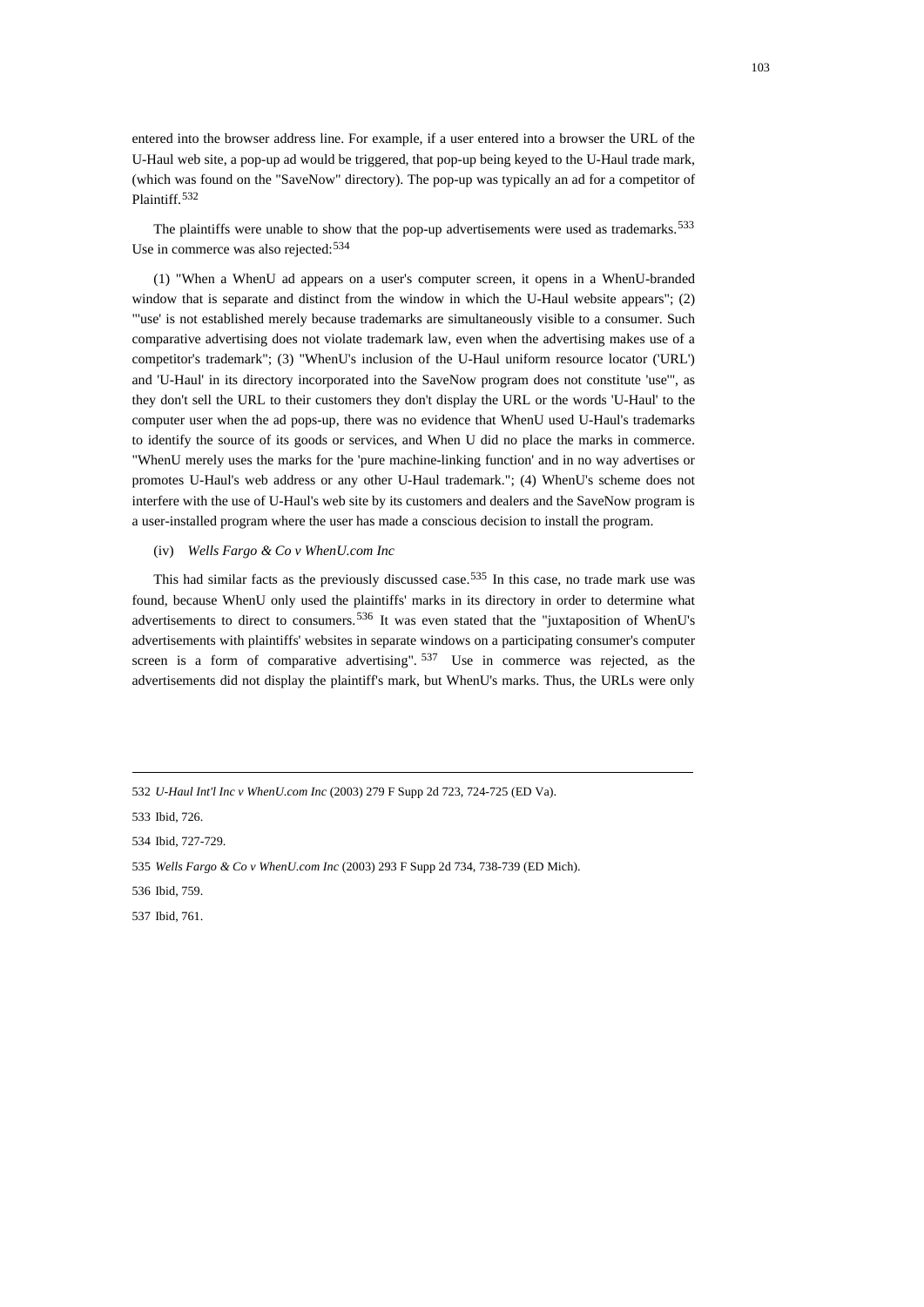entered into the browser address line. For example, if a user entered into a browser the URL of the U-Haul web site, a pop-up ad would be triggered, that pop-up being keyed to the U-Haul trade mark, (which was found on the "SaveNow" directory). The pop-up was typically an ad for a competitor of Plaintiff.[532]

The plaintiffs were unable to show that the pop-up advertisements were used as trademarks.[533] Use in commerce was also rejected:[534]

(1) "When a WhenU ad appears on a user's computer screen, it opens in a WhenU-branded window that is separate and distinct from the window in which the U-Haul website appears"; (2) "'use' is not established merely because trademarks are simultaneously visible to a consumer. Such comparative advertising does not violate trademark law, even when the advertising makes use of a competitor's trademark"; (3) "WhenU's inclusion of the U-Haul uniform resource locator ('URL') and 'U-Haul' in its directory incorporated into the SaveNow program does not constitute 'use'", as they don't sell the URL to their customers they don't display the URL or the words 'U-Haul' to the computer user when the ad pops-up, there was no evidence that WhenU used U-Haul's trademarks to identify the source of its goods or services, and When U did no place the marks in commerce. "WhenU merely uses the marks for the 'pure machine-linking function' and in no way advertises or promotes U-Haul's web address or any other U-Haul trademark."; (4) WhenU's scheme does not interfere with the use of U-Haul's web site by its customers and dealers and the SaveNow program is a user-installed program where the user has made a conscious decision to install the program.

(iv) *Wells Fargo & Co v WhenU.com Inc*

This had similar facts as the previously discussed case.[535] In this case, no trade mark use was found, because WhenU only used the plaintiffs' marks in its directory in order to determine what advertisements to direct to consumers.[536] It was even stated that the "juxtaposition of WhenU's advertisements with plaintiffs' websites in separate windows on a participating consumer's computer screen is a form of comparative advertising".[537] Use in commerce was rejected, as the advertisements did not display the plaintiff's mark, but WhenU's marks. Thus, the URLs were only

---

532 *U-Haul Int'l Inc v WhenU.com Inc* (2003) 279 F Supp 2d 723, 724-725 (ED Va).

533 Ibid, 726.

534 Ibid, 727-729.

535 *Wells Fargo & Co v WhenU.com Inc* (2003) 293 F Supp 2d 734, 738-739 (ED Mich).

536 Ibid, 759.

537 Ibid, 761.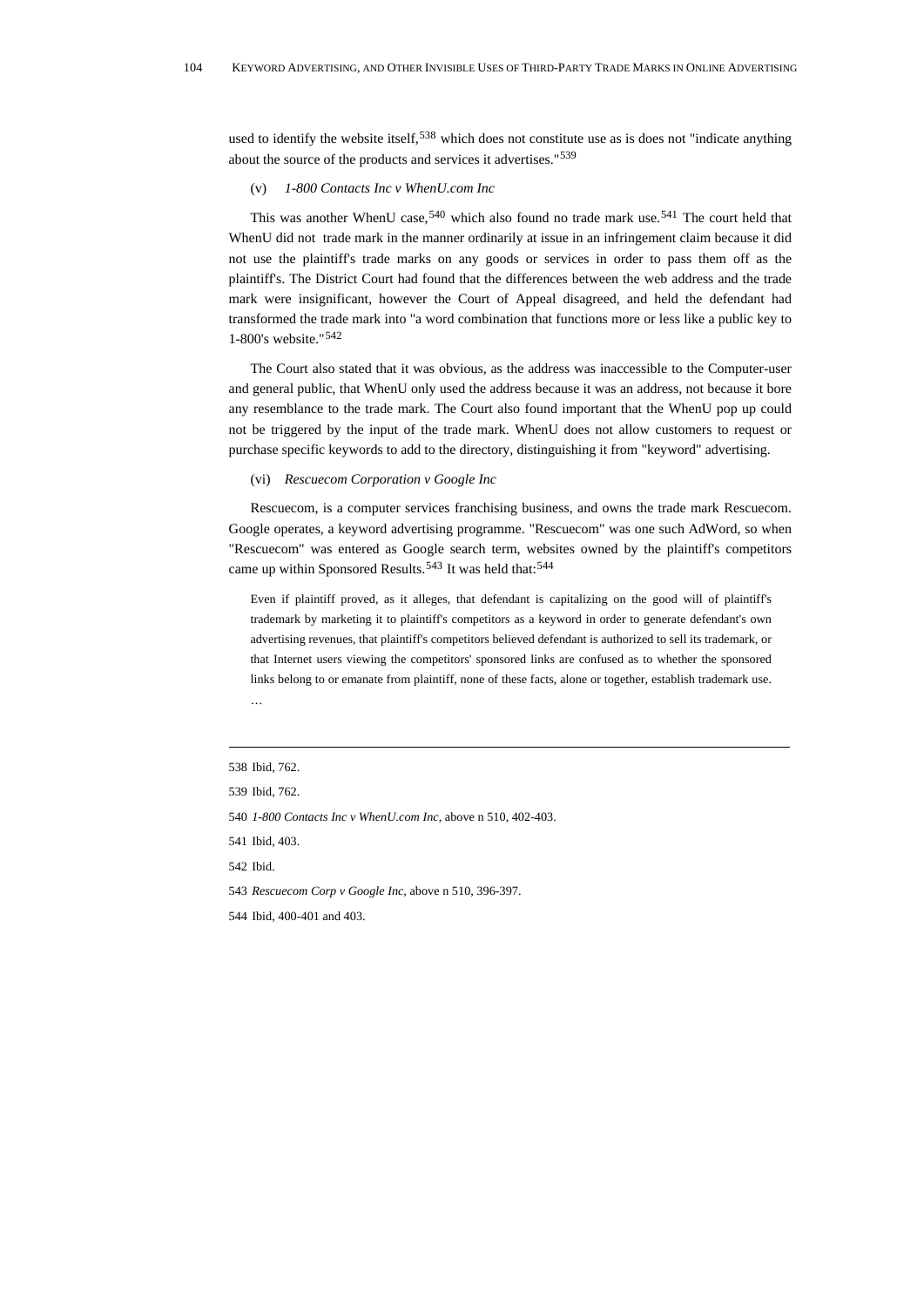used to identify the website itself,[538] which does not constitute use as is does not "indicate anything about the source of the products and services it advertises."[539]

(v) *1-800 Contacts Inc v WhenU.com Inc*

This was another WhenU case,[540] which also found no trade mark use.[541] The court held that WhenU did not trade mark in the manner ordinarily at issue in an infringement claim because it did not use the plaintiff's trade marks on any goods or services in order to pass them off as the plaintiff's. The District Court had found that the differences between the web address and the trade mark were insignificant, however the Court of Appeal disagreed, and held the defendant had transformed the trade mark into "a word combination that functions more or less like a public key to 1-800's website."[542]

The Court also stated that it was obvious, as the address was inaccessible to the Computer-user and general public, that WhenU only used the address because it was an address, not because it bore any resemblance to the trade mark. The Court also found important that the WhenU pop up could not be triggered by the input of the trade mark. WhenU does not allow customers to request or purchase specific keywords to add to the directory, distinguishing it from "keyword" advertising.

(vi) *Rescuecom Corporation v Google Inc*

Rescuecom, is a computer services franchising business, and owns the trade mark Rescuecom. Google operates, a keyword advertising programme. "Rescuecom" was one such AdWord, so when "Rescuecom" was entered as Google search term, websites owned by the plaintiff's competitors came up within Sponsored Results.[543] It was held that:[544]

> Even if plaintiff proved, as it alleges, that defendant is capitalizing on the good will of plaintiff's trademark by marketing it to plaintiff's competitors as a keyword in order to generate defendant's own advertising revenues, that plaintiff's competitors believed defendant is authorized to sell its trademark, or that Internet users viewing the competitors' sponsored links are confused as to whether the sponsored links belong to or emanate from plaintiff, none of these facts, alone or together, establish trademark use.
>
> …

---

538 Ibid, 762.

539 Ibid, 762.

540 *1-800 Contacts Inc v WhenU.com Inc*, above n 510, 402-403.

541 Ibid, 403.

542 Ibid.

543 *Rescuecom Corp v Google Inc*, above n 510, 396-397.

544 Ibid, 400-401 and 403.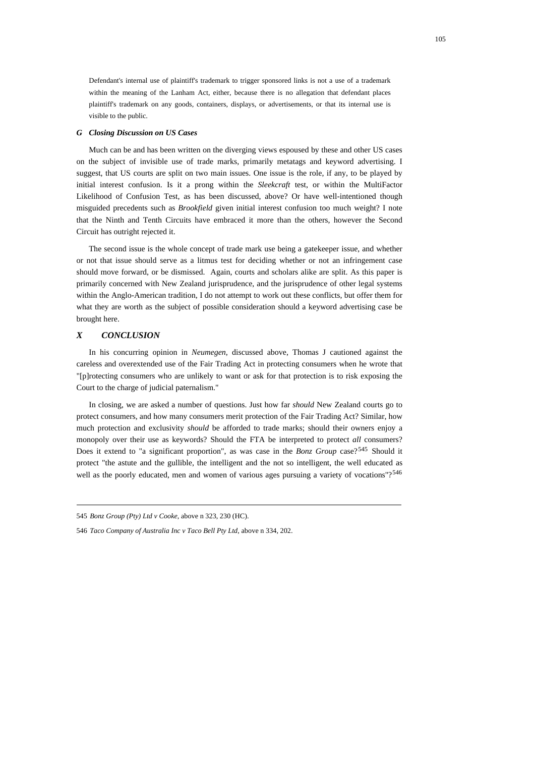> Defendant's internal use of plaintiff's trademark to trigger sponsored links is not a use of a trademark within the meaning of the Lanham Act, either, because there is no allegation that defendant places plaintiff's trademark on any goods, containers, displays, or advertisements, or that its internal use is visible to the public.

### *G Closing Discussion on US Cases*

Much can be and has been written on the diverging views espoused by these and other US cases on the subject of invisible use of trade marks, primarily metatags and keyword advertising. I suggest, that US courts are split on two main issues. One issue is the role, if any, to be played by initial interest confusion. Is it a prong within the *Sleekcraft* test, or within the MultiFactor Likelihood of Confusion Test, as has been discussed, above? Or have well-intentioned though misguided precedents such as *Brookfield* given initial interest confusion too much weight? I note that the Ninth and Tenth Circuits have embraced it more than the others, however the Second Circuit has outright rejected it.

The second issue is the whole concept of trade mark use being a gatekeeper issue, and whether or not that issue should serve as a litmus test for deciding whether or not an infringement case should move forward, or be dismissed. Again, courts and scholars alike are split. As this paper is primarily concerned with New Zealand jurisprudence, and the jurisprudence of other legal systems within the Anglo-American tradition, I do not attempt to work out these conflicts, but offer them for what they are worth as the subject of possible consideration should a keyword advertising case be brought here.

## *X CONCLUSION*

In his concurring opinion in *Neumegen*, discussed above, Thomas J cautioned against the careless and overextended use of the Fair Trading Act in protecting consumers when he wrote that "[p]rotecting consumers who are unlikely to want or ask for that protection is to risk exposing the Court to the charge of judicial paternalism."

In closing, we are asked a number of questions. Just how far *should* New Zealand courts go to protect consumers, and how many consumers merit protection of the Fair Trading Act? Similar, how much protection and exclusivity *should* be afforded to trade marks; should their owners enjoy a monopoly over their use as keywords? Should the FTA be interpreted to protect *all* consumers? Does it extend to "a significant proportion", as was case in the *Bonz Group* case?[545] Should it protect "the astute and the gullible, the intelligent and the not so intelligent, the well educated as well as the poorly educated, men and women of various ages pursuing a variety of vocations"?[546]

---

545 *Bonz Group (Pty) Ltd v Cooke*, above n 323, 230 (HC).

546 *Taco Company of Australia Inc v Taco Bell Pty Ltd*, above n 334, 202.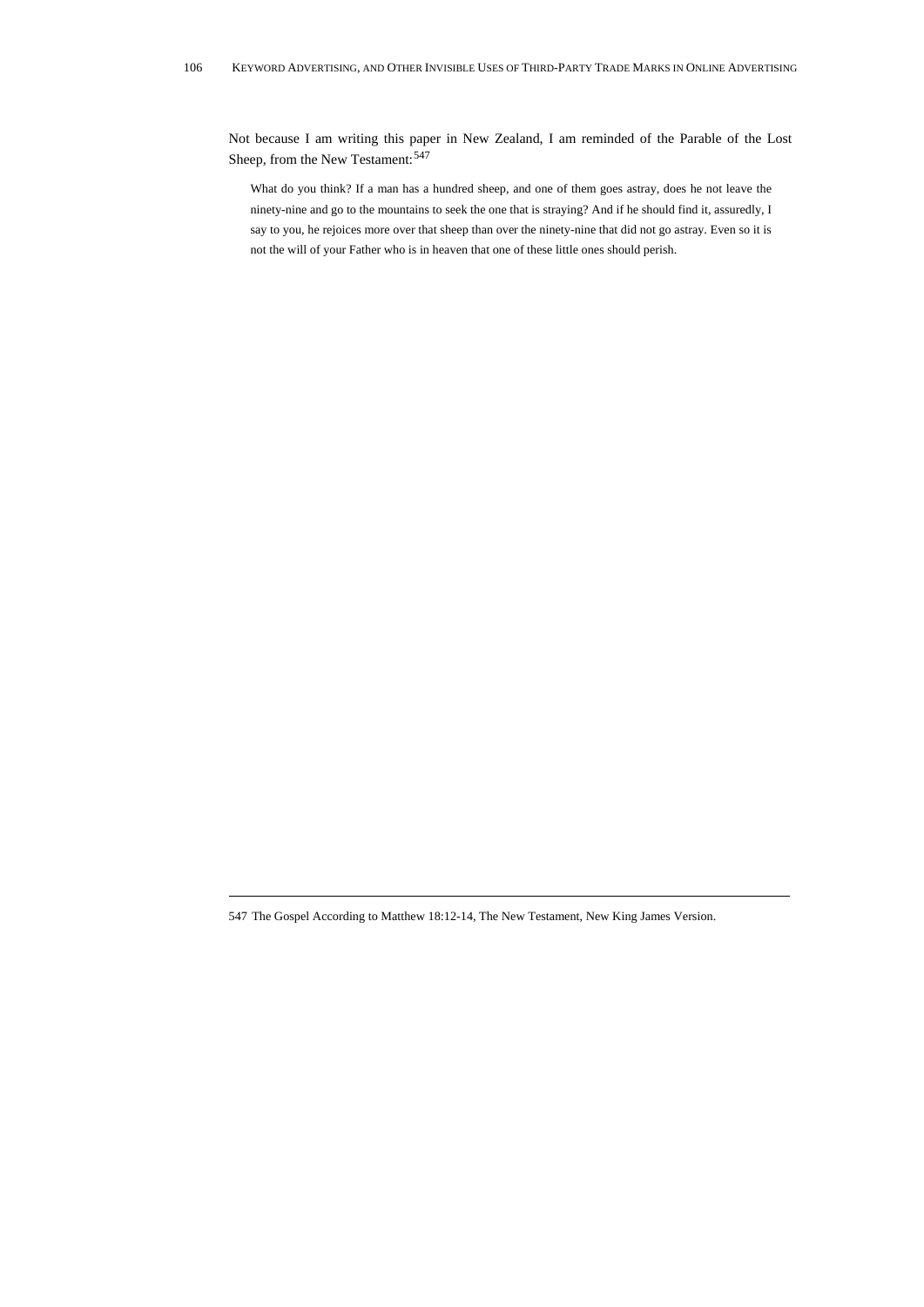Not because I am writing this paper in New Zealand, I am reminded of the Parable of the Lost Sheep, from the New Testament:[547]

> What do you think? If a man has a hundred sheep, and one of them goes astray, does he not leave the ninety-nine and go to the mountains to seek the one that is straying? And if he should find it, assuredly, I say to you, he rejoices more over that sheep than over the ninety-nine that did not go astray. Even so it is not the will of your Father who is in heaven that one of these little ones should perish.

---

547 The Gospel According to Matthew 18:12-14, The New Testament, New King James Version.